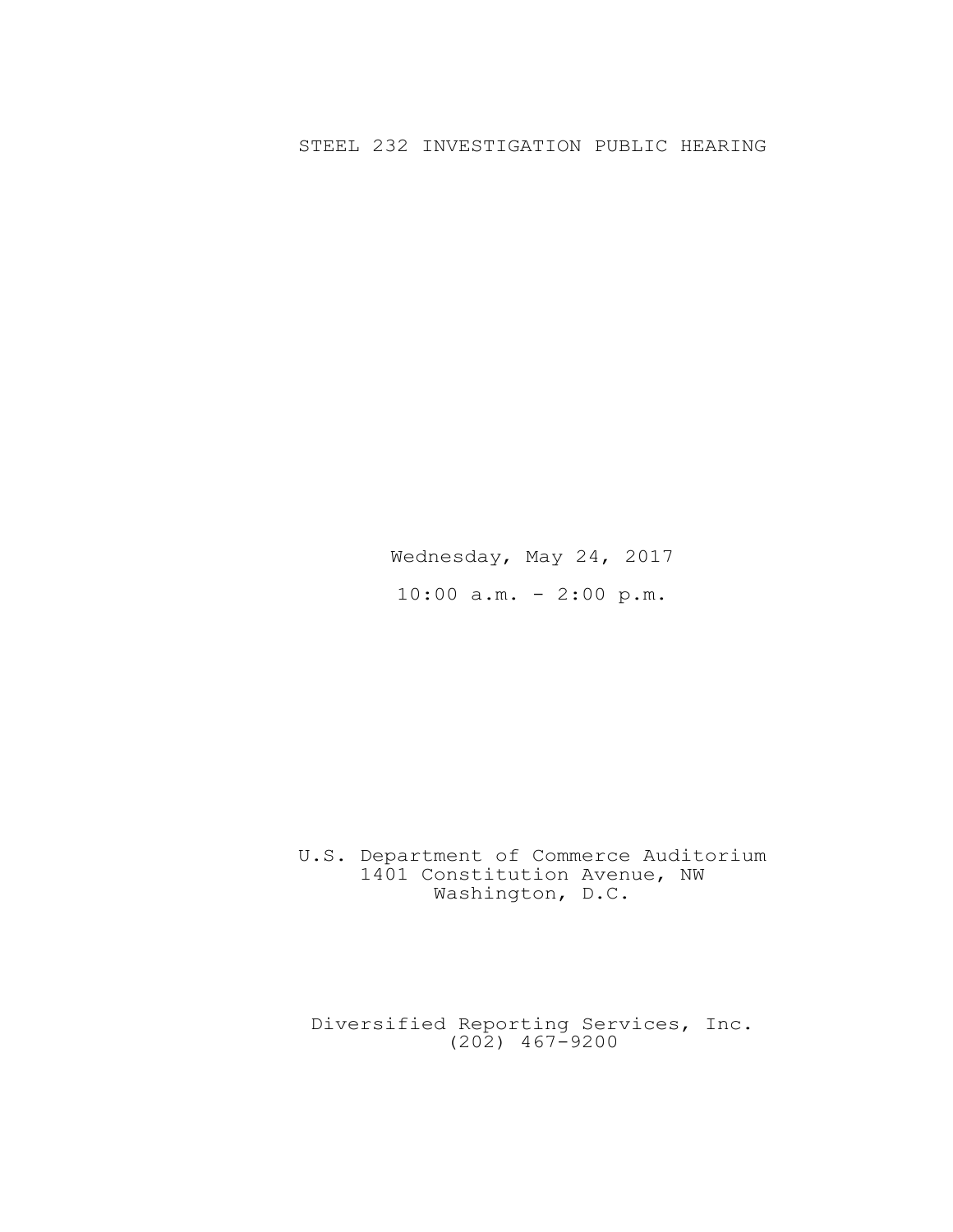# STEEL 232 INVESTIGATION PUBLIC HEARING

Wednesday, May 24, 2017

10:00 a.m. - 2:00 p.m.

U.S. Department of Commerce Auditorium
1401 Constitution Avenue, NW
Washington, D.C.

Diversified Reporting Services, Inc.
(202) 467-9200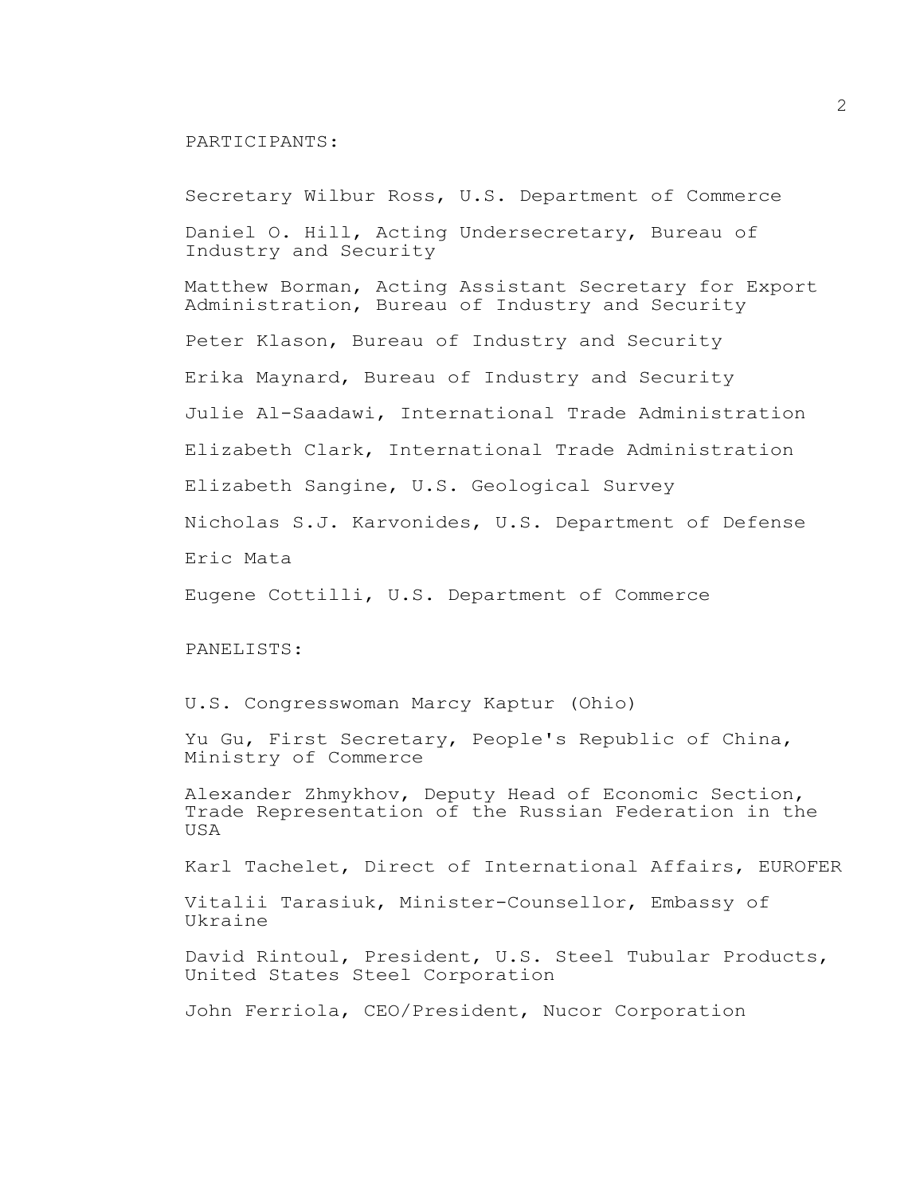PARTICIPANTS:

Secretary Wilbur Ross, U.S. Department of Commerce

Daniel O. Hill, Acting Undersecretary, Bureau of Industry and Security

Matthew Borman, Acting Assistant Secretary for Export Administration, Bureau of Industry and Security

Peter Klason, Bureau of Industry and Security

Erika Maynard, Bureau of Industry and Security

Julie Al-Saadawi, International Trade Administration

Elizabeth Clark, International Trade Administration

Elizabeth Sangine, U.S. Geological Survey

Nicholas S.J. Karvonides, U.S. Department of Defense

Eric Mata

Eugene Cottilli, U.S. Department of Commerce

PANELISTS:

U.S. Congresswoman Marcy Kaptur (Ohio)

Yu Gu, First Secretary, People's Republic of China, Ministry of Commerce

Alexander Zhmykhov, Deputy Head of Economic Section, Trade Representation of the Russian Federation in the USA

Karl Tachelet, Direct of International Affairs, EUROFER

Vitalii Tarasiuk, Minister-Counsellor, Embassy of Ukraine

David Rintoul, President, U.S. Steel Tubular Products, United States Steel Corporation

John Ferriola, CEO/President, Nucor Corporation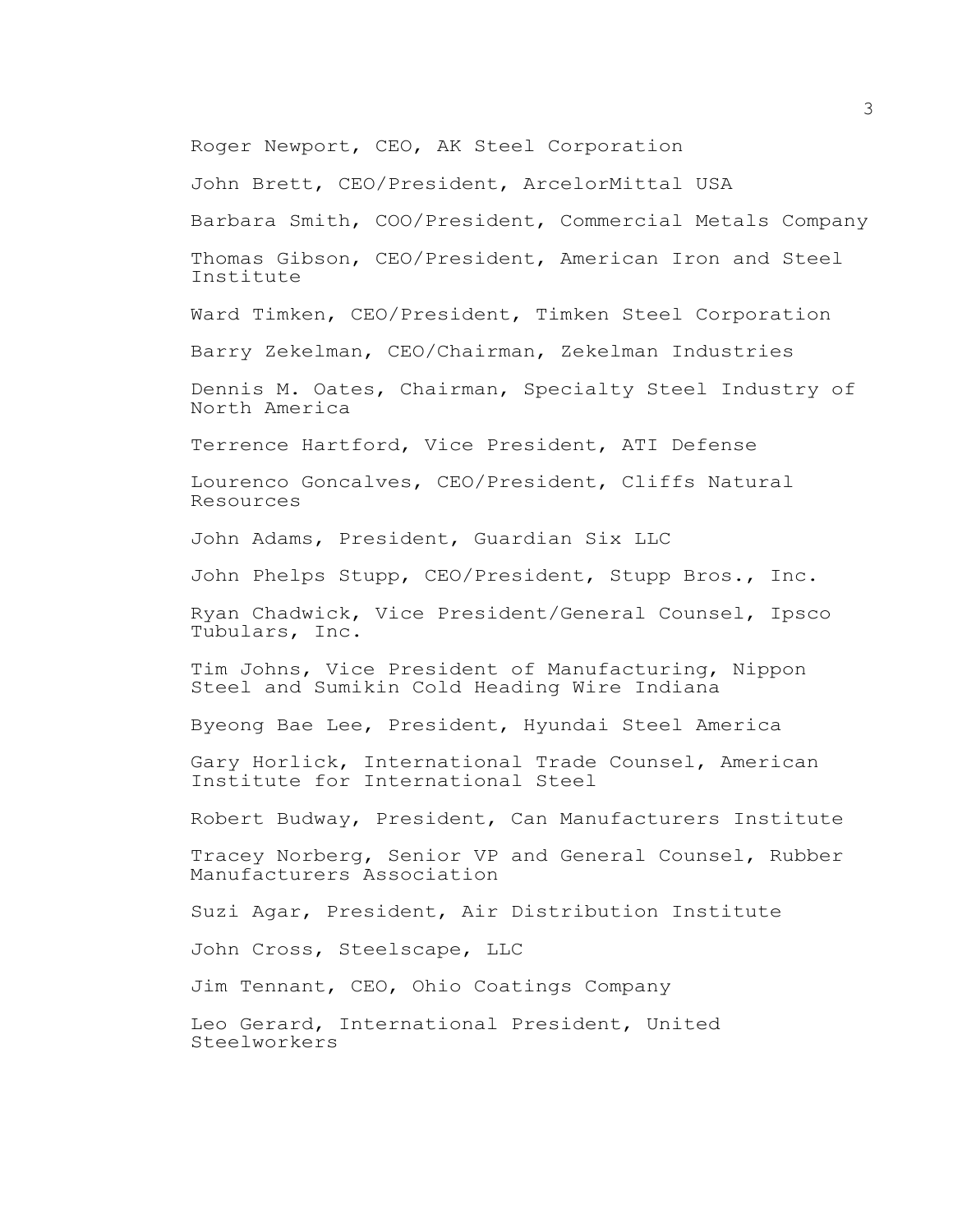Roger Newport, CEO, AK Steel Corporation

John Brett, CEO/President, ArcelorMittal USA

Barbara Smith, COO/President, Commercial Metals Company

Thomas Gibson, CEO/President, American Iron and Steel Institute

Ward Timken, CEO/President, Timken Steel Corporation

Barry Zekelman, CEO/Chairman, Zekelman Industries

Dennis M. Oates, Chairman, Specialty Steel Industry of North America

Terrence Hartford, Vice President, ATI Defense

Lourenco Goncalves, CEO/President, Cliffs Natural Resources

John Adams, President, Guardian Six LLC

John Phelps Stupp, CEO/President, Stupp Bros., Inc.

Ryan Chadwick, Vice President/General Counsel, Ipsco Tubulars, Inc.

Tim Johns, Vice President of Manufacturing, Nippon Steel and Sumikin Cold Heading Wire Indiana

Byeong Bae Lee, President, Hyundai Steel America

Gary Horlick, International Trade Counsel, American Institute for International Steel

Robert Budway, President, Can Manufacturers Institute

Tracey Norberg, Senior VP and General Counsel, Rubber Manufacturers Association

Suzi Agar, President, Air Distribution Institute

John Cross, Steelscape, LLC

Jim Tennant, CEO, Ohio Coatings Company

Leo Gerard, International President, United Steelworkers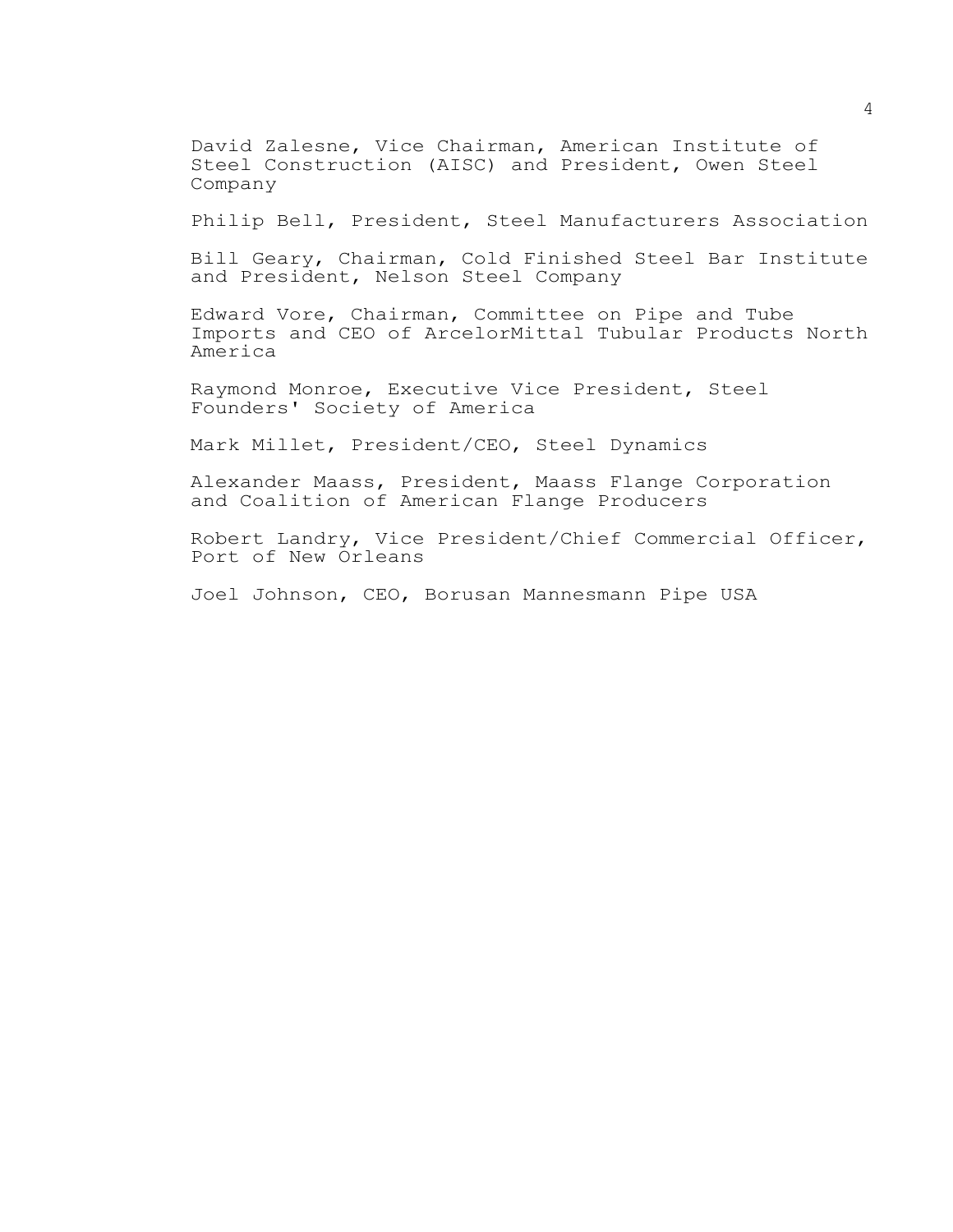David Zalesne, Vice Chairman, American Institute of Steel Construction (AISC) and President, Owen Steel Company

Philip Bell, President, Steel Manufacturers Association

Bill Geary, Chairman, Cold Finished Steel Bar Institute and President, Nelson Steel Company

Edward Vore, Chairman, Committee on Pipe and Tube Imports and CEO of ArcelorMittal Tubular Products North America

Raymond Monroe, Executive Vice President, Steel Founders' Society of America

Mark Millet, President/CEO, Steel Dynamics

Alexander Maass, President, Maass Flange Corporation and Coalition of American Flange Producers

Robert Landry, Vice President/Chief Commercial Officer, Port of New Orleans

Joel Johnson, CEO, Borusan Mannesmann Pipe USA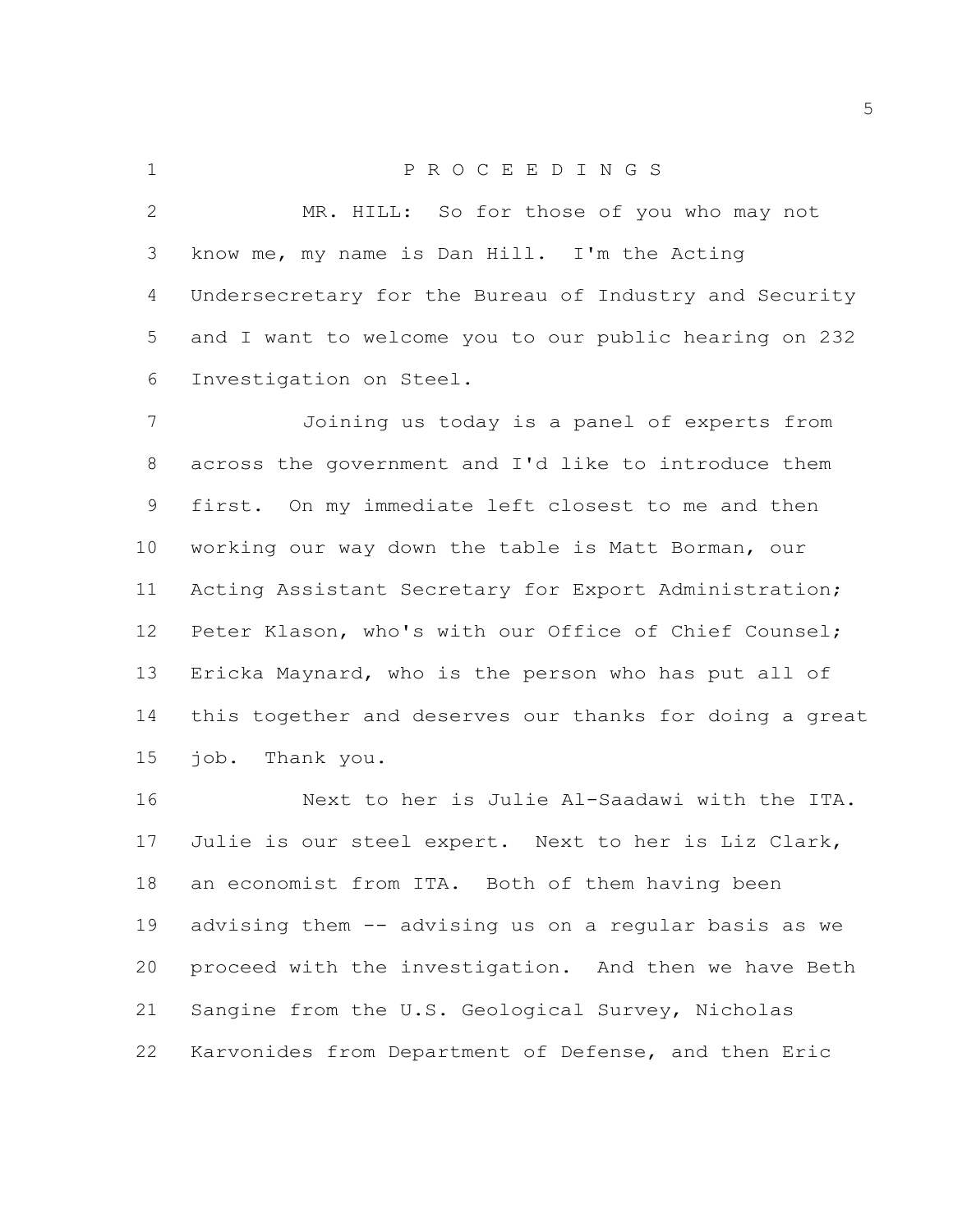PROCEEDINGS

MR. HILL: So for those of you who may not know me, my name is Dan Hill. I'm the Acting Undersecretary for the Bureau of Industry and Security and I want to welcome you to our public hearing on 232 Investigation on Steel.

Joining us today is a panel of experts from across the government and I'd like to introduce them first. On my immediate left closest to me and then working our way down the table is Matt Borman, our Acting Assistant Secretary for Export Administration; Peter Klason, who's with our Office of Chief Counsel; Ericka Maynard, who is the person who has put all of this together and deserves our thanks for doing a great job. Thank you.

Next to her is Julie Al-Saadawi with the ITA. Julie is our steel expert. Next to her is Liz Clark, an economist from ITA. Both of them having been advising them -- advising us on a regular basis as we proceed with the investigation. And then we have Beth Sangine from the U.S. Geological Survey, Nicholas Karvonides from Department of Defense, and then Eric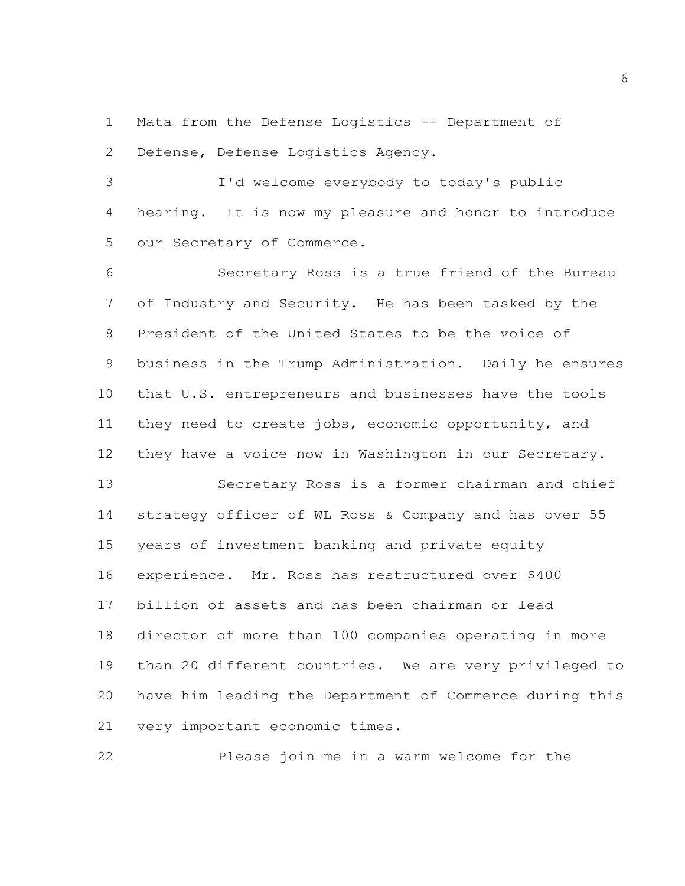Mata from the Defense Logistics -- Department of Defense, Defense Logistics Agency.

I'd welcome everybody to today's public hearing. It is now my pleasure and honor to introduce our Secretary of Commerce.

Secretary Ross is a true friend of the Bureau of Industry and Security. He has been tasked by the President of the United States to be the voice of business in the Trump Administration. Daily he ensures that U.S. entrepreneurs and businesses have the tools they need to create jobs, economic opportunity, and they have a voice now in Washington in our Secretary.

Secretary Ross is a former chairman and chief strategy officer of WL Ross & Company and has over 55 years of investment banking and private equity experience. Mr. Ross has restructured over $400 billion of assets and has been chairman or lead director of more than 100 companies operating in more than 20 different countries. We are very privileged to have him leading the Department of Commerce during this very important economic times.

Please join me in a warm welcome for the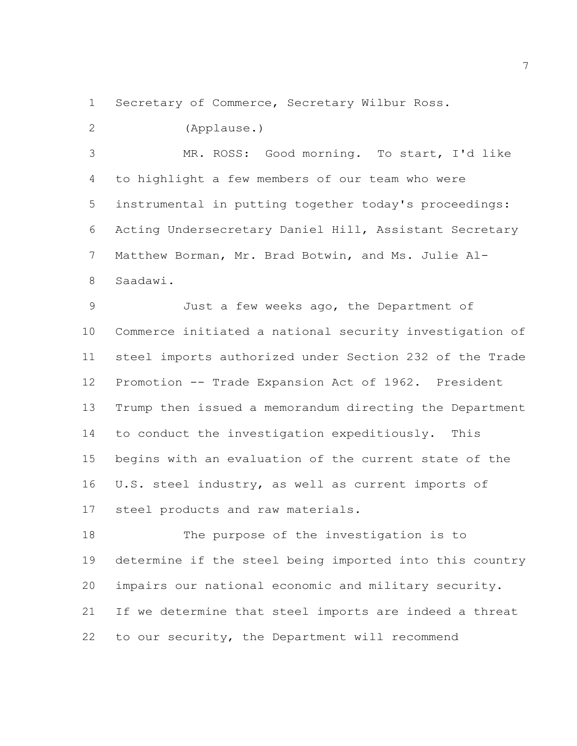Secretary of Commerce, Secretary Wilbur Ross.

(Applause.)

MR. ROSS: Good morning. To start, I'd like to highlight a few members of our team who were instrumental in putting together today's proceedings: Acting Undersecretary Daniel Hill, Assistant Secretary Matthew Borman, Mr. Brad Botwin, and Ms. Julie Al-Saadawi.

Just a few weeks ago, the Department of Commerce initiated a national security investigation of steel imports authorized under Section 232 of the Trade Promotion -- Trade Expansion Act of 1962. President Trump then issued a memorandum directing the Department to conduct the investigation expeditiously. This begins with an evaluation of the current state of the U.S. steel industry, as well as current imports of steel products and raw materials.

The purpose of the investigation is to determine if the steel being imported into this country impairs our national economic and military security. If we determine that steel imports are indeed a threat to our security, the Department will recommend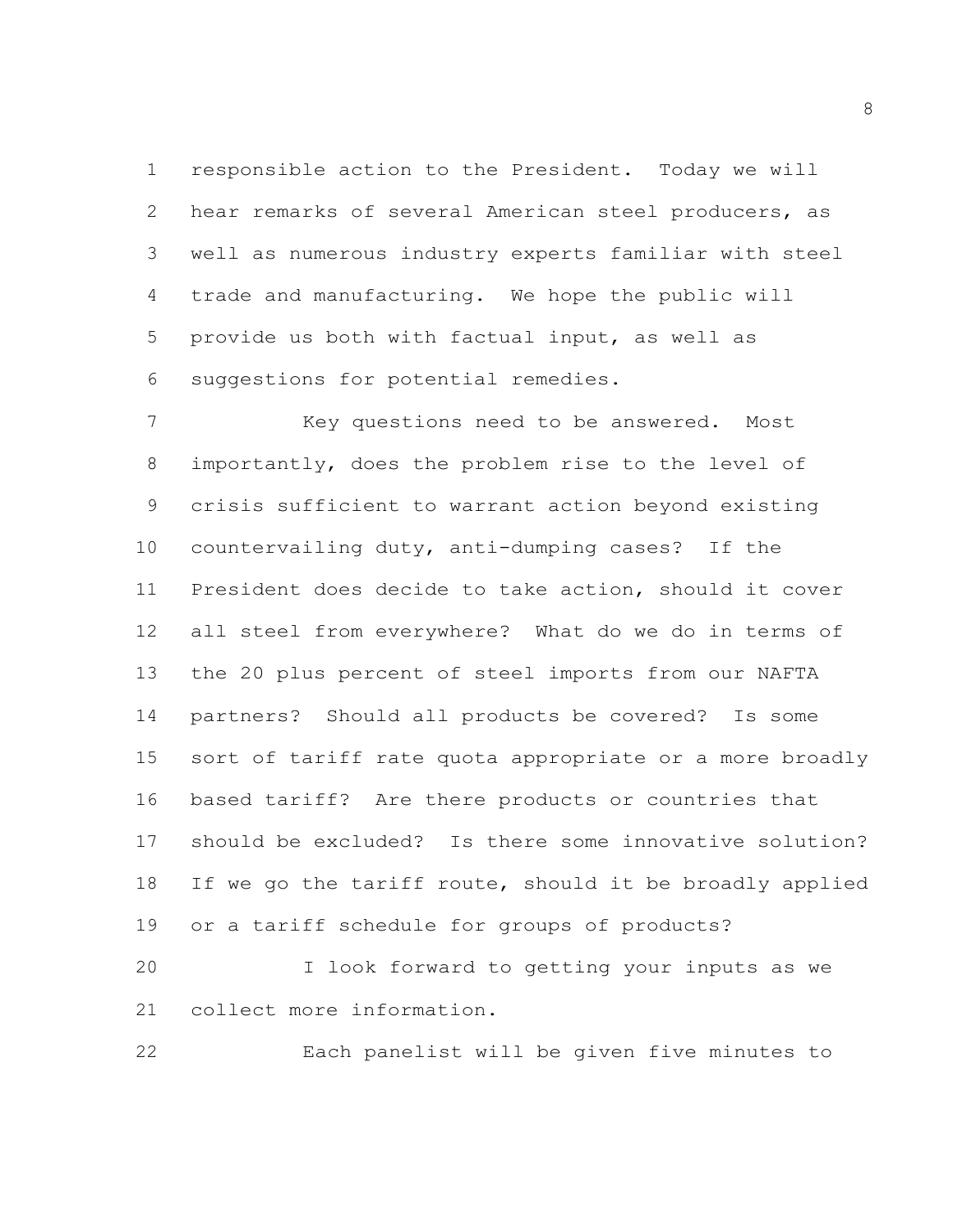responsible action to the President. Today we will hear remarks of several American steel producers, as well as numerous industry experts familiar with steel trade and manufacturing. We hope the public will provide us both with factual input, as well as suggestions for potential remedies.

Key questions need to be answered. Most importantly, does the problem rise to the level of crisis sufficient to warrant action beyond existing countervailing duty, anti-dumping cases? If the President does decide to take action, should it cover all steel from everywhere? What do we do in terms of the 20 plus percent of steel imports from our NAFTA partners? Should all products be covered? Is some sort of tariff rate quota appropriate or a more broadly based tariff? Are there products or countries that should be excluded? Is there some innovative solution? If we go the tariff route, should it be broadly applied or a tariff schedule for groups of products?

I look forward to getting your inputs as we collect more information.

Each panelist will be given five minutes to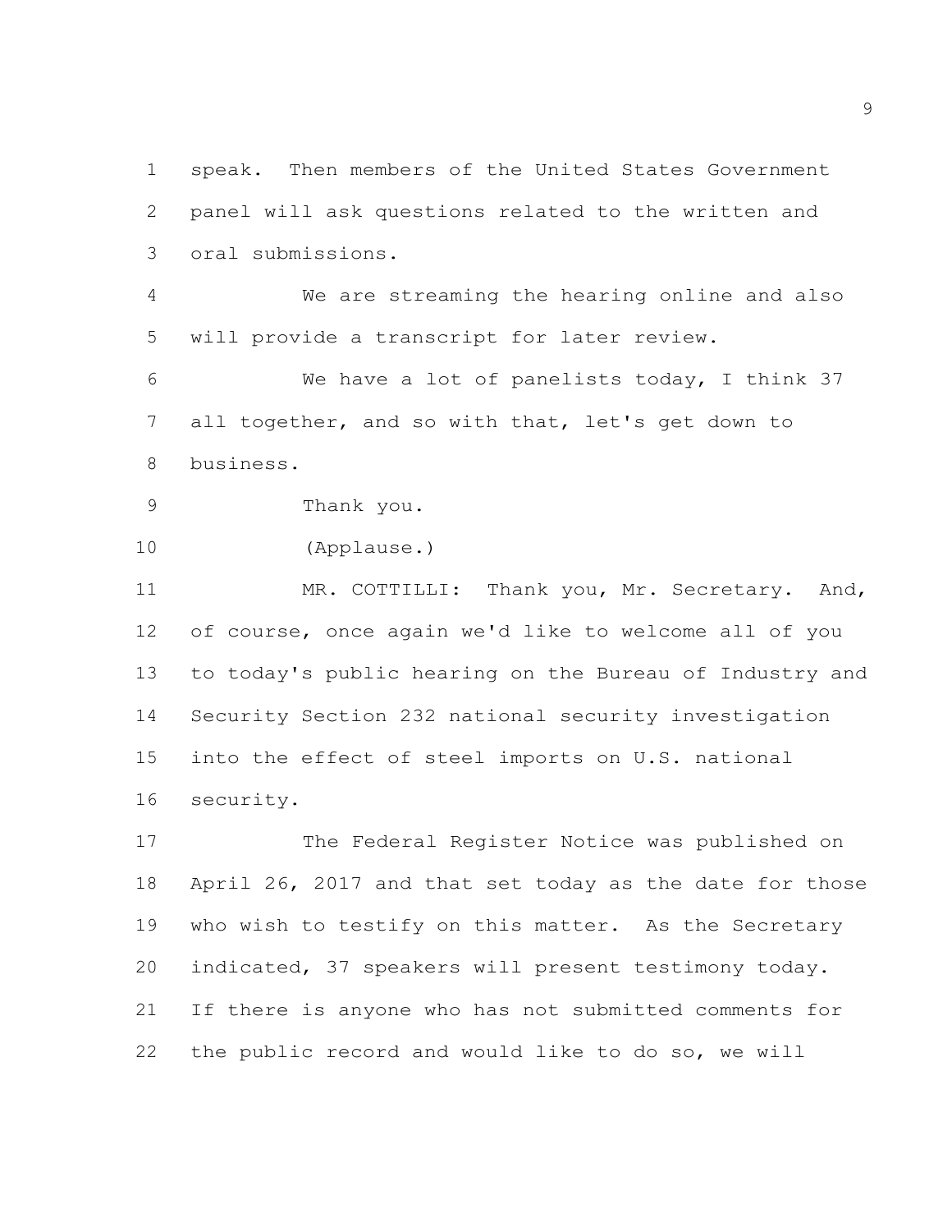speak. Then members of the United States Government panel will ask questions related to the written and oral submissions.

We are streaming the hearing online and also will provide a transcript for later review.

We have a lot of panelists today, I think 37 all together, and so with that, let's get down to business.

Thank you.

(Applause.)

MR. COTTILLI: Thank you, Mr. Secretary. And, of course, once again we'd like to welcome all of you to today's public hearing on the Bureau of Industry and Security Section 232 national security investigation into the effect of steel imports on U.S. national security.

The Federal Register Notice was published on April 26, 2017 and that set today as the date for those who wish to testify on this matter. As the Secretary indicated, 37 speakers will present testimony today. If there is anyone who has not submitted comments for the public record and would like to do so, we will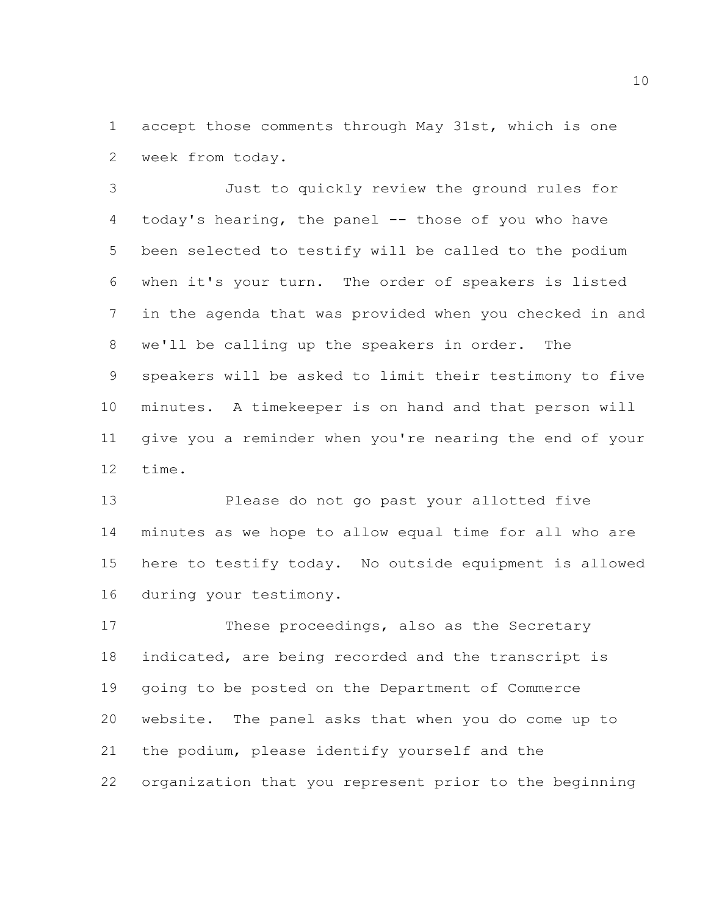accept those comments through May 31st, which is one week from today.

Just to quickly review the ground rules for today's hearing, the panel -- those of you who have been selected to testify will be called to the podium when it's your turn. The order of speakers is listed in the agenda that was provided when you checked in and we'll be calling up the speakers in order. The speakers will be asked to limit their testimony to five minutes. A timekeeper is on hand and that person will give you a reminder when you're nearing the end of your time.

Please do not go past your allotted five minutes as we hope to allow equal time for all who are here to testify today. No outside equipment is allowed during your testimony.

These proceedings, also as the Secretary indicated, are being recorded and the transcript is going to be posted on the Department of Commerce website. The panel asks that when you do come up to the podium, please identify yourself and the organization that you represent prior to the beginning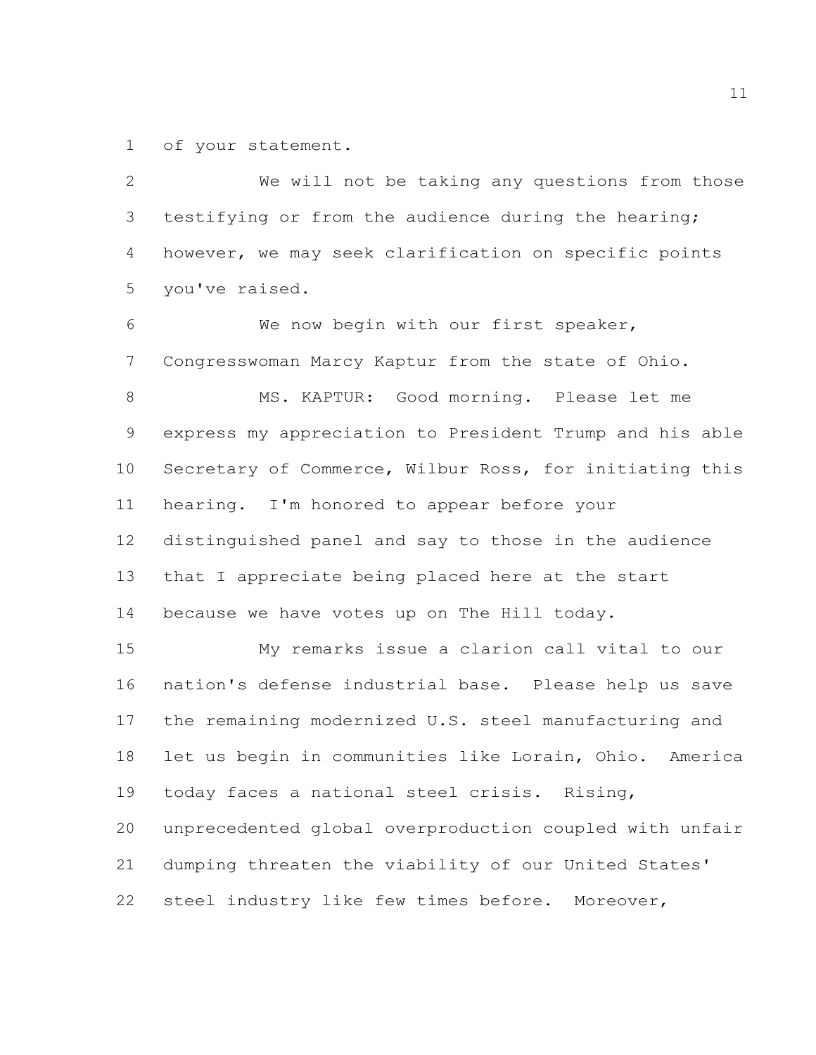of your statement.

We will not be taking any questions from those testifying or from the audience during the hearing; however, we may seek clarification on specific points you've raised.

We now begin with our first speaker, Congresswoman Marcy Kaptur from the state of Ohio.

MS. KAPTUR: Good morning. Please let me express my appreciation to President Trump and his able Secretary of Commerce, Wilbur Ross, for initiating this hearing. I'm honored to appear before your distinguished panel and say to those in the audience that I appreciate being placed here at the start because we have votes up on The Hill today.

My remarks issue a clarion call vital to our nation's defense industrial base. Please help us save the remaining modernized U.S. steel manufacturing and let us begin in communities like Lorain, Ohio. America today faces a national steel crisis. Rising, unprecedented global overproduction coupled with unfair dumping threaten the viability of our United States' steel industry like few times before. Moreover,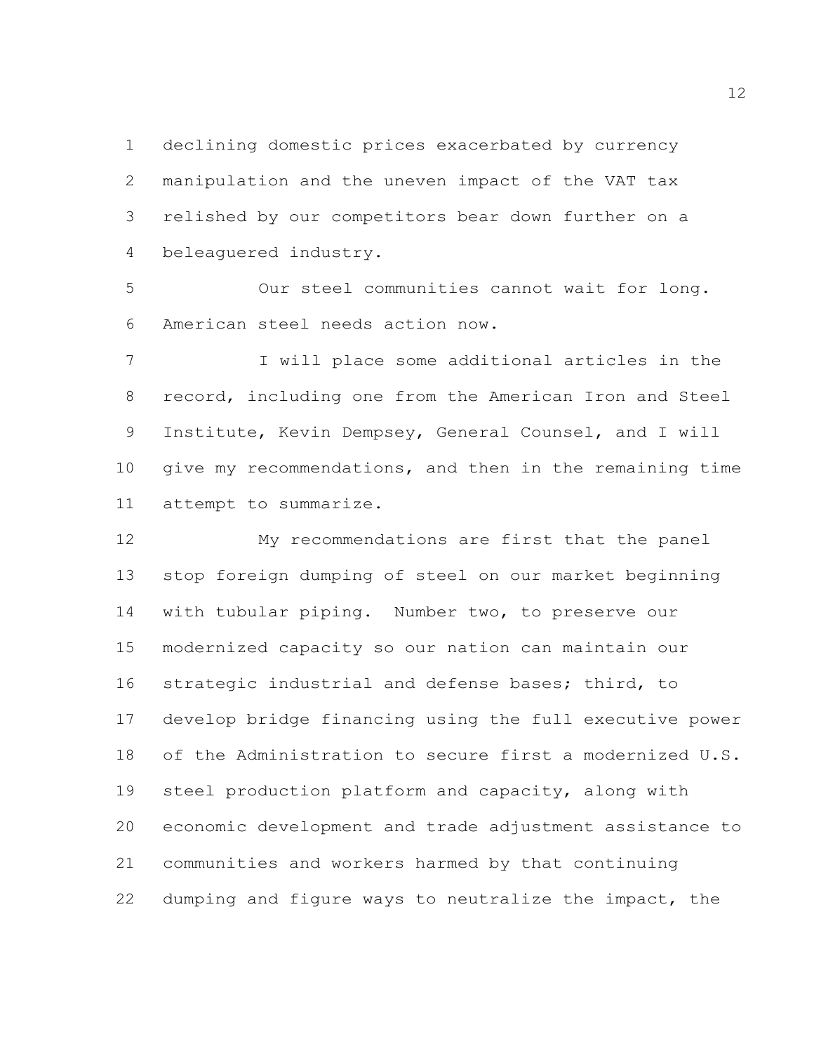declining domestic prices exacerbated by currency manipulation and the uneven impact of the VAT tax relished by our competitors bear down further on a beleaguered industry.

Our steel communities cannot wait for long. American steel needs action now.

I will place some additional articles in the record, including one from the American Iron and Steel Institute, Kevin Dempsey, General Counsel, and I will give my recommendations, and then in the remaining time attempt to summarize.

My recommendations are first that the panel stop foreign dumping of steel on our market beginning with tubular piping. Number two, to preserve our modernized capacity so our nation can maintain our strategic industrial and defense bases; third, to develop bridge financing using the full executive power of the Administration to secure first a modernized U.S. steel production platform and capacity, along with economic development and trade adjustment assistance to communities and workers harmed by that continuing dumping and figure ways to neutralize the impact, the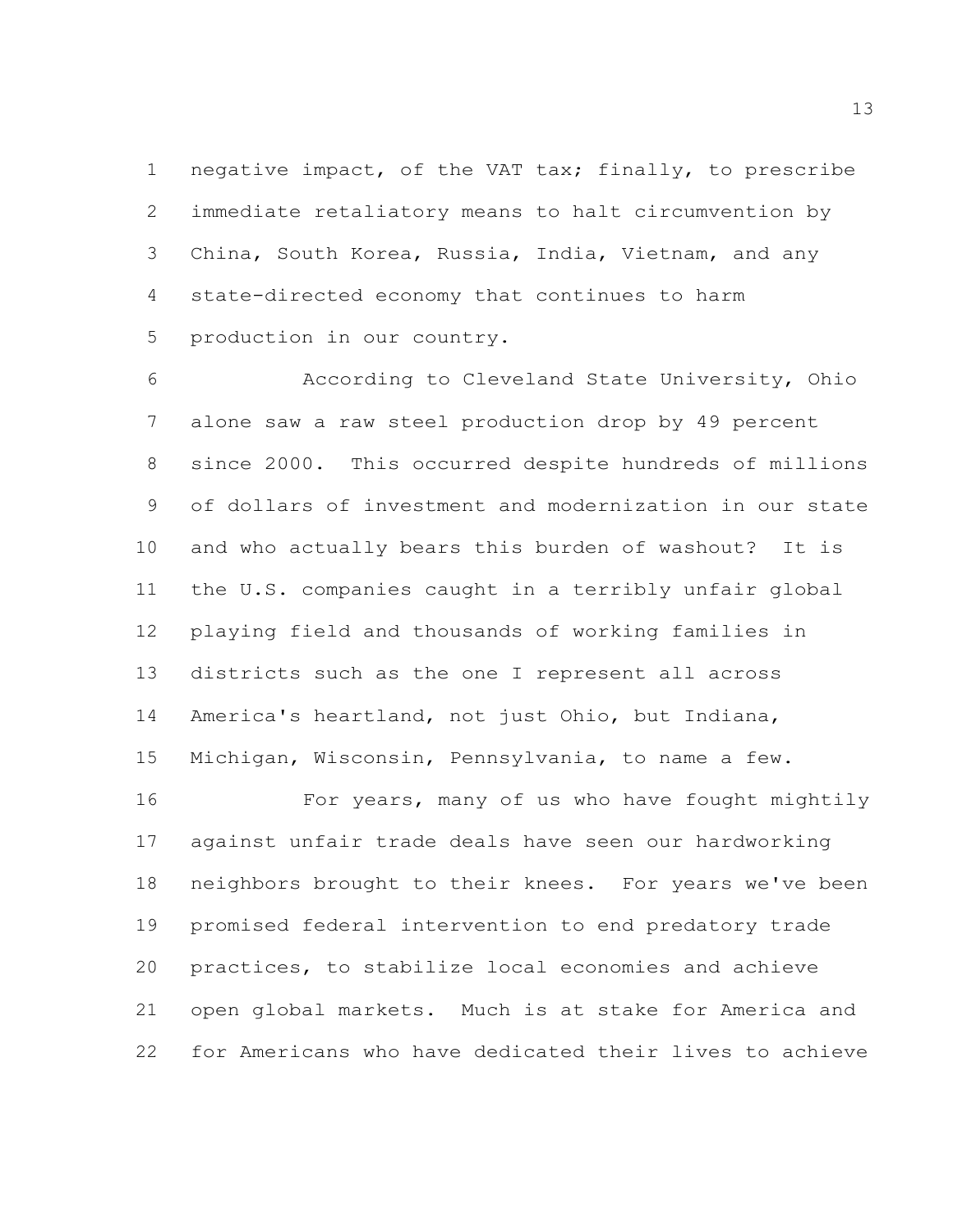negative impact, of the VAT tax; finally, to prescribe immediate retaliatory means to halt circumvention by China, South Korea, Russia, India, Vietnam, and any state-directed economy that continues to harm production in our country.

According to Cleveland State University, Ohio alone saw a raw steel production drop by 49 percent since 2000. This occurred despite hundreds of millions of dollars of investment and modernization in our state and who actually bears this burden of washout? It is the U.S. companies caught in a terribly unfair global playing field and thousands of working families in districts such as the one I represent all across America's heartland, not just Ohio, but Indiana, Michigan, Wisconsin, Pennsylvania, to name a few.

For years, many of us who have fought mightily against unfair trade deals have seen our hardworking neighbors brought to their knees. For years we've been promised federal intervention to end predatory trade practices, to stabilize local economies and achieve open global markets. Much is at stake for America and for Americans who have dedicated their lives to achieve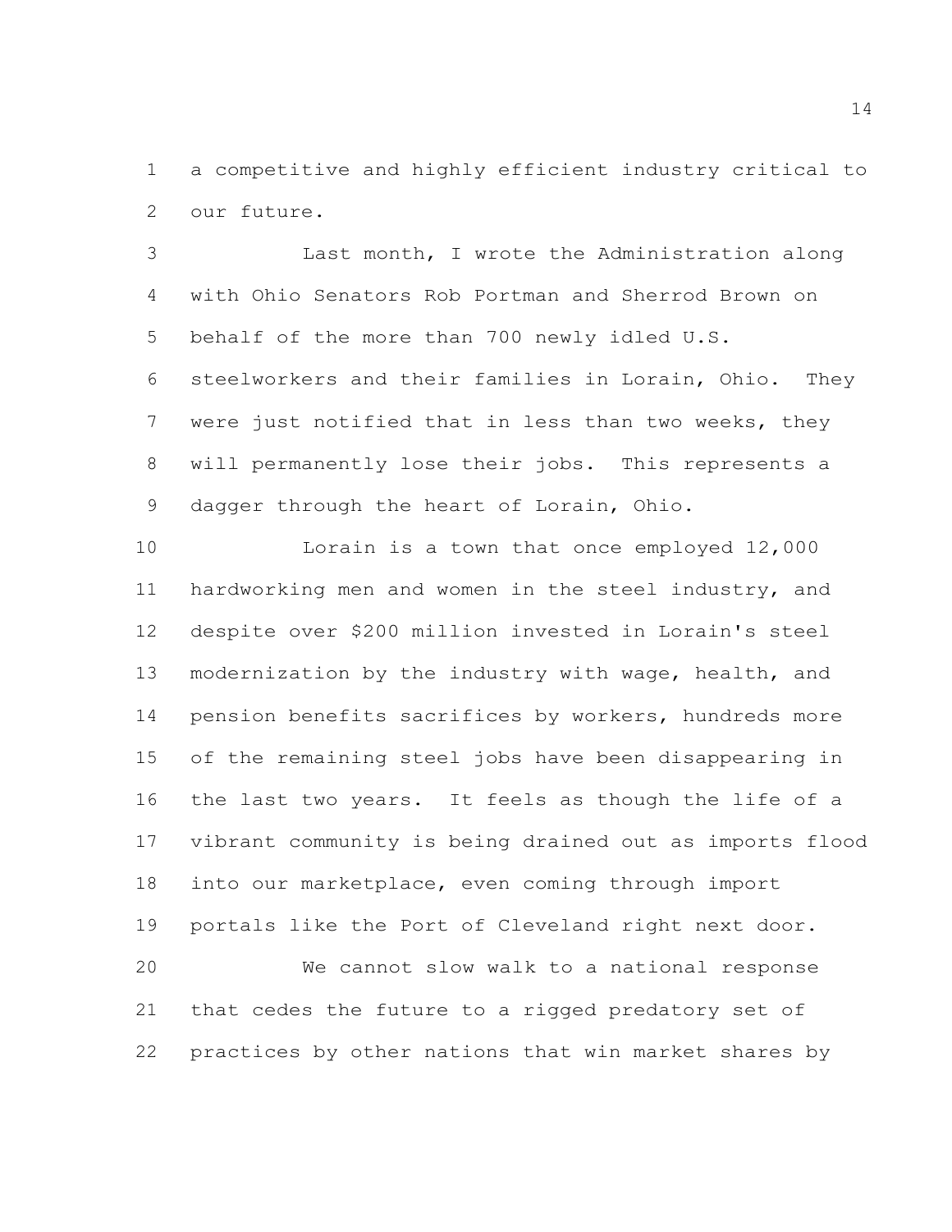a competitive and highly efficient industry critical to our future.

Last month, I wrote the Administration along with Ohio Senators Rob Portman and Sherrod Brown on behalf of the more than 700 newly idled U.S. steelworkers and their families in Lorain, Ohio. They were just notified that in less than two weeks, they will permanently lose their jobs. This represents a dagger through the heart of Lorain, Ohio.

Lorain is a town that once employed 12,000 hardworking men and women in the steel industry, and despite over $200 million invested in Lorain's steel modernization by the industry with wage, health, and pension benefits sacrifices by workers, hundreds more of the remaining steel jobs have been disappearing in the last two years. It feels as though the life of a vibrant community is being drained out as imports flood into our marketplace, even coming through import portals like the Port of Cleveland right next door.

We cannot slow walk to a national response that cedes the future to a rigged predatory set of practices by other nations that win market shares by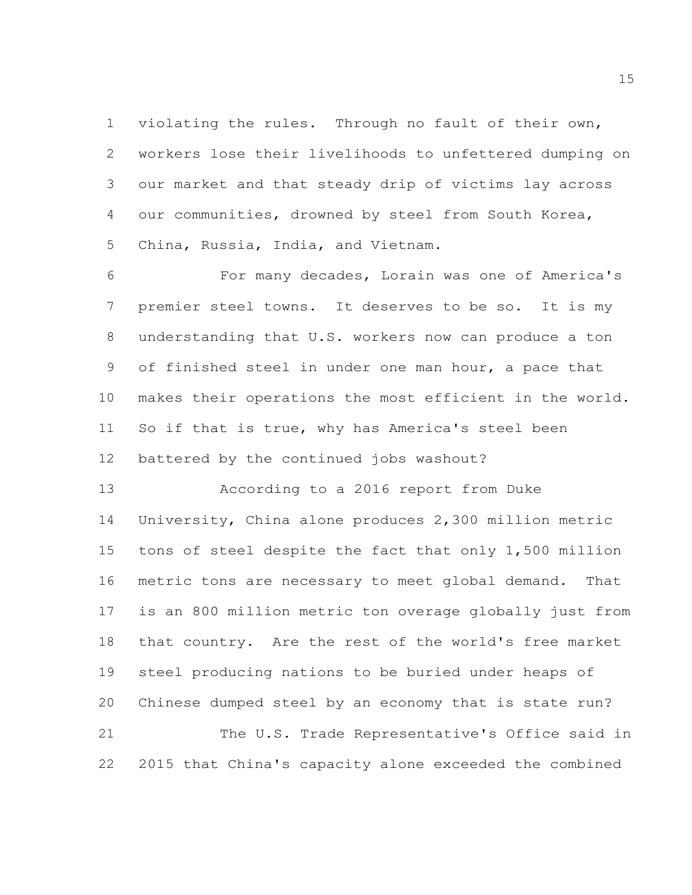violating the rules. Through no fault of their own, workers lose their livelihoods to unfettered dumping on our market and that steady drip of victims lay across our communities, drowned by steel from South Korea, China, Russia, India, and Vietnam.

For many decades, Lorain was one of America's premier steel towns. It deserves to be so. It is my understanding that U.S. workers now can produce a ton of finished steel in under one man hour, a pace that makes their operations the most efficient in the world. So if that is true, why has America's steel been battered by the continued jobs washout?

According to a 2016 report from Duke University, China alone produces 2,300 million metric tons of steel despite the fact that only 1,500 million metric tons are necessary to meet global demand. That is an 800 million metric ton overage globally just from that country. Are the rest of the world's free market steel producing nations to be buried under heaps of Chinese dumped steel by an economy that is state run?

The U.S. Trade Representative's Office said in 2015 that China's capacity alone exceeded the combined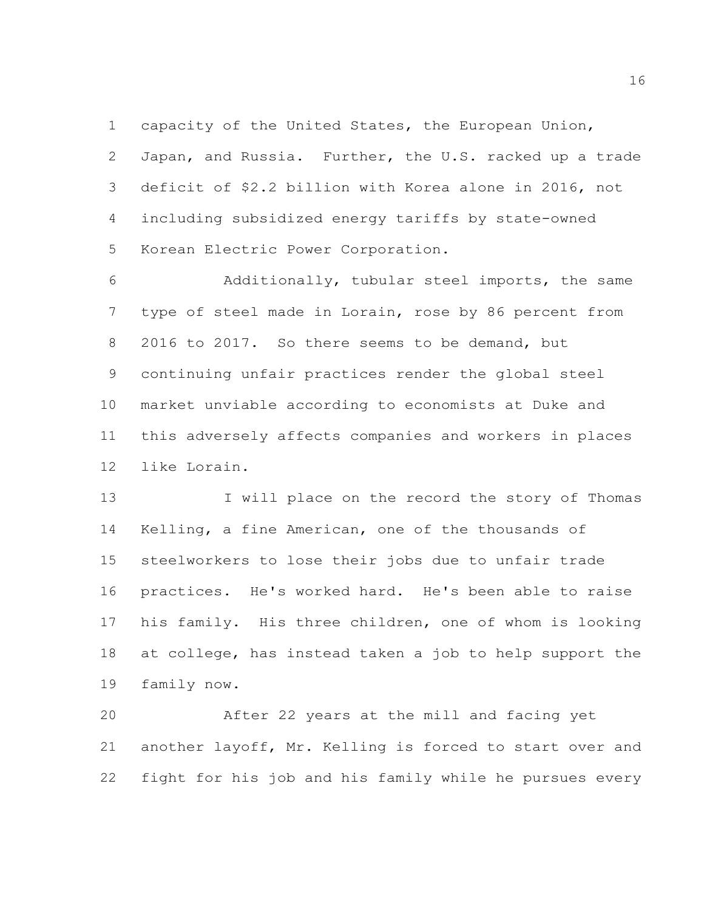capacity of the United States, the European Union, Japan, and Russia. Further, the U.S. racked up a trade deficit of $2.2 billion with Korea alone in 2016, not including subsidized energy tariffs by state-owned Korean Electric Power Corporation.

Additionally, tubular steel imports, the same type of steel made in Lorain, rose by 86 percent from 2016 to 2017. So there seems to be demand, but continuing unfair practices render the global steel market unviable according to economists at Duke and this adversely affects companies and workers in places like Lorain.

I will place on the record the story of Thomas Kelling, a fine American, one of the thousands of steelworkers to lose their jobs due to unfair trade practices. He's worked hard. He's been able to raise his family. His three children, one of whom is looking at college, has instead taken a job to help support the family now.

After 22 years at the mill and facing yet another layoff, Mr. Kelling is forced to start over and fight for his job and his family while he pursues every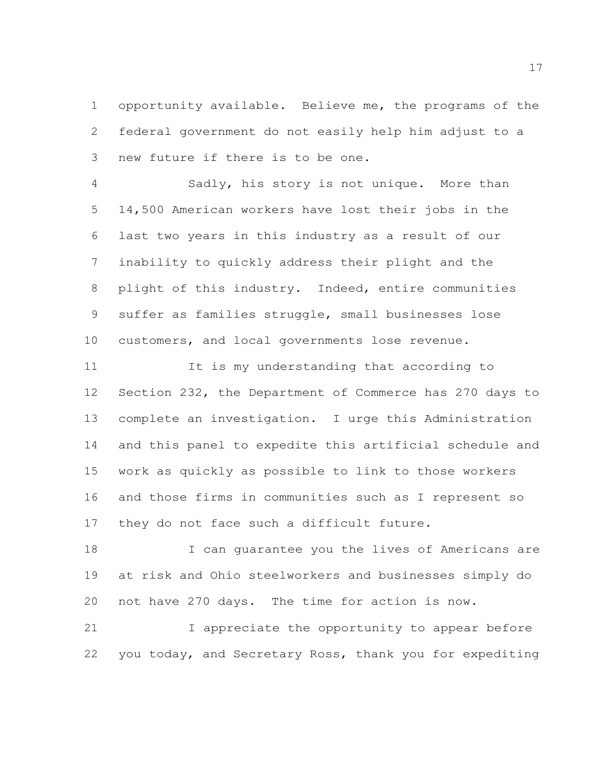opportunity available. Believe me, the programs of the federal government do not easily help him adjust to a new future if there is to be one.

Sadly, his story is not unique. More than 14,500 American workers have lost their jobs in the last two years in this industry as a result of our inability to quickly address their plight and the plight of this industry. Indeed, entire communities suffer as families struggle, small businesses lose customers, and local governments lose revenue.

It is my understanding that according to Section 232, the Department of Commerce has 270 days to complete an investigation. I urge this Administration and this panel to expedite this artificial schedule and work as quickly as possible to link to those workers and those firms in communities such as I represent so they do not face such a difficult future.

I can guarantee you the lives of Americans are at risk and Ohio steelworkers and businesses simply do not have 270 days. The time for action is now.

I appreciate the opportunity to appear before you today, and Secretary Ross, thank you for expediting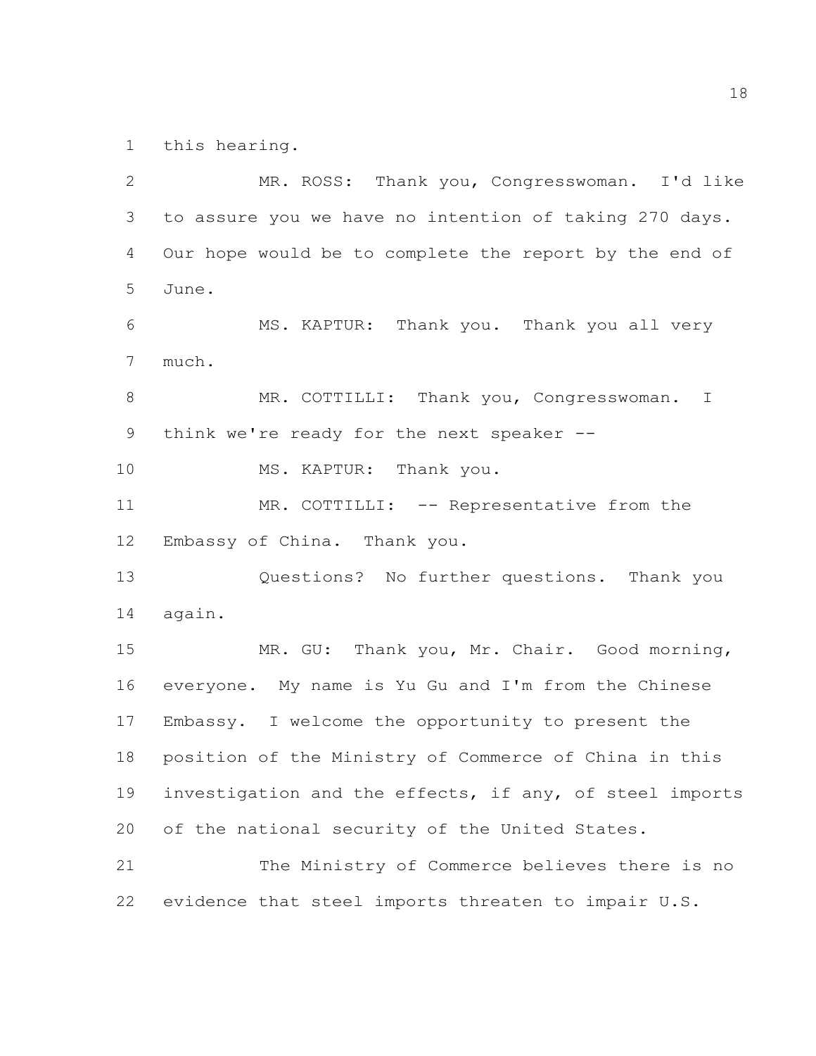this hearing.

MR. ROSS: Thank you, Congresswoman. I'd like to assure you we have no intention of taking 270 days. Our hope would be to complete the report by the end of June.

MS. KAPTUR: Thank you. Thank you all very much.

MR. COTTILLI: Thank you, Congresswoman. I think we're ready for the next speaker --

MS. KAPTUR: Thank you.

MR. COTTILLI: -- Representative from the Embassy of China. Thank you.

Questions? No further questions. Thank you again.

MR. GU: Thank you, Mr. Chair. Good morning, everyone. My name is Yu Gu and I'm from the Chinese Embassy. I welcome the opportunity to present the position of the Ministry of Commerce of China in this investigation and the effects, if any, of steel imports of the national security of the United States.

The Ministry of Commerce believes there is no evidence that steel imports threaten to impair U.S.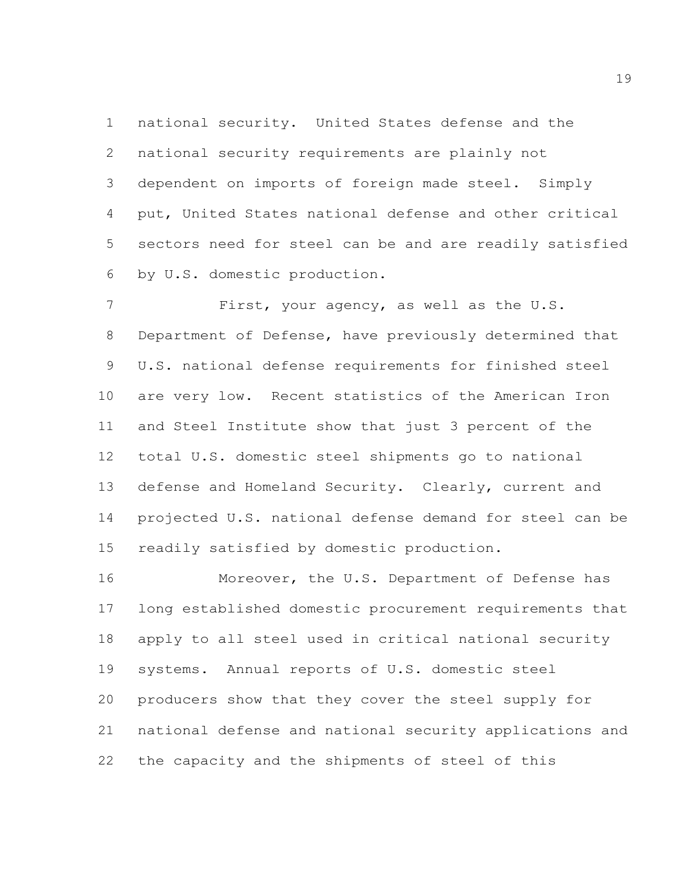national security. United States defense and the national security requirements are plainly not dependent on imports of foreign made steel. Simply put, United States national defense and other critical sectors need for steel can be and are readily satisfied by U.S. domestic production.

First, your agency, as well as the U.S. Department of Defense, have previously determined that U.S. national defense requirements for finished steel are very low. Recent statistics of the American Iron and Steel Institute show that just 3 percent of the total U.S. domestic steel shipments go to national defense and Homeland Security. Clearly, current and projected U.S. national defense demand for steel can be readily satisfied by domestic production.

Moreover, the U.S. Department of Defense has long established domestic procurement requirements that apply to all steel used in critical national security systems. Annual reports of U.S. domestic steel producers show that they cover the steel supply for national defense and national security applications and the capacity and the shipments of steel of this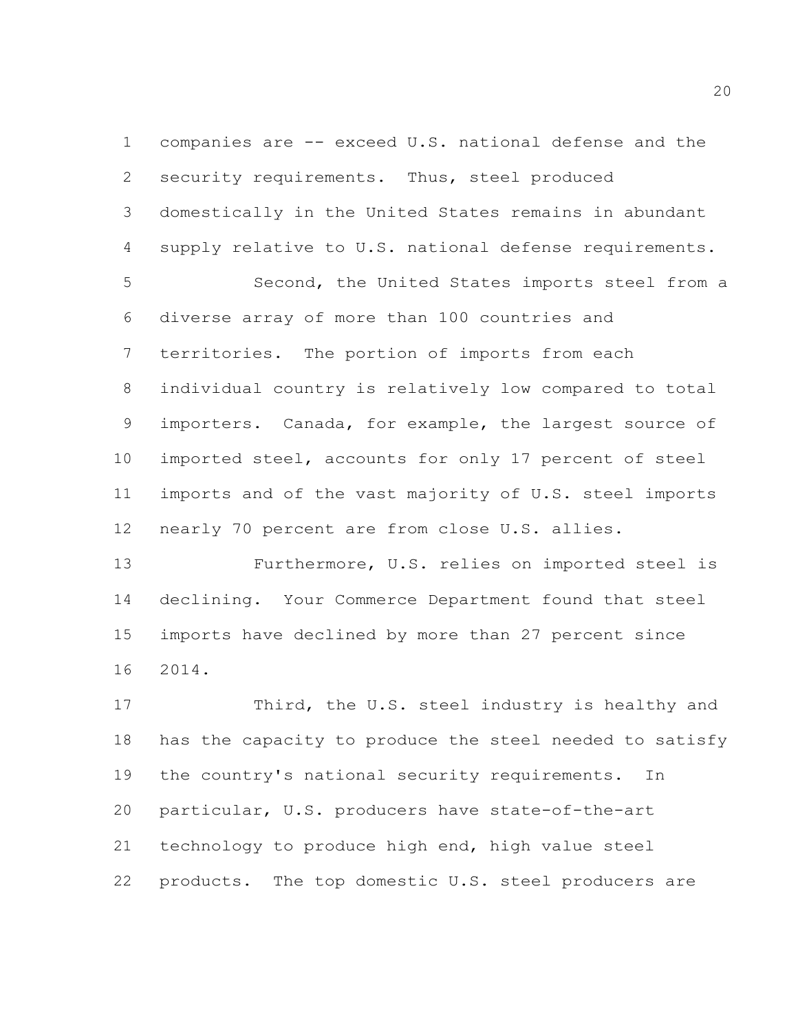companies are -- exceed U.S. national defense and the security requirements. Thus, steel produced domestically in the United States remains in abundant supply relative to U.S. national defense requirements.

Second, the United States imports steel from a diverse array of more than 100 countries and territories. The portion of imports from each individual country is relatively low compared to total importers. Canada, for example, the largest source of imported steel, accounts for only 17 percent of steel imports and of the vast majority of U.S. steel imports nearly 70 percent are from close U.S. allies.

Furthermore, U.S. relies on imported steel is declining. Your Commerce Department found that steel imports have declined by more than 27 percent since 2014.

Third, the U.S. steel industry is healthy and has the capacity to produce the steel needed to satisfy the country's national security requirements. In particular, U.S. producers have state-of-the-art technology to produce high end, high value steel products. The top domestic U.S. steel producers are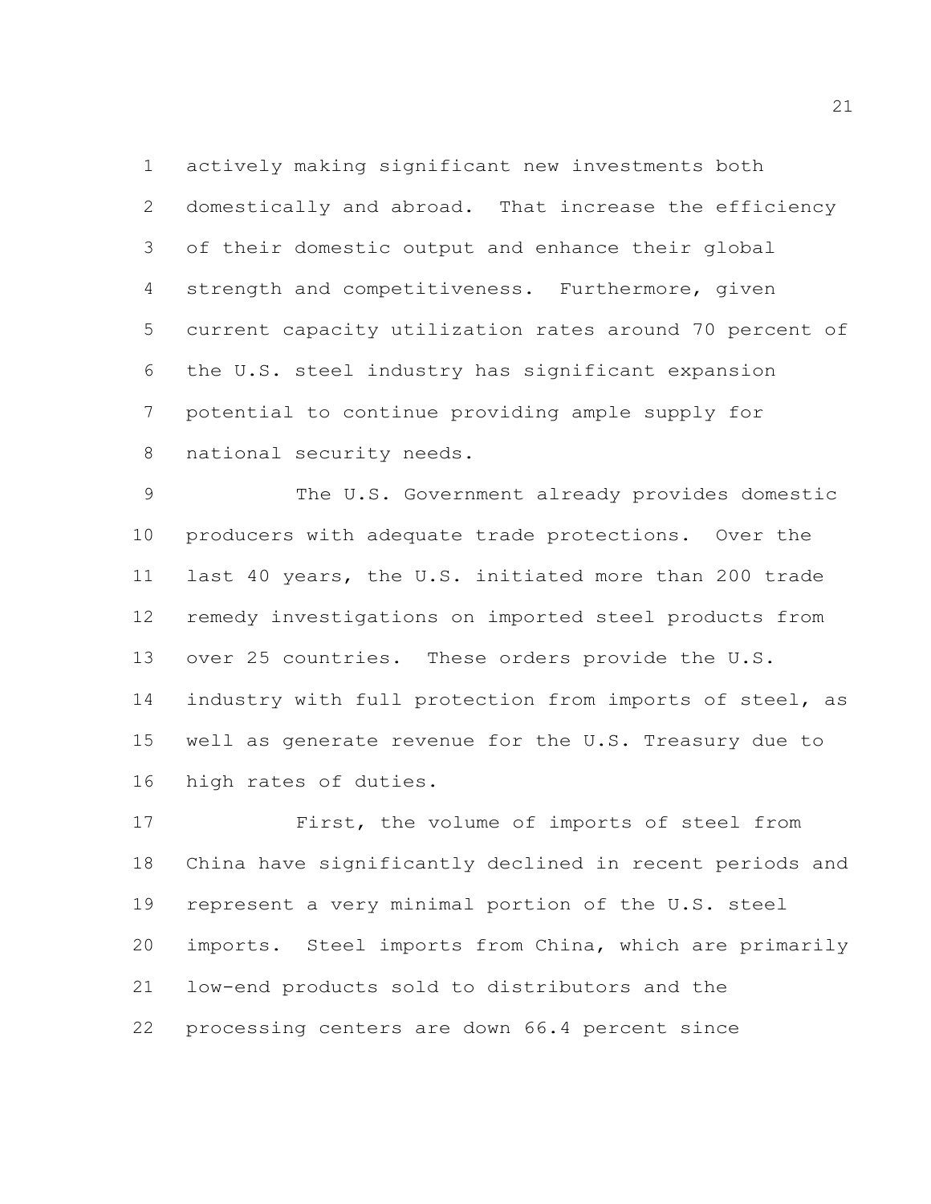actively making significant new investments both domestically and abroad. That increase the efficiency of their domestic output and enhance their global strength and competitiveness. Furthermore, given current capacity utilization rates around 70 percent of the U.S. steel industry has significant expansion potential to continue providing ample supply for national security needs.

The U.S. Government already provides domestic producers with adequate trade protections. Over the last 40 years, the U.S. initiated more than 200 trade remedy investigations on imported steel products from over 25 countries. These orders provide the U.S. industry with full protection from imports of steel, as well as generate revenue for the U.S. Treasury due to high rates of duties.

First, the volume of imports of steel from China have significantly declined in recent periods and represent a very minimal portion of the U.S. steel imports. Steel imports from China, which are primarily low-end products sold to distributors and the processing centers are down 66.4 percent since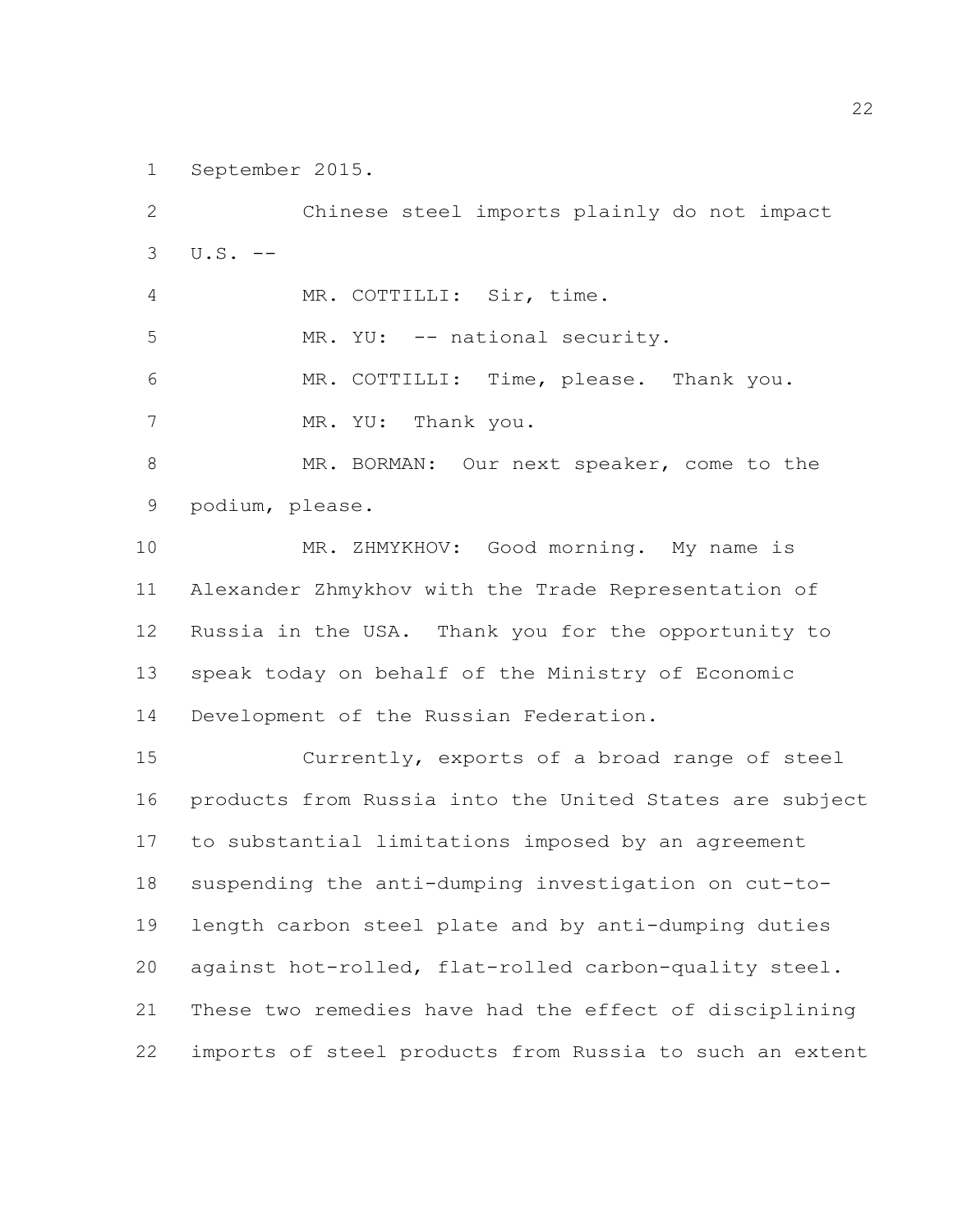September 2015.

Chinese steel imports plainly do not impact U.S. --

MR. COTTILLI: Sir, time.

MR. YU: -- national security.

MR. COTTILLI: Time, please. Thank you.

MR. YU: Thank you.

MR. BORMAN: Our next speaker, come to the podium, please.

MR. ZHMYKHOV: Good morning. My name is Alexander Zhmykhov with the Trade Representation of Russia in the USA. Thank you for the opportunity to speak today on behalf of the Ministry of Economic Development of the Russian Federation.

Currently, exports of a broad range of steel products from Russia into the United States are subject to substantial limitations imposed by an agreement suspending the anti-dumping investigation on cut-to-length carbon steel plate and by anti-dumping duties against hot-rolled, flat-rolled carbon-quality steel. These two remedies have had the effect of disciplining imports of steel products from Russia to such an extent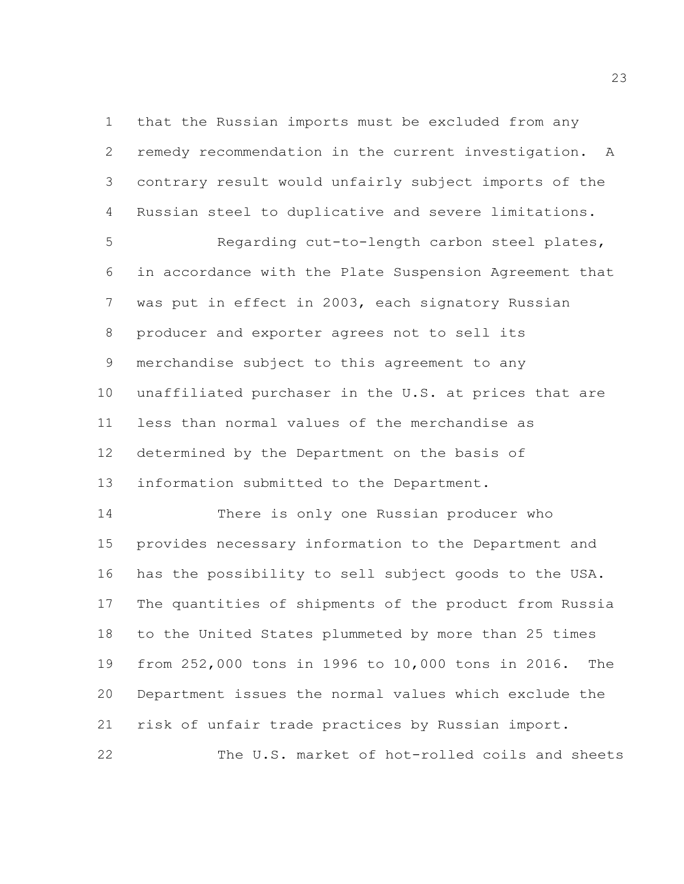that the Russian imports must be excluded from any remedy recommendation in the current investigation. A contrary result would unfairly subject imports of the Russian steel to duplicative and severe limitations.

Regarding cut-to-length carbon steel plates, in accordance with the Plate Suspension Agreement that was put in effect in 2003, each signatory Russian producer and exporter agrees not to sell its merchandise subject to this agreement to any unaffiliated purchaser in the U.S. at prices that are less than normal values of the merchandise as determined by the Department on the basis of information submitted to the Department.

There is only one Russian producer who provides necessary information to the Department and has the possibility to sell subject goods to the USA. The quantities of shipments of the product from Russia to the United States plummeted by more than 25 times from 252,000 tons in 1996 to 10,000 tons in 2016. The Department issues the normal values which exclude the risk of unfair trade practices by Russian import.

The U.S. market of hot-rolled coils and sheets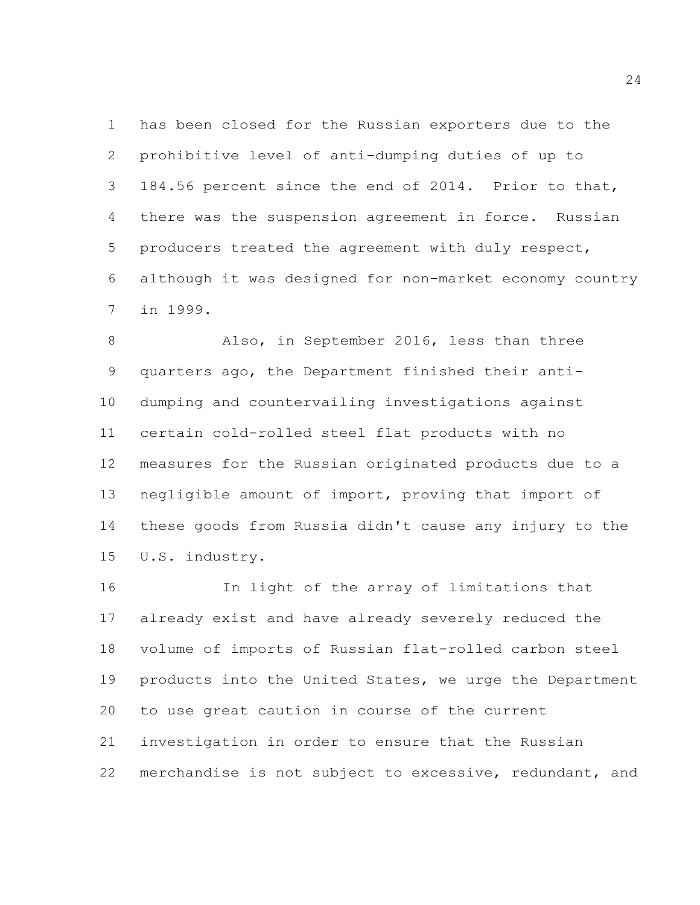has been closed for the Russian exporters due to the prohibitive level of anti-dumping duties of up to 184.56 percent since the end of 2014. Prior to that, there was the suspension agreement in force. Russian producers treated the agreement with duly respect, although it was designed for non-market economy country in 1999.

Also, in September 2016, less than three quarters ago, the Department finished their anti-dumping and countervailing investigations against certain cold-rolled steel flat products with no measures for the Russian originated products due to a negligible amount of import, proving that import of these goods from Russia didn't cause any injury to the U.S. industry.

In light of the array of limitations that already exist and have already severely reduced the volume of imports of Russian flat-rolled carbon steel products into the United States, we urge the Department to use great caution in course of the current investigation in order to ensure that the Russian merchandise is not subject to excessive, redundant, and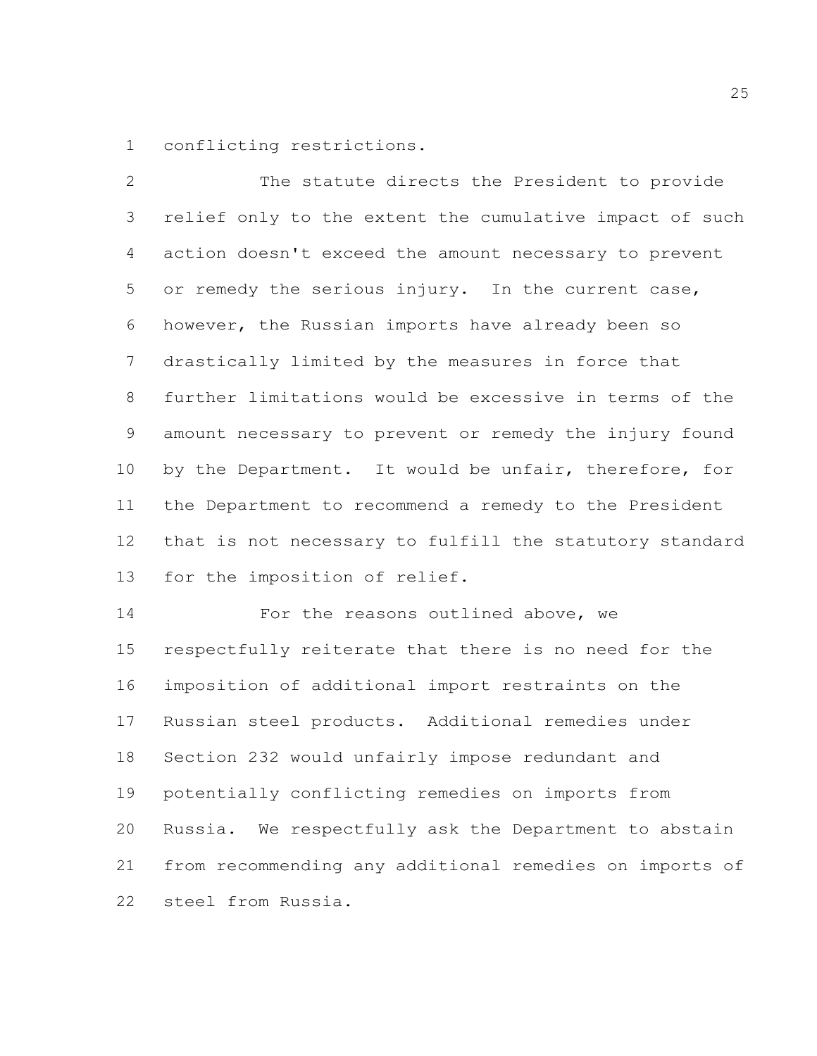conflicting restrictions.

The statute directs the President to provide relief only to the extent the cumulative impact of such action doesn't exceed the amount necessary to prevent or remedy the serious injury. In the current case, however, the Russian imports have already been so drastically limited by the measures in force that further limitations would be excessive in terms of the amount necessary to prevent or remedy the injury found by the Department. It would be unfair, therefore, for the Department to recommend a remedy to the President that is not necessary to fulfill the statutory standard for the imposition of relief.

For the reasons outlined above, we respectfully reiterate that there is no need for the imposition of additional import restraints on the Russian steel products. Additional remedies under Section 232 would unfairly impose redundant and potentially conflicting remedies on imports from Russia. We respectfully ask the Department to abstain from recommending any additional remedies on imports of steel from Russia.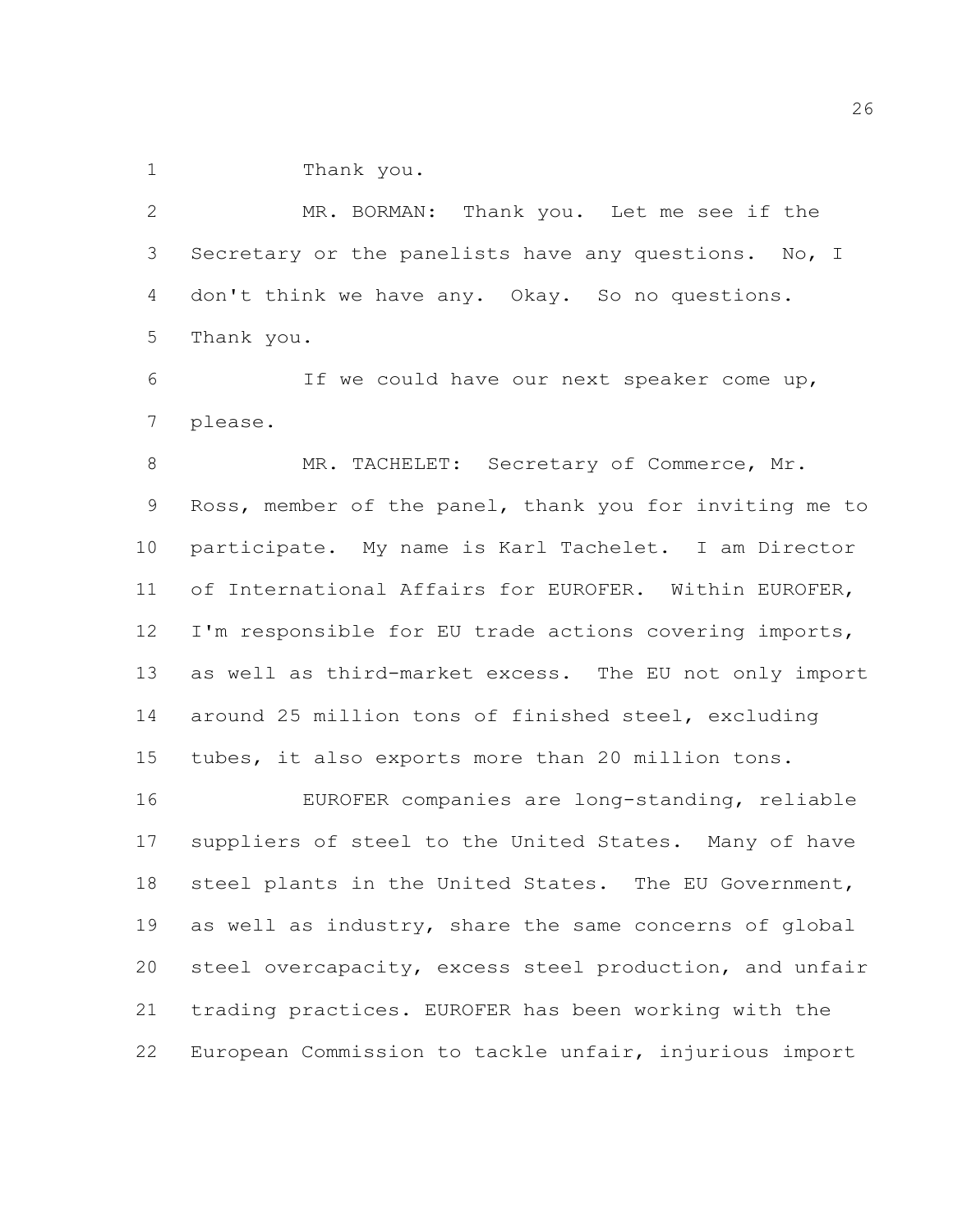Thank you.

MR. BORMAN: Thank you. Let me see if the Secretary or the panelists have any questions. No, I don't think we have any. Okay. So no questions. Thank you.

If we could have our next speaker come up, please.

MR. TACHELET: Secretary of Commerce, Mr. Ross, member of the panel, thank you for inviting me to participate. My name is Karl Tachelet. I am Director of International Affairs for EUROFER. Within EUROFER, I'm responsible for EU trade actions covering imports, as well as third-market excess. The EU not only import around 25 million tons of finished steel, excluding tubes, it also exports more than 20 million tons.

EUROFER companies are long-standing, reliable suppliers of steel to the United States. Many of have steel plants in the United States. The EU Government, as well as industry, share the same concerns of global steel overcapacity, excess steel production, and unfair trading practices. EUROFER has been working with the European Commission to tackle unfair, injurious import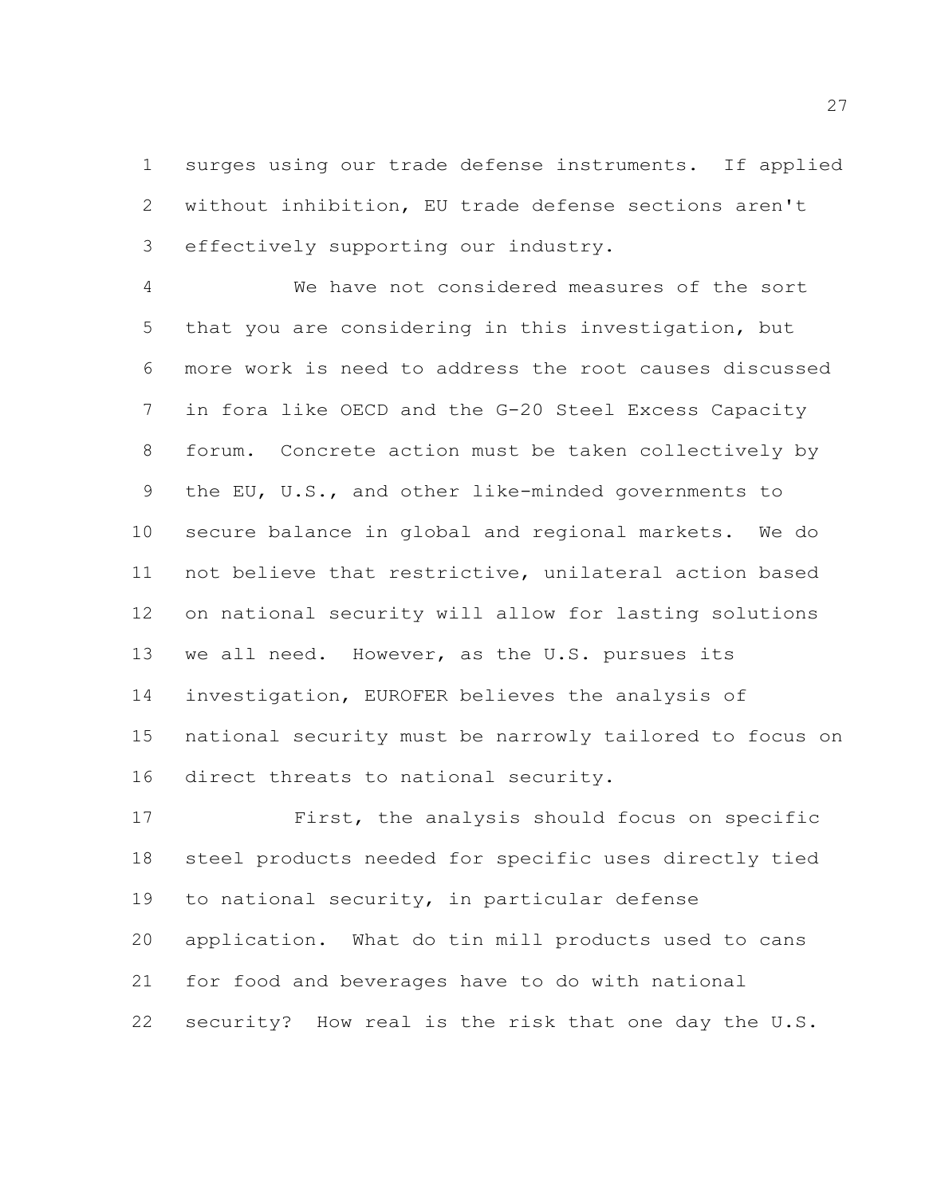surges using our trade defense instruments. If applied without inhibition, EU trade defense sections aren't effectively supporting our industry.

We have not considered measures of the sort that you are considering in this investigation, but more work is need to address the root causes discussed in fora like OECD and the G-20 Steel Excess Capacity forum. Concrete action must be taken collectively by the EU, U.S., and other like-minded governments to secure balance in global and regional markets. We do not believe that restrictive, unilateral action based on national security will allow for lasting solutions we all need. However, as the U.S. pursues its investigation, EUROFER believes the analysis of national security must be narrowly tailored to focus on direct threats to national security.

First, the analysis should focus on specific steel products needed for specific uses directly tied to national security, in particular defense application. What do tin mill products used to cans for food and beverages have to do with national security? How real is the risk that one day the U.S.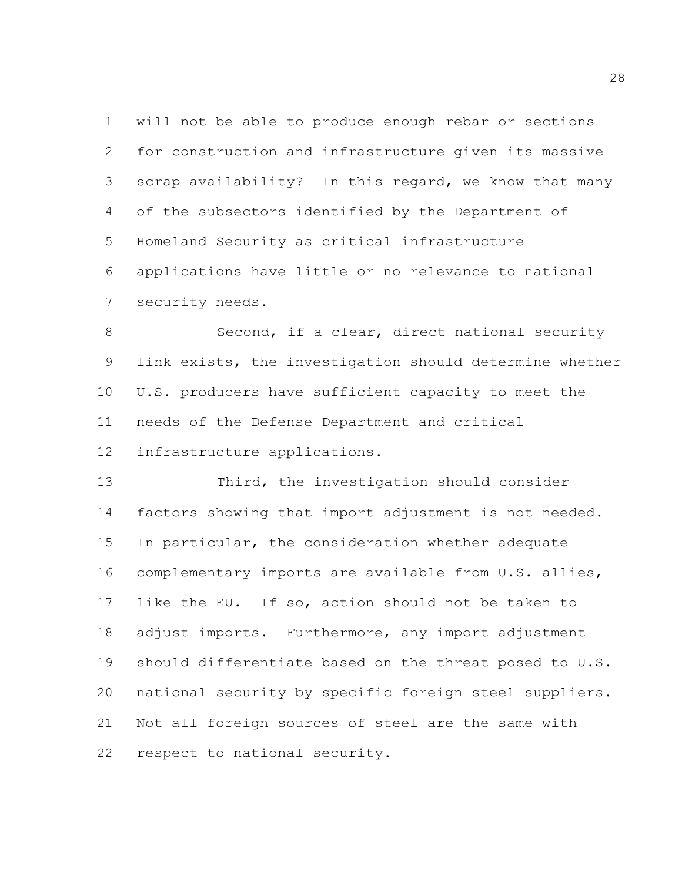will not be able to produce enough rebar or sections for construction and infrastructure given its massive scrap availability? In this regard, we know that many of the subsectors identified by the Department of Homeland Security as critical infrastructure applications have little or no relevance to national security needs.

Second, if a clear, direct national security link exists, the investigation should determine whether U.S. producers have sufficient capacity to meet the needs of the Defense Department and critical infrastructure applications.

Third, the investigation should consider factors showing that import adjustment is not needed. In particular, the consideration whether adequate complementary imports are available from U.S. allies, like the EU. If so, action should not be taken to adjust imports. Furthermore, any import adjustment should differentiate based on the threat posed to U.S. national security by specific foreign steel suppliers. Not all foreign sources of steel are the same with respect to national security.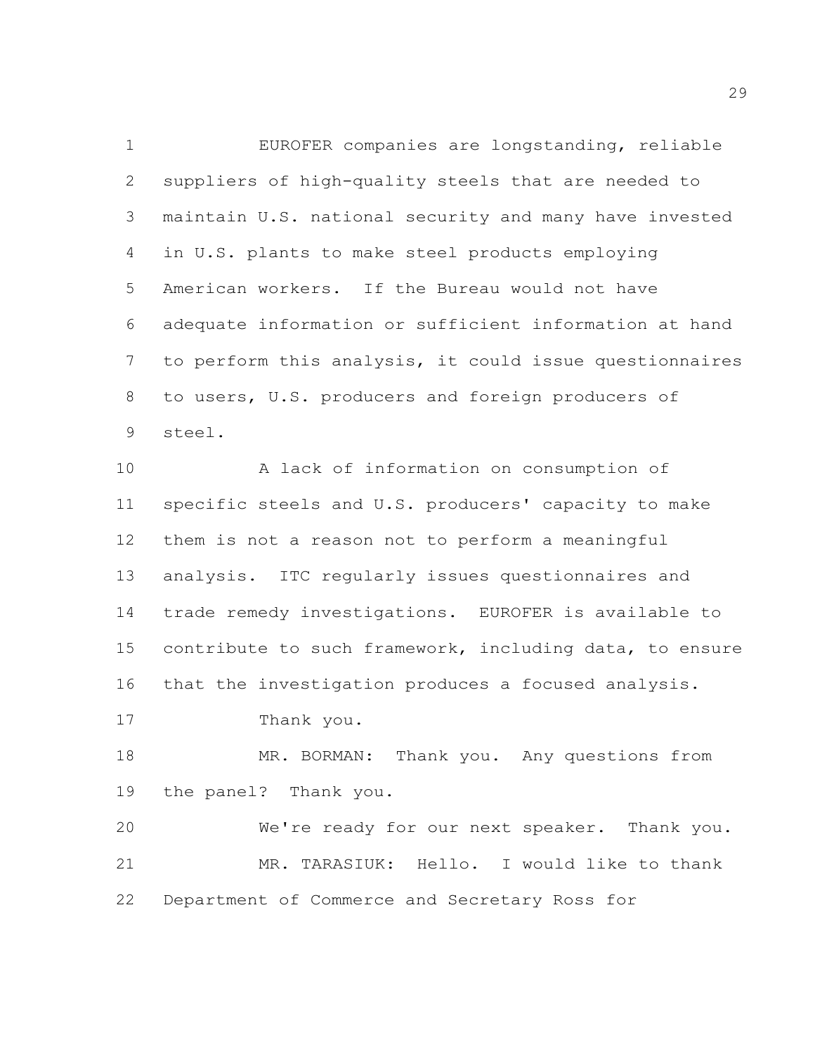EUROFER companies are longstanding, reliable suppliers of high-quality steels that are needed to maintain U.S. national security and many have invested in U.S. plants to make steel products employing American workers. If the Bureau would not have adequate information or sufficient information at hand to perform this analysis, it could issue questionnaires to users, U.S. producers and foreign producers of steel.

A lack of information on consumption of specific steels and U.S. producers' capacity to make them is not a reason not to perform a meaningful analysis. ITC regularly issues questionnaires and trade remedy investigations. EUROFER is available to contribute to such framework, including data, to ensure that the investigation produces a focused analysis.

Thank you.

MR. BORMAN: Thank you. Any questions from the panel? Thank you.

We're ready for our next speaker. Thank you.

MR. TARASIUK: Hello. I would like to thank Department of Commerce and Secretary Ross for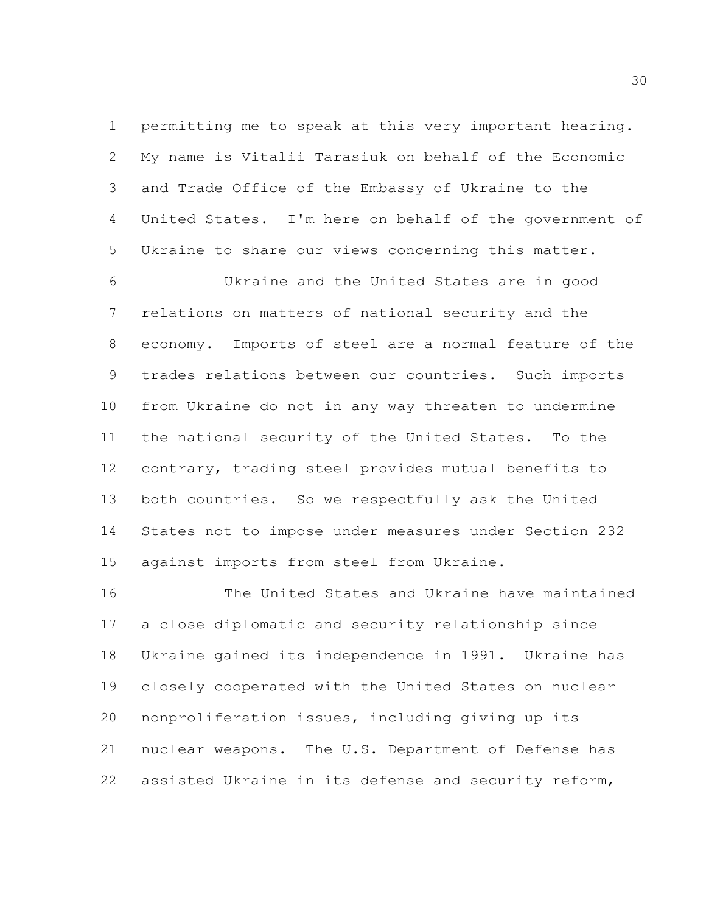permitting me to speak at this very important hearing. My name is Vitalii Tarasiuk on behalf of the Economic and Trade Office of the Embassy of Ukraine to the United States. I'm here on behalf of the government of Ukraine to share our views concerning this matter.

Ukraine and the United States are in good relations on matters of national security and the economy. Imports of steel are a normal feature of the trades relations between our countries. Such imports from Ukraine do not in any way threaten to undermine the national security of the United States. To the contrary, trading steel provides mutual benefits to both countries. So we respectfully ask the United States not to impose under measures under Section 232 against imports from steel from Ukraine.

The United States and Ukraine have maintained a close diplomatic and security relationship since Ukraine gained its independence in 1991. Ukraine has closely cooperated with the United States on nuclear nonproliferation issues, including giving up its nuclear weapons. The U.S. Department of Defense has assisted Ukraine in its defense and security reform,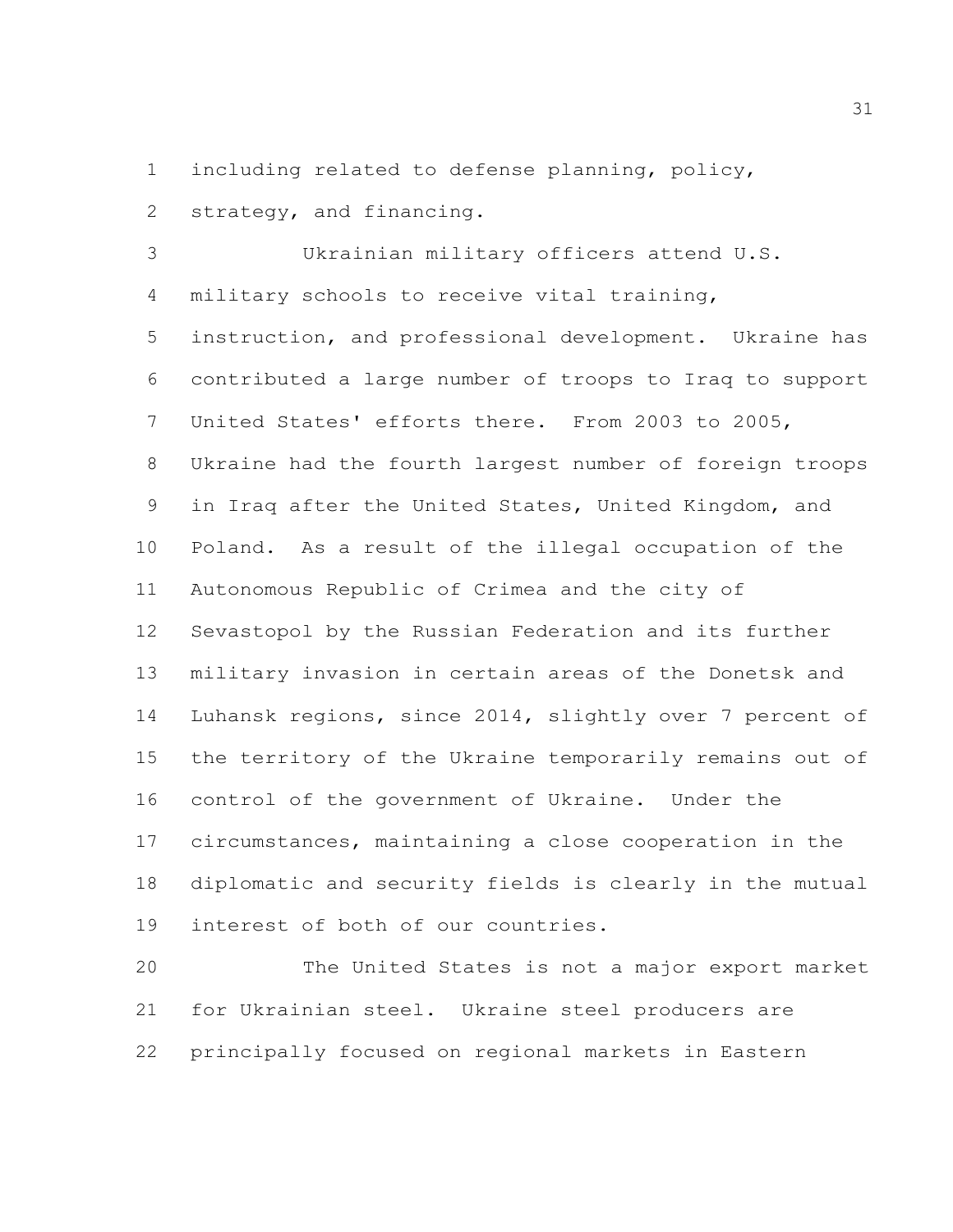including related to defense planning, policy, strategy, and financing.

Ukrainian military officers attend U.S. military schools to receive vital training, instruction, and professional development. Ukraine has contributed a large number of troops to Iraq to support United States' efforts there. From 2003 to 2005, Ukraine had the fourth largest number of foreign troops in Iraq after the United States, United Kingdom, and Poland. As a result of the illegal occupation of the Autonomous Republic of Crimea and the city of Sevastopol by the Russian Federation and its further military invasion in certain areas of the Donetsk and Luhansk regions, since 2014, slightly over 7 percent of the territory of the Ukraine temporarily remains out of control of the government of Ukraine. Under the circumstances, maintaining a close cooperation in the diplomatic and security fields is clearly in the mutual interest of both of our countries.

The United States is not a major export market for Ukrainian steel. Ukraine steel producers are principally focused on regional markets in Eastern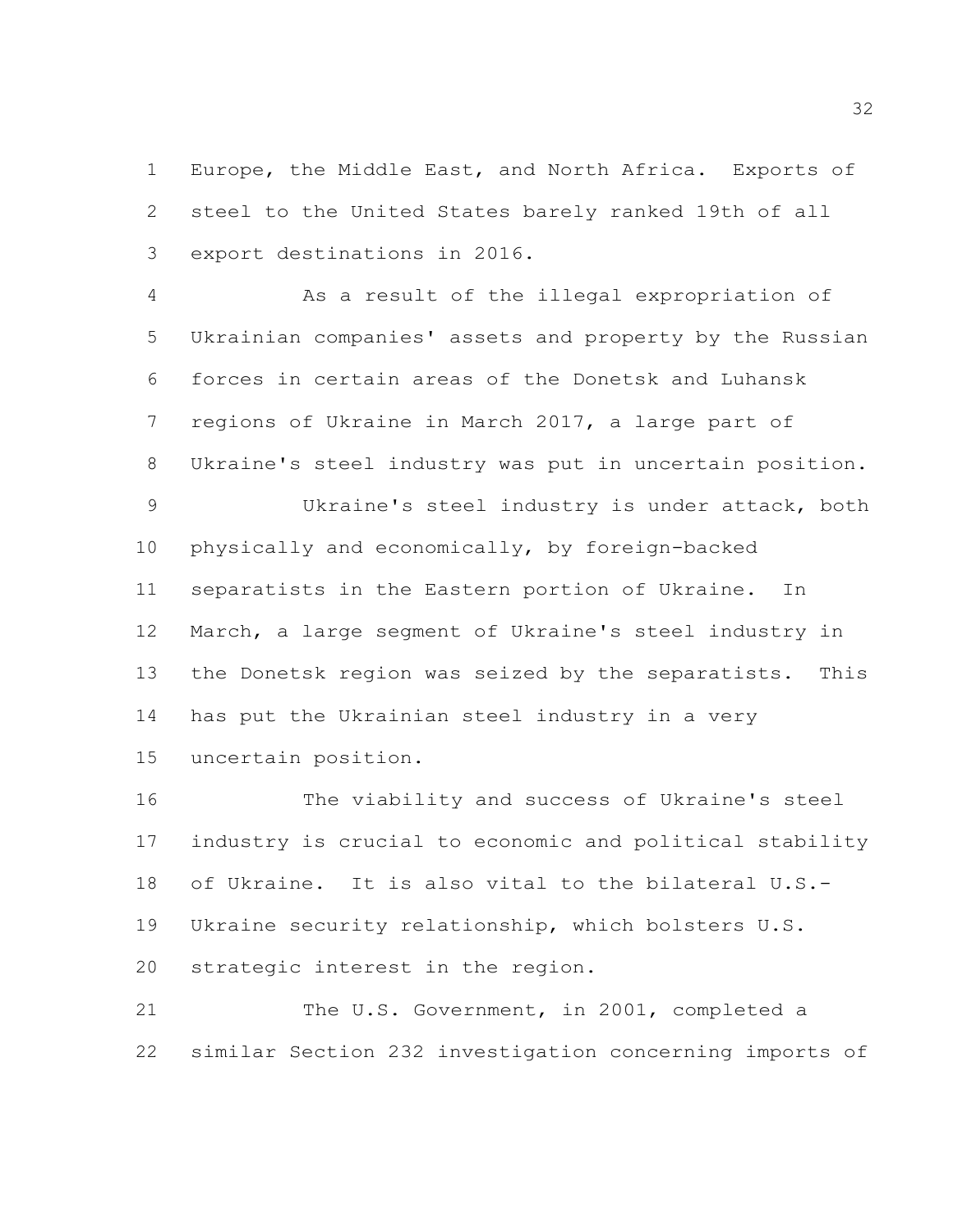Europe, the Middle East, and North Africa. Exports of steel to the United States barely ranked 19th of all export destinations in 2016.

As a result of the illegal expropriation of Ukrainian companies' assets and property by the Russian forces in certain areas of the Donetsk and Luhansk regions of Ukraine in March 2017, a large part of Ukraine's steel industry was put in uncertain position.

Ukraine's steel industry is under attack, both physically and economically, by foreign-backed separatists in the Eastern portion of Ukraine. In March, a large segment of Ukraine's steel industry in the Donetsk region was seized by the separatists. This has put the Ukrainian steel industry in a very uncertain position.

The viability and success of Ukraine's steel industry is crucial to economic and political stability of Ukraine. It is also vital to the bilateral U.S.-Ukraine security relationship, which bolsters U.S. strategic interest in the region.

The U.S. Government, in 2001, completed a similar Section 232 investigation concerning imports of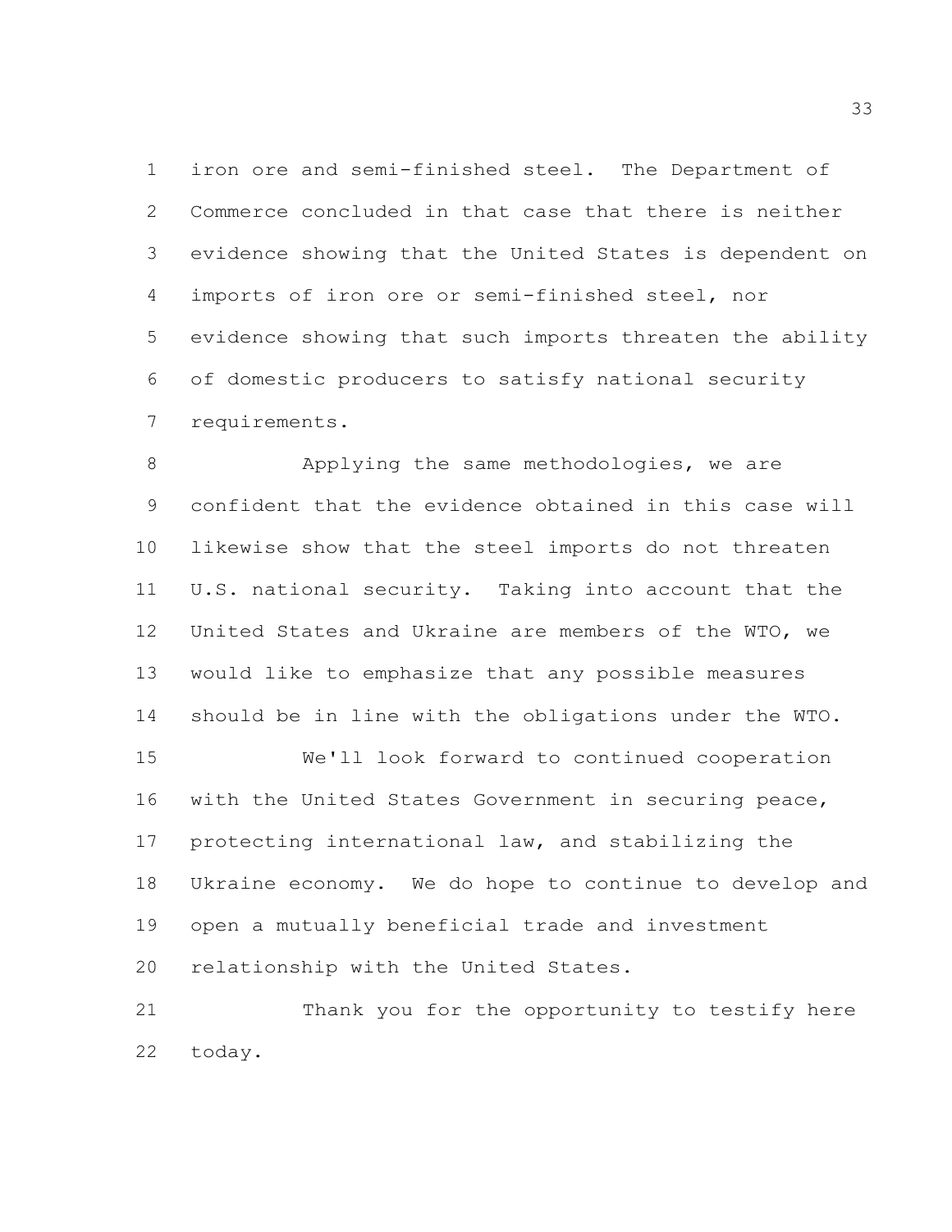iron ore and semi-finished steel. The Department of Commerce concluded in that case that there is neither evidence showing that the United States is dependent on imports of iron ore or semi-finished steel, nor evidence showing that such imports threaten the ability of domestic producers to satisfy national security requirements.

Applying the same methodologies, we are confident that the evidence obtained in this case will likewise show that the steel imports do not threaten U.S. national security. Taking into account that the United States and Ukraine are members of the WTO, we would like to emphasize that any possible measures should be in line with the obligations under the WTO.

We'll look forward to continued cooperation with the United States Government in securing peace, protecting international law, and stabilizing the Ukraine economy. We do hope to continue to develop and open a mutually beneficial trade and investment relationship with the United States.

Thank you for the opportunity to testify here today.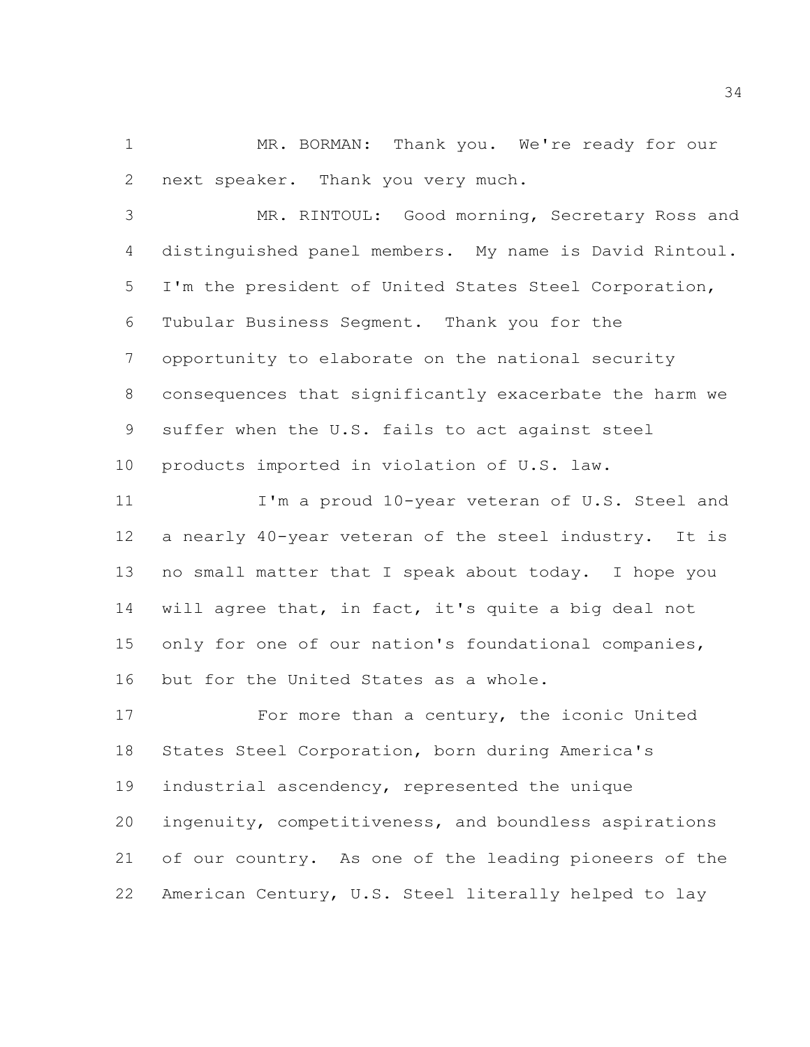MR. BORMAN: Thank you. We're ready for our next speaker. Thank you very much.

MR. RINTOUL: Good morning, Secretary Ross and distinguished panel members. My name is David Rintoul. I'm the president of United States Steel Corporation, Tubular Business Segment. Thank you for the opportunity to elaborate on the national security consequences that significantly exacerbate the harm we suffer when the U.S. fails to act against steel products imported in violation of U.S. law.

I'm a proud 10-year veteran of U.S. Steel and a nearly 40-year veteran of the steel industry. It is no small matter that I speak about today. I hope you will agree that, in fact, it's quite a big deal not only for one of our nation's foundational companies, but for the United States as a whole.

For more than a century, the iconic United States Steel Corporation, born during America's industrial ascendency, represented the unique ingenuity, competitiveness, and boundless aspirations of our country. As one of the leading pioneers of the American Century, U.S. Steel literally helped to lay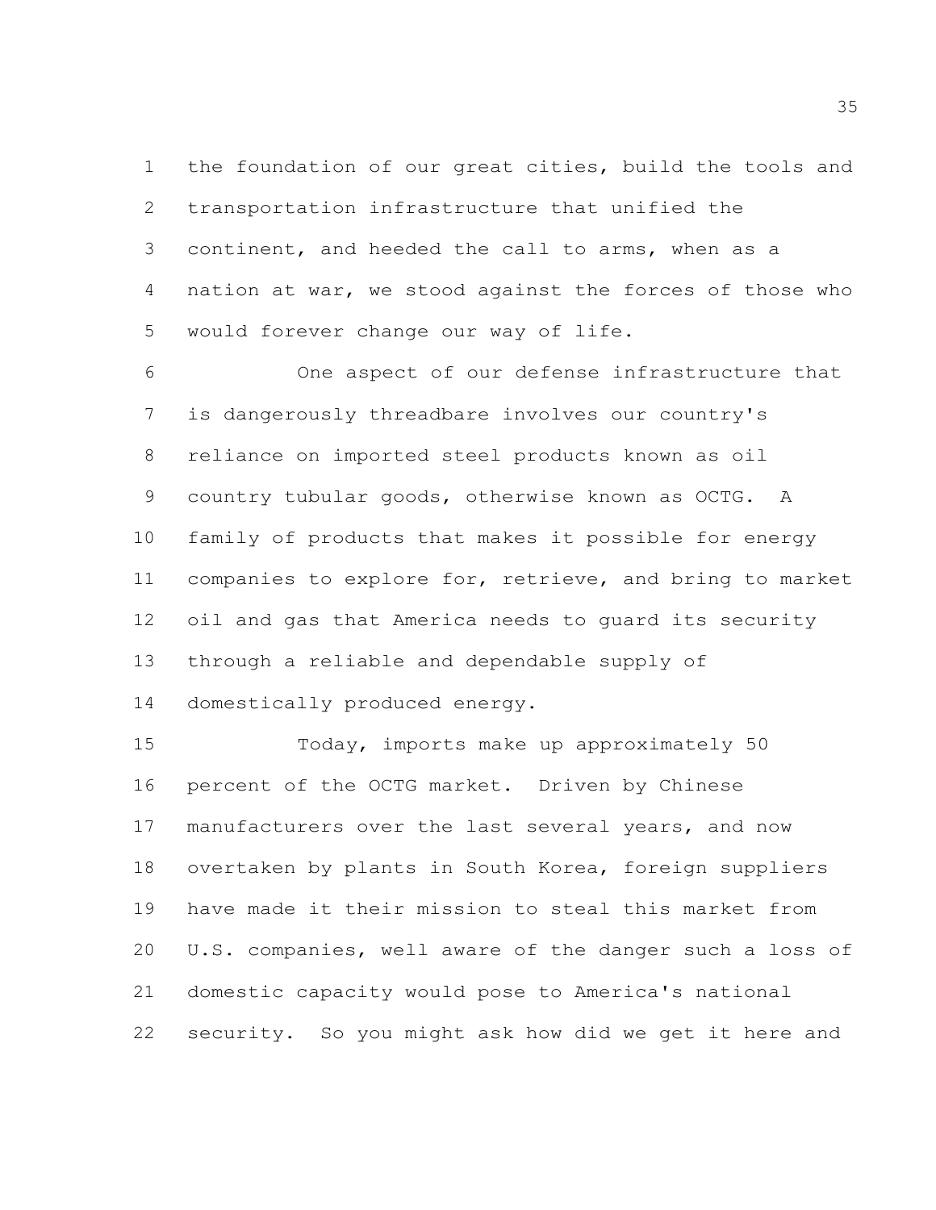the foundation of our great cities, build the tools and transportation infrastructure that unified the continent, and heeded the call to arms, when as a nation at war, we stood against the forces of those who would forever change our way of life.

One aspect of our defense infrastructure that is dangerously threadbare involves our country's reliance on imported steel products known as oil country tubular goods, otherwise known as OCTG. A family of products that makes it possible for energy companies to explore for, retrieve, and bring to market oil and gas that America needs to guard its security through a reliable and dependable supply of domestically produced energy.

Today, imports make up approximately 50 percent of the OCTG market. Driven by Chinese manufacturers over the last several years, and now overtaken by plants in South Korea, foreign suppliers have made it their mission to steal this market from U.S. companies, well aware of the danger such a loss of domestic capacity would pose to America's national security. So you might ask how did we get it here and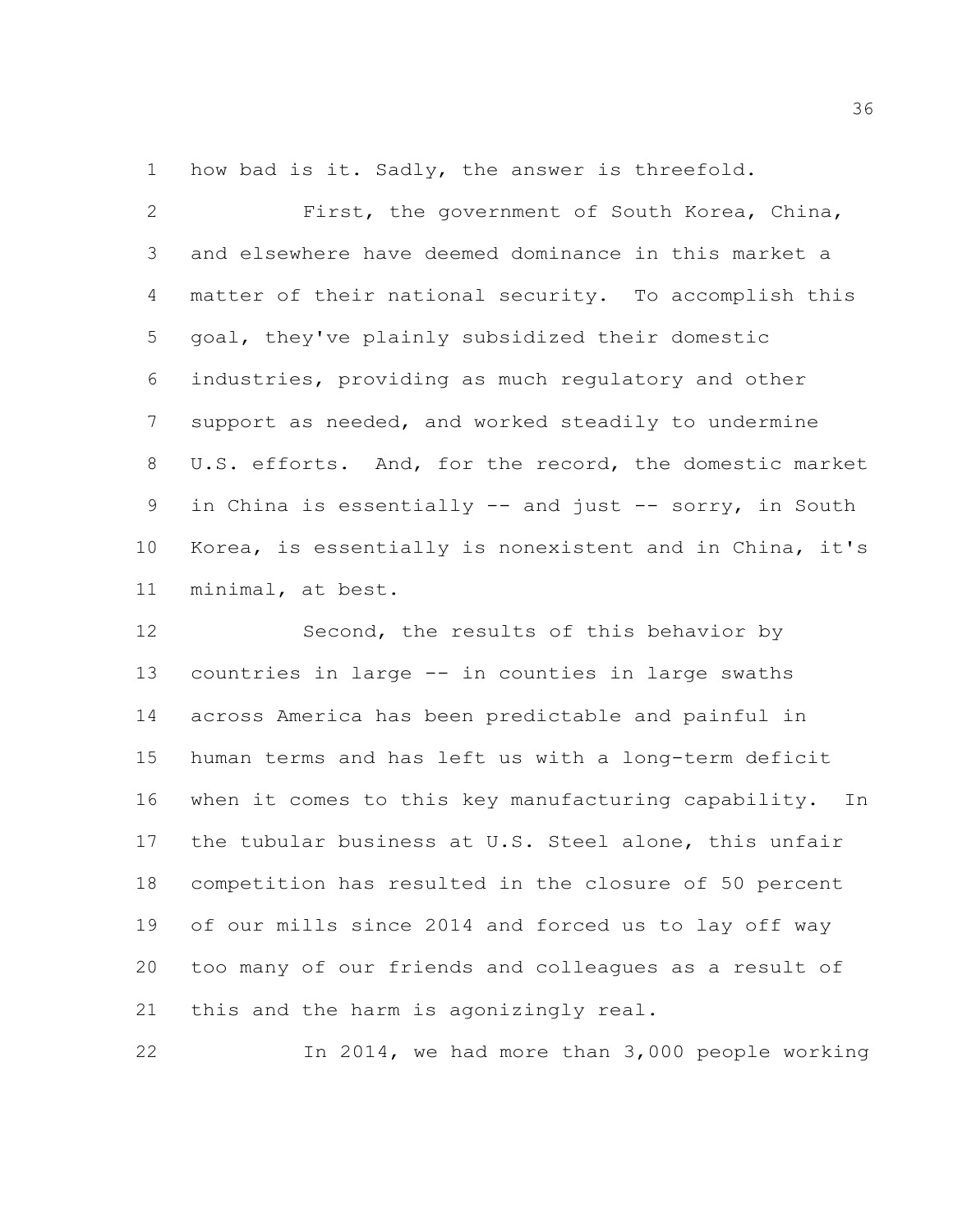how bad is it. Sadly, the answer is threefold.

First, the government of South Korea, China, and elsewhere have deemed dominance in this market a matter of their national security. To accomplish this goal, they've plainly subsidized their domestic industries, providing as much regulatory and other support as needed, and worked steadily to undermine U.S. efforts. And, for the record, the domestic market in China is essentially -- and just -- sorry, in South Korea, is essentially is nonexistent and in China, it's minimal, at best.

Second, the results of this behavior by countries in large -- in counties in large swaths across America has been predictable and painful in human terms and has left us with a long-term deficit when it comes to this key manufacturing capability. In the tubular business at U.S. Steel alone, this unfair competition has resulted in the closure of 50 percent of our mills since 2014 and forced us to lay off way too many of our friends and colleagues as a result of this and the harm is agonizingly real.

In 2014, we had more than 3,000 people working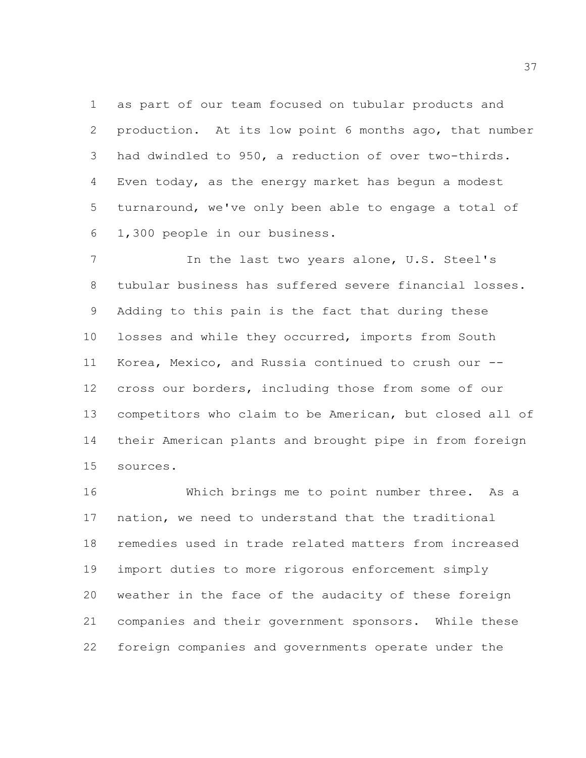as part of our team focused on tubular products and production. At its low point 6 months ago, that number had dwindled to 950, a reduction of over two-thirds. Even today, as the energy market has begun a modest turnaround, we've only been able to engage a total of 1,300 people in our business.

In the last two years alone, U.S. Steel's tubular business has suffered severe financial losses. Adding to this pain is the fact that during these losses and while they occurred, imports from South Korea, Mexico, and Russia continued to crush our -- cross our borders, including those from some of our competitors who claim to be American, but closed all of their American plants and brought pipe in from foreign sources.

Which brings me to point number three. As a nation, we need to understand that the traditional remedies used in trade related matters from increased import duties to more rigorous enforcement simply weather in the face of the audacity of these foreign companies and their government sponsors. While these foreign companies and governments operate under the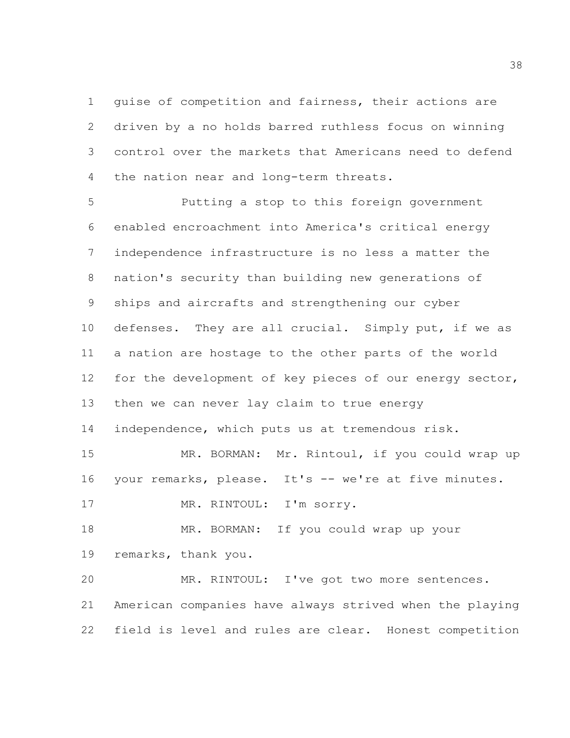guise of competition and fairness, their actions are driven by a no holds barred ruthless focus on winning control over the markets that Americans need to defend the nation near and long-term threats.

Putting a stop to this foreign government enabled encroachment into America's critical energy independence infrastructure is no less a matter the nation's security than building new generations of ships and aircrafts and strengthening our cyber defenses. They are all crucial. Simply put, if we as a nation are hostage to the other parts of the world for the development of key pieces of our energy sector, then we can never lay claim to true energy independence, which puts us at tremendous risk.

MR. BORMAN: Mr. Rintoul, if you could wrap up your remarks, please. It's -- we're at five minutes.

MR. RINTOUL: I'm sorry.

MR. BORMAN: If you could wrap up your remarks, thank you.

MR. RINTOUL: I've got two more sentences. American companies have always strived when the playing field is level and rules are clear. Honest competition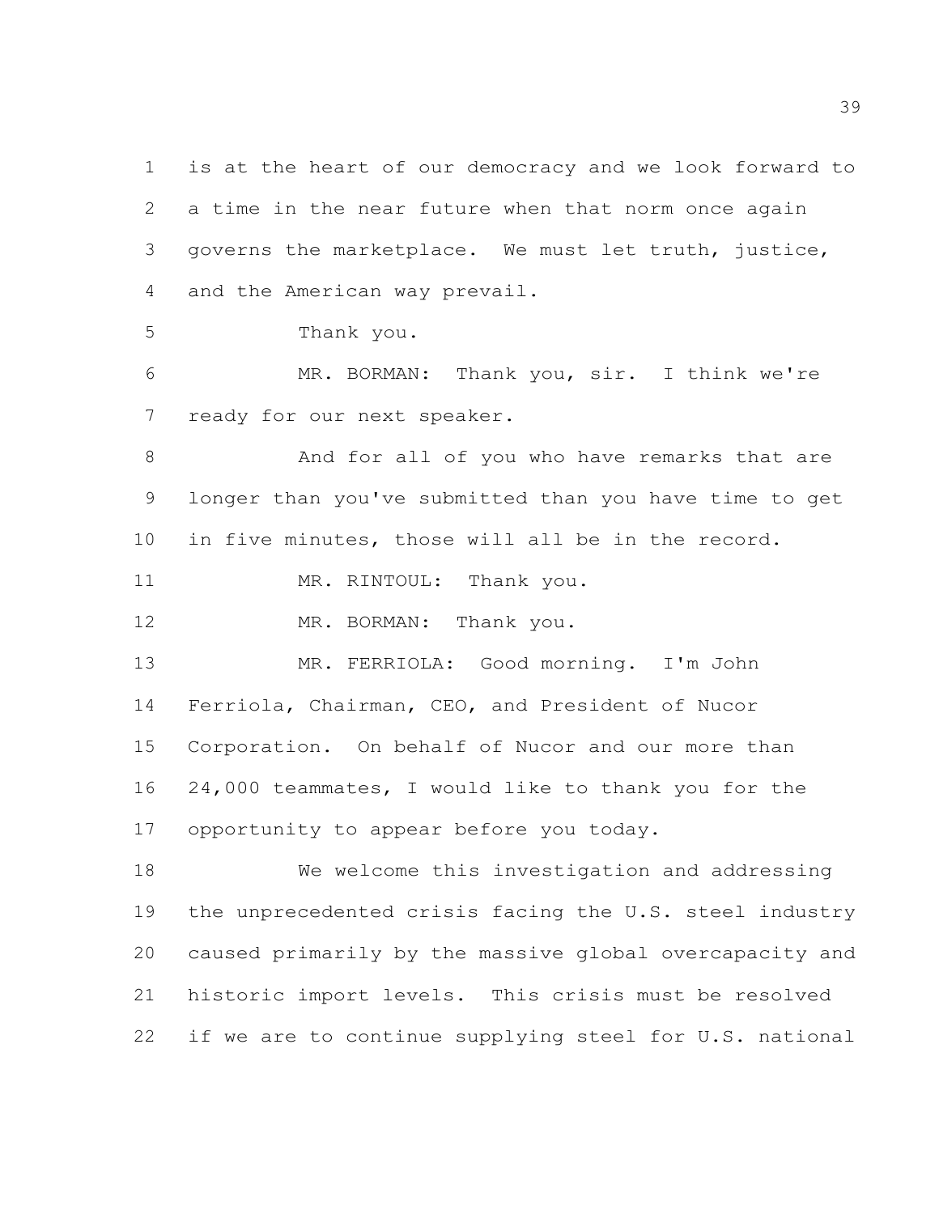is at the heart of our democracy and we look forward to a time in the near future when that norm once again governs the marketplace. We must let truth, justice, and the American way prevail.

Thank you.

MR. BORMAN: Thank you, sir. I think we're ready for our next speaker.

And for all of you who have remarks that are longer than you've submitted than you have time to get in five minutes, those will all be in the record.

MR. RINTOUL: Thank you.

MR. BORMAN: Thank you.

MR. FERRIOLA: Good morning. I'm John Ferriola, Chairman, CEO, and President of Nucor Corporation. On behalf of Nucor and our more than 24,000 teammates, I would like to thank you for the opportunity to appear before you today.

We welcome this investigation and addressing the unprecedented crisis facing the U.S. steel industry caused primarily by the massive global overcapacity and historic import levels. This crisis must be resolved if we are to continue supplying steel for U.S. national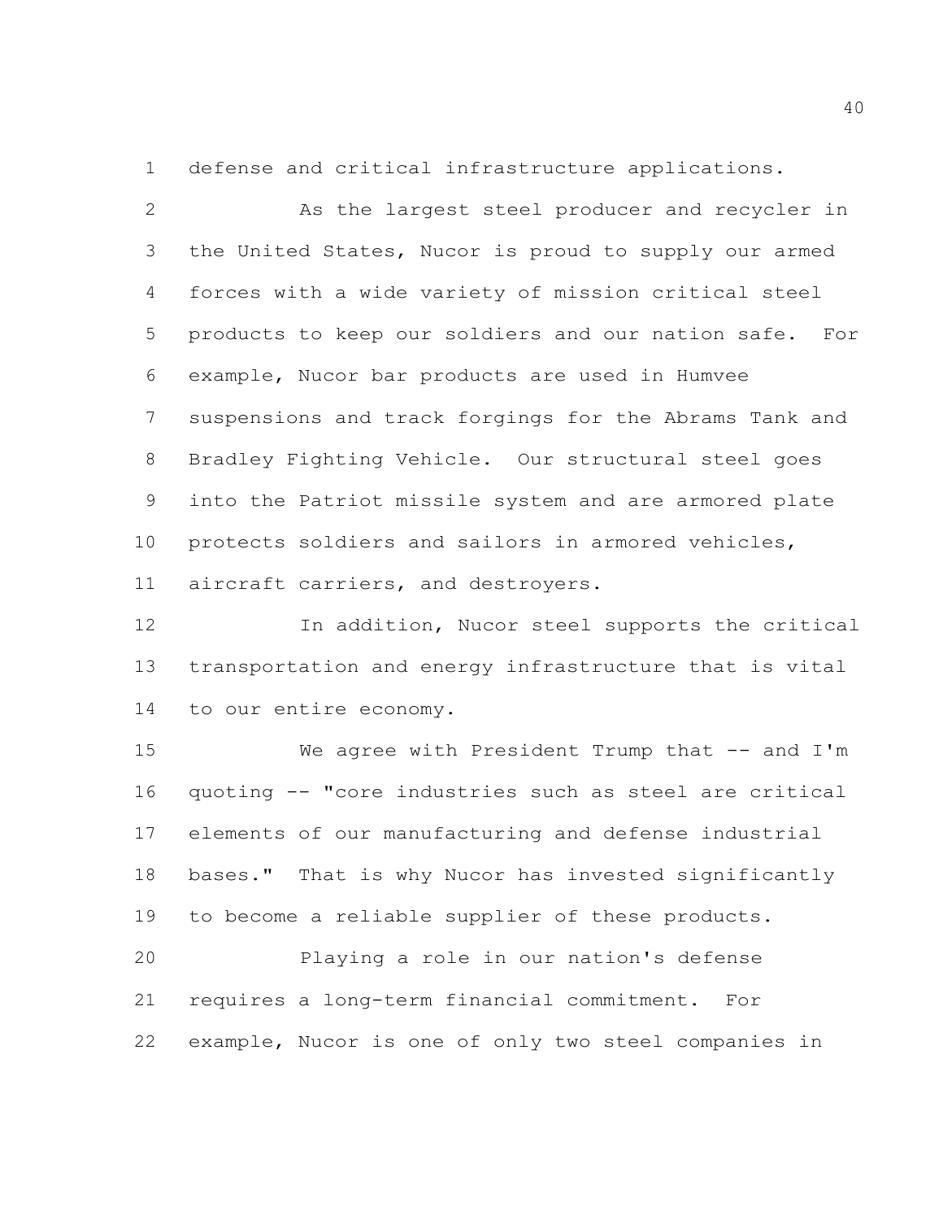defense and critical infrastructure applications.

As the largest steel producer and recycler in the United States, Nucor is proud to supply our armed forces with a wide variety of mission critical steel products to keep our soldiers and our nation safe. For example, Nucor bar products are used in Humvee suspensions and track forgings for the Abrams Tank and Bradley Fighting Vehicle. Our structural steel goes into the Patriot missile system and are armored plate protects soldiers and sailors in armored vehicles, aircraft carriers, and destroyers.

In addition, Nucor steel supports the critical transportation and energy infrastructure that is vital to our entire economy.

We agree with President Trump that -- and I'm quoting -- "core industries such as steel are critical elements of our manufacturing and defense industrial bases." That is why Nucor has invested significantly to become a reliable supplier of these products.

Playing a role in our nation's defense requires a long-term financial commitment. For example, Nucor is one of only two steel companies in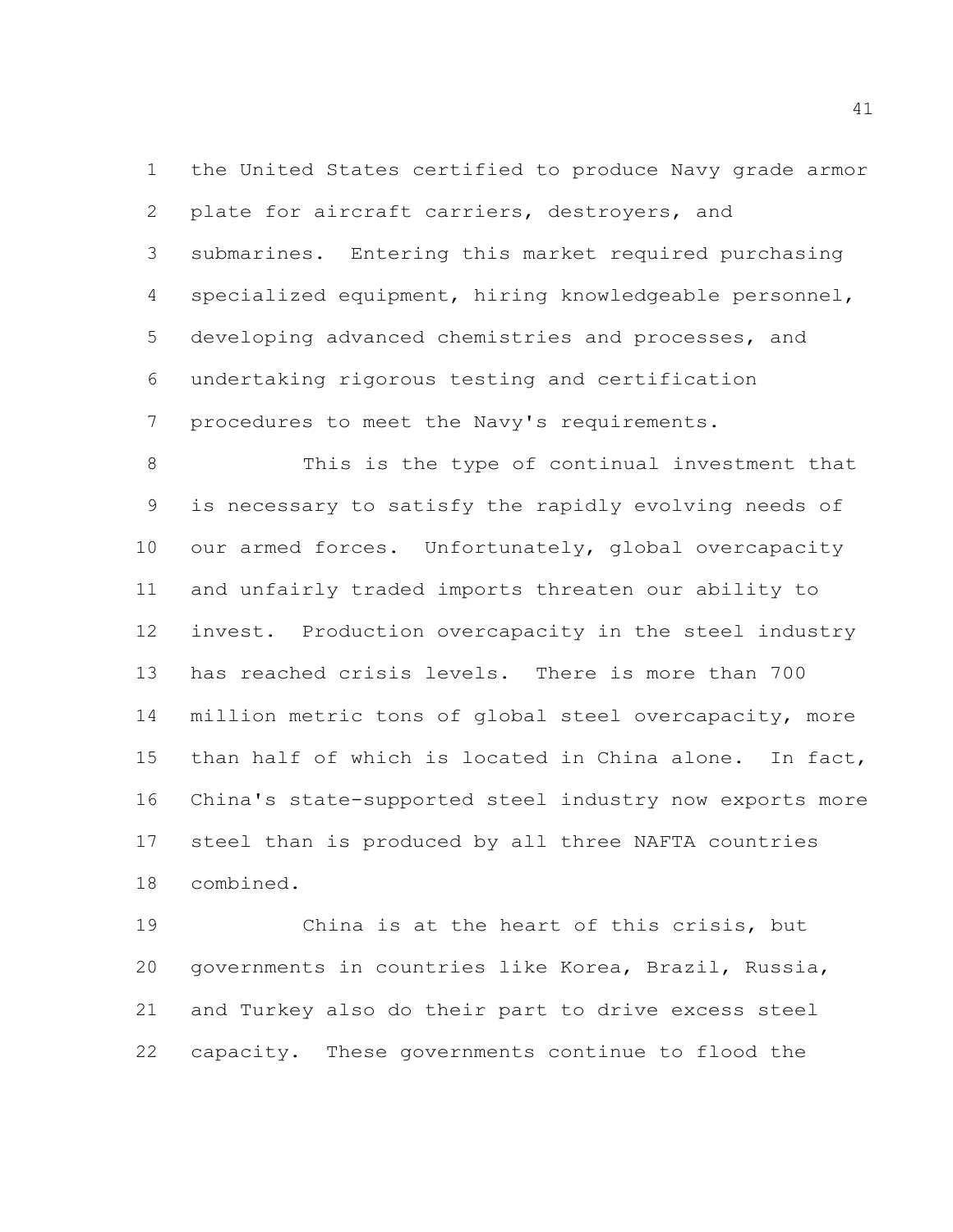the United States certified to produce Navy grade armor plate for aircraft carriers, destroyers, and submarines. Entering this market required purchasing specialized equipment, hiring knowledgeable personnel, developing advanced chemistries and processes, and undertaking rigorous testing and certification procedures to meet the Navy's requirements.

This is the type of continual investment that is necessary to satisfy the rapidly evolving needs of our armed forces. Unfortunately, global overcapacity and unfairly traded imports threaten our ability to invest. Production overcapacity in the steel industry has reached crisis levels. There is more than 700 million metric tons of global steel overcapacity, more than half of which is located in China alone. In fact, China's state-supported steel industry now exports more steel than is produced by all three NAFTA countries combined.

China is at the heart of this crisis, but governments in countries like Korea, Brazil, Russia, and Turkey also do their part to drive excess steel capacity. These governments continue to flood the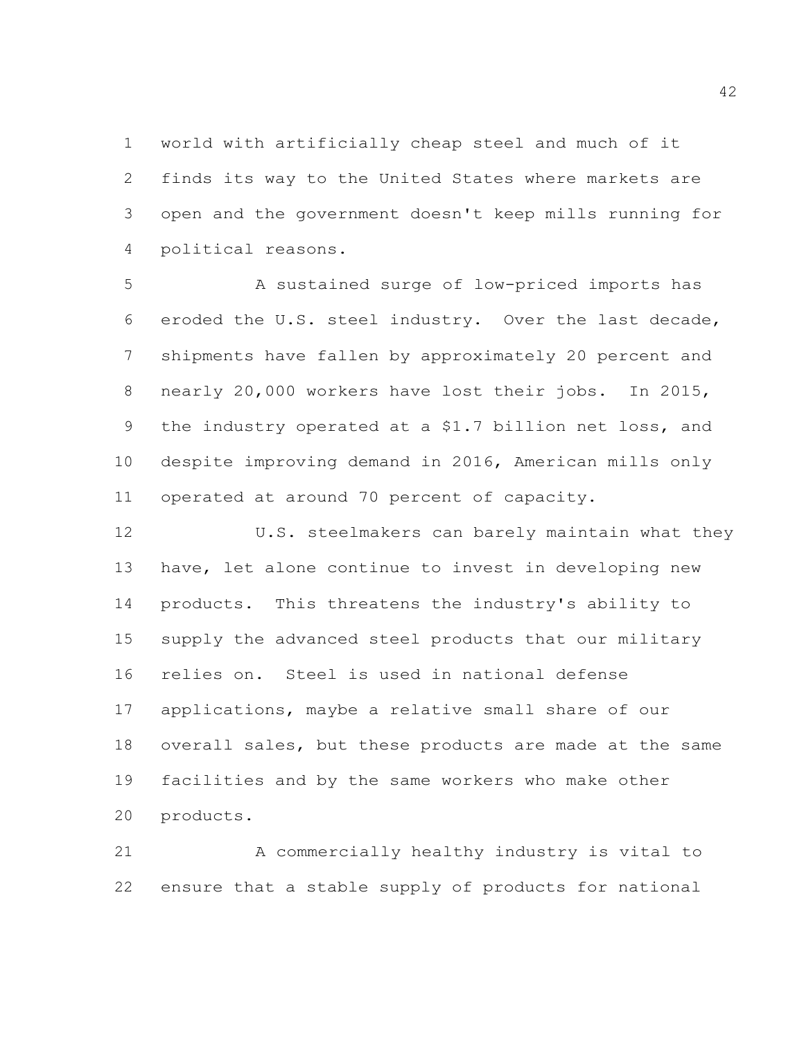world with artificially cheap steel and much of it finds its way to the United States where markets are open and the government doesn't keep mills running for political reasons.

A sustained surge of low-priced imports has eroded the U.S. steel industry. Over the last decade, shipments have fallen by approximately 20 percent and nearly 20,000 workers have lost their jobs. In 2015, the industry operated at a $1.7 billion net loss, and despite improving demand in 2016, American mills only operated at around 70 percent of capacity.

U.S. steelmakers can barely maintain what they have, let alone continue to invest in developing new products. This threatens the industry's ability to supply the advanced steel products that our military relies on. Steel is used in national defense applications, maybe a relative small share of our overall sales, but these products are made at the same facilities and by the same workers who make other products.

A commercially healthy industry is vital to ensure that a stable supply of products for national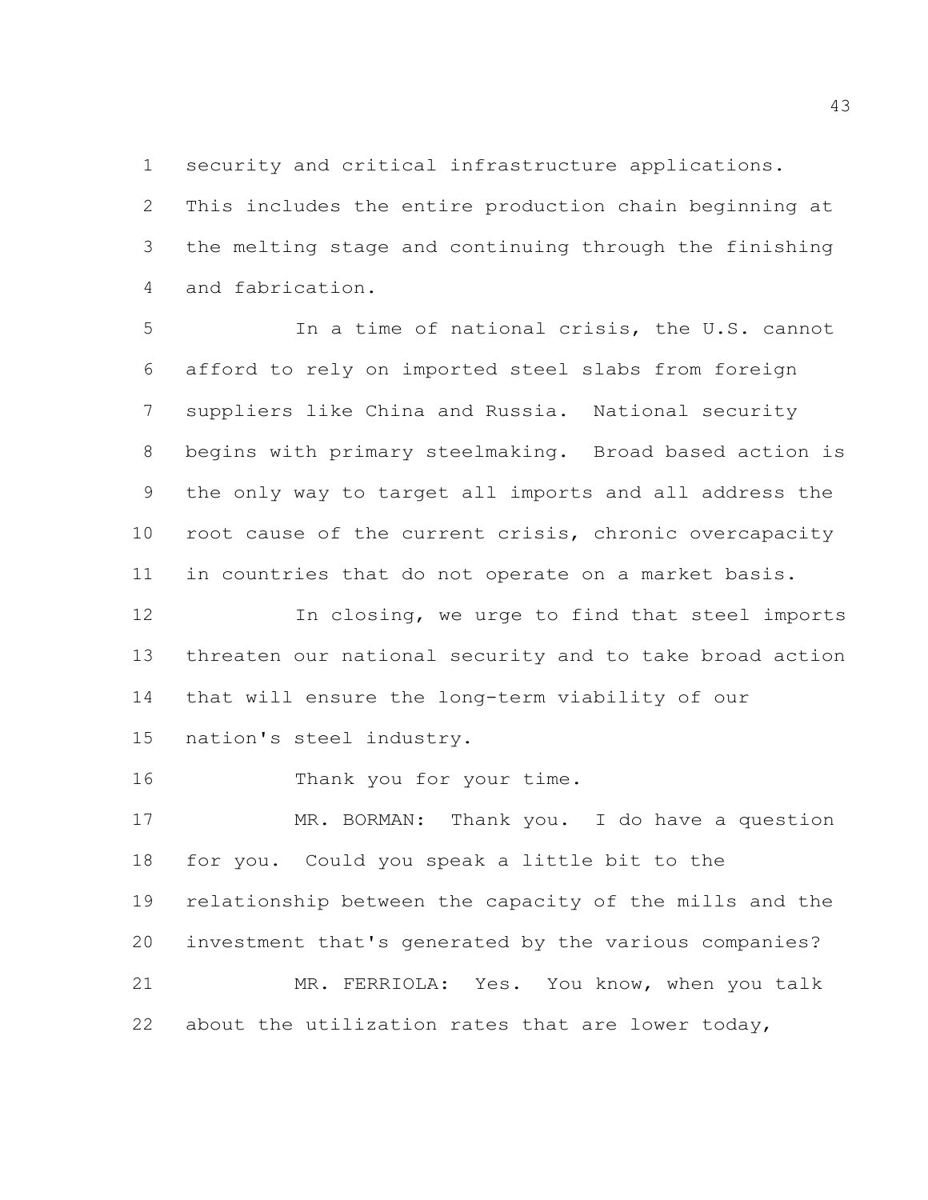security and critical infrastructure applications. This includes the entire production chain beginning at the melting stage and continuing through the finishing and fabrication.

In a time of national crisis, the U.S. cannot afford to rely on imported steel slabs from foreign suppliers like China and Russia. National security begins with primary steelmaking. Broad based action is the only way to target all imports and all address the root cause of the current crisis, chronic overcapacity in countries that do not operate on a market basis.

In closing, we urge to find that steel imports threaten our national security and to take broad action that will ensure the long-term viability of our nation's steel industry.

Thank you for your time.

MR. BORMAN: Thank you. I do have a question for you. Could you speak a little bit to the relationship between the capacity of the mills and the investment that's generated by the various companies?

MR. FERRIOLA: Yes. You know, when you talk about the utilization rates that are lower today,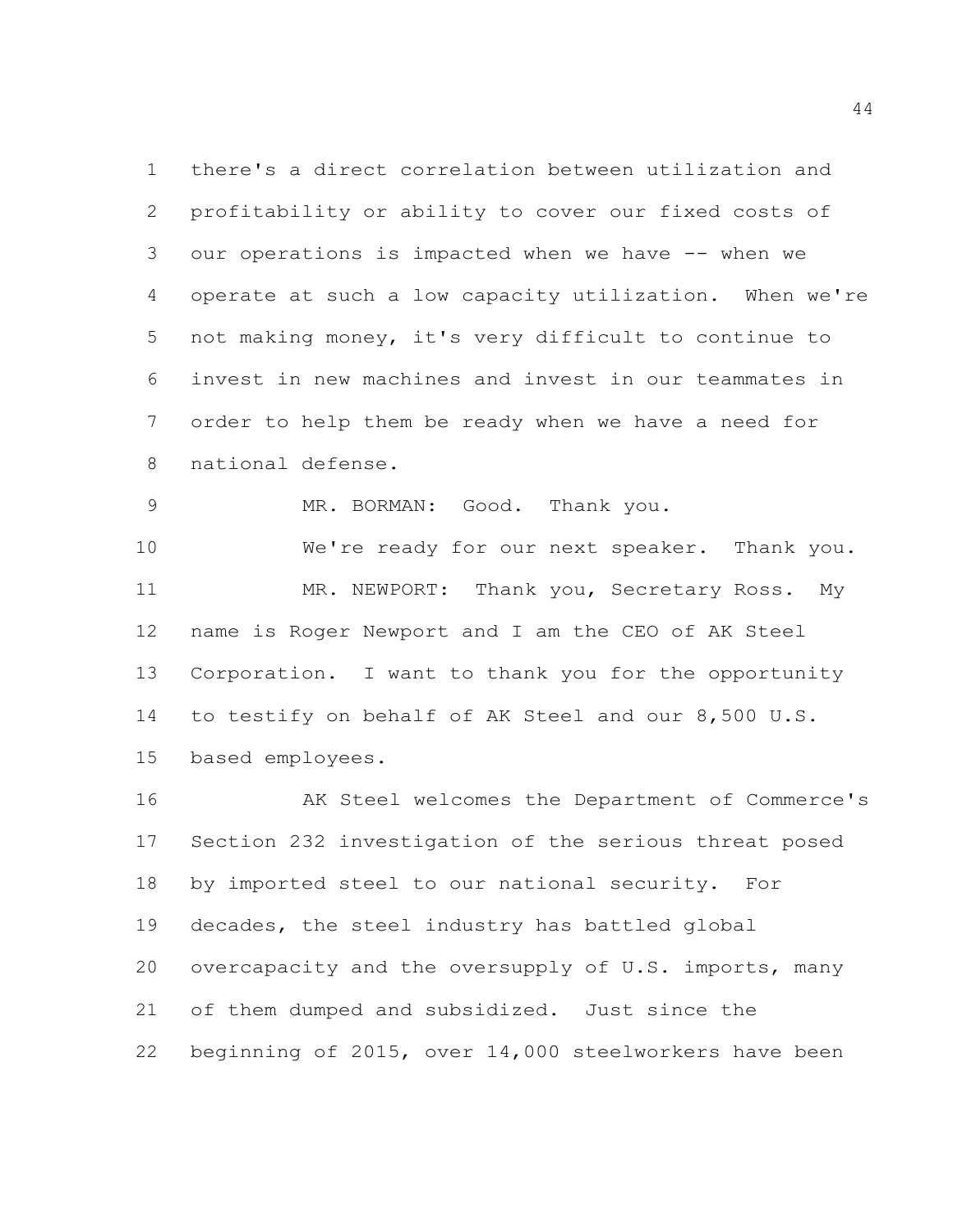there's a direct correlation between utilization and profitability or ability to cover our fixed costs of our operations is impacted when we have -- when we operate at such a low capacity utilization. When we're not making money, it's very difficult to continue to invest in new machines and invest in our teammates in order to help them be ready when we have a need for national defense.

MR. BORMAN: Good. Thank you.

We're ready for our next speaker. Thank you.

MR. NEWPORT: Thank you, Secretary Ross. My name is Roger Newport and I am the CEO of AK Steel Corporation. I want to thank you for the opportunity to testify on behalf of AK Steel and our 8,500 U.S. based employees.

AK Steel welcomes the Department of Commerce's Section 232 investigation of the serious threat posed by imported steel to our national security. For decades, the steel industry has battled global overcapacity and the oversupply of U.S. imports, many of them dumped and subsidized. Just since the beginning of 2015, over 14,000 steelworkers have been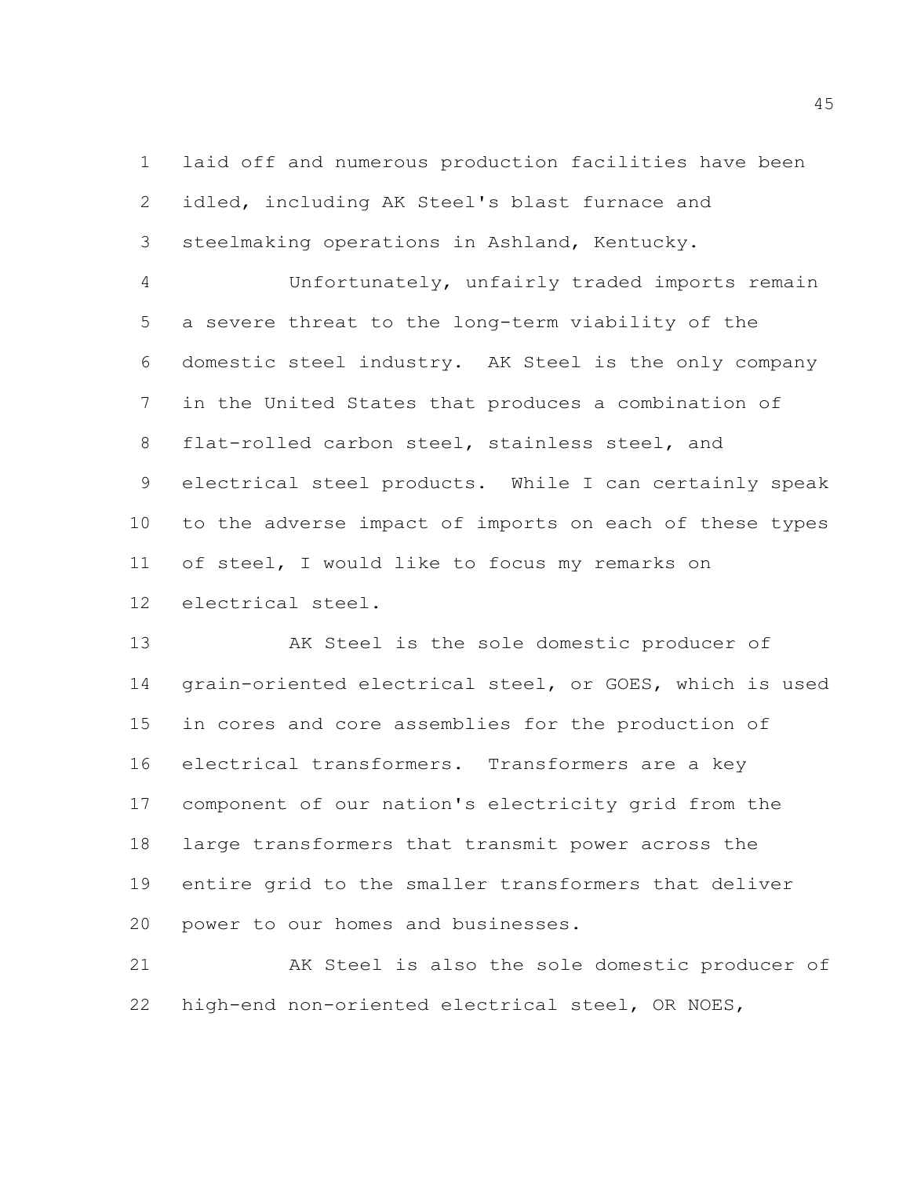laid off and numerous production facilities have been idled, including AK Steel's blast furnace and steelmaking operations in Ashland, Kentucky.

Unfortunately, unfairly traded imports remain a severe threat to the long-term viability of the domestic steel industry. AK Steel is the only company in the United States that produces a combination of flat-rolled carbon steel, stainless steel, and electrical steel products. While I can certainly speak to the adverse impact of imports on each of these types of steel, I would like to focus my remarks on electrical steel.

AK Steel is the sole domestic producer of grain-oriented electrical steel, or GOES, which is used in cores and core assemblies for the production of electrical transformers. Transformers are a key component of our nation's electricity grid from the large transformers that transmit power across the entire grid to the smaller transformers that deliver power to our homes and businesses.

AK Steel is also the sole domestic producer of high-end non-oriented electrical steel, OR NOES,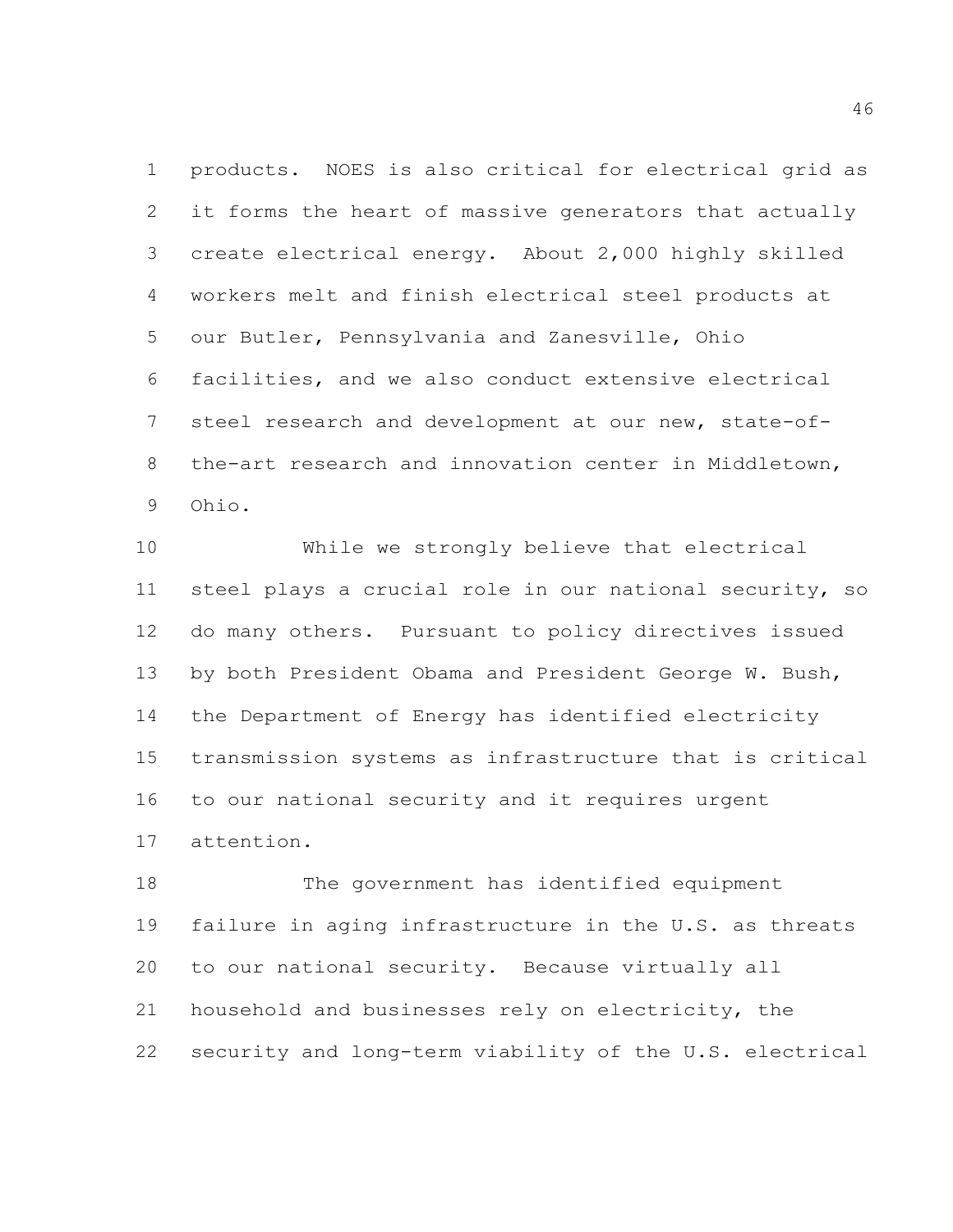products. NOES is also critical for electrical grid as it forms the heart of massive generators that actually create electrical energy. About 2,000 highly skilled workers melt and finish electrical steel products at our Butler, Pennsylvania and Zanesville, Ohio facilities, and we also conduct extensive electrical steel research and development at our new, state-of-the-art research and innovation center in Middletown, Ohio.

While we strongly believe that electrical steel plays a crucial role in our national security, so do many others. Pursuant to policy directives issued by both President Obama and President George W. Bush, the Department of Energy has identified electricity transmission systems as infrastructure that is critical to our national security and it requires urgent attention.

The government has identified equipment failure in aging infrastructure in the U.S. as threats to our national security. Because virtually all household and businesses rely on electricity, the security and long-term viability of the U.S. electrical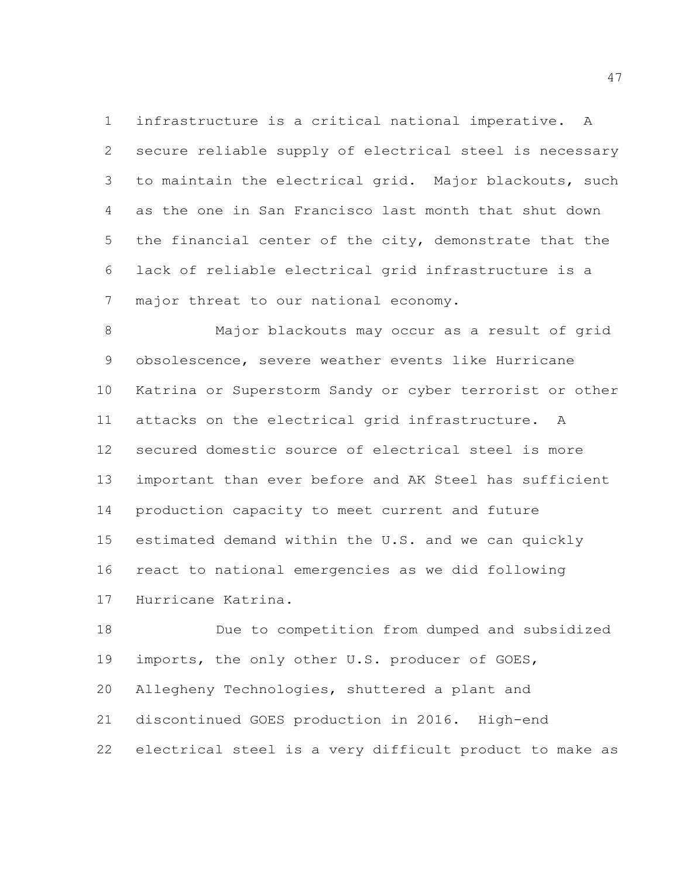infrastructure is a critical national imperative. A secure reliable supply of electrical steel is necessary to maintain the electrical grid. Major blackouts, such as the one in San Francisco last month that shut down the financial center of the city, demonstrate that the lack of reliable electrical grid infrastructure is a major threat to our national economy.

Major blackouts may occur as a result of grid obsolescence, severe weather events like Hurricane Katrina or Superstorm Sandy or cyber terrorist or other attacks on the electrical grid infrastructure. A secured domestic source of electrical steel is more important than ever before and AK Steel has sufficient production capacity to meet current and future estimated demand within the U.S. and we can quickly react to national emergencies as we did following Hurricane Katrina.

Due to competition from dumped and subsidized imports, the only other U.S. producer of GOES, Allegheny Technologies, shuttered a plant and discontinued GOES production in 2016. High-end electrical steel is a very difficult product to make as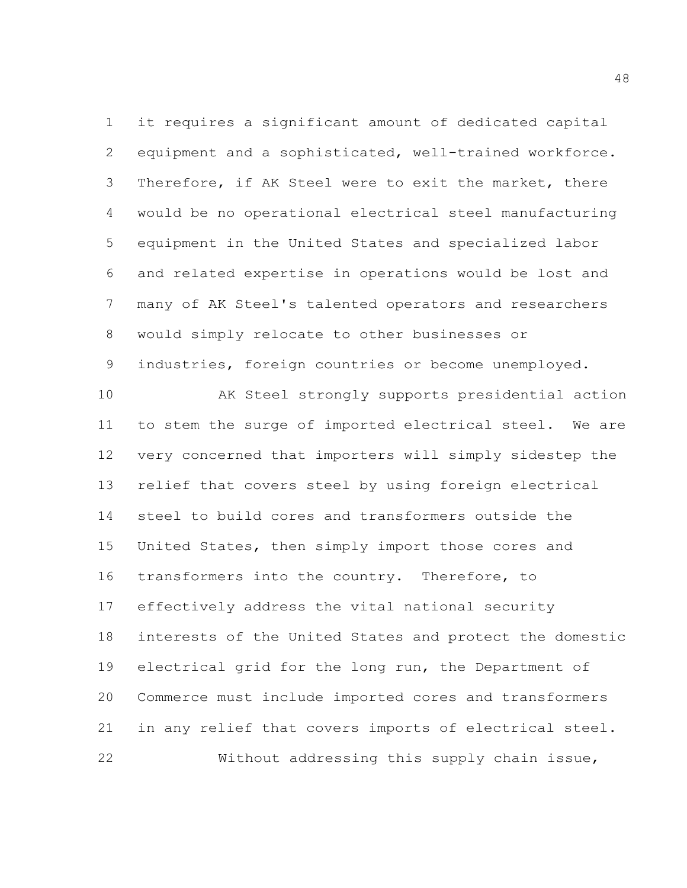it requires a significant amount of dedicated capital equipment and a sophisticated, well-trained workforce. Therefore, if AK Steel were to exit the market, there would be no operational electrical steel manufacturing equipment in the United States and specialized labor and related expertise in operations would be lost and many of AK Steel's talented operators and researchers would simply relocate to other businesses or industries, foreign countries or become unemployed.

AK Steel strongly supports presidential action to stem the surge of imported electrical steel. We are very concerned that importers will simply sidestep the relief that covers steel by using foreign electrical steel to build cores and transformers outside the United States, then simply import those cores and transformers into the country. Therefore, to effectively address the vital national security interests of the United States and protect the domestic electrical grid for the long run, the Department of Commerce must include imported cores and transformers in any relief that covers imports of electrical steel.

Without addressing this supply chain issue,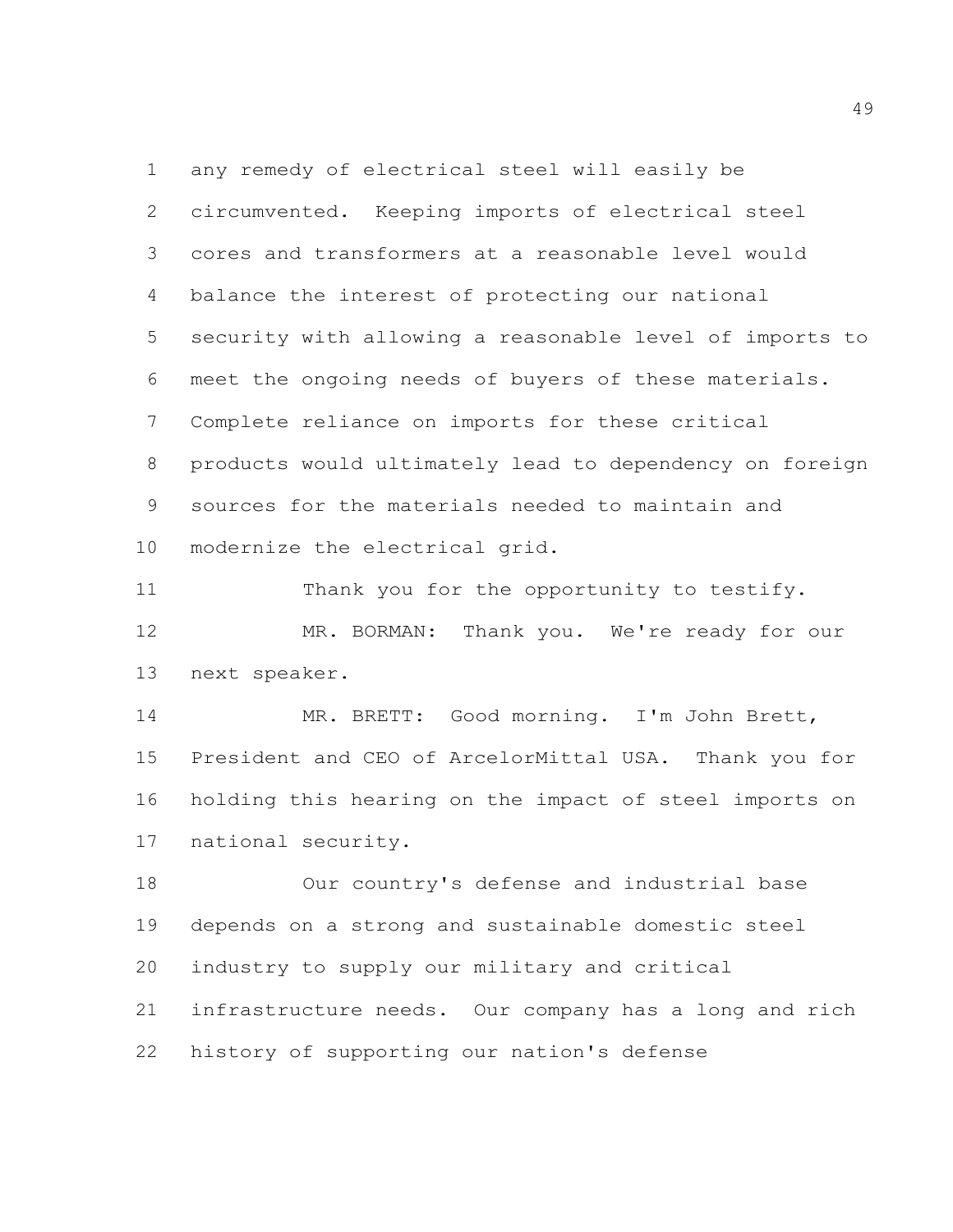any remedy of electrical steel will easily be circumvented. Keeping imports of electrical steel cores and transformers at a reasonable level would balance the interest of protecting our national security with allowing a reasonable level of imports to meet the ongoing needs of buyers of these materials. Complete reliance on imports for these critical products would ultimately lead to dependency on foreign sources for the materials needed to maintain and modernize the electrical grid.

Thank you for the opportunity to testify.

MR. BORMAN: Thank you. We're ready for our next speaker.

MR. BRETT: Good morning. I'm John Brett, President and CEO of ArcelorMittal USA. Thank you for holding this hearing on the impact of steel imports on national security.

Our country's defense and industrial base depends on a strong and sustainable domestic steel industry to supply our military and critical infrastructure needs. Our company has a long and rich history of supporting our nation's defense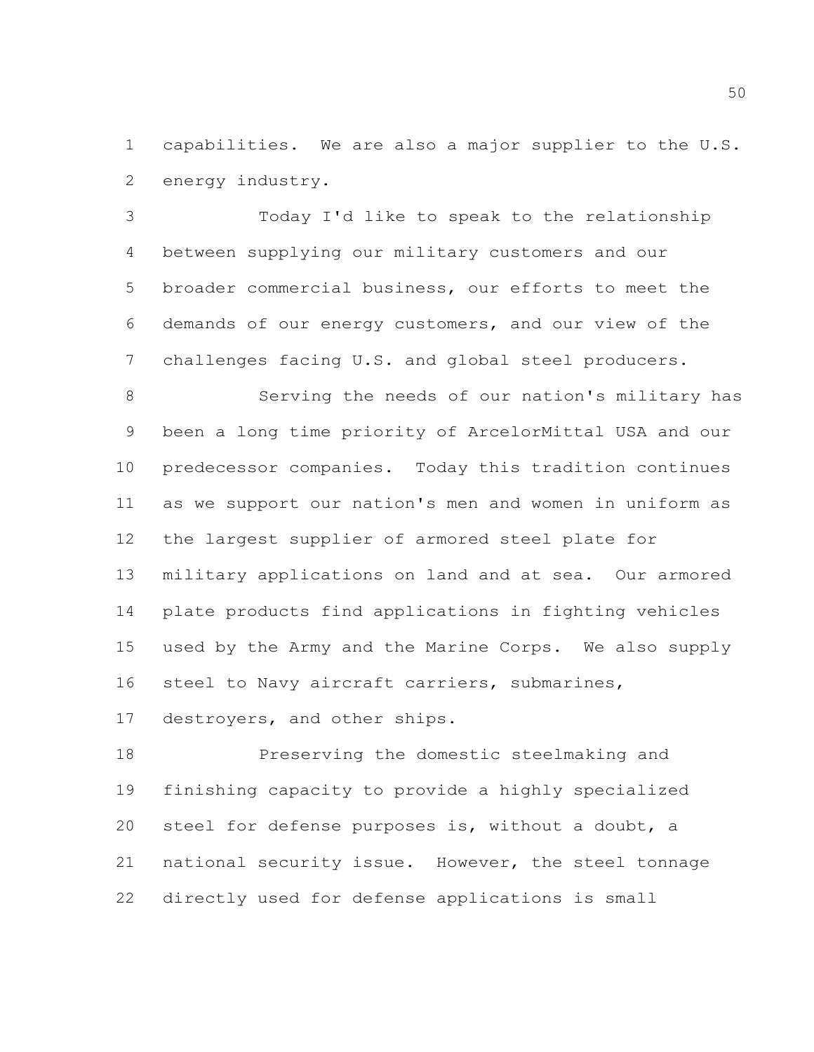capabilities. We are also a major supplier to the U.S. energy industry.

Today I'd like to speak to the relationship between supplying our military customers and our broader commercial business, our efforts to meet the demands of our energy customers, and our view of the challenges facing U.S. and global steel producers.

Serving the needs of our nation's military has been a long time priority of ArcelorMittal USA and our predecessor companies. Today this tradition continues as we support our nation's men and women in uniform as the largest supplier of armored steel plate for military applications on land and at sea. Our armored plate products find applications in fighting vehicles used by the Army and the Marine Corps. We also supply steel to Navy aircraft carriers, submarines, destroyers, and other ships.

Preserving the domestic steelmaking and finishing capacity to provide a highly specialized steel for defense purposes is, without a doubt, a national security issue. However, the steel tonnage directly used for defense applications is small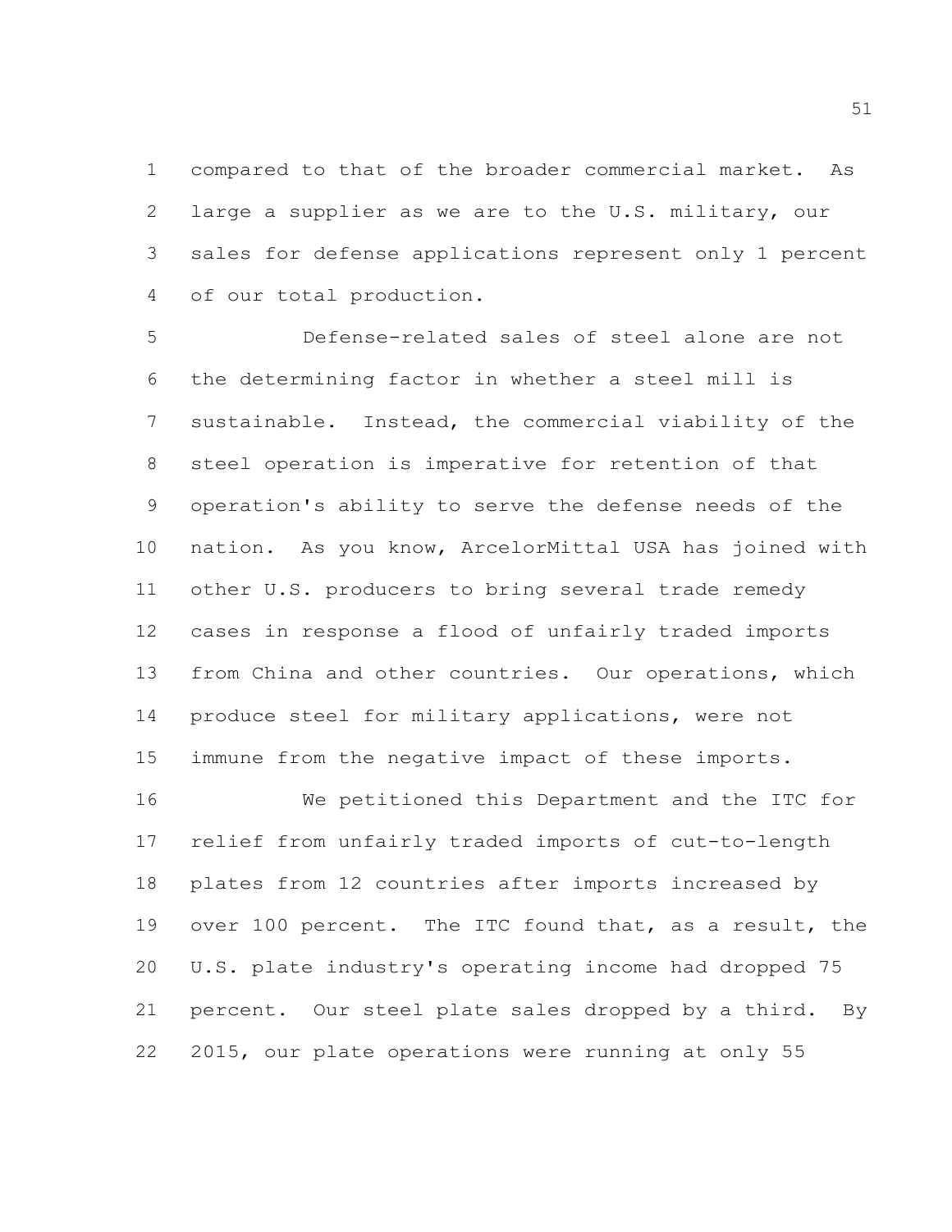compared to that of the broader commercial market. As large a supplier as we are to the U.S. military, our sales for defense applications represent only 1 percent of our total production.

Defense-related sales of steel alone are not the determining factor in whether a steel mill is sustainable. Instead, the commercial viability of the steel operation is imperative for retention of that operation's ability to serve the defense needs of the nation. As you know, ArcelorMittal USA has joined with other U.S. producers to bring several trade remedy cases in response a flood of unfairly traded imports from China and other countries. Our operations, which produce steel for military applications, were not immune from the negative impact of these imports.

We petitioned this Department and the ITC for relief from unfairly traded imports of cut-to-length plates from 12 countries after imports increased by over 100 percent. The ITC found that, as a result, the U.S. plate industry's operating income had dropped 75 percent. Our steel plate sales dropped by a third. By 2015, our plate operations were running at only 55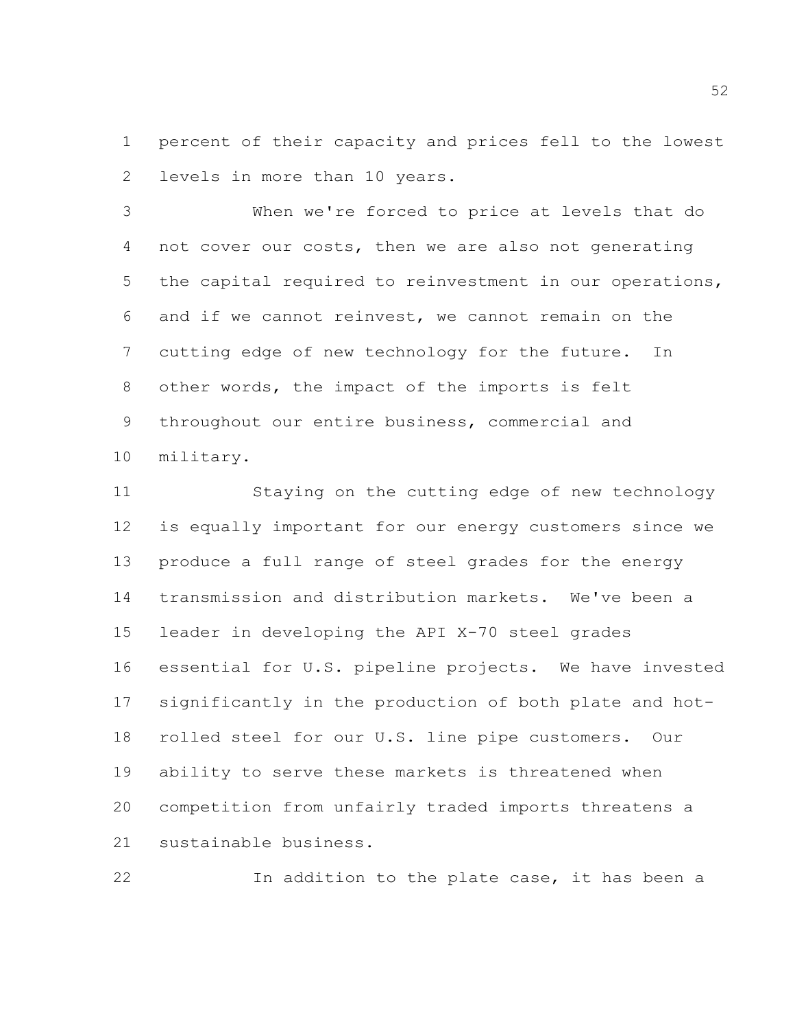percent of their capacity and prices fell to the lowest levels in more than 10 years.

When we're forced to price at levels that do not cover our costs, then we are also not generating the capital required to reinvestment in our operations, and if we cannot reinvest, we cannot remain on the cutting edge of new technology for the future. In other words, the impact of the imports is felt throughout our entire business, commercial and military.

Staying on the cutting edge of new technology is equally important for our energy customers since we produce a full range of steel grades for the energy transmission and distribution markets. We've been a leader in developing the API X-70 steel grades essential for U.S. pipeline projects. We have invested significantly in the production of both plate and hot-rolled steel for our U.S. line pipe customers. Our ability to serve these markets is threatened when competition from unfairly traded imports threatens a sustainable business.

In addition to the plate case, it has been a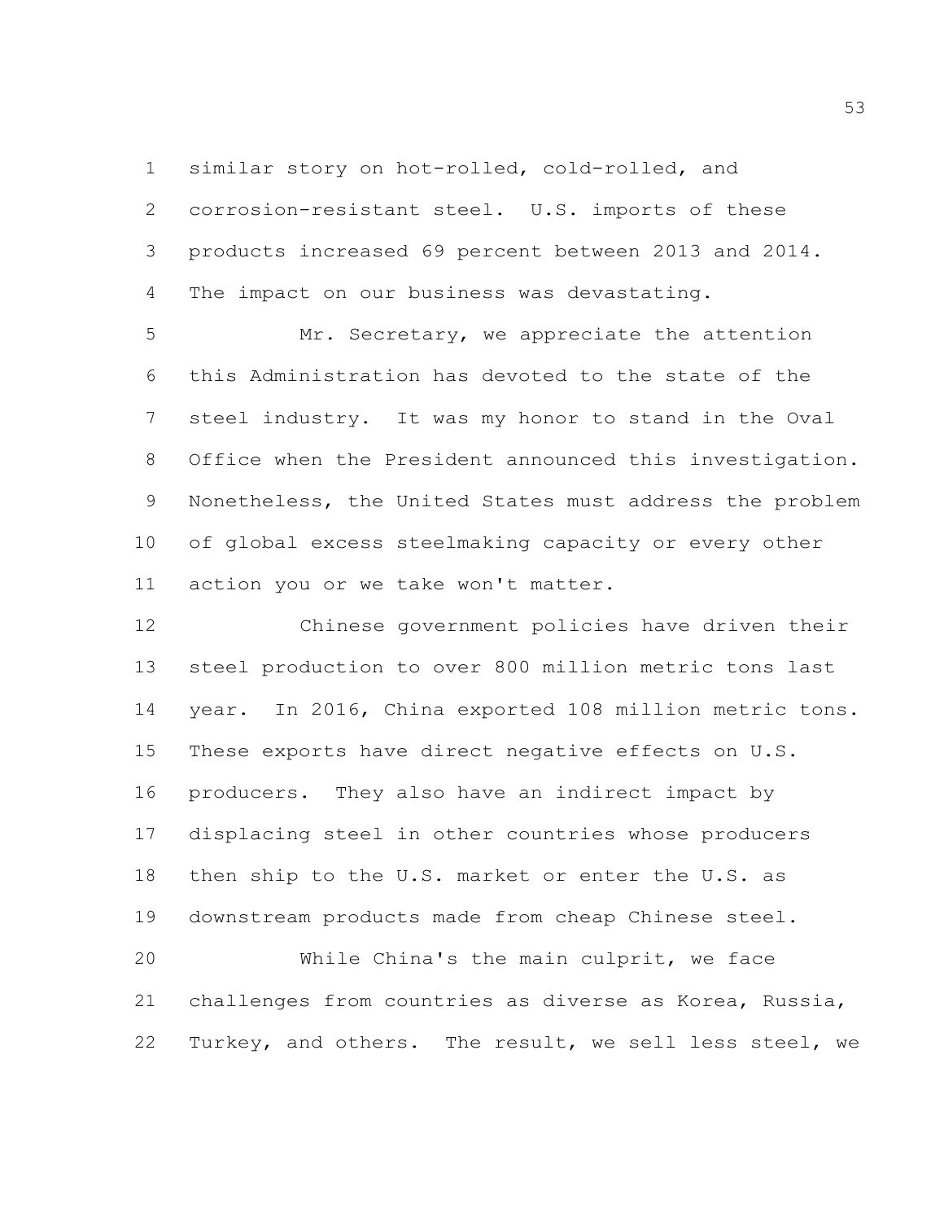similar story on hot-rolled, cold-rolled, and corrosion-resistant steel. U.S. imports of these products increased 69 percent between 2013 and 2014. The impact on our business was devastating.

Mr. Secretary, we appreciate the attention this Administration has devoted to the state of the steel industry. It was my honor to stand in the Oval Office when the President announced this investigation. Nonetheless, the United States must address the problem of global excess steelmaking capacity or every other action you or we take won't matter.

Chinese government policies have driven their steel production to over 800 million metric tons last year. In 2016, China exported 108 million metric tons. These exports have direct negative effects on U.S. producers. They also have an indirect impact by displacing steel in other countries whose producers then ship to the U.S. market or enter the U.S. as downstream products made from cheap Chinese steel.

While China's the main culprit, we face challenges from countries as diverse as Korea, Russia, Turkey, and others. The result, we sell less steel, we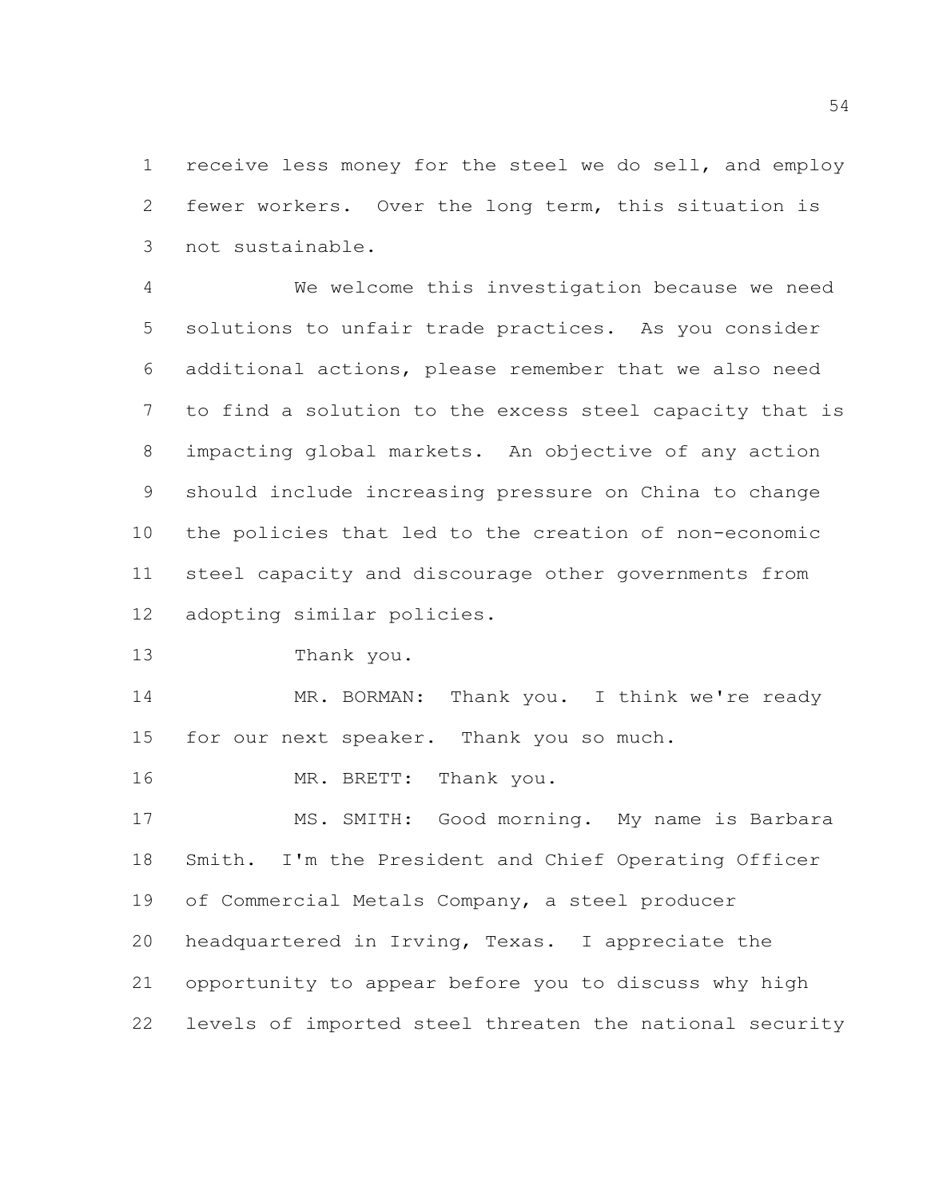receive less money for the steel we do sell, and employ fewer workers. Over the long term, this situation is not sustainable.

We welcome this investigation because we need solutions to unfair trade practices. As you consider additional actions, please remember that we also need to find a solution to the excess steel capacity that is impacting global markets. An objective of any action should include increasing pressure on China to change the policies that led to the creation of non-economic steel capacity and discourage other governments from adopting similar policies.

Thank you.

MR. BORMAN: Thank you. I think we're ready for our next speaker. Thank you so much.

MR. BRETT: Thank you.

MS. SMITH: Good morning. My name is Barbara Smith. I'm the President and Chief Operating Officer of Commercial Metals Company, a steel producer headquartered in Irving, Texas. I appreciate the opportunity to appear before you to discuss why high levels of imported steel threaten the national security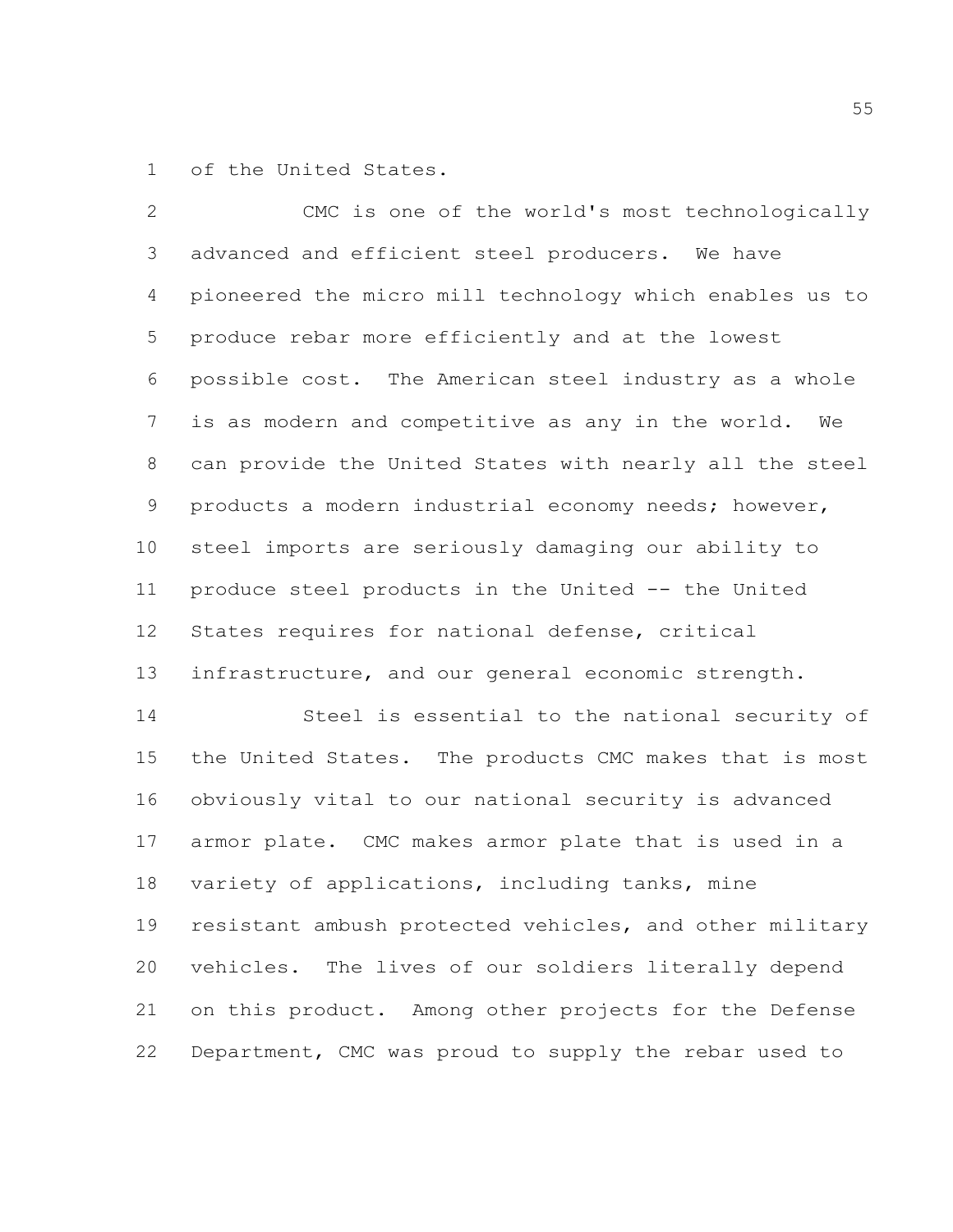of the United States.

CMC is one of the world's most technologically advanced and efficient steel producers. We have pioneered the micro mill technology which enables us to produce rebar more efficiently and at the lowest possible cost. The American steel industry as a whole is as modern and competitive as any in the world. We can provide the United States with nearly all the steel products a modern industrial economy needs; however, steel imports are seriously damaging our ability to produce steel products in the United -- the United States requires for national defense, critical infrastructure, and our general economic strength.

Steel is essential to the national security of the United States. The products CMC makes that is most obviously vital to our national security is advanced armor plate. CMC makes armor plate that is used in a variety of applications, including tanks, mine resistant ambush protected vehicles, and other military vehicles. The lives of our soldiers literally depend on this product. Among other projects for the Defense Department, CMC was proud to supply the rebar used to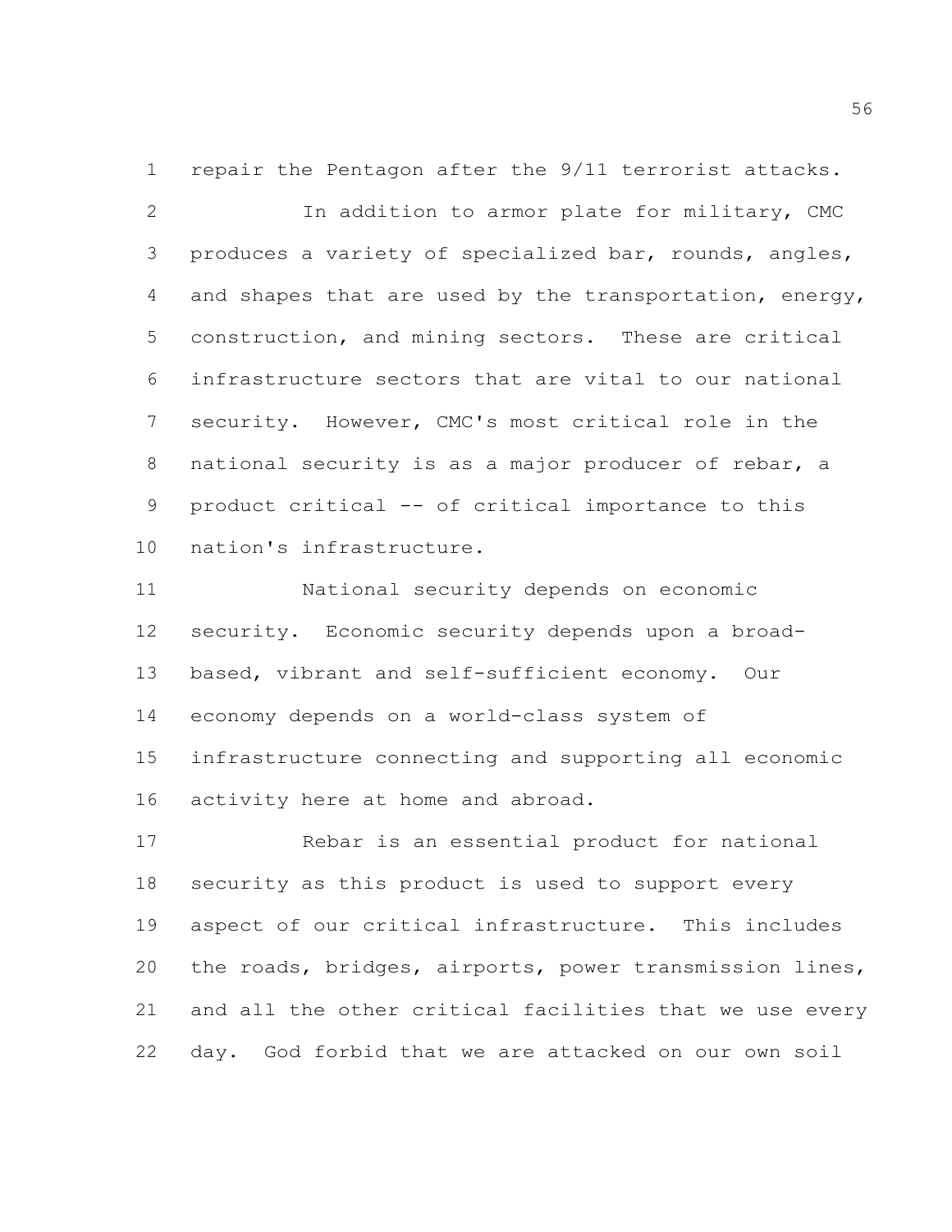repair the Pentagon after the 9/11 terrorist attacks.

In addition to armor plate for military, CMC produces a variety of specialized bar, rounds, angles, and shapes that are used by the transportation, energy, construction, and mining sectors. These are critical infrastructure sectors that are vital to our national security. However, CMC's most critical role in the national security is as a major producer of rebar, a product critical -- of critical importance to this nation's infrastructure.

National security depends on economic security. Economic security depends upon a broad-based, vibrant and self-sufficient economy. Our economy depends on a world-class system of infrastructure connecting and supporting all economic activity here at home and abroad.

Rebar is an essential product for national security as this product is used to support every aspect of our critical infrastructure. This includes the roads, bridges, airports, power transmission lines, and all the other critical facilities that we use every day. God forbid that we are attacked on our own soil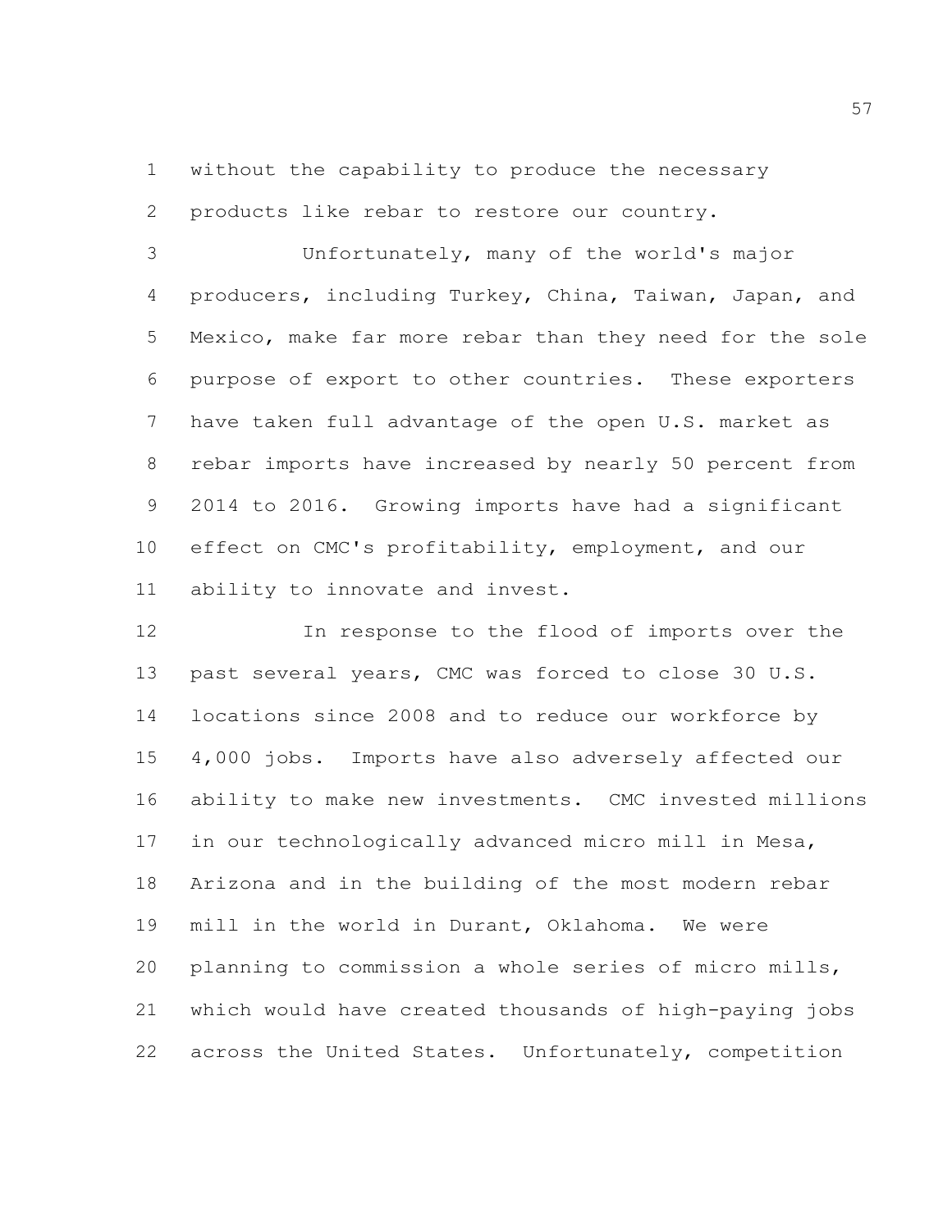without the capability to produce the necessary products like rebar to restore our country.

Unfortunately, many of the world's major producers, including Turkey, China, Taiwan, Japan, and Mexico, make far more rebar than they need for the sole purpose of export to other countries. These exporters have taken full advantage of the open U.S. market as rebar imports have increased by nearly 50 percent from 2014 to 2016. Growing imports have had a significant effect on CMC's profitability, employment, and our ability to innovate and invest.

In response to the flood of imports over the past several years, CMC was forced to close 30 U.S. locations since 2008 and to reduce our workforce by 4,000 jobs. Imports have also adversely affected our ability to make new investments. CMC invested millions in our technologically advanced micro mill in Mesa, Arizona and in the building of the most modern rebar mill in the world in Durant, Oklahoma. We were planning to commission a whole series of micro mills, which would have created thousands of high-paying jobs across the United States. Unfortunately, competition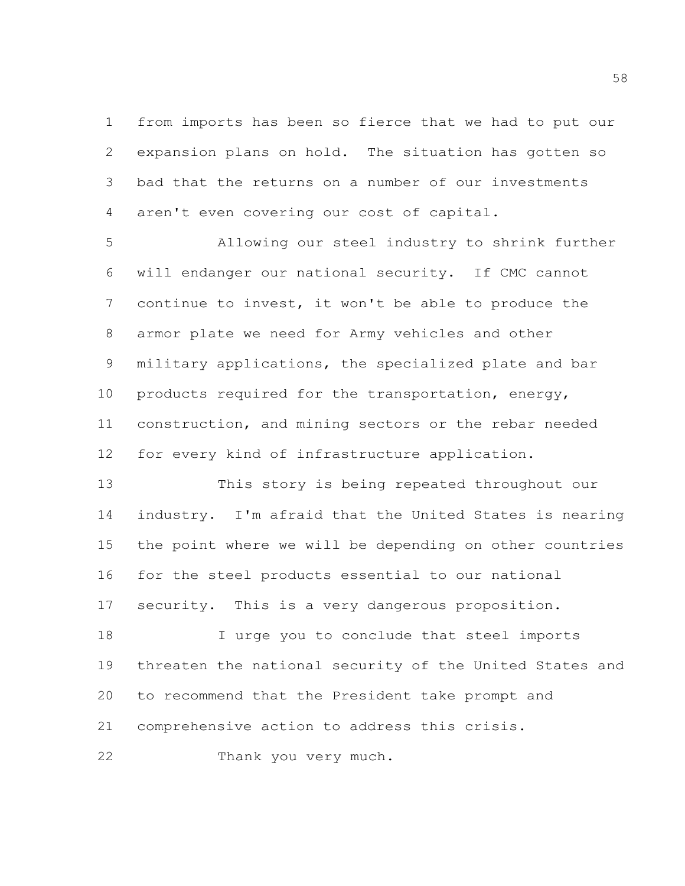from imports has been so fierce that we had to put our expansion plans on hold. The situation has gotten so bad that the returns on a number of our investments aren't even covering our cost of capital.

Allowing our steel industry to shrink further will endanger our national security. If CMC cannot continue to invest, it won't be able to produce the armor plate we need for Army vehicles and other military applications, the specialized plate and bar products required for the transportation, energy, construction, and mining sectors or the rebar needed for every kind of infrastructure application.

This story is being repeated throughout our industry. I'm afraid that the United States is nearing the point where we will be depending on other countries for the steel products essential to our national security. This is a very dangerous proposition.

I urge you to conclude that steel imports threaten the national security of the United States and to recommend that the President take prompt and comprehensive action to address this crisis.

Thank you very much.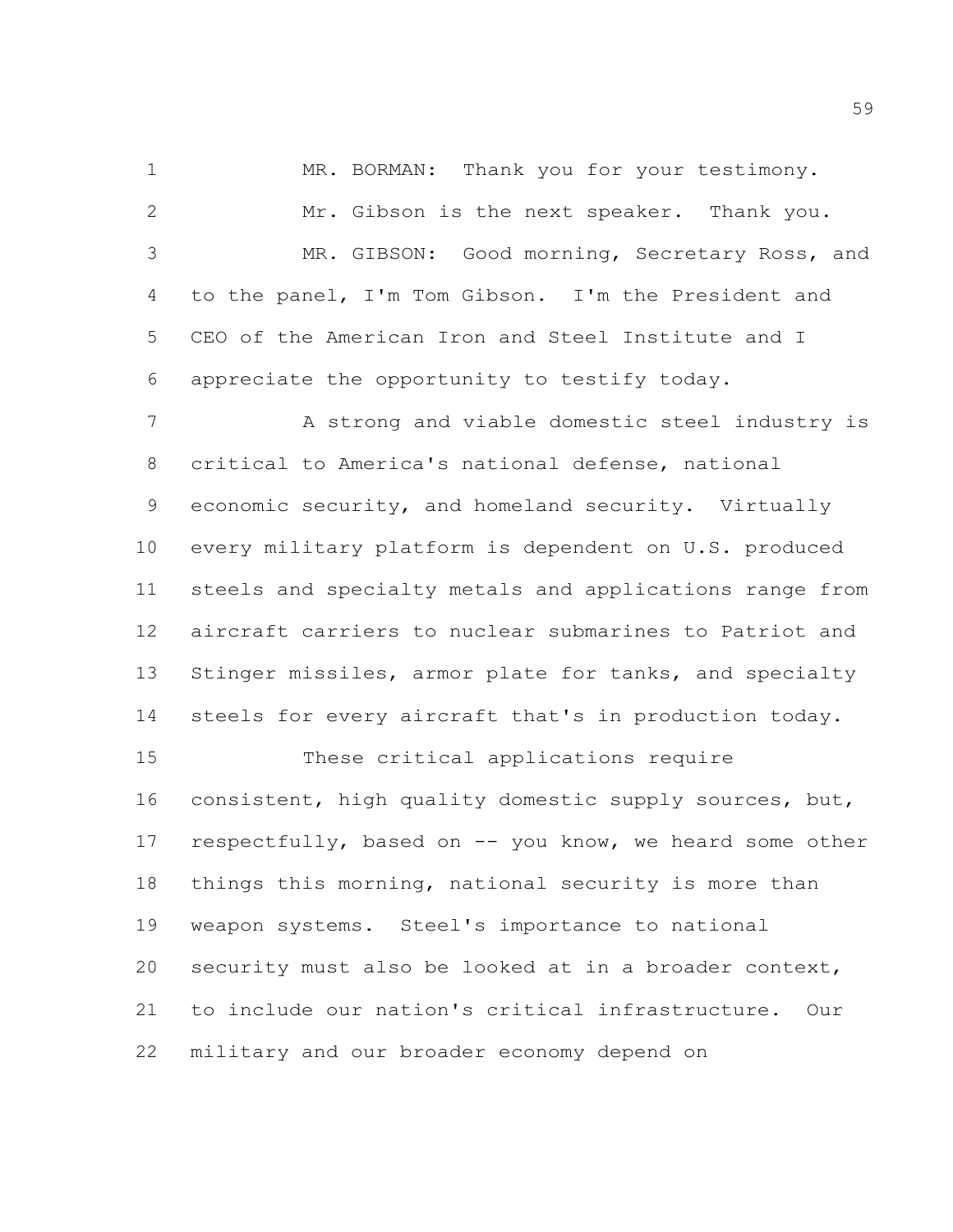MR. BORMAN: Thank you for your testimony.

Mr. Gibson is the next speaker. Thank you.

MR. GIBSON: Good morning, Secretary Ross, and to the panel, I'm Tom Gibson. I'm the President and CEO of the American Iron and Steel Institute and I appreciate the opportunity to testify today.

A strong and viable domestic steel industry is critical to America's national defense, national economic security, and homeland security. Virtually every military platform is dependent on U.S. produced steels and specialty metals and applications range from aircraft carriers to nuclear submarines to Patriot and Stinger missiles, armor plate for tanks, and specialty steels for every aircraft that's in production today.

These critical applications require consistent, high quality domestic supply sources, but, respectfully, based on -- you know, we heard some other things this morning, national security is more than weapon systems. Steel's importance to national security must also be looked at in a broader context, to include our nation's critical infrastructure. Our military and our broader economy depend on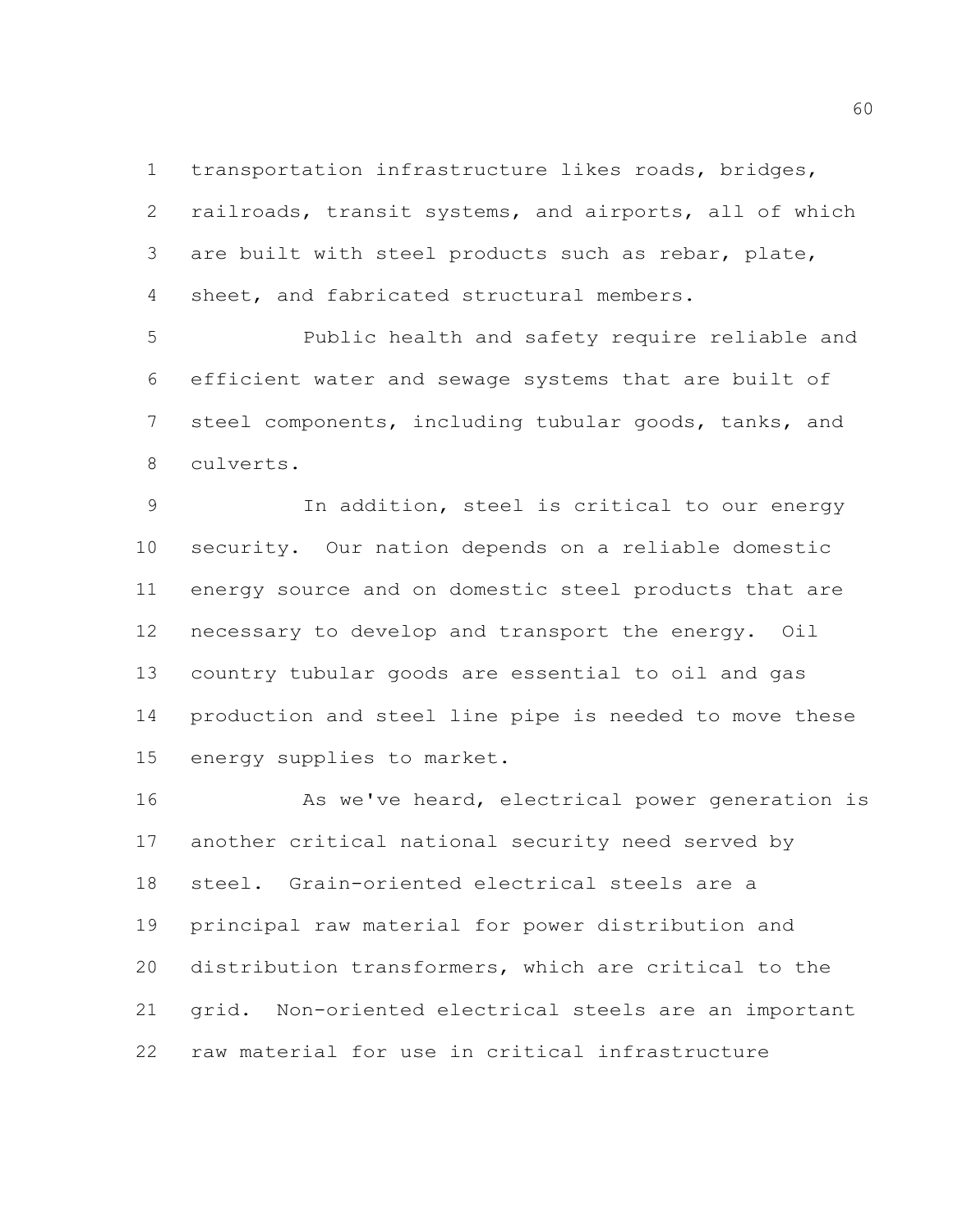transportation infrastructure likes roads, bridges, railroads, transit systems, and airports, all of which are built with steel products such as rebar, plate, sheet, and fabricated structural members.

Public health and safety require reliable and efficient water and sewage systems that are built of steel components, including tubular goods, tanks, and culverts.

In addition, steel is critical to our energy security. Our nation depends on a reliable domestic energy source and on domestic steel products that are necessary to develop and transport the energy. Oil country tubular goods are essential to oil and gas production and steel line pipe is needed to move these energy supplies to market.

As we've heard, electrical power generation is another critical national security need served by steel. Grain-oriented electrical steels are a principal raw material for power distribution and distribution transformers, which are critical to the grid. Non-oriented electrical steels are an important raw material for use in critical infrastructure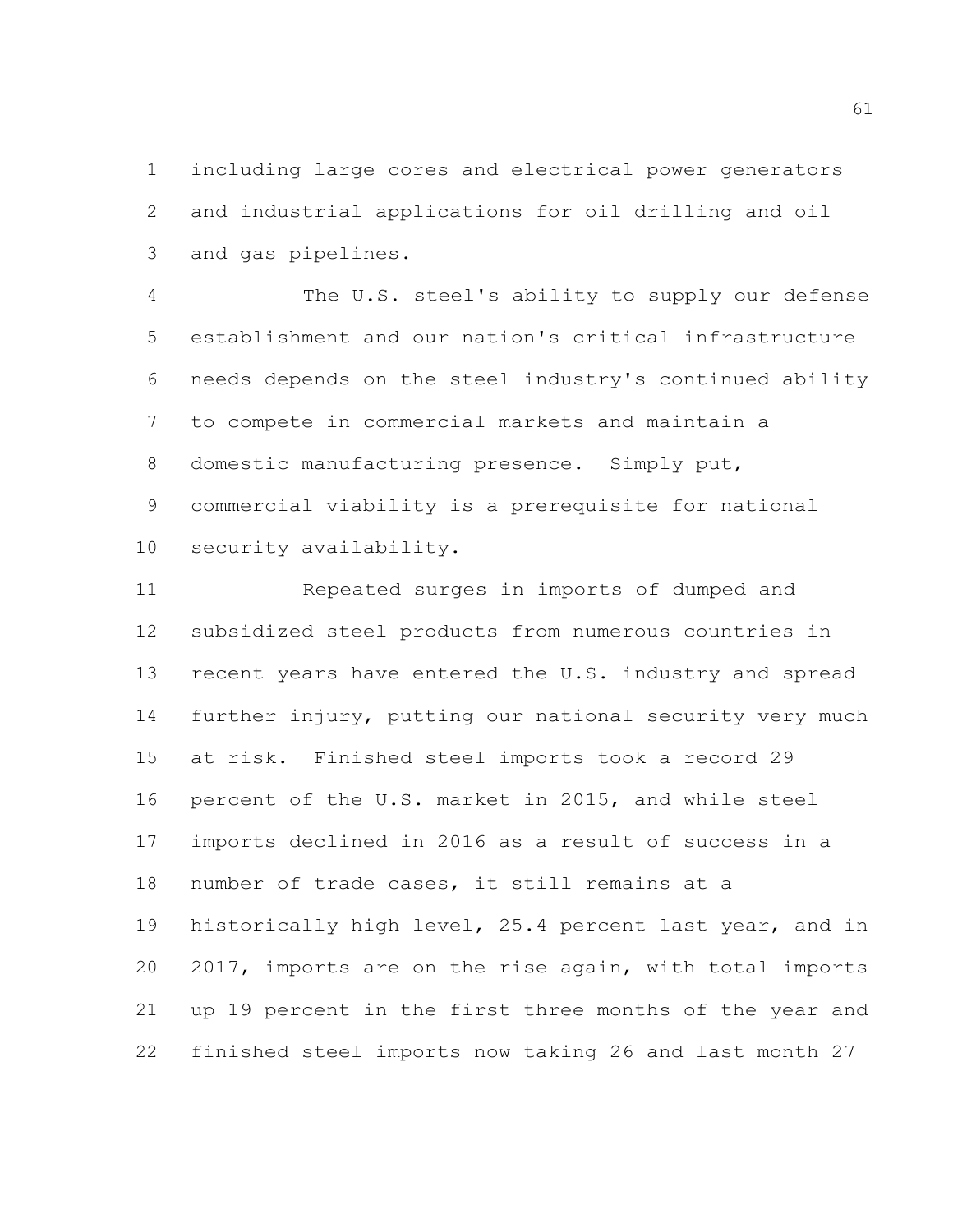including large cores and electrical power generators and industrial applications for oil drilling and oil and gas pipelines.

The U.S. steel's ability to supply our defense establishment and our nation's critical infrastructure needs depends on the steel industry's continued ability to compete in commercial markets and maintain a domestic manufacturing presence. Simply put, commercial viability is a prerequisite for national security availability.

Repeated surges in imports of dumped and subsidized steel products from numerous countries in recent years have entered the U.S. industry and spread further injury, putting our national security very much at risk. Finished steel imports took a record 29 percent of the U.S. market in 2015, and while steel imports declined in 2016 as a result of success in a number of trade cases, it still remains at a historically high level, 25.4 percent last year, and in 2017, imports are on the rise again, with total imports up 19 percent in the first three months of the year and finished steel imports now taking 26 and last month 27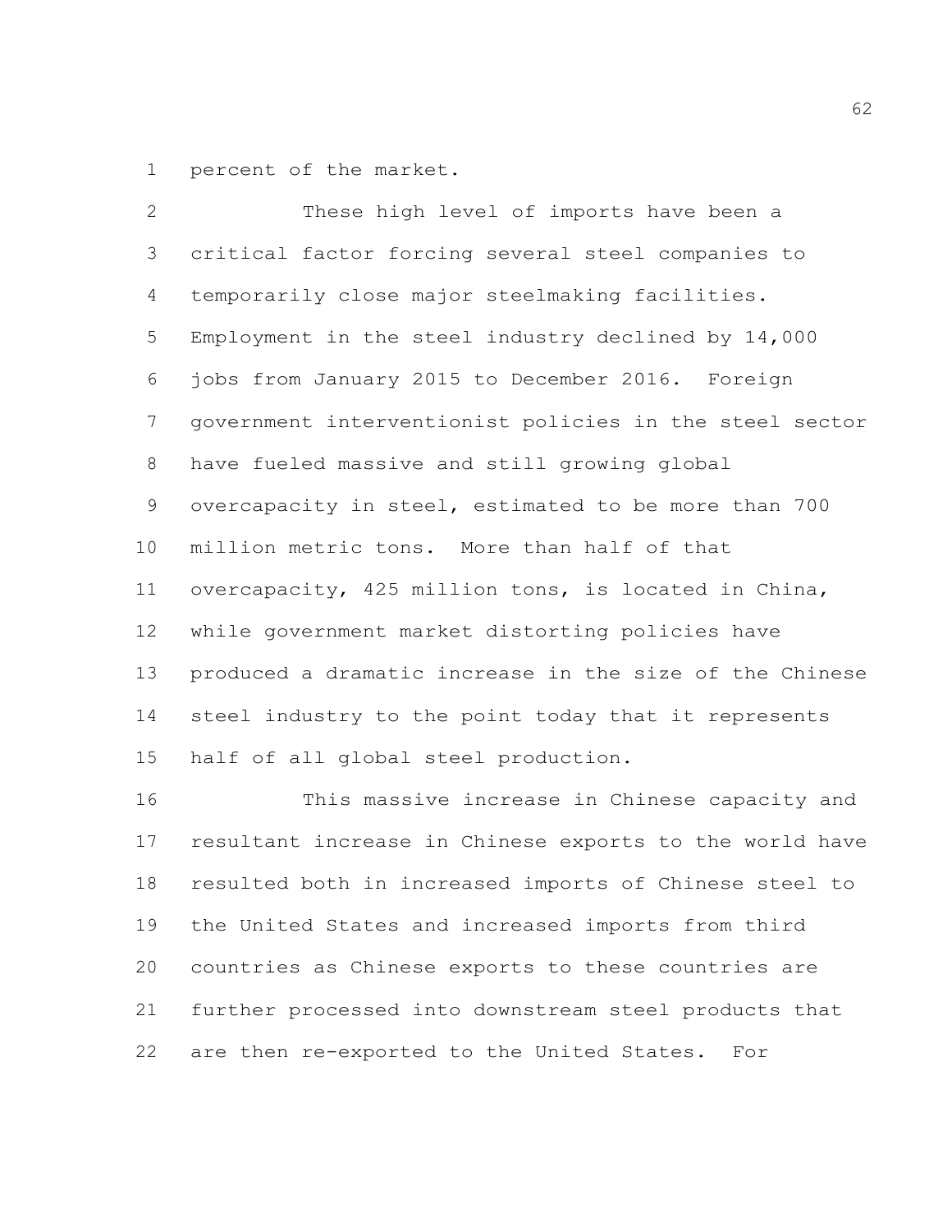percent of the market.

These high level of imports have been a critical factor forcing several steel companies to temporarily close major steelmaking facilities. Employment in the steel industry declined by 14,000 jobs from January 2015 to December 2016. Foreign government interventionist policies in the steel sector have fueled massive and still growing global overcapacity in steel, estimated to be more than 700 million metric tons. More than half of that overcapacity, 425 million tons, is located in China, while government market distorting policies have produced a dramatic increase in the size of the Chinese steel industry to the point today that it represents half of all global steel production.

This massive increase in Chinese capacity and resultant increase in Chinese exports to the world have resulted both in increased imports of Chinese steel to the United States and increased imports from third countries as Chinese exports to these countries are further processed into downstream steel products that are then re-exported to the United States. For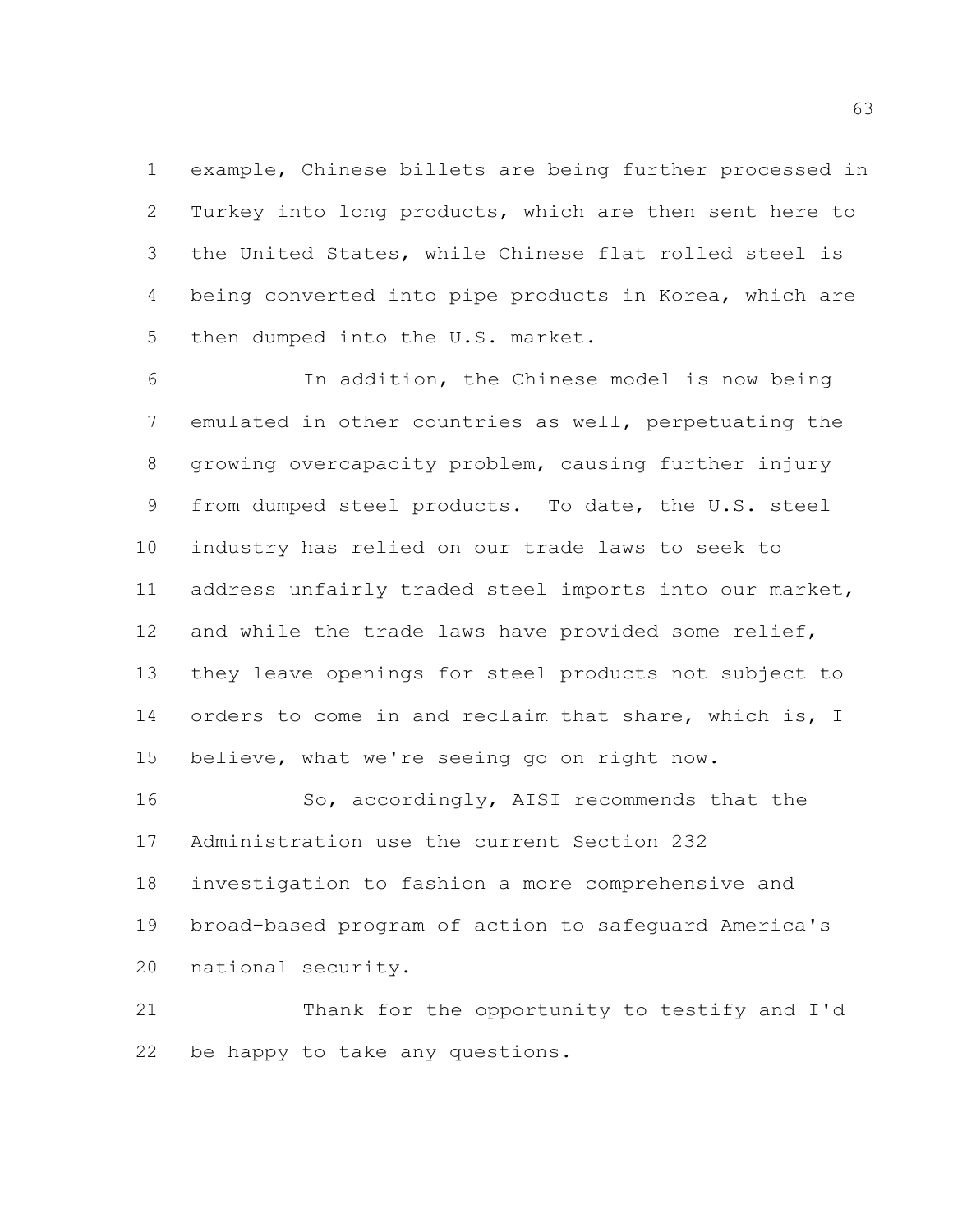example, Chinese billets are being further processed in Turkey into long products, which are then sent here to the United States, while Chinese flat rolled steel is being converted into pipe products in Korea, which are then dumped into the U.S. market.

In addition, the Chinese model is now being emulated in other countries as well, perpetuating the growing overcapacity problem, causing further injury from dumped steel products. To date, the U.S. steel industry has relied on our trade laws to seek to address unfairly traded steel imports into our market, and while the trade laws have provided some relief, they leave openings for steel products not subject to orders to come in and reclaim that share, which is, I believe, what we're seeing go on right now.

So, accordingly, AISI recommends that the Administration use the current Section 232 investigation to fashion a more comprehensive and broad-based program of action to safeguard America's national security.

Thank for the opportunity to testify and I'd be happy to take any questions.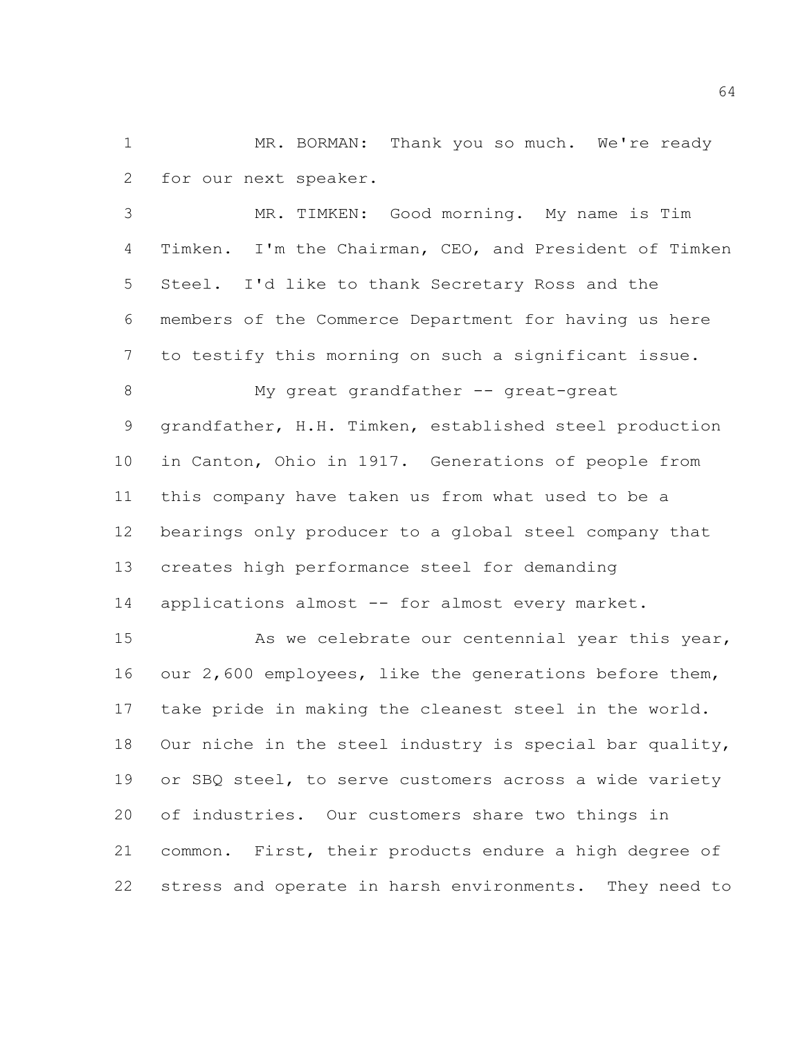MR. BORMAN: Thank you so much. We're ready for our next speaker.

MR. TIMKEN: Good morning. My name is Tim Timken. I'm the Chairman, CEO, and President of Timken Steel. I'd like to thank Secretary Ross and the members of the Commerce Department for having us here to testify this morning on such a significant issue.

My great grandfather -- great-great grandfather, H.H. Timken, established steel production in Canton, Ohio in 1917. Generations of people from this company have taken us from what used to be a bearings only producer to a global steel company that creates high performance steel for demanding applications almost -- for almost every market.

As we celebrate our centennial year this year, our 2,600 employees, like the generations before them, take pride in making the cleanest steel in the world. Our niche in the steel industry is special bar quality, or SBQ steel, to serve customers across a wide variety of industries. Our customers share two things in common. First, their products endure a high degree of stress and operate in harsh environments. They need to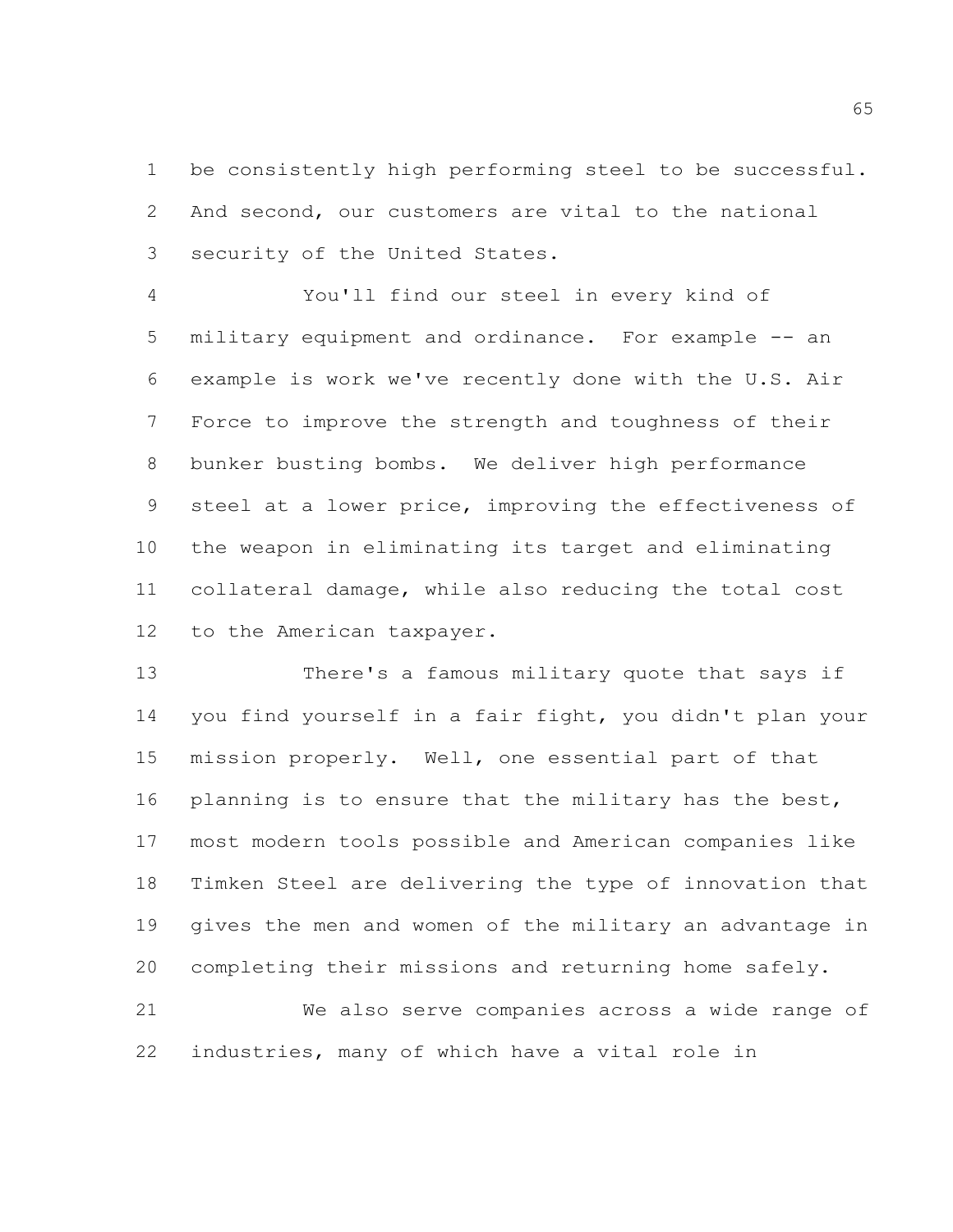be consistently high performing steel to be successful. And second, our customers are vital to the national security of the United States.

You'll find our steel in every kind of military equipment and ordinance. For example -- an example is work we've recently done with the U.S. Air Force to improve the strength and toughness of their bunker busting bombs. We deliver high performance steel at a lower price, improving the effectiveness of the weapon in eliminating its target and eliminating collateral damage, while also reducing the total cost to the American taxpayer.

There's a famous military quote that says if you find yourself in a fair fight, you didn't plan your mission properly. Well, one essential part of that planning is to ensure that the military has the best, most modern tools possible and American companies like Timken Steel are delivering the type of innovation that gives the men and women of the military an advantage in completing their missions and returning home safely.

We also serve companies across a wide range of industries, many of which have a vital role in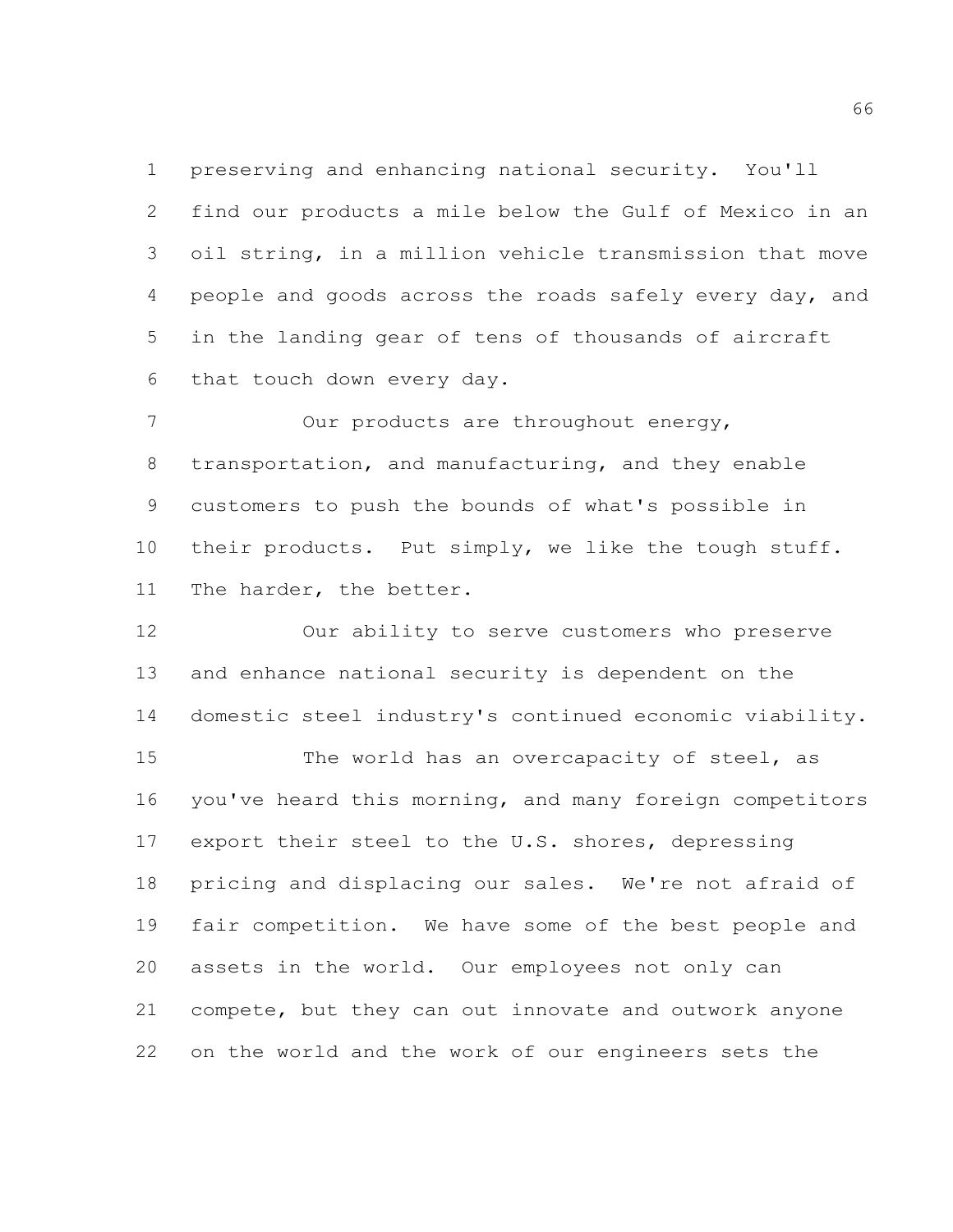preserving and enhancing national security. You'll find our products a mile below the Gulf of Mexico in an oil string, in a million vehicle transmission that move people and goods across the roads safely every day, and in the landing gear of tens of thousands of aircraft that touch down every day.

Our products are throughout energy, transportation, and manufacturing, and they enable customers to push the bounds of what's possible in their products. Put simply, we like the tough stuff. The harder, the better.

Our ability to serve customers who preserve and enhance national security is dependent on the domestic steel industry's continued economic viability.

The world has an overcapacity of steel, as you've heard this morning, and many foreign competitors export their steel to the U.S. shores, depressing pricing and displacing our sales. We're not afraid of fair competition. We have some of the best people and assets in the world. Our employees not only can compete, but they can out innovate and outwork anyone on the world and the work of our engineers sets the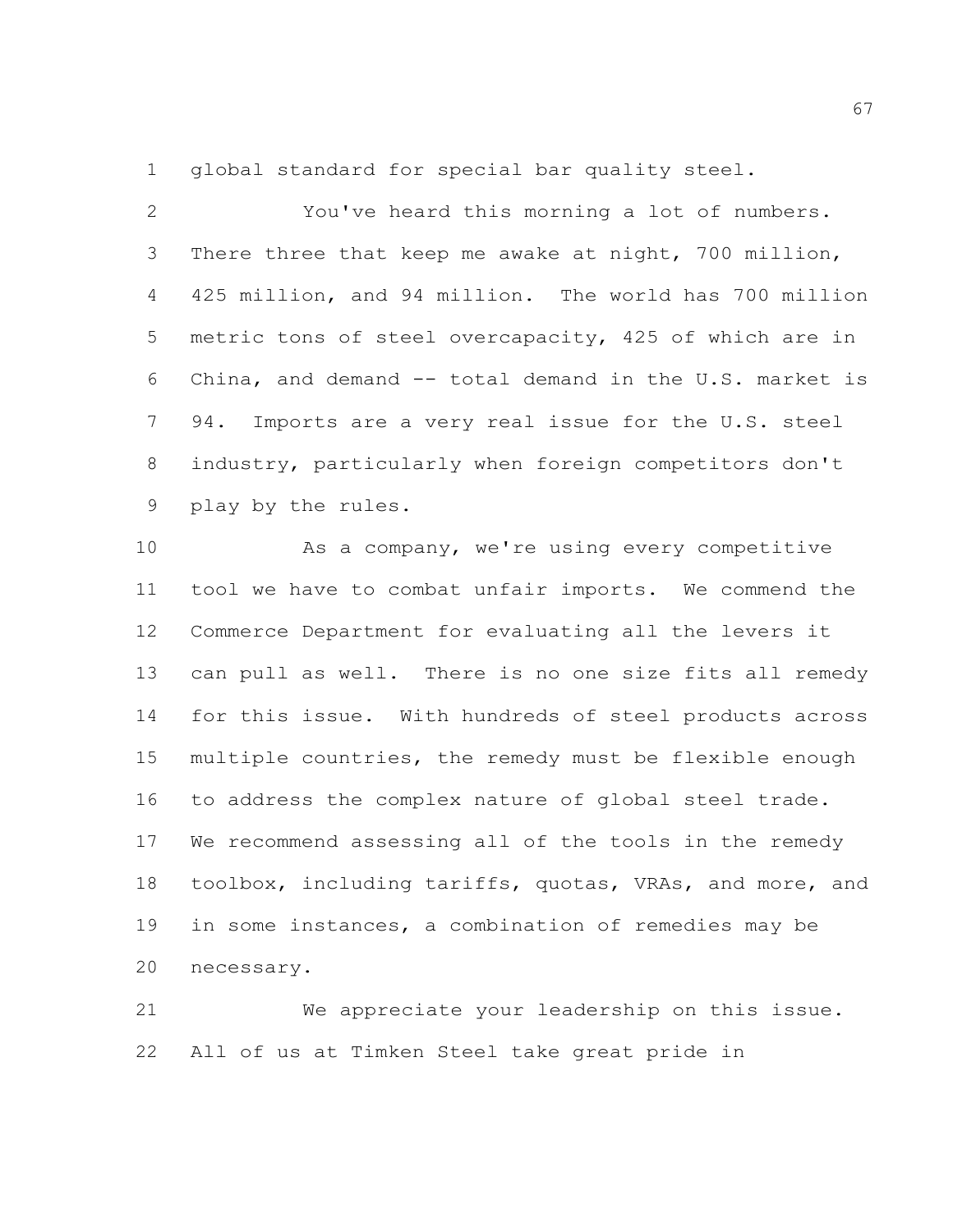global standard for special bar quality steel.

You've heard this morning a lot of numbers. There three that keep me awake at night, 700 million, 425 million, and 94 million. The world has 700 million metric tons of steel overcapacity, 425 of which are in China, and demand -- total demand in the U.S. market is 94. Imports are a very real issue for the U.S. steel industry, particularly when foreign competitors don't play by the rules.

As a company, we're using every competitive tool we have to combat unfair imports. We commend the Commerce Department for evaluating all the levers it can pull as well. There is no one size fits all remedy for this issue. With hundreds of steel products across multiple countries, the remedy must be flexible enough to address the complex nature of global steel trade. We recommend assessing all of the tools in the remedy toolbox, including tariffs, quotas, VRAs, and more, and in some instances, a combination of remedies may be necessary.

We appreciate your leadership on this issue. All of us at Timken Steel take great pride in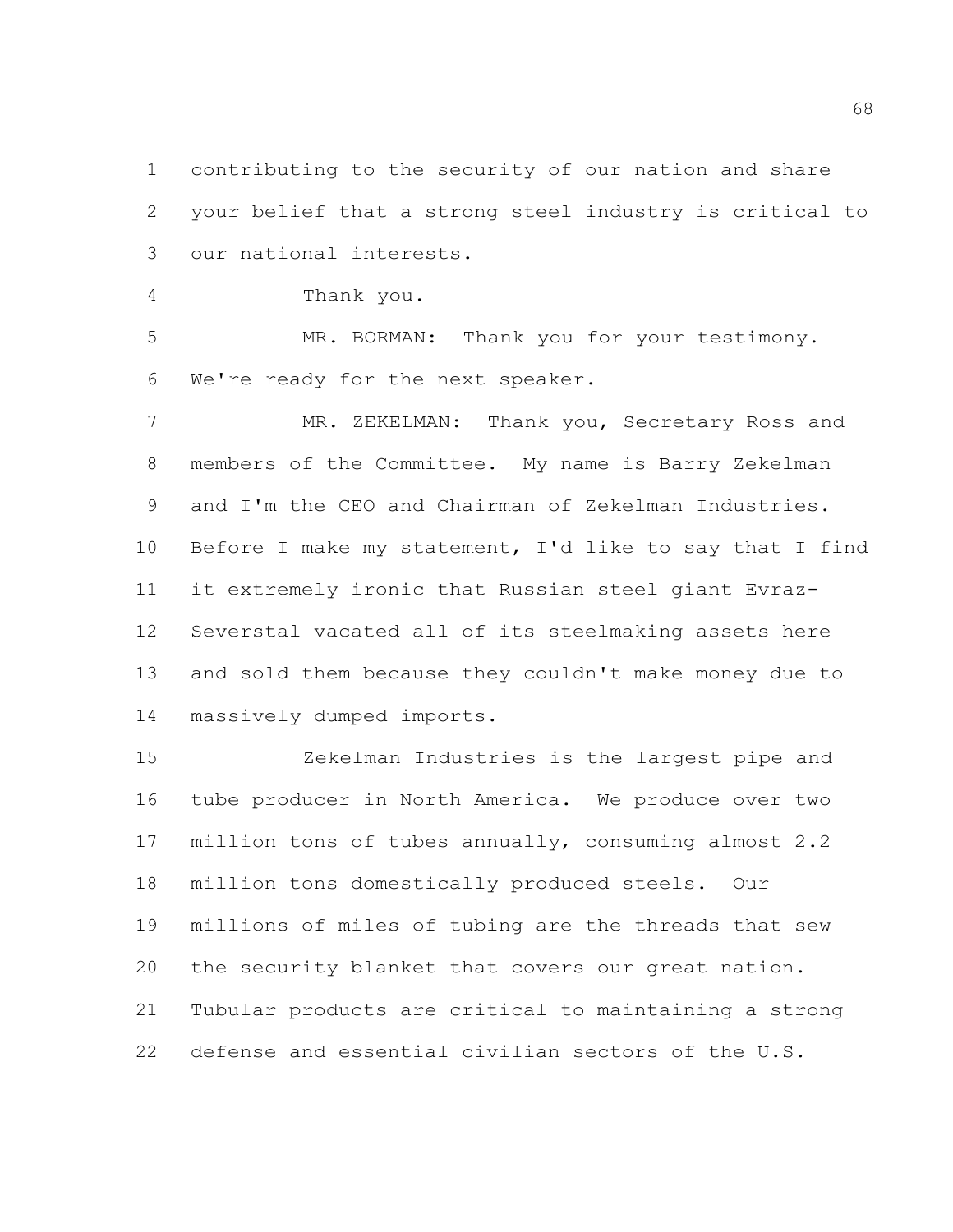contributing to the security of our nation and share your belief that a strong steel industry is critical to our national interests.

Thank you.

MR. BORMAN: Thank you for your testimony. We're ready for the next speaker.

MR. ZEKELMAN: Thank you, Secretary Ross and members of the Committee. My name is Barry Zekelman and I'm the CEO and Chairman of Zekelman Industries. Before I make my statement, I'd like to say that I find it extremely ironic that Russian steel giant Evraz-Severstal vacated all of its steelmaking assets here and sold them because they couldn't make money due to massively dumped imports.

Zekelman Industries is the largest pipe and tube producer in North America. We produce over two million tons of tubes annually, consuming almost 2.2 million tons domestically produced steels. Our millions of miles of tubing are the threads that sew the security blanket that covers our great nation. Tubular products are critical to maintaining a strong defense and essential civilian sectors of the U.S.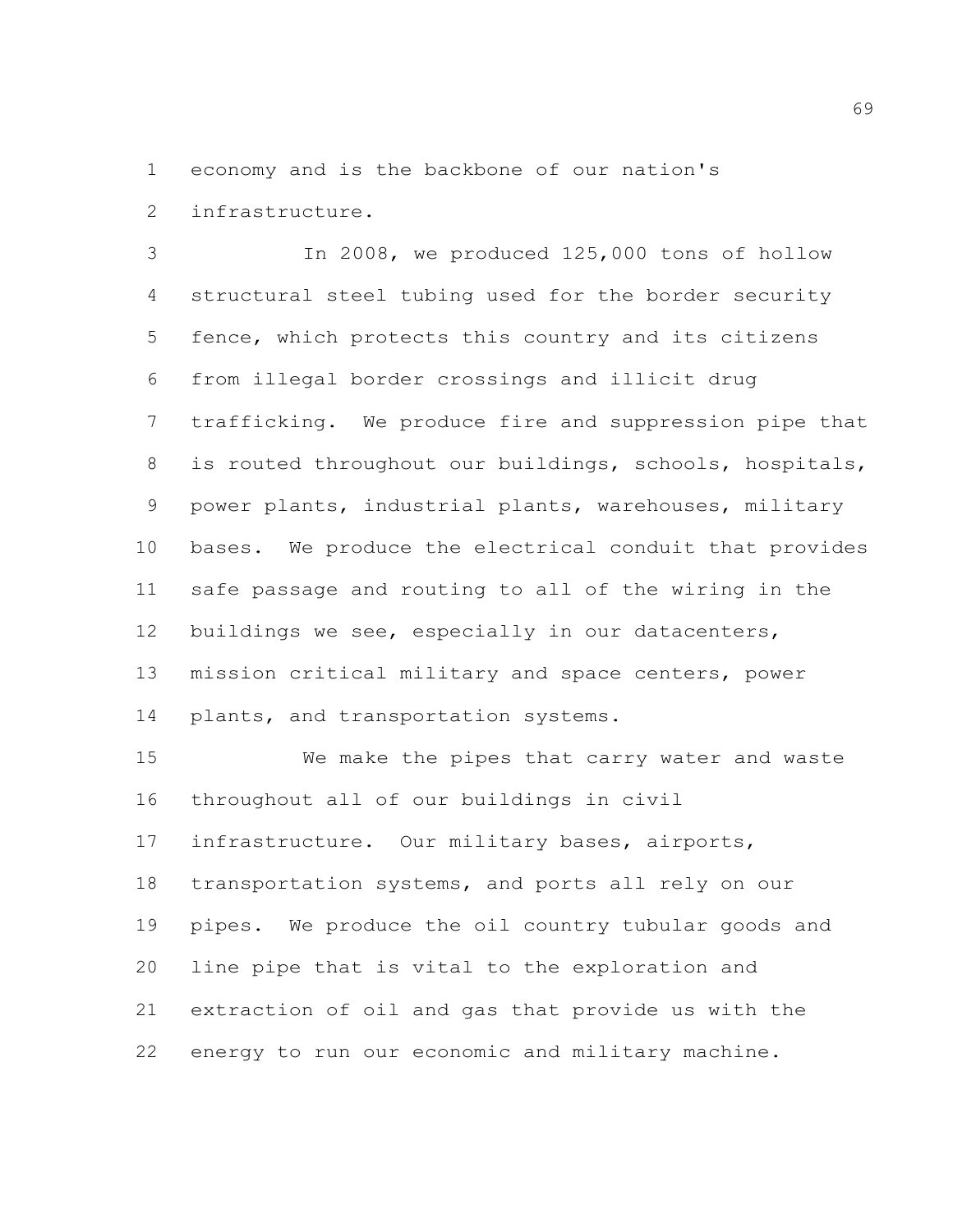economy and is the backbone of our nation's infrastructure.

In 2008, we produced 125,000 tons of hollow structural steel tubing used for the border security fence, which protects this country and its citizens from illegal border crossings and illicit drug trafficking. We produce fire and suppression pipe that is routed throughout our buildings, schools, hospitals, power plants, industrial plants, warehouses, military bases. We produce the electrical conduit that provides safe passage and routing to all of the wiring in the buildings we see, especially in our datacenters, mission critical military and space centers, power plants, and transportation systems.

We make the pipes that carry water and waste throughout all of our buildings in civil infrastructure. Our military bases, airports, transportation systems, and ports all rely on our pipes. We produce the oil country tubular goods and line pipe that is vital to the exploration and extraction of oil and gas that provide us with the energy to run our economic and military machine.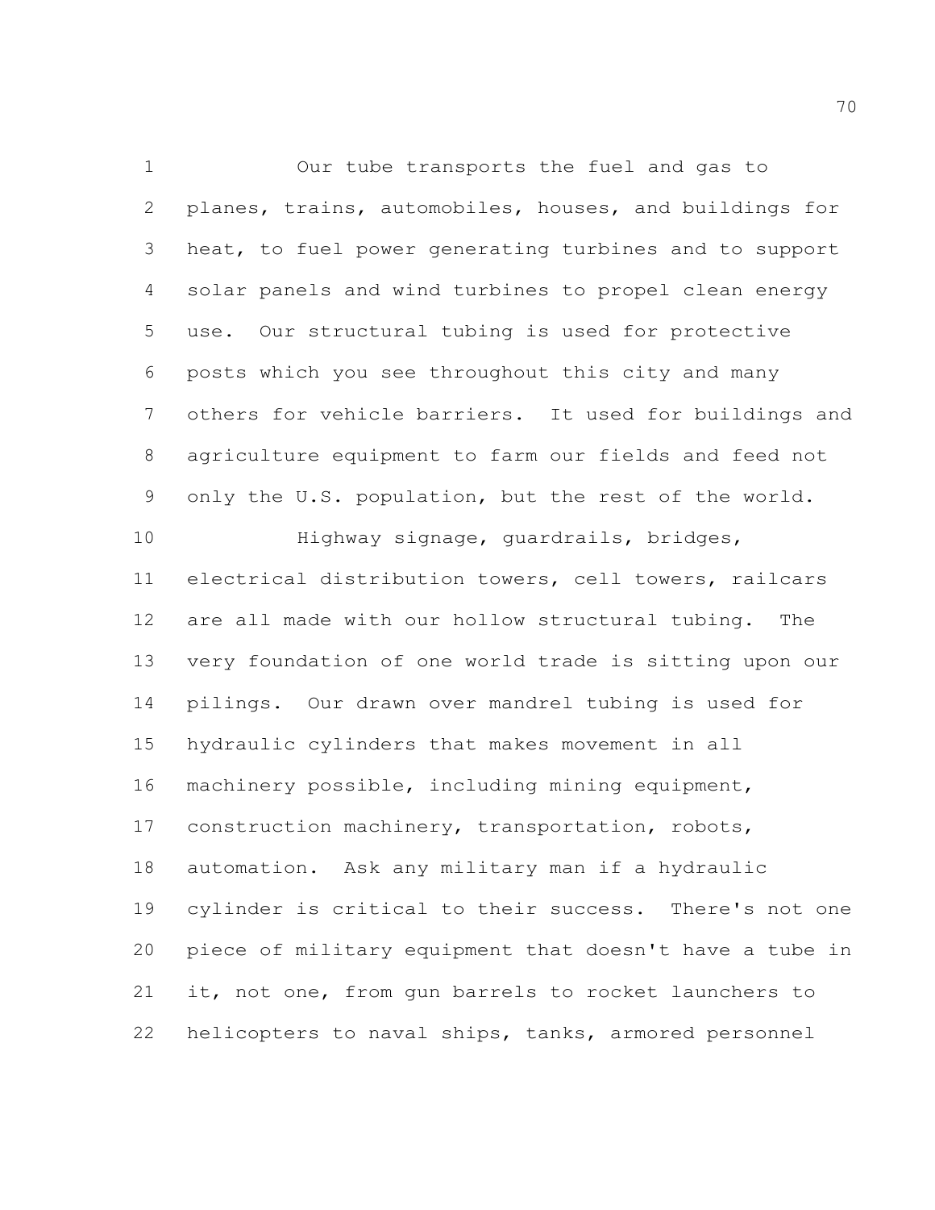Our tube transports the fuel and gas to planes, trains, automobiles, houses, and buildings for heat, to fuel power generating turbines and to support solar panels and wind turbines to propel clean energy use. Our structural tubing is used for protective posts which you see throughout this city and many others for vehicle barriers. It used for buildings and agriculture equipment to farm our fields and feed not only the U.S. population, but the rest of the world.

Highway signage, guardrails, bridges, electrical distribution towers, cell towers, railcars are all made with our hollow structural tubing. The very foundation of one world trade is sitting upon our pilings. Our drawn over mandrel tubing is used for hydraulic cylinders that makes movement in all machinery possible, including mining equipment, construction machinery, transportation, robots, automation. Ask any military man if a hydraulic cylinder is critical to their success. There's not one piece of military equipment that doesn't have a tube in it, not one, from gun barrels to rocket launchers to helicopters to naval ships, tanks, armored personnel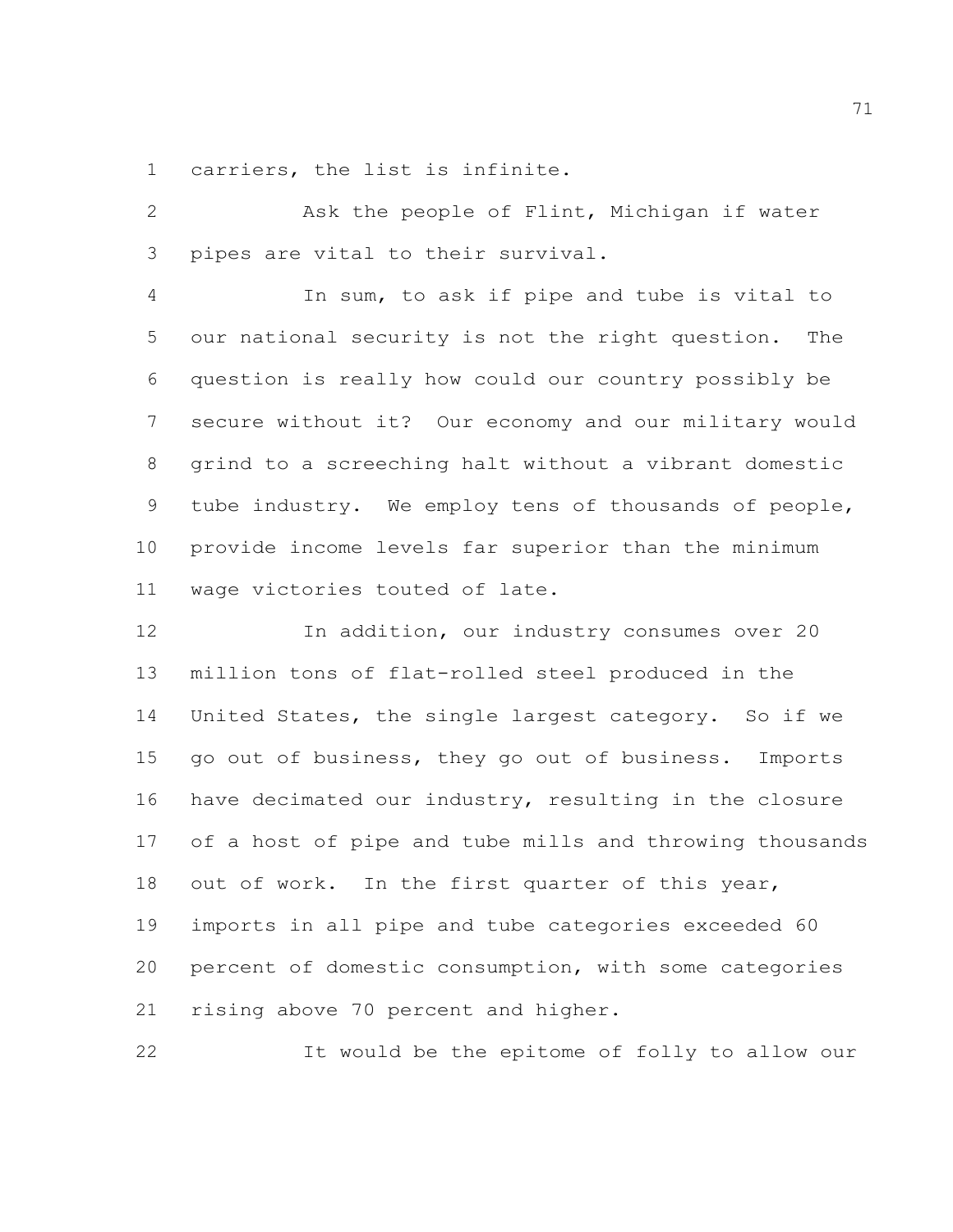carriers, the list is infinite.

Ask the people of Flint, Michigan if water pipes are vital to their survival.

In sum, to ask if pipe and tube is vital to our national security is not the right question. The question is really how could our country possibly be secure without it? Our economy and our military would grind to a screeching halt without a vibrant domestic tube industry. We employ tens of thousands of people, provide income levels far superior than the minimum wage victories touted of late.

In addition, our industry consumes over 20 million tons of flat-rolled steel produced in the United States, the single largest category. So if we go out of business, they go out of business. Imports have decimated our industry, resulting in the closure of a host of pipe and tube mills and throwing thousands out of work. In the first quarter of this year, imports in all pipe and tube categories exceeded 60 percent of domestic consumption, with some categories rising above 70 percent and higher.

It would be the epitome of folly to allow our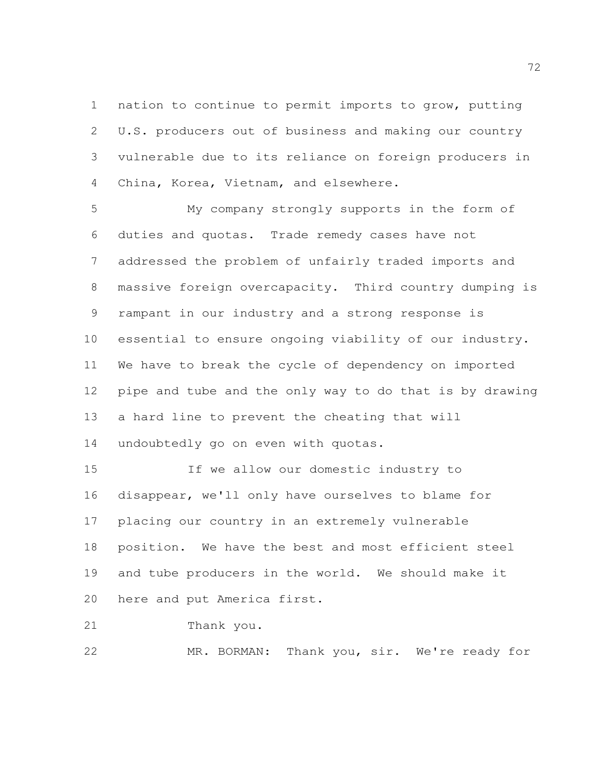nation to continue to permit imports to grow, putting U.S. producers out of business and making our country vulnerable due to its reliance on foreign producers in China, Korea, Vietnam, and elsewhere.

My company strongly supports in the form of duties and quotas. Trade remedy cases have not addressed the problem of unfairly traded imports and massive foreign overcapacity. Third country dumping is rampant in our industry and a strong response is essential to ensure ongoing viability of our industry. We have to break the cycle of dependency on imported pipe and tube and the only way to do that is by drawing a hard line to prevent the cheating that will undoubtedly go on even with quotas.

If we allow our domestic industry to disappear, we'll only have ourselves to blame for placing our country in an extremely vulnerable position. We have the best and most efficient steel and tube producers in the world. We should make it here and put America first.

Thank you.

MR. BORMAN: Thank you, sir. We're ready for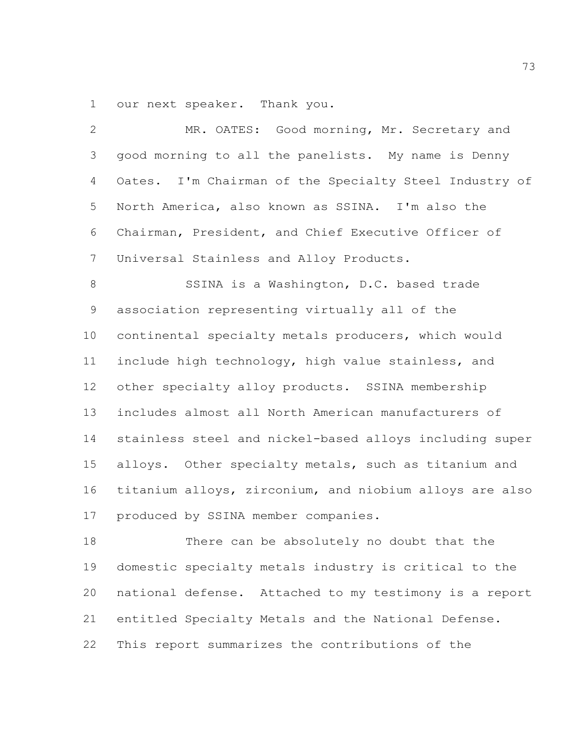our next speaker. Thank you.

MR. OATES: Good morning, Mr. Secretary and good morning to all the panelists. My name is Denny Oates. I'm Chairman of the Specialty Steel Industry of North America, also known as SSINA. I'm also the Chairman, President, and Chief Executive Officer of Universal Stainless and Alloy Products.

SSINA is a Washington, D.C. based trade association representing virtually all of the continental specialty metals producers, which would include high technology, high value stainless, and other specialty alloy products. SSINA membership includes almost all North American manufacturers of stainless steel and nickel-based alloys including super alloys. Other specialty metals, such as titanium and titanium alloys, zirconium, and niobium alloys are also produced by SSINA member companies.

There can be absolutely no doubt that the domestic specialty metals industry is critical to the national defense. Attached to my testimony is a report entitled Specialty Metals and the National Defense. This report summarizes the contributions of the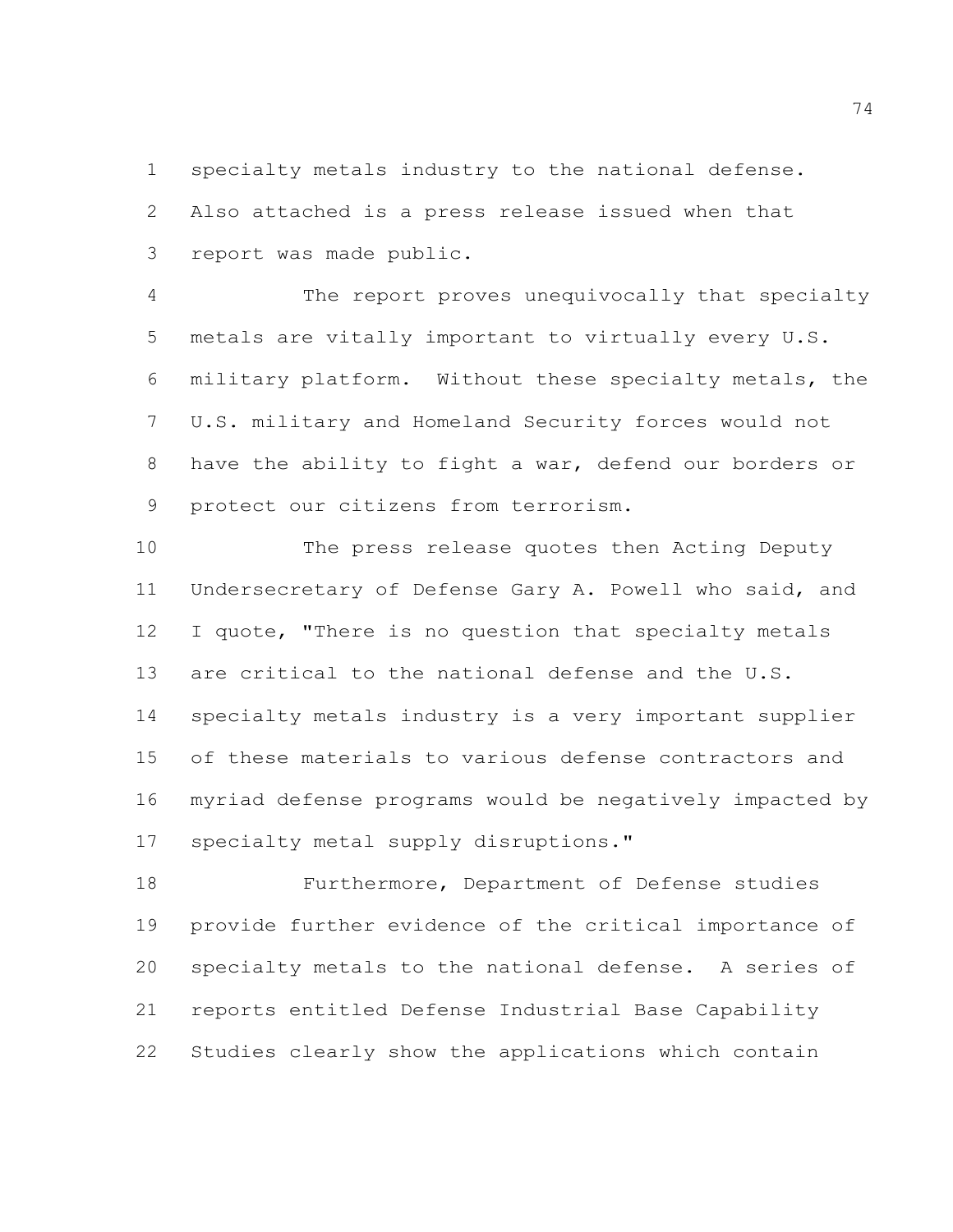specialty metals industry to the national defense. Also attached is a press release issued when that report was made public.

The report proves unequivocally that specialty metals are vitally important to virtually every U.S. military platform. Without these specialty metals, the U.S. military and Homeland Security forces would not have the ability to fight a war, defend our borders or protect our citizens from terrorism.

The press release quotes then Acting Deputy Undersecretary of Defense Gary A. Powell who said, and I quote, "There is no question that specialty metals are critical to the national defense and the U.S. specialty metals industry is a very important supplier of these materials to various defense contractors and myriad defense programs would be negatively impacted by specialty metal supply disruptions."

Furthermore, Department of Defense studies provide further evidence of the critical importance of specialty metals to the national defense. A series of reports entitled Defense Industrial Base Capability Studies clearly show the applications which contain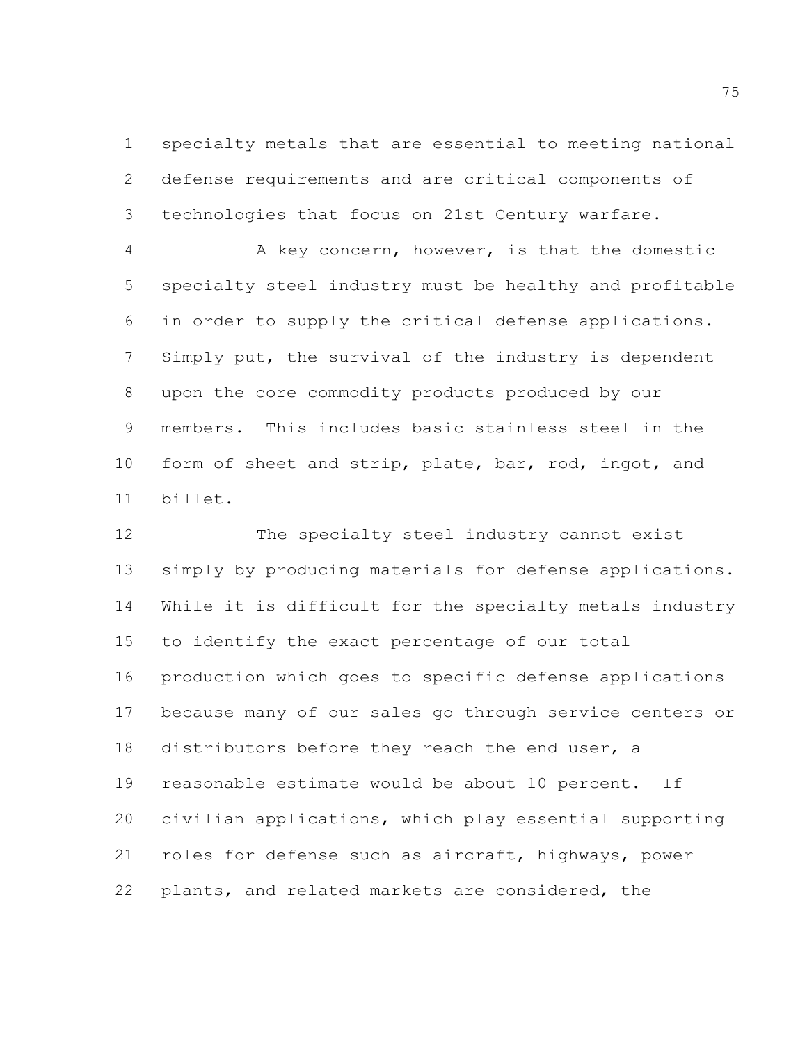specialty metals that are essential to meeting national defense requirements and are critical components of technologies that focus on 21st Century warfare.

A key concern, however, is that the domestic specialty steel industry must be healthy and profitable in order to supply the critical defense applications. Simply put, the survival of the industry is dependent upon the core commodity products produced by our members. This includes basic stainless steel in the form of sheet and strip, plate, bar, rod, ingot, and billet.

The specialty steel industry cannot exist simply by producing materials for defense applications. While it is difficult for the specialty metals industry to identify the exact percentage of our total production which goes to specific defense applications because many of our sales go through service centers or distributors before they reach the end user, a reasonable estimate would be about 10 percent. If civilian applications, which play essential supporting roles for defense such as aircraft, highways, power plants, and related markets are considered, the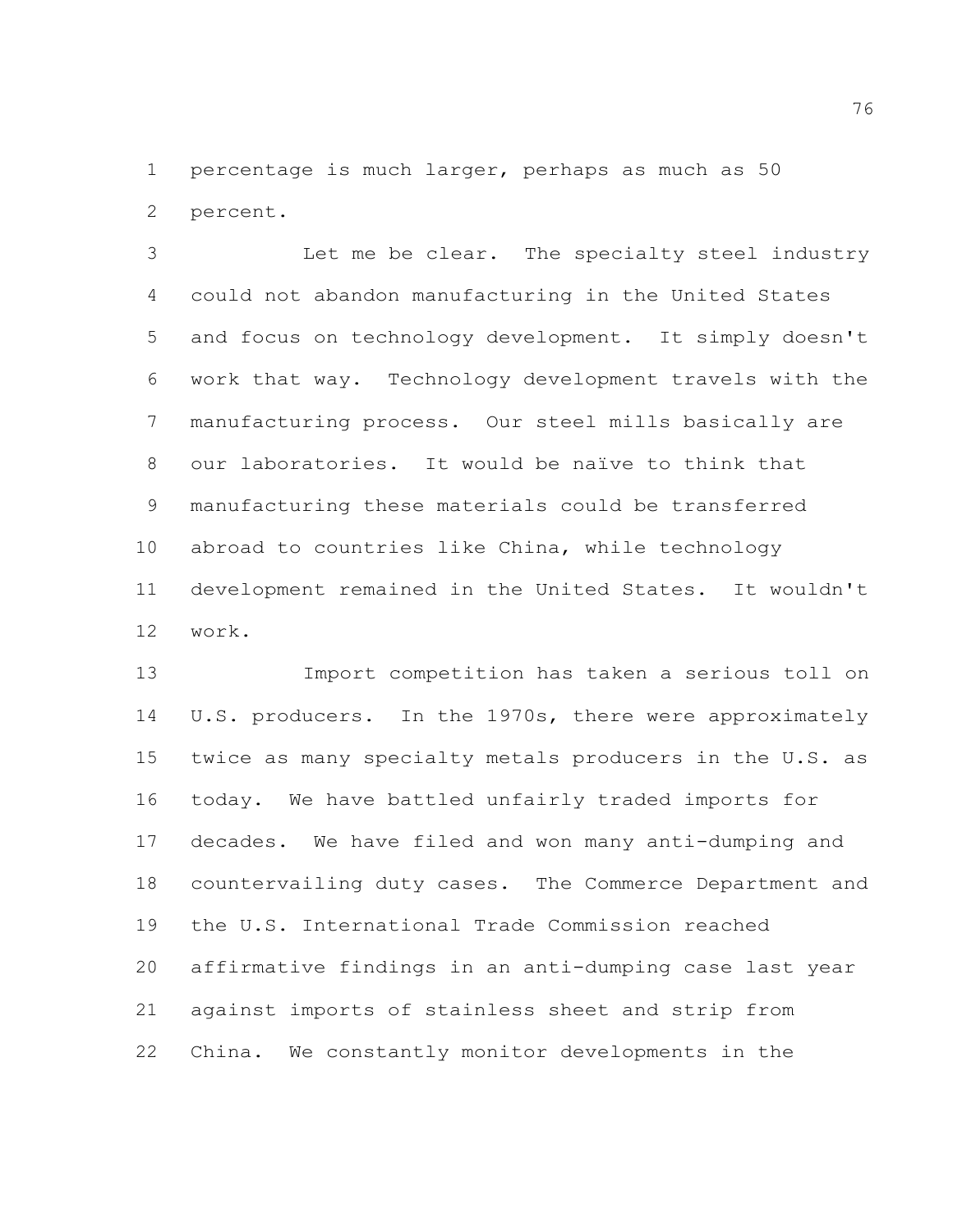percentage is much larger, perhaps as much as 50 percent.

Let me be clear. The specialty steel industry could not abandon manufacturing in the United States and focus on technology development. It simply doesn't work that way. Technology development travels with the manufacturing process. Our steel mills basically are our laboratories. It would be naïve to think that manufacturing these materials could be transferred abroad to countries like China, while technology development remained in the United States. It wouldn't work.

Import competition has taken a serious toll on U.S. producers. In the 1970s, there were approximately twice as many specialty metals producers in the U.S. as today. We have battled unfairly traded imports for decades. We have filed and won many anti-dumping and countervailing duty cases. The Commerce Department and the U.S. International Trade Commission reached affirmative findings in an anti-dumping case last year against imports of stainless sheet and strip from China. We constantly monitor developments in the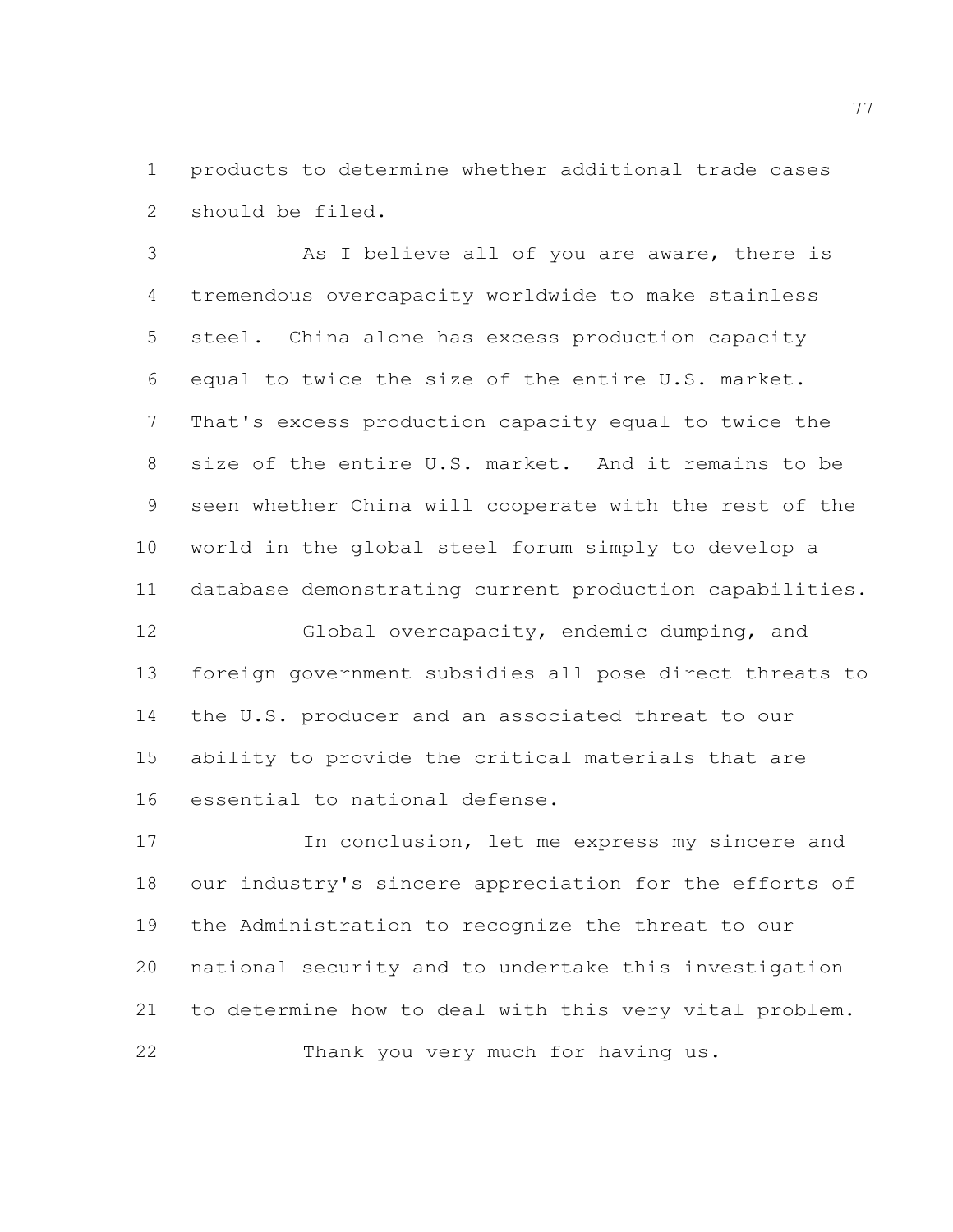products to determine whether additional trade cases should be filed.

As I believe all of you are aware, there is tremendous overcapacity worldwide to make stainless steel. China alone has excess production capacity equal to twice the size of the entire U.S. market. That's excess production capacity equal to twice the size of the entire U.S. market. And it remains to be seen whether China will cooperate with the rest of the world in the global steel forum simply to develop a database demonstrating current production capabilities.

Global overcapacity, endemic dumping, and foreign government subsidies all pose direct threats to the U.S. producer and an associated threat to our ability to provide the critical materials that are essential to national defense.

In conclusion, let me express my sincere and our industry's sincere appreciation for the efforts of the Administration to recognize the threat to our national security and to undertake this investigation to determine how to deal with this very vital problem.

Thank you very much for having us.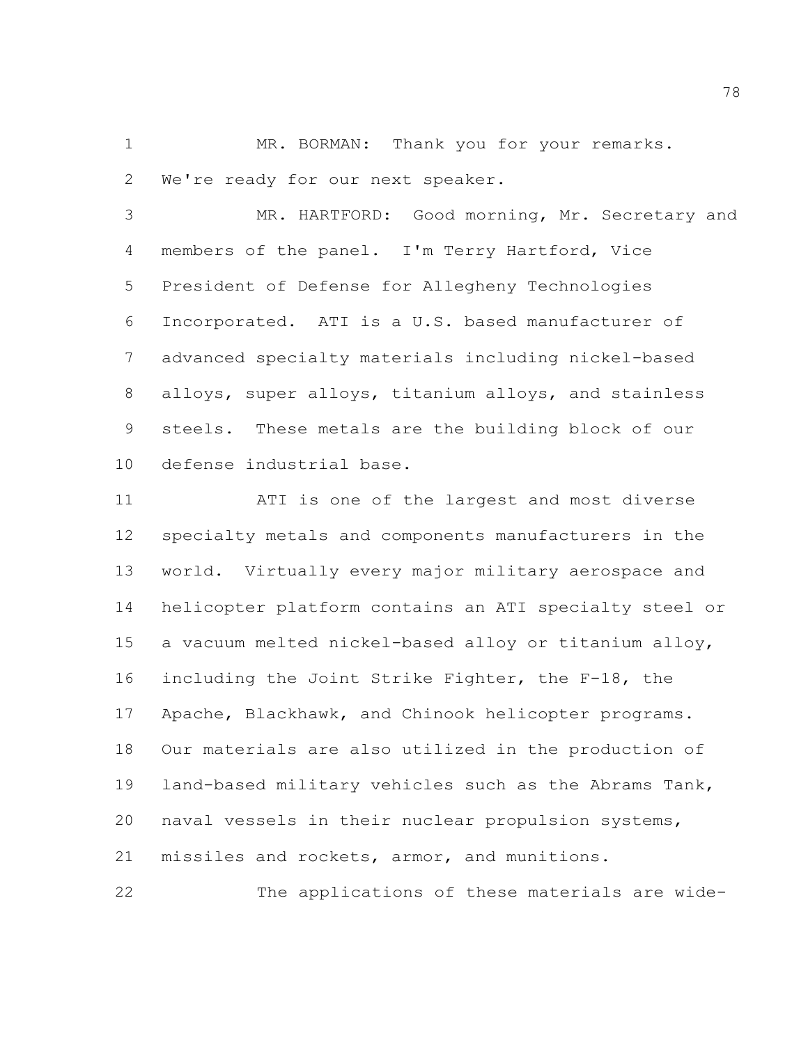MR. BORMAN: Thank you for your remarks. We're ready for our next speaker.

MR. HARTFORD: Good morning, Mr. Secretary and members of the panel. I'm Terry Hartford, Vice President of Defense for Allegheny Technologies Incorporated. ATI is a U.S. based manufacturer of advanced specialty materials including nickel-based alloys, super alloys, titanium alloys, and stainless steels. These metals are the building block of our defense industrial base.

ATI is one of the largest and most diverse specialty metals and components manufacturers in the world. Virtually every major military aerospace and helicopter platform contains an ATI specialty steel or a vacuum melted nickel-based alloy or titanium alloy, including the Joint Strike Fighter, the F-18, the Apache, Blackhawk, and Chinook helicopter programs. Our materials are also utilized in the production of land-based military vehicles such as the Abrams Tank, naval vessels in their nuclear propulsion systems, missiles and rockets, armor, and munitions.

The applications of these materials are wide-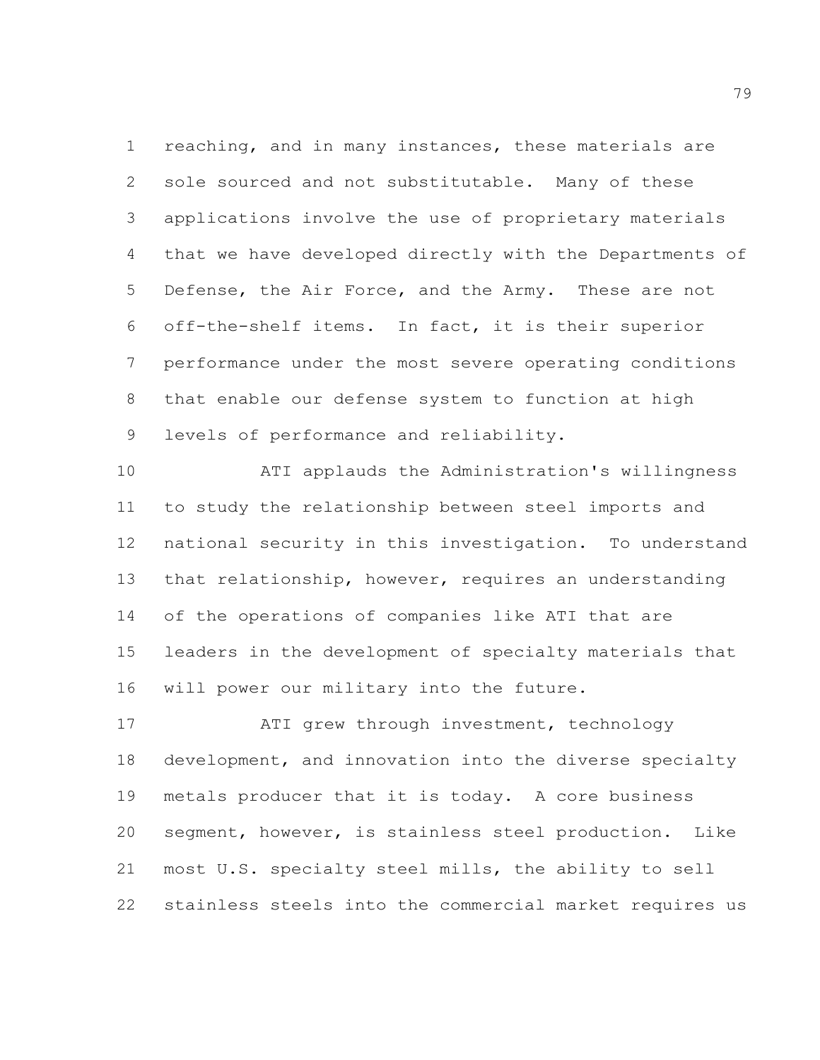reaching, and in many instances, these materials are sole sourced and not substitutable. Many of these applications involve the use of proprietary materials that we have developed directly with the Departments of Defense, the Air Force, and the Army. These are not off-the-shelf items. In fact, it is their superior performance under the most severe operating conditions that enable our defense system to function at high levels of performance and reliability.

ATI applauds the Administration's willingness to study the relationship between steel imports and national security in this investigation. To understand that relationship, however, requires an understanding of the operations of companies like ATI that are leaders in the development of specialty materials that will power our military into the future.

ATI grew through investment, technology development, and innovation into the diverse specialty metals producer that it is today. A core business segment, however, is stainless steel production. Like most U.S. specialty steel mills, the ability to sell stainless steels into the commercial market requires us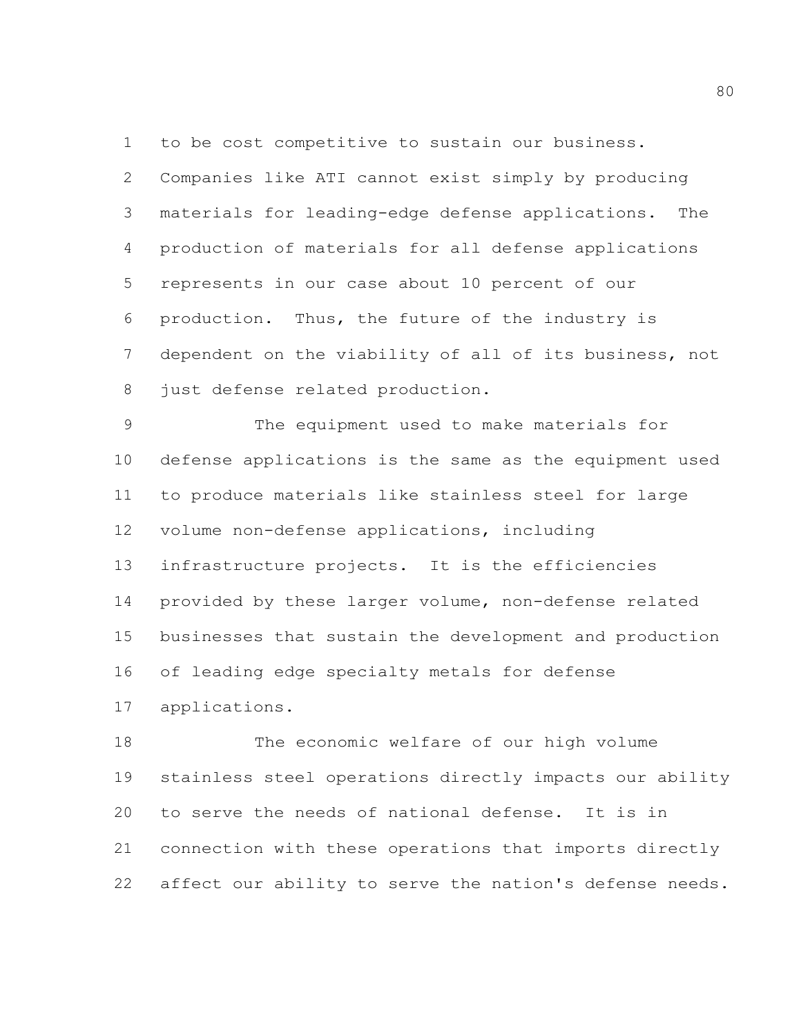to be cost competitive to sustain our business. Companies like ATI cannot exist simply by producing materials for leading-edge defense applications. The production of materials for all defense applications represents in our case about 10 percent of our production. Thus, the future of the industry is dependent on the viability of all of its business, not just defense related production.

The equipment used to make materials for defense applications is the same as the equipment used to produce materials like stainless steel for large volume non-defense applications, including infrastructure projects. It is the efficiencies provided by these larger volume, non-defense related businesses that sustain the development and production of leading edge specialty metals for defense applications.

The economic welfare of our high volume stainless steel operations directly impacts our ability to serve the needs of national defense. It is in connection with these operations that imports directly affect our ability to serve the nation's defense needs.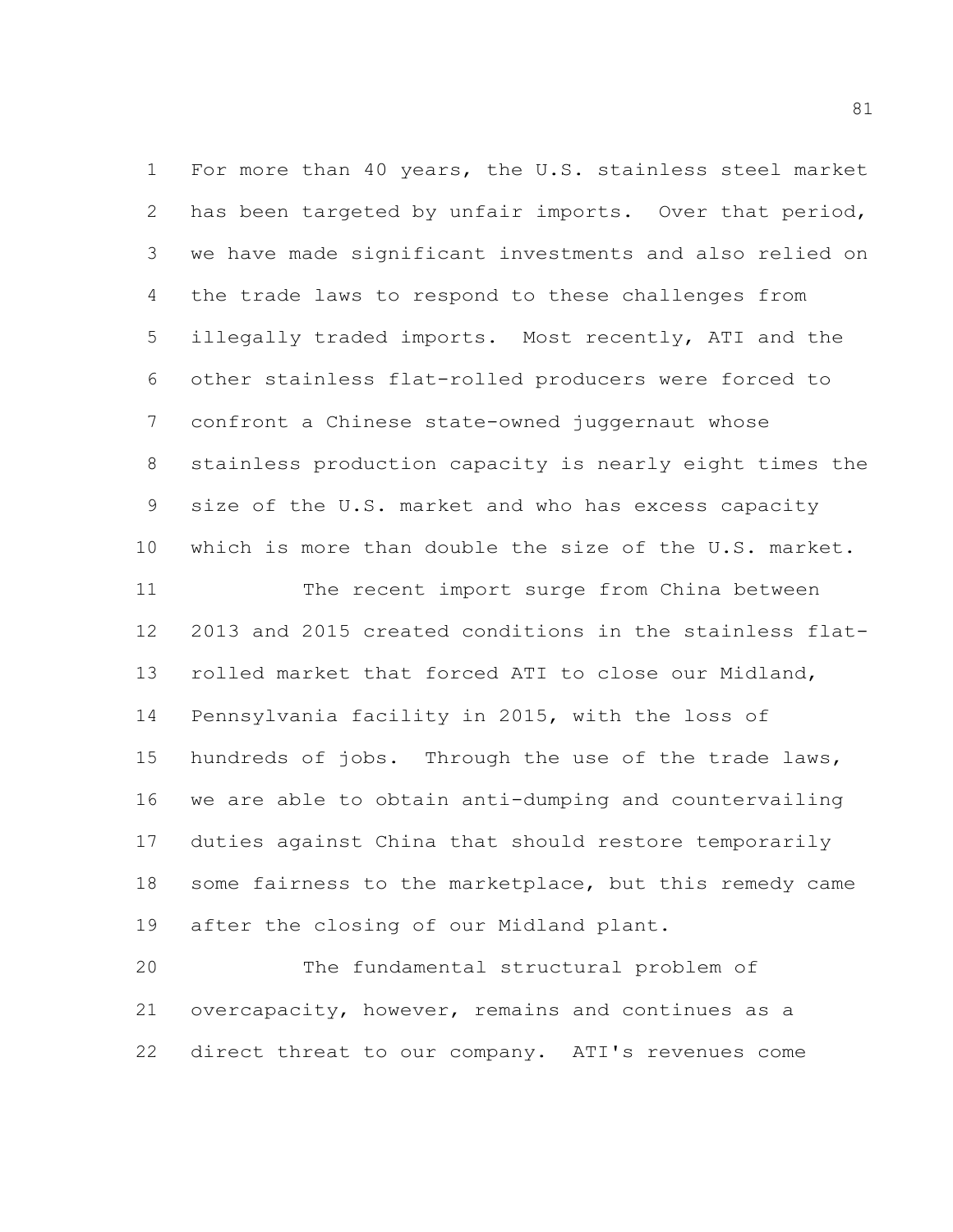For more than 40 years, the U.S. stainless steel market has been targeted by unfair imports. Over that period, we have made significant investments and also relied on the trade laws to respond to these challenges from illegally traded imports. Most recently, ATI and the other stainless flat-rolled producers were forced to confront a Chinese state-owned juggernaut whose stainless production capacity is nearly eight times the size of the U.S. market and who has excess capacity which is more than double the size of the U.S. market.

The recent import surge from China between 2013 and 2015 created conditions in the stainless flat-rolled market that forced ATI to close our Midland, Pennsylvania facility in 2015, with the loss of hundreds of jobs. Through the use of the trade laws, we are able to obtain anti-dumping and countervailing duties against China that should restore temporarily some fairness to the marketplace, but this remedy came after the closing of our Midland plant.

The fundamental structural problem of overcapacity, however, remains and continues as a direct threat to our company. ATI's revenues come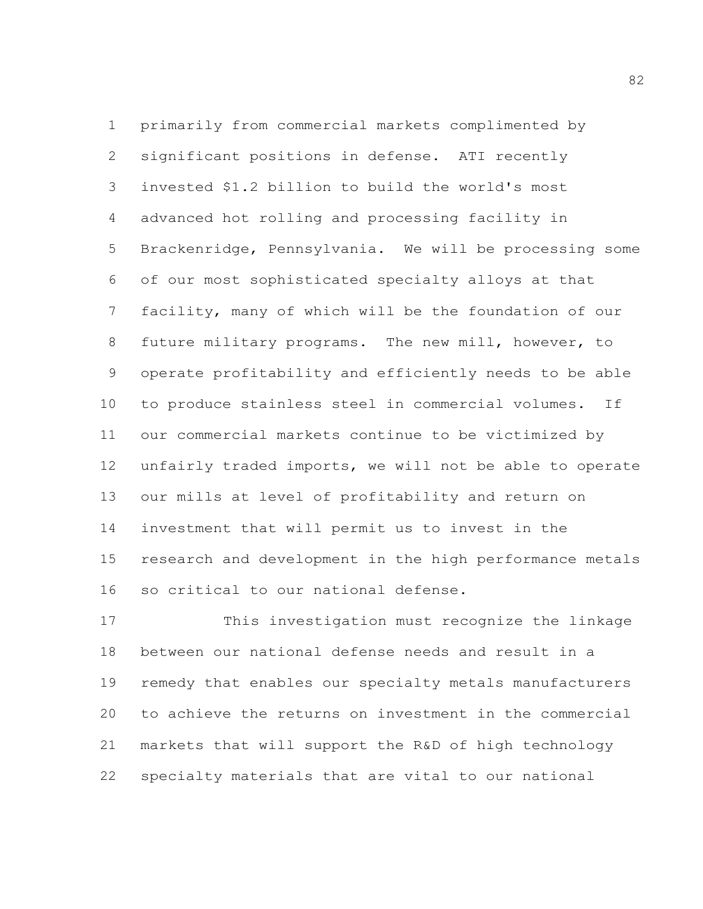primarily from commercial markets complimented by significant positions in defense. ATI recently invested $1.2 billion to build the world's most advanced hot rolling and processing facility in Brackenridge, Pennsylvania. We will be processing some of our most sophisticated specialty alloys at that facility, many of which will be the foundation of our future military programs. The new mill, however, to operate profitability and efficiently needs to be able to produce stainless steel in commercial volumes. If our commercial markets continue to be victimized by unfairly traded imports, we will not be able to operate our mills at level of profitability and return on investment that will permit us to invest in the research and development in the high performance metals so critical to our national defense.

This investigation must recognize the linkage between our national defense needs and result in a remedy that enables our specialty metals manufacturers to achieve the returns on investment in the commercial markets that will support the R&D of high technology specialty materials that are vital to our national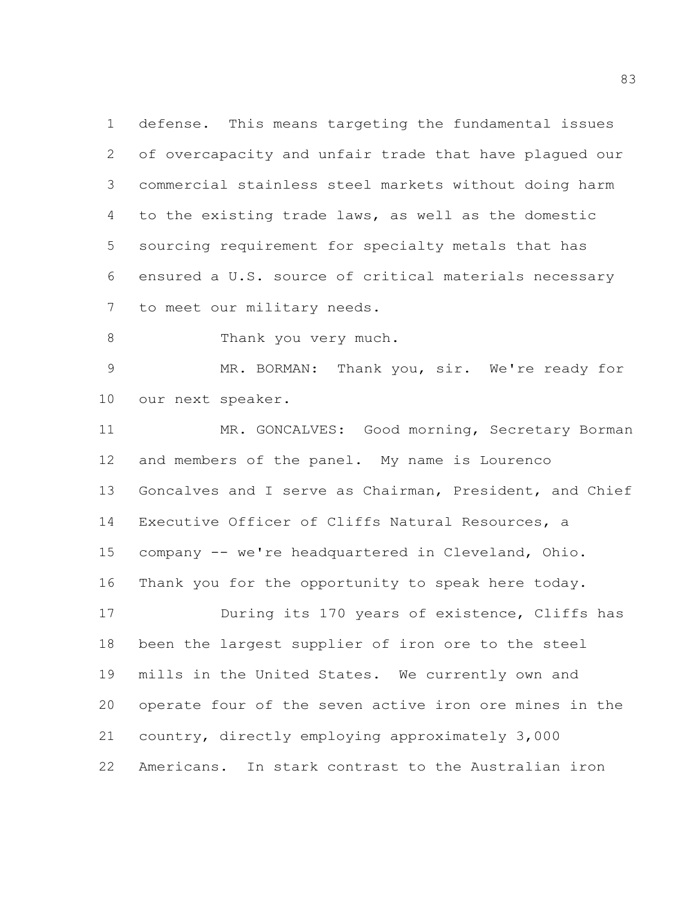defense. This means targeting the fundamental issues of overcapacity and unfair trade that have plagued our commercial stainless steel markets without doing harm to the existing trade laws, as well as the domestic sourcing requirement for specialty metals that has ensured a U.S. source of critical materials necessary to meet our military needs.

Thank you very much.

MR. BORMAN: Thank you, sir. We're ready for our next speaker.

MR. GONCALVES: Good morning, Secretary Borman and members of the panel. My name is Lourenco Goncalves and I serve as Chairman, President, and Chief Executive Officer of Cliffs Natural Resources, a company -- we're headquartered in Cleveland, Ohio. Thank you for the opportunity to speak here today.

During its 170 years of existence, Cliffs has been the largest supplier of iron ore to the steel mills in the United States. We currently own and operate four of the seven active iron ore mines in the country, directly employing approximately 3,000 Americans. In stark contrast to the Australian iron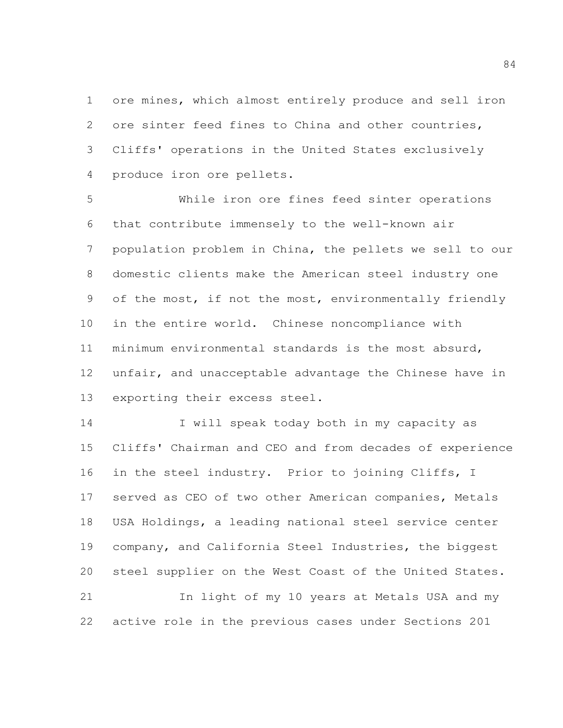ore mines, which almost entirely produce and sell iron ore sinter feed fines to China and other countries, Cliffs' operations in the United States exclusively produce iron ore pellets.

While iron ore fines feed sinter operations that contribute immensely to the well-known air population problem in China, the pellets we sell to our domestic clients make the American steel industry one of the most, if not the most, environmentally friendly in the entire world. Chinese noncompliance with minimum environmental standards is the most absurd, unfair, and unacceptable advantage the Chinese have in exporting their excess steel.

I will speak today both in my capacity as Cliffs' Chairman and CEO and from decades of experience in the steel industry. Prior to joining Cliffs, I served as CEO of two other American companies, Metals USA Holdings, a leading national steel service center company, and California Steel Industries, the biggest steel supplier on the West Coast of the United States.

In light of my 10 years at Metals USA and my active role in the previous cases under Sections 201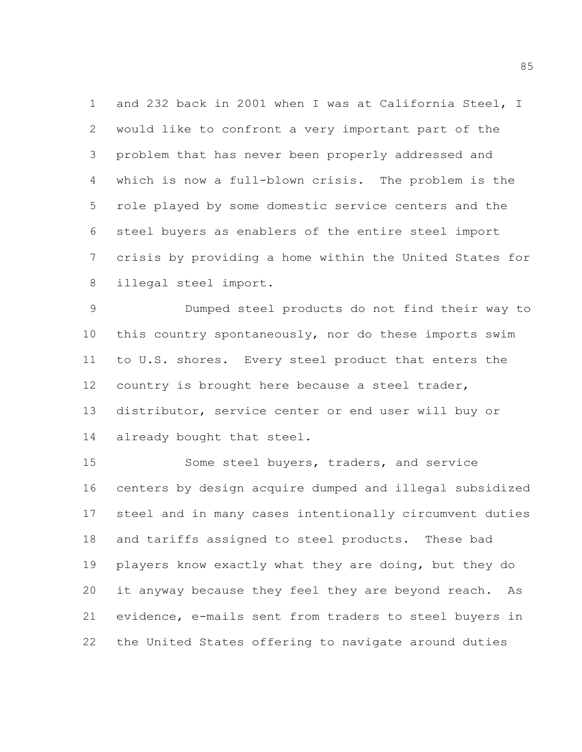and 232 back in 2001 when I was at California Steel, I would like to confront a very important part of the problem that has never been properly addressed and which is now a full-blown crisis. The problem is the role played by some domestic service centers and the steel buyers as enablers of the entire steel import crisis by providing a home within the United States for illegal steel import.

Dumped steel products do not find their way to this country spontaneously, nor do these imports swim to U.S. shores. Every steel product that enters the country is brought here because a steel trader, distributor, service center or end user will buy or already bought that steel.

Some steel buyers, traders, and service centers by design acquire dumped and illegal subsidized steel and in many cases intentionally circumvent duties and tariffs assigned to steel products. These bad players know exactly what they are doing, but they do it anyway because they feel they are beyond reach. As evidence, e-mails sent from traders to steel buyers in the United States offering to navigate around duties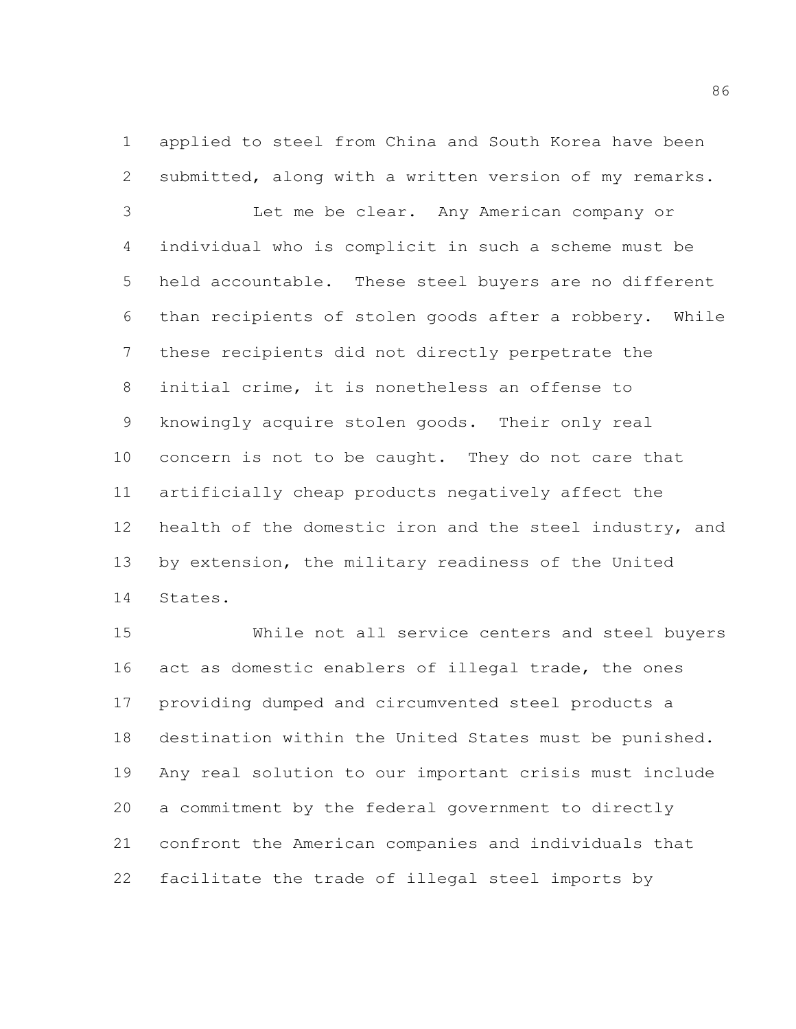applied to steel from China and South Korea have been submitted, along with a written version of my remarks.

Let me be clear. Any American company or individual who is complicit in such a scheme must be held accountable. These steel buyers are no different than recipients of stolen goods after a robbery. While these recipients did not directly perpetrate the initial crime, it is nonetheless an offense to knowingly acquire stolen goods. Their only real concern is not to be caught. They do not care that artificially cheap products negatively affect the health of the domestic iron and the steel industry, and by extension, the military readiness of the United States.

While not all service centers and steel buyers act as domestic enablers of illegal trade, the ones providing dumped and circumvented steel products a destination within the United States must be punished. Any real solution to our important crisis must include a commitment by the federal government to directly confront the American companies and individuals that facilitate the trade of illegal steel imports by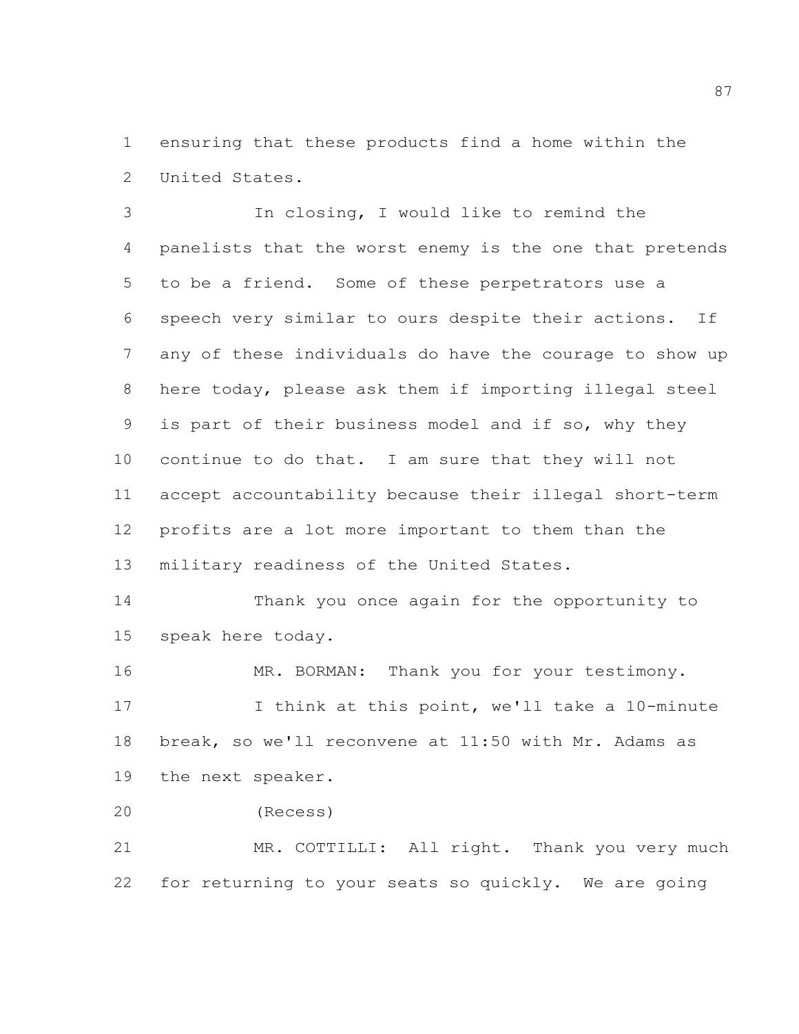ensuring that these products find a home within the United States.

In closing, I would like to remind the panelists that the worst enemy is the one that pretends to be a friend. Some of these perpetrators use a speech very similar to ours despite their actions. If any of these individuals do have the courage to show up here today, please ask them if importing illegal steel is part of their business model and if so, why they continue to do that. I am sure that they will not accept accountability because their illegal short-term profits are a lot more important to them than the military readiness of the United States.

Thank you once again for the opportunity to speak here today.

MR. BORMAN: Thank you for your testimony.

I think at this point, we'll take a 10-minute break, so we'll reconvene at 11:50 with Mr. Adams as the next speaker.

(Recess)

MR. COTTILLI: All right. Thank you very much for returning to your seats so quickly. We are going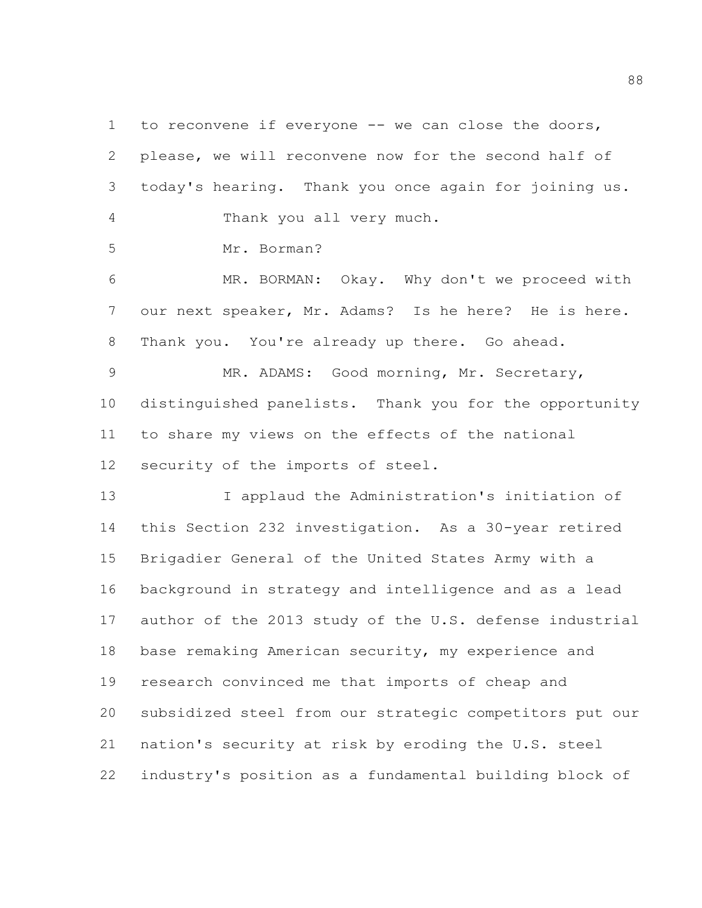to reconvene if everyone -- we can close the doors, please, we will reconvene now for the second half of today's hearing. Thank you once again for joining us.

Thank you all very much.

Mr. Borman?

MR. BORMAN: Okay. Why don't we proceed with our next speaker, Mr. Adams? Is he here? He is here. Thank you. You're already up there. Go ahead.

MR. ADAMS: Good morning, Mr. Secretary, distinguished panelists. Thank you for the opportunity to share my views on the effects of the national security of the imports of steel.

I applaud the Administration's initiation of this Section 232 investigation. As a 30-year retired Brigadier General of the United States Army with a background in strategy and intelligence and as a lead author of the 2013 study of the U.S. defense industrial base remaking American security, my experience and research convinced me that imports of cheap and subsidized steel from our strategic competitors put our nation's security at risk by eroding the U.S. steel industry's position as a fundamental building block of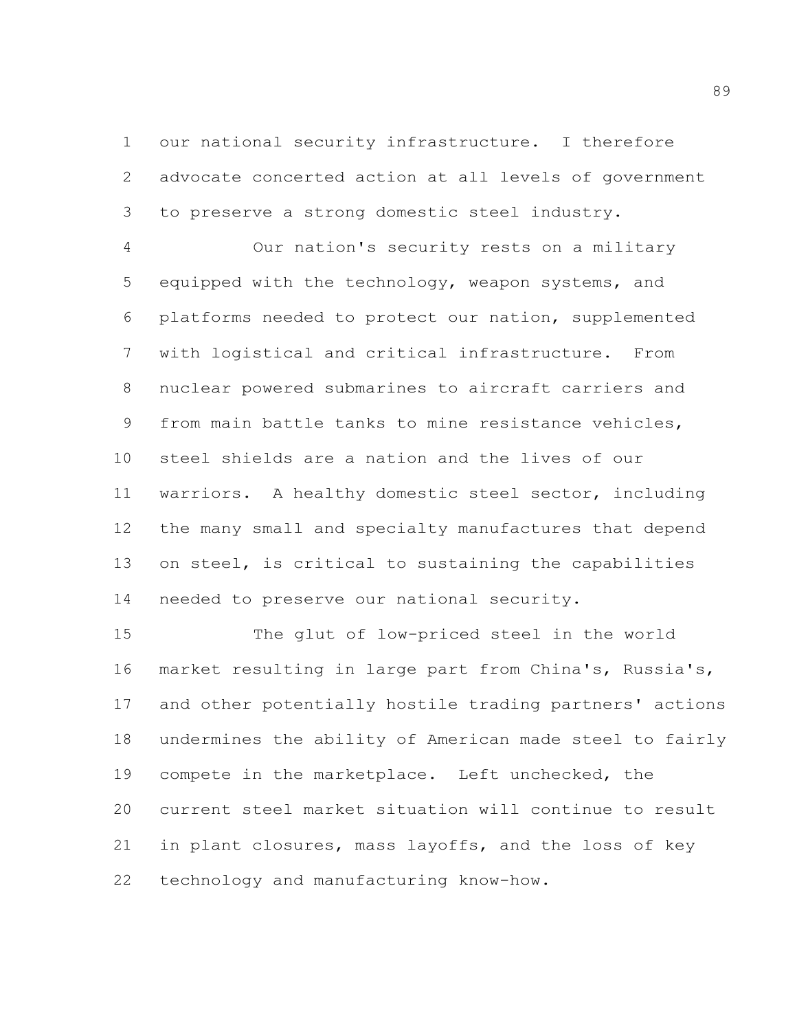our national security infrastructure. I therefore advocate concerted action at all levels of government to preserve a strong domestic steel industry.

Our nation's security rests on a military equipped with the technology, weapon systems, and platforms needed to protect our nation, supplemented with logistical and critical infrastructure. From nuclear powered submarines to aircraft carriers and from main battle tanks to mine resistance vehicles, steel shields are a nation and the lives of our warriors. A healthy domestic steel sector, including the many small and specialty manufactures that depend on steel, is critical to sustaining the capabilities needed to preserve our national security.

The glut of low-priced steel in the world market resulting in large part from China's, Russia's, and other potentially hostile trading partners' actions undermines the ability of American made steel to fairly compete in the marketplace. Left unchecked, the current steel market situation will continue to result in plant closures, mass layoffs, and the loss of key technology and manufacturing know-how.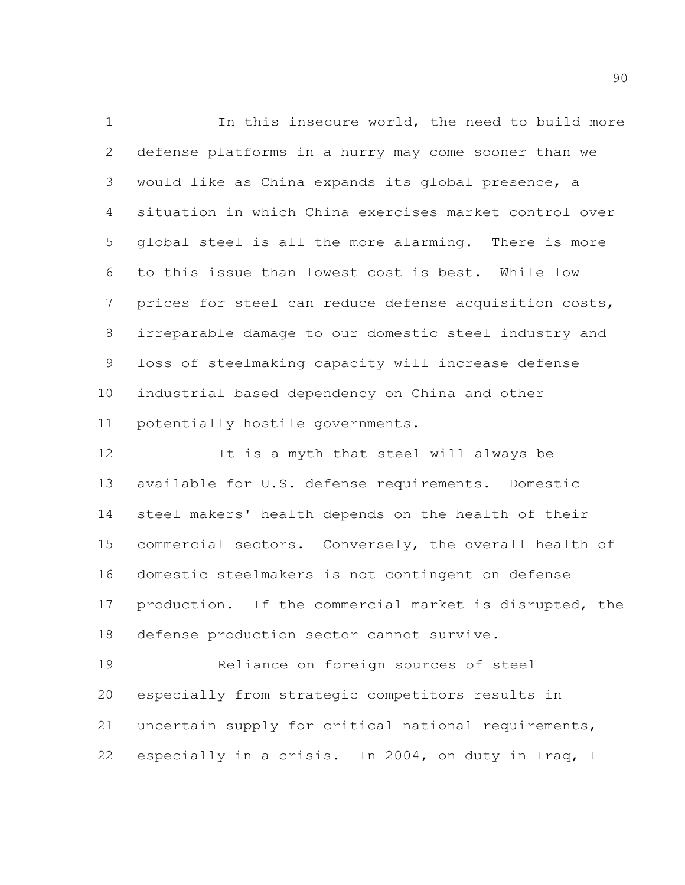In this insecure world, the need to build more defense platforms in a hurry may come sooner than we would like as China expands its global presence, a situation in which China exercises market control over global steel is all the more alarming. There is more to this issue than lowest cost is best. While low prices for steel can reduce defense acquisition costs, irreparable damage to our domestic steel industry and loss of steelmaking capacity will increase defense industrial based dependency on China and other potentially hostile governments.

It is a myth that steel will always be available for U.S. defense requirements. Domestic steel makers' health depends on the health of their commercial sectors. Conversely, the overall health of domestic steelmakers is not contingent on defense production. If the commercial market is disrupted, the defense production sector cannot survive.

Reliance on foreign sources of steel especially from strategic competitors results in uncertain supply for critical national requirements, especially in a crisis. In 2004, on duty in Iraq, I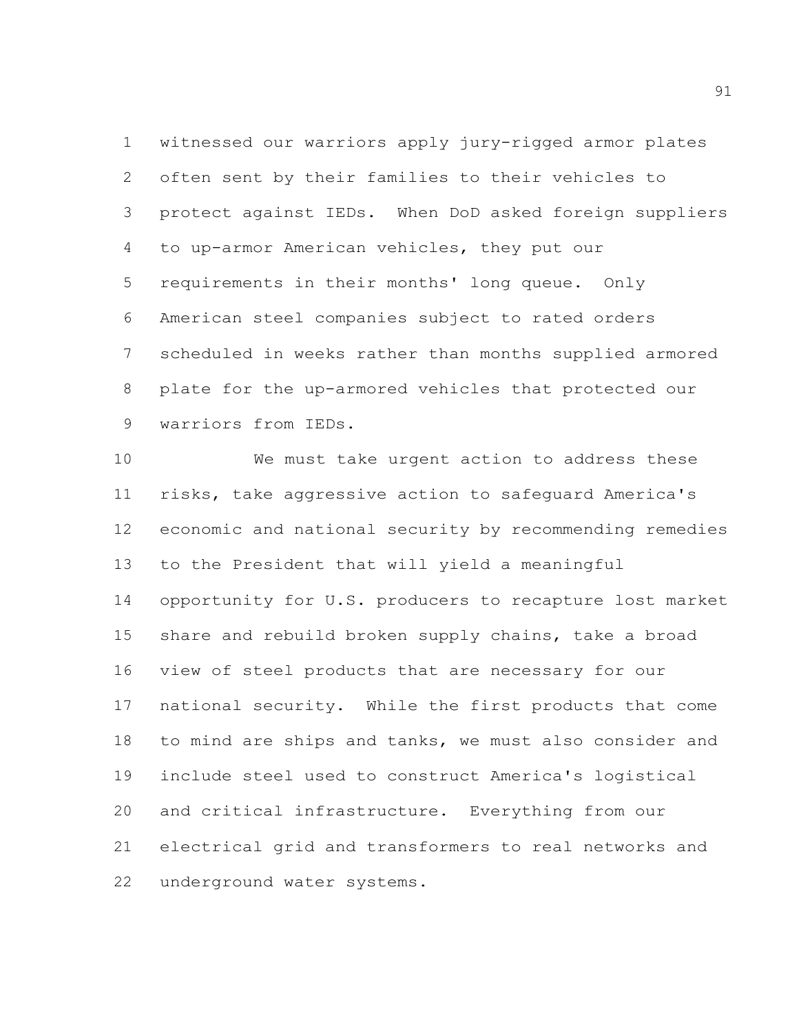witnessed our warriors apply jury-rigged armor plates often sent by their families to their vehicles to protect against IEDs. When DoD asked foreign suppliers to up-armor American vehicles, they put our requirements in their months' long queue. Only American steel companies subject to rated orders scheduled in weeks rather than months supplied armored plate for the up-armored vehicles that protected our warriors from IEDs.

We must take urgent action to address these risks, take aggressive action to safeguard America's economic and national security by recommending remedies to the President that will yield a meaningful opportunity for U.S. producers to recapture lost market share and rebuild broken supply chains, take a broad view of steel products that are necessary for our national security. While the first products that come to mind are ships and tanks, we must also consider and include steel used to construct America's logistical and critical infrastructure. Everything from our electrical grid and transformers to real networks and underground water systems.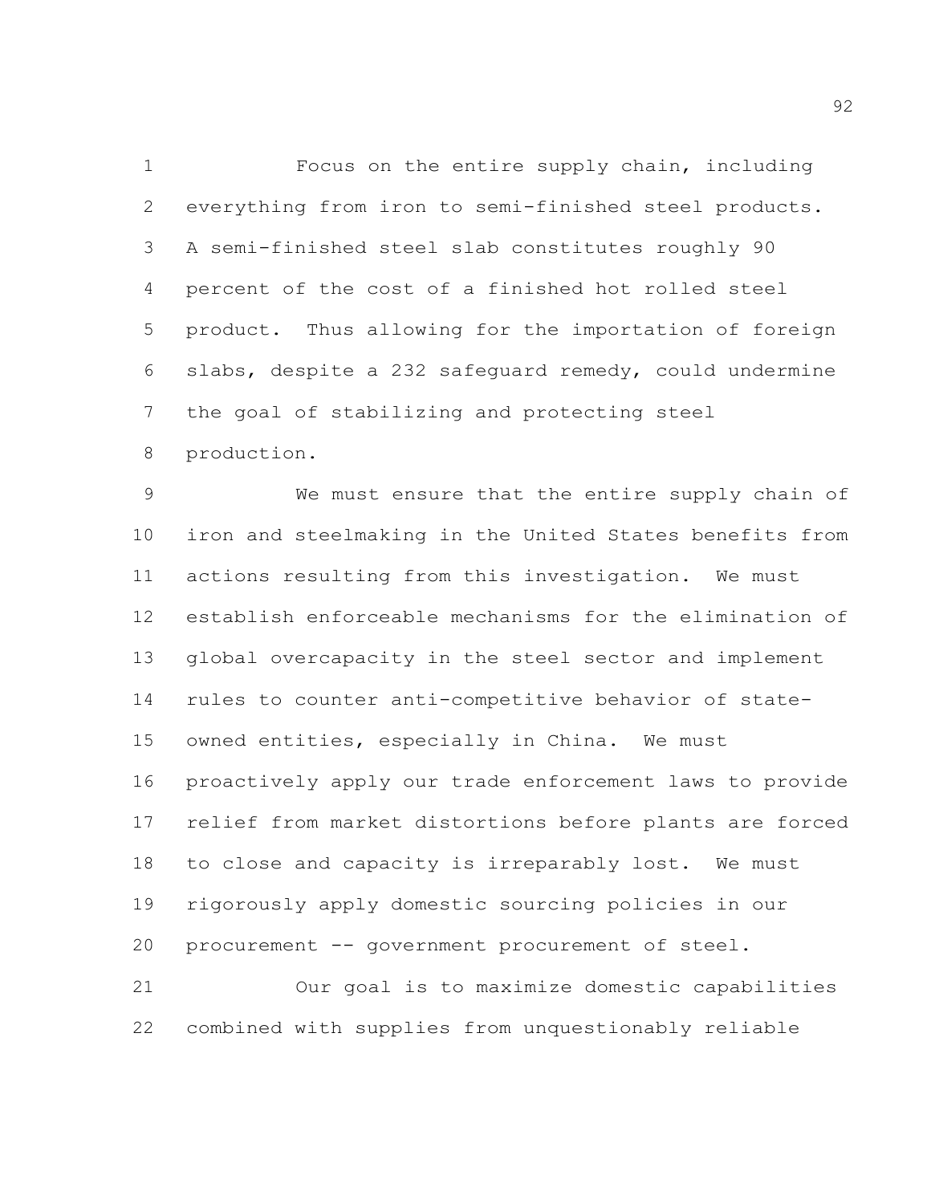Focus on the entire supply chain, including everything from iron to semi-finished steel products. A semi-finished steel slab constitutes roughly 90 percent of the cost of a finished hot rolled steel product. Thus allowing for the importation of foreign slabs, despite a 232 safeguard remedy, could undermine the goal of stabilizing and protecting steel production.

We must ensure that the entire supply chain of iron and steelmaking in the United States benefits from actions resulting from this investigation. We must establish enforceable mechanisms for the elimination of global overcapacity in the steel sector and implement rules to counter anti-competitive behavior of state-owned entities, especially in China. We must proactively apply our trade enforcement laws to provide relief from market distortions before plants are forced to close and capacity is irreparably lost. We must rigorously apply domestic sourcing policies in our procurement -- government procurement of steel.

Our goal is to maximize domestic capabilities combined with supplies from unquestionably reliable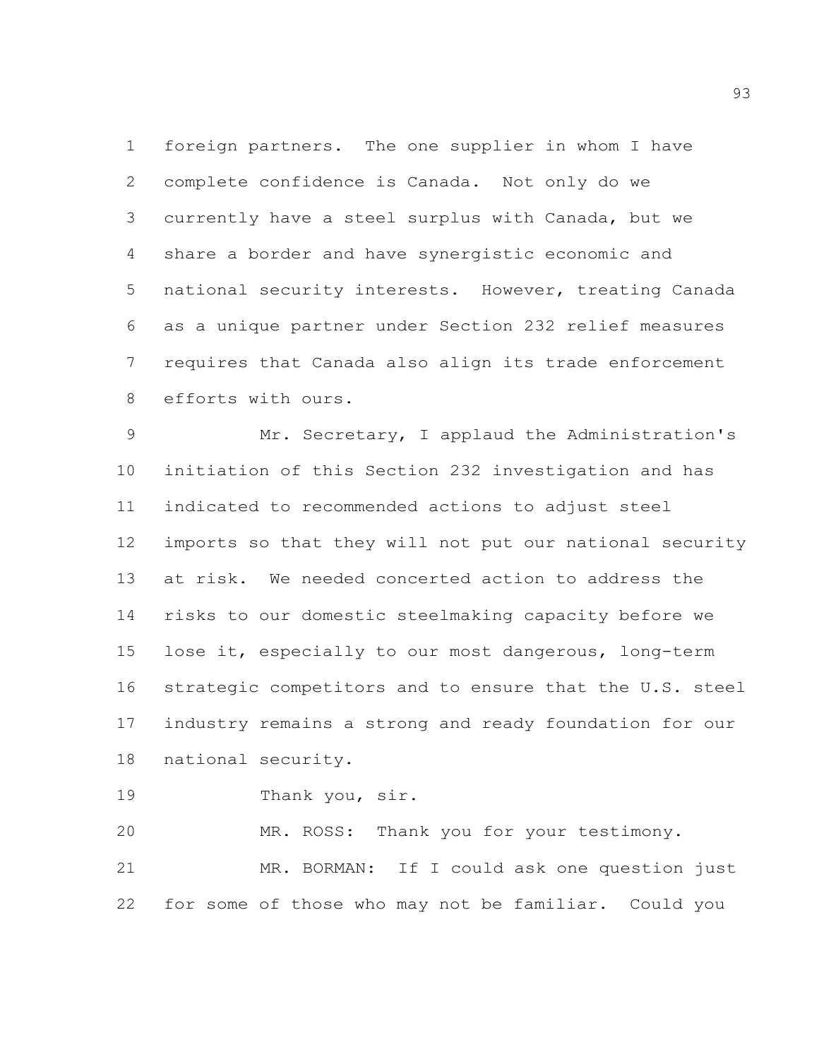foreign partners. The one supplier in whom I have complete confidence is Canada. Not only do we currently have a steel surplus with Canada, but we share a border and have synergistic economic and national security interests. However, treating Canada as a unique partner under Section 232 relief measures requires that Canada also align its trade enforcement efforts with ours.

Mr. Secretary, I applaud the Administration's initiation of this Section 232 investigation and has indicated to recommended actions to adjust steel imports so that they will not put our national security at risk. We needed concerted action to address the risks to our domestic steelmaking capacity before we lose it, especially to our most dangerous, long-term strategic competitors and to ensure that the U.S. steel industry remains a strong and ready foundation for our national security.

Thank you, sir.

MR. ROSS: Thank you for your testimony.

MR. BORMAN: If I could ask one question just for some of those who may not be familiar. Could you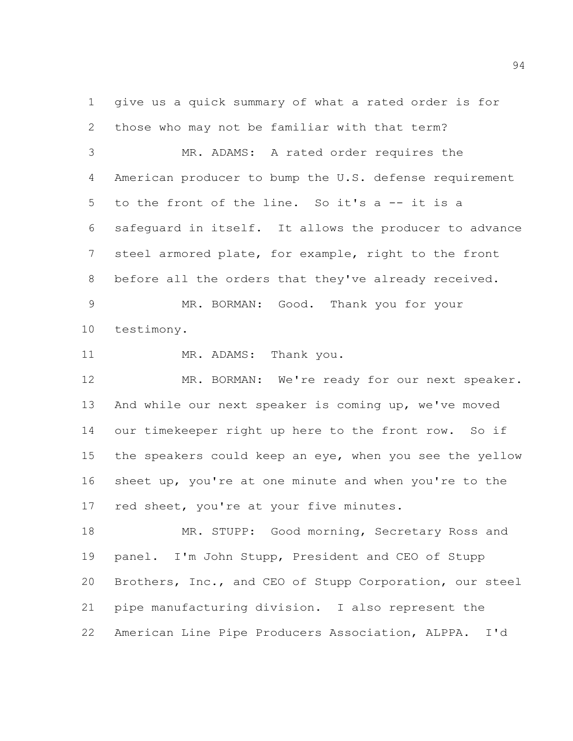give us a quick summary of what a rated order is for those who may not be familiar with that term?

MR. ADAMS: A rated order requires the American producer to bump the U.S. defense requirement to the front of the line. So it's a -- it is a safeguard in itself. It allows the producer to advance steel armored plate, for example, right to the front before all the orders that they've already received.

MR. BORMAN: Good. Thank you for your testimony.

MR. ADAMS: Thank you.

MR. BORMAN: We're ready for our next speaker. And while our next speaker is coming up, we've moved our timekeeper right up here to the front row. So if the speakers could keep an eye, when you see the yellow sheet up, you're at one minute and when you're to the red sheet, you're at your five minutes.

MR. STUPP: Good morning, Secretary Ross and panel. I'm John Stupp, President and CEO of Stupp Brothers, Inc., and CEO of Stupp Corporation, our steel pipe manufacturing division. I also represent the American Line Pipe Producers Association, ALPPA. I'd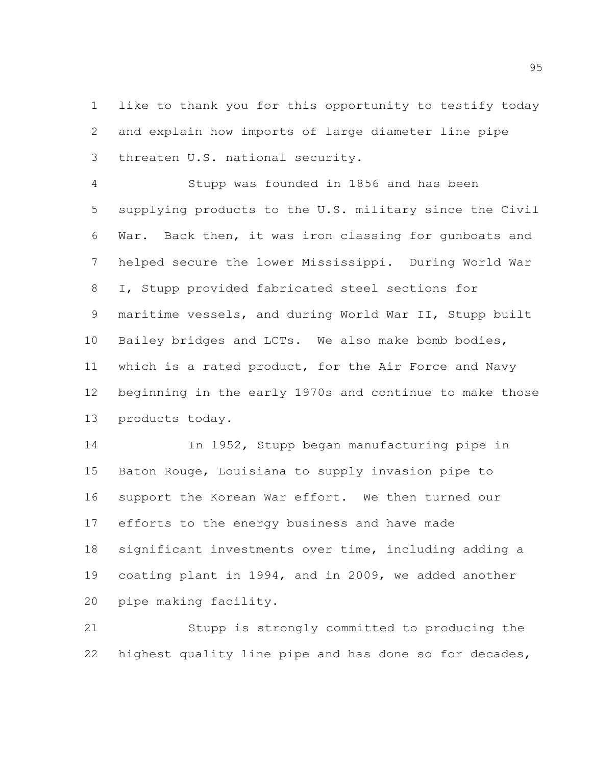like to thank you for this opportunity to testify today and explain how imports of large diameter line pipe threaten U.S. national security.

Stupp was founded in 1856 and has been supplying products to the U.S. military since the Civil War. Back then, it was iron classing for gunboats and helped secure the lower Mississippi. During World War I, Stupp provided fabricated steel sections for maritime vessels, and during World War II, Stupp built Bailey bridges and LCTs. We also make bomb bodies, which is a rated product, for the Air Force and Navy beginning in the early 1970s and continue to make those products today.

In 1952, Stupp began manufacturing pipe in Baton Rouge, Louisiana to supply invasion pipe to support the Korean War effort. We then turned our efforts to the energy business and have made significant investments over time, including adding a coating plant in 1994, and in 2009, we added another pipe making facility.

Stupp is strongly committed to producing the highest quality line pipe and has done so for decades,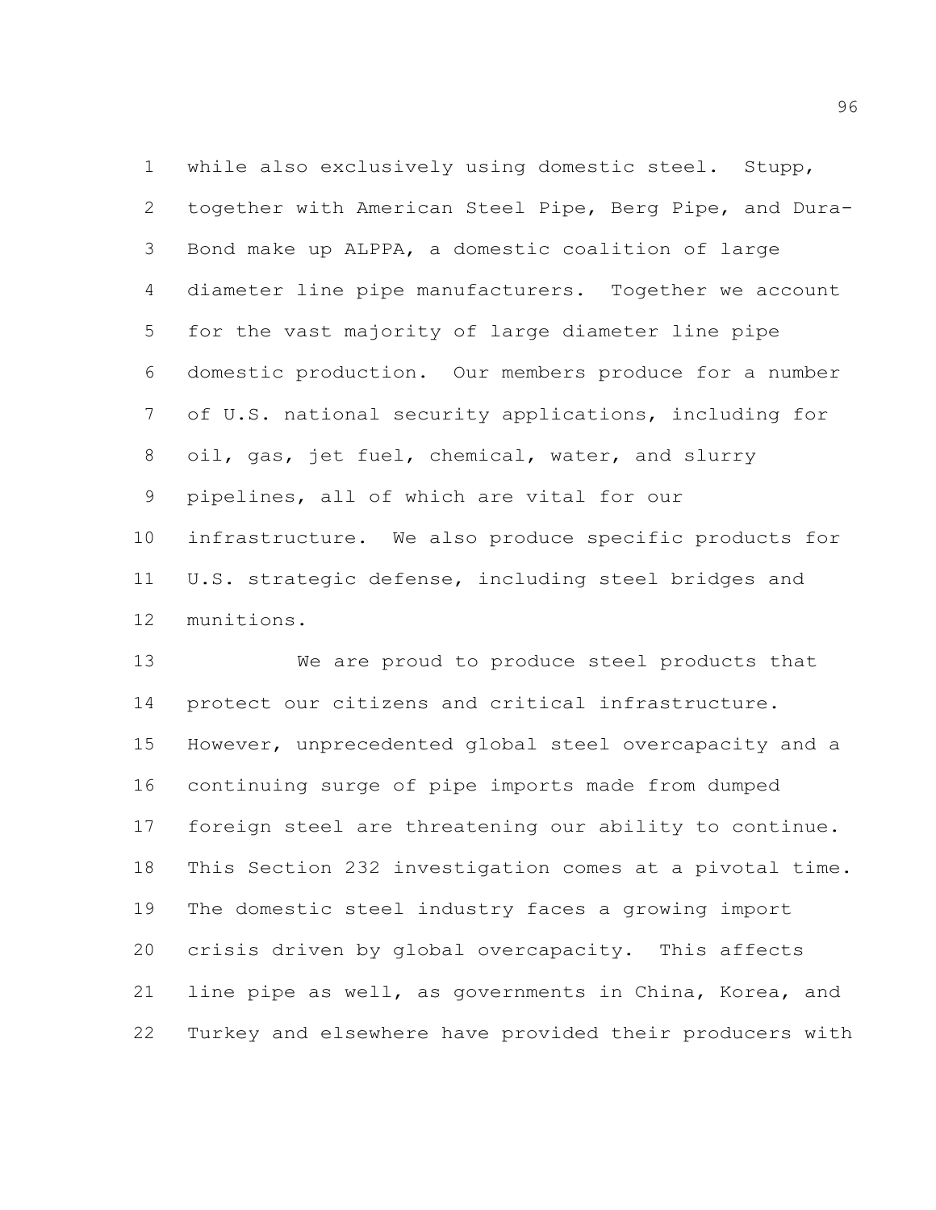while also exclusively using domestic steel. Stupp, together with American Steel Pipe, Berg Pipe, and Dura-Bond make up ALPPA, a domestic coalition of large diameter line pipe manufacturers. Together we account for the vast majority of large diameter line pipe domestic production. Our members produce for a number of U.S. national security applications, including for oil, gas, jet fuel, chemical, water, and slurry pipelines, all of which are vital for our infrastructure. We also produce specific products for U.S. strategic defense, including steel bridges and munitions.

We are proud to produce steel products that protect our citizens and critical infrastructure. However, unprecedented global steel overcapacity and a continuing surge of pipe imports made from dumped foreign steel are threatening our ability to continue. This Section 232 investigation comes at a pivotal time. The domestic steel industry faces a growing import crisis driven by global overcapacity. This affects line pipe as well, as governments in China, Korea, and Turkey and elsewhere have provided their producers with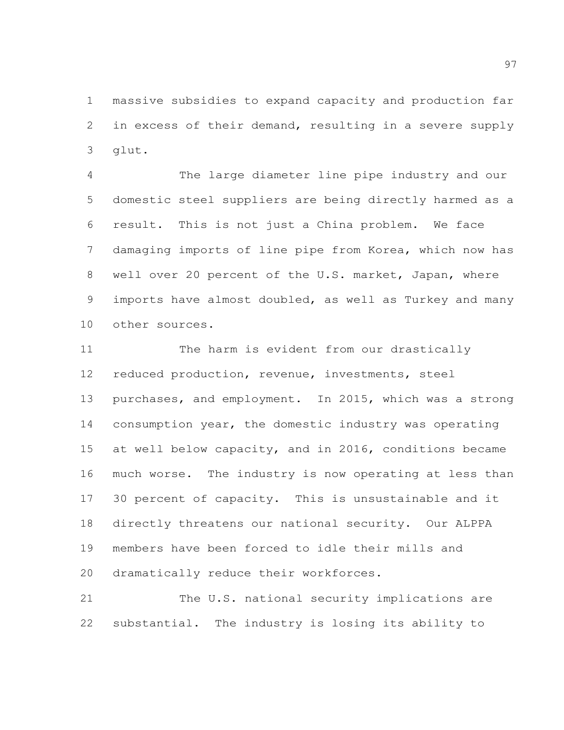massive subsidies to expand capacity and production far in excess of their demand, resulting in a severe supply glut.

The large diameter line pipe industry and our domestic steel suppliers are being directly harmed as a result. This is not just a China problem. We face damaging imports of line pipe from Korea, which now has well over 20 percent of the U.S. market, Japan, where imports have almost doubled, as well as Turkey and many other sources.

The harm is evident from our drastically reduced production, revenue, investments, steel purchases, and employment. In 2015, which was a strong consumption year, the domestic industry was operating at well below capacity, and in 2016, conditions became much worse. The industry is now operating at less than 30 percent of capacity. This is unsustainable and it directly threatens our national security. Our ALPPA members have been forced to idle their mills and dramatically reduce their workforces.

The U.S. national security implications are substantial. The industry is losing its ability to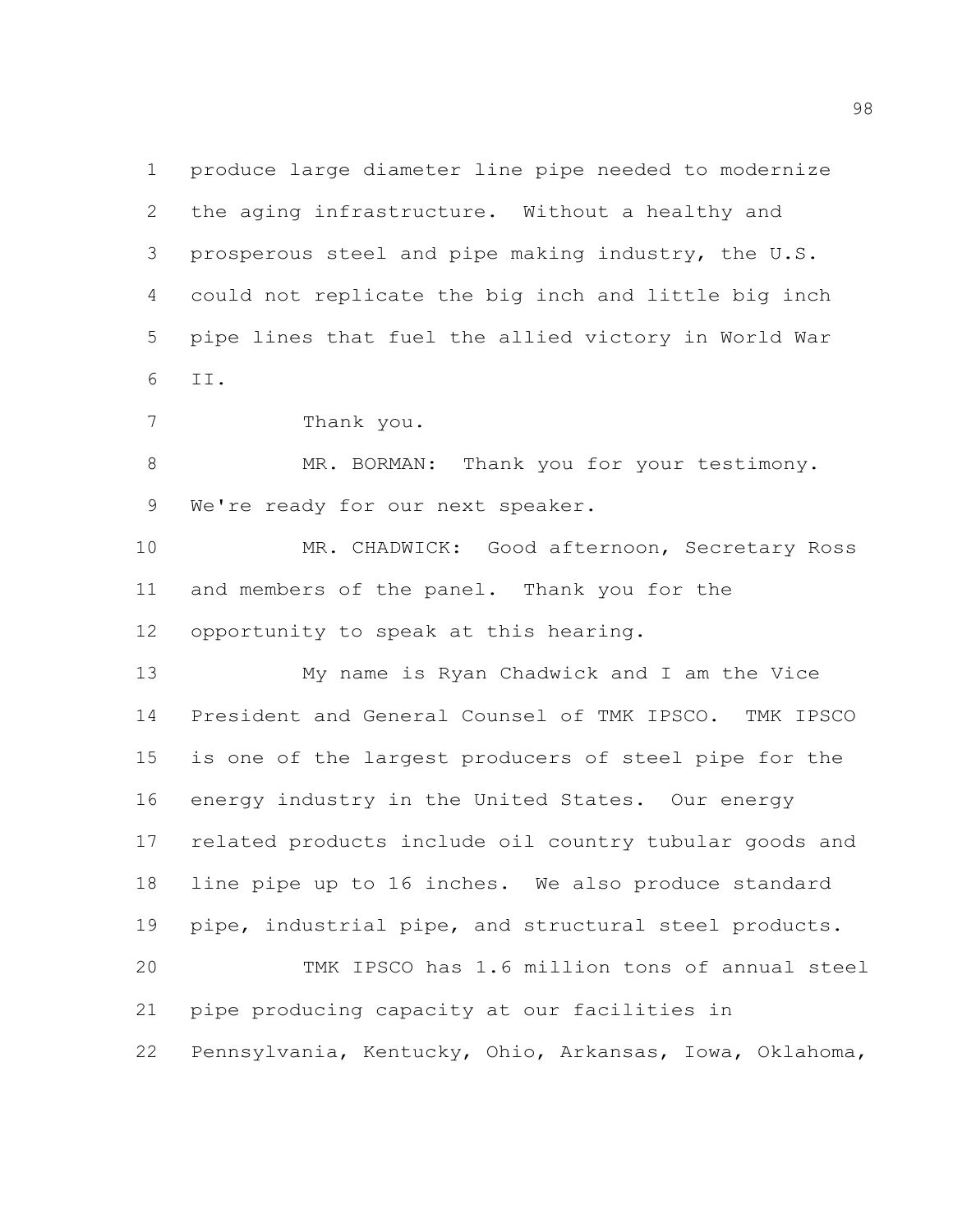produce large diameter line pipe needed to modernize the aging infrastructure. Without a healthy and prosperous steel and pipe making industry, the U.S. could not replicate the big inch and little big inch pipe lines that fuel the allied victory in World War II.

Thank you.

MR. BORMAN: Thank you for your testimony. We're ready for our next speaker.

MR. CHADWICK: Good afternoon, Secretary Ross and members of the panel. Thank you for the opportunity to speak at this hearing.

My name is Ryan Chadwick and I am the Vice President and General Counsel of TMK IPSCO. TMK IPSCO is one of the largest producers of steel pipe for the energy industry in the United States. Our energy related products include oil country tubular goods and line pipe up to 16 inches. We also produce standard pipe, industrial pipe, and structural steel products.

TMK IPSCO has 1.6 million tons of annual steel pipe producing capacity at our facilities in Pennsylvania, Kentucky, Ohio, Arkansas, Iowa, Oklahoma,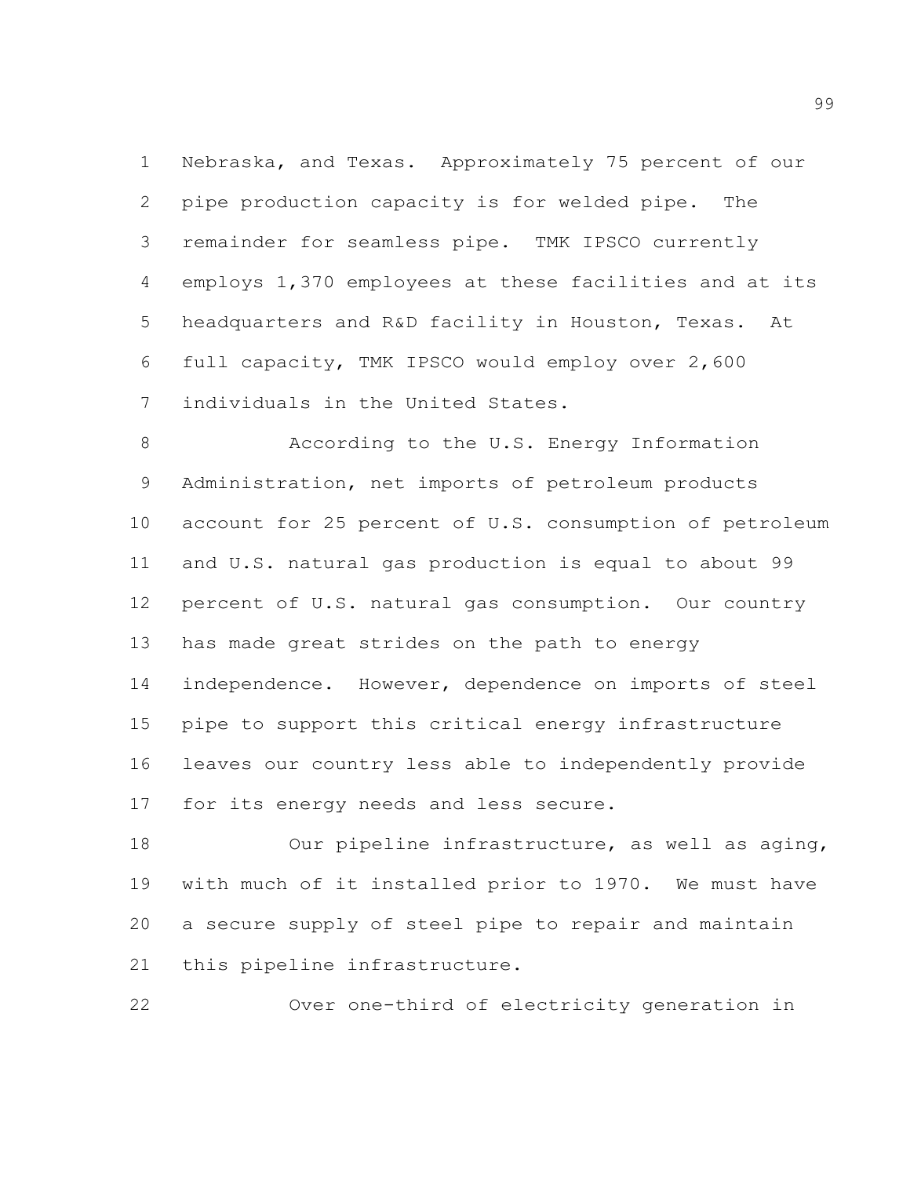Nebraska, and Texas. Approximately 75 percent of our pipe production capacity is for welded pipe. The remainder for seamless pipe. TMK IPSCO currently employs 1,370 employees at these facilities and at its headquarters and R&D facility in Houston, Texas. At full capacity, TMK IPSCO would employ over 2,600 individuals in the United States.

According to the U.S. Energy Information Administration, net imports of petroleum products account for 25 percent of U.S. consumption of petroleum and U.S. natural gas production is equal to about 99 percent of U.S. natural gas consumption. Our country has made great strides on the path to energy independence. However, dependence on imports of steel pipe to support this critical energy infrastructure leaves our country less able to independently provide for its energy needs and less secure.

Our pipeline infrastructure, as well as aging, with much of it installed prior to 1970. We must have a secure supply of steel pipe to repair and maintain this pipeline infrastructure.

Over one-third of electricity generation in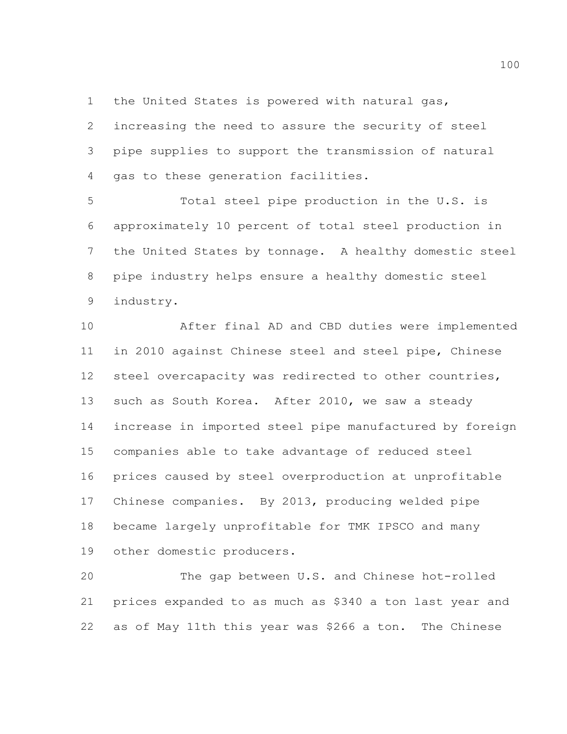the United States is powered with natural gas, increasing the need to assure the security of steel pipe supplies to support the transmission of natural gas to these generation facilities.

Total steel pipe production in the U.S. is approximately 10 percent of total steel production in the United States by tonnage. A healthy domestic steel pipe industry helps ensure a healthy domestic steel industry.

After final AD and CBD duties were implemented in 2010 against Chinese steel and steel pipe, Chinese steel overcapacity was redirected to other countries, such as South Korea. After 2010, we saw a steady increase in imported steel pipe manufactured by foreign companies able to take advantage of reduced steel prices caused by steel overproduction at unprofitable Chinese companies. By 2013, producing welded pipe became largely unprofitable for TMK IPSCO and many other domestic producers.

The gap between U.S. and Chinese hot-rolled prices expanded to as much as $340 a ton last year and as of May 11th this year was $266 a ton. The Chinese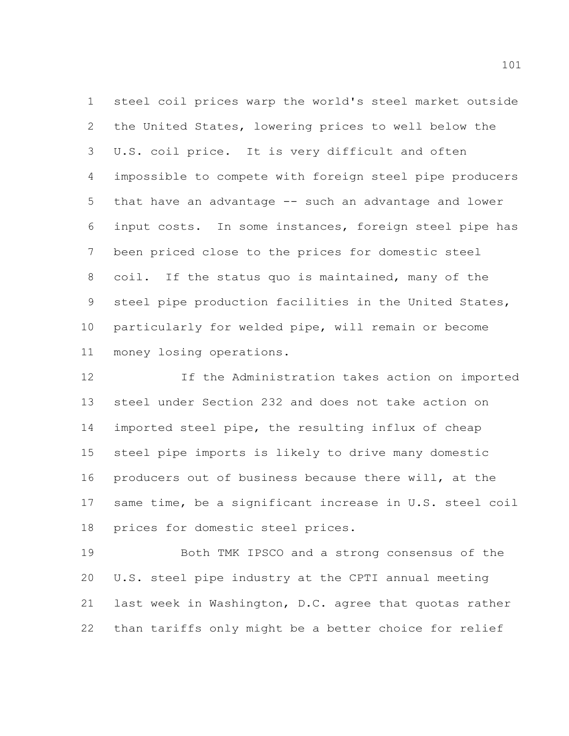steel coil prices warp the world's steel market outside the United States, lowering prices to well below the U.S. coil price. It is very difficult and often impossible to compete with foreign steel pipe producers that have an advantage -- such an advantage and lower input costs. In some instances, foreign steel pipe has been priced close to the prices for domestic steel coil. If the status quo is maintained, many of the steel pipe production facilities in the United States, particularly for welded pipe, will remain or become money losing operations.

If the Administration takes action on imported steel under Section 232 and does not take action on imported steel pipe, the resulting influx of cheap steel pipe imports is likely to drive many domestic producers out of business because there will, at the same time, be a significant increase in U.S. steel coil prices for domestic steel prices.

Both TMK IPSCO and a strong consensus of the U.S. steel pipe industry at the CPTI annual meeting last week in Washington, D.C. agree that quotas rather than tariffs only might be a better choice for relief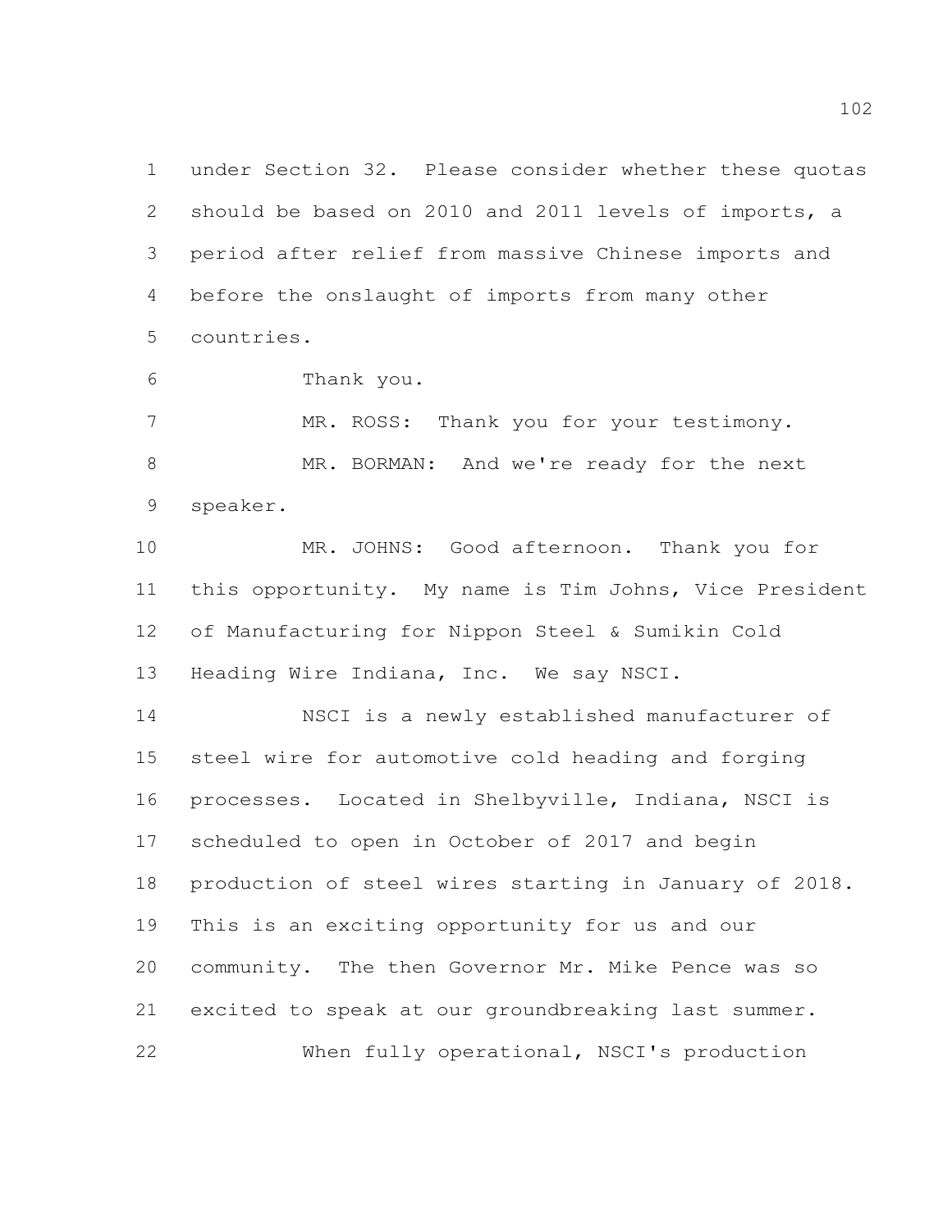under Section 32. Please consider whether these quotas should be based on 2010 and 2011 levels of imports, a period after relief from massive Chinese imports and before the onslaught of imports from many other countries.

Thank you.

MR. ROSS: Thank you for your testimony.

MR. BORMAN: And we're ready for the next speaker.

MR. JOHNS: Good afternoon. Thank you for this opportunity. My name is Tim Johns, Vice President of Manufacturing for Nippon Steel & Sumikin Cold Heading Wire Indiana, Inc. We say NSCI.

NSCI is a newly established manufacturer of steel wire for automotive cold heading and forging processes. Located in Shelbyville, Indiana, NSCI is scheduled to open in October of 2017 and begin production of steel wires starting in January of 2018. This is an exciting opportunity for us and our community. The then Governor Mr. Mike Pence was so excited to speak at our groundbreaking last summer.

When fully operational, NSCI's production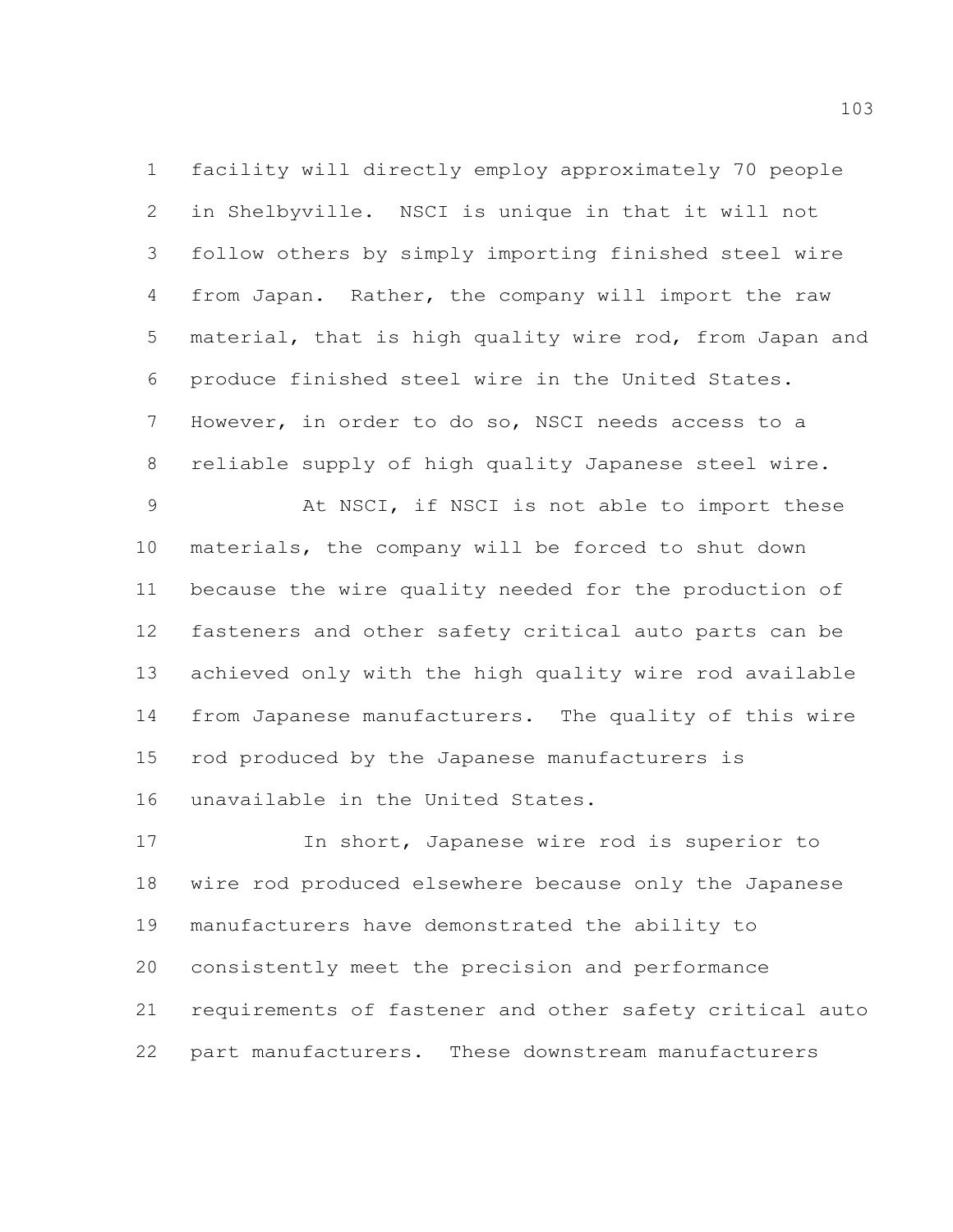facility will directly employ approximately 70 people in Shelbyville. NSCI is unique in that it will not follow others by simply importing finished steel wire from Japan. Rather, the company will import the raw material, that is high quality wire rod, from Japan and produce finished steel wire in the United States. However, in order to do so, NSCI needs access to a reliable supply of high quality Japanese steel wire.

At NSCI, if NSCI is not able to import these materials, the company will be forced to shut down because the wire quality needed for the production of fasteners and other safety critical auto parts can be achieved only with the high quality wire rod available from Japanese manufacturers. The quality of this wire rod produced by the Japanese manufacturers is unavailable in the United States.

In short, Japanese wire rod is superior to wire rod produced elsewhere because only the Japanese manufacturers have demonstrated the ability to consistently meet the precision and performance requirements of fastener and other safety critical auto part manufacturers. These downstream manufacturers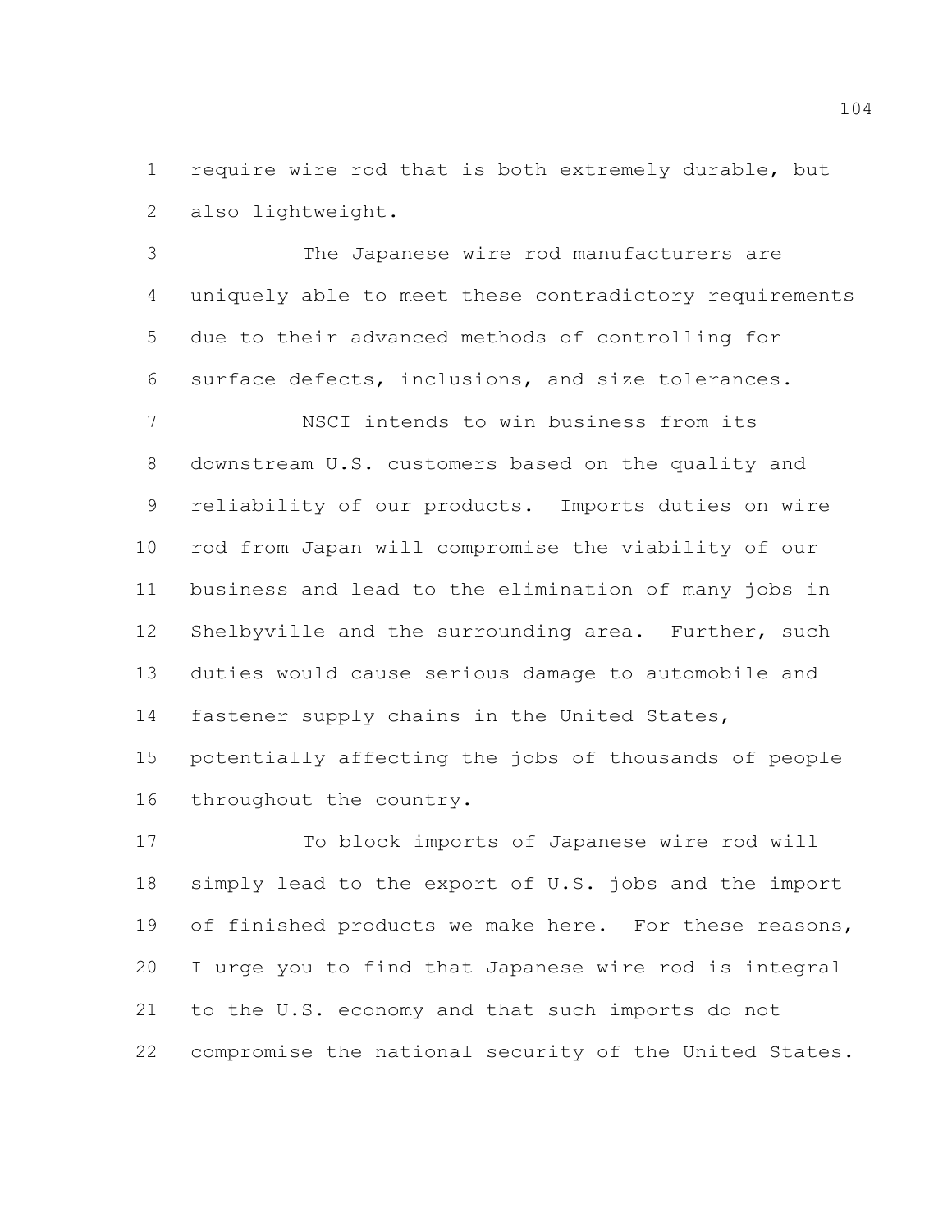require wire rod that is both extremely durable, but also lightweight.

The Japanese wire rod manufacturers are uniquely able to meet these contradictory requirements due to their advanced methods of controlling for surface defects, inclusions, and size tolerances.

NSCI intends to win business from its downstream U.S. customers based on the quality and reliability of our products. Imports duties on wire rod from Japan will compromise the viability of our business and lead to the elimination of many jobs in Shelbyville and the surrounding area. Further, such duties would cause serious damage to automobile and fastener supply chains in the United States, potentially affecting the jobs of thousands of people throughout the country.

To block imports of Japanese wire rod will simply lead to the export of U.S. jobs and the import of finished products we make here. For these reasons, I urge you to find that Japanese wire rod is integral to the U.S. economy and that such imports do not compromise the national security of the United States.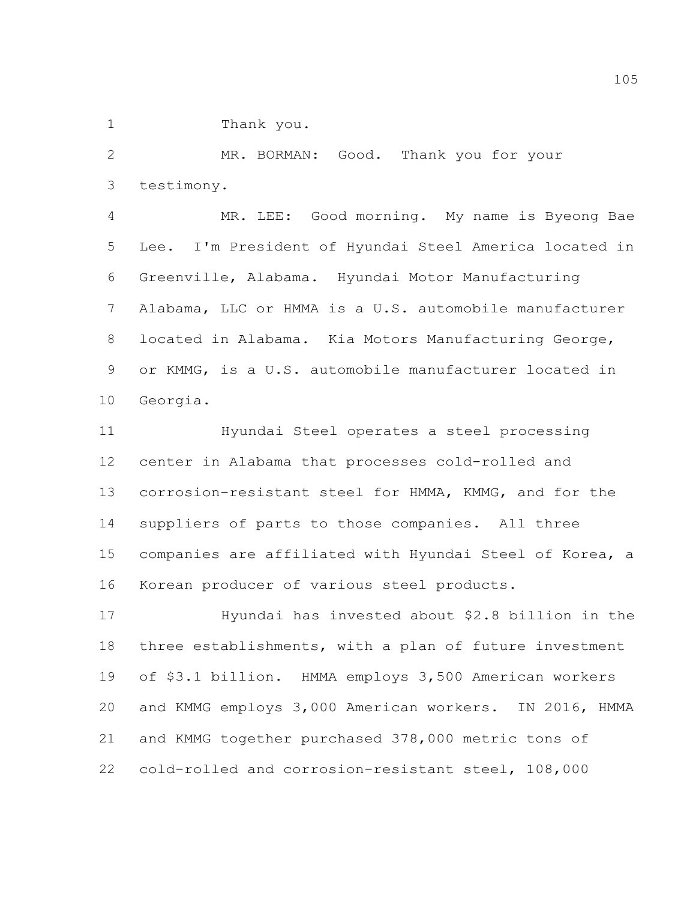Thank you.

MR. BORMAN: Good. Thank you for your testimony.

MR. LEE: Good morning. My name is Byeong Bae Lee. I'm President of Hyundai Steel America located in Greenville, Alabama. Hyundai Motor Manufacturing Alabama, LLC or HMMA is a U.S. automobile manufacturer located in Alabama. Kia Motors Manufacturing George, or KMMG, is a U.S. automobile manufacturer located in Georgia.

Hyundai Steel operates a steel processing center in Alabama that processes cold-rolled and corrosion-resistant steel for HMMA, KMMG, and for the suppliers of parts to those companies. All three companies are affiliated with Hyundai Steel of Korea, a Korean producer of various steel products.

Hyundai has invested about $2.8 billion in the three establishments, with a plan of future investment of $3.1 billion. HMMA employs 3,500 American workers and KMMG employs 3,000 American workers. IN 2016, HMMA and KMMG together purchased 378,000 metric tons of cold-rolled and corrosion-resistant steel, 108,000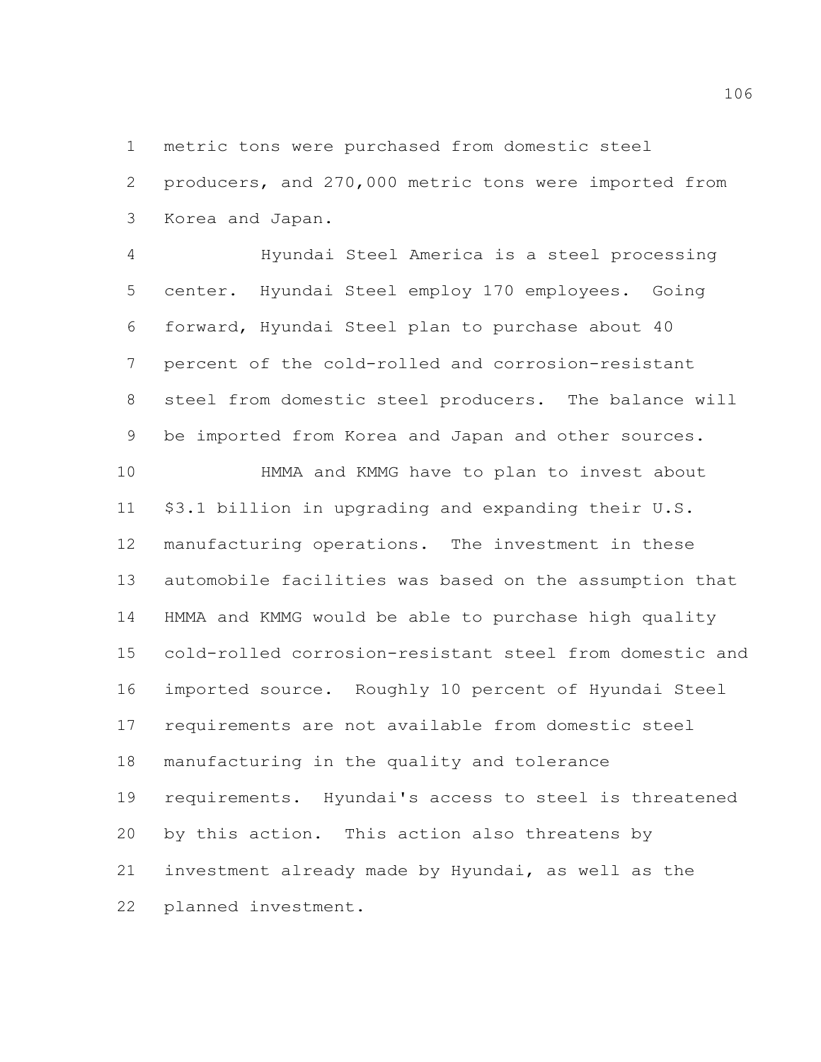metric tons were purchased from domestic steel producers, and 270,000 metric tons were imported from Korea and Japan.

Hyundai Steel America is a steel processing center. Hyundai Steel employ 170 employees. Going forward, Hyundai Steel plan to purchase about 40 percent of the cold-rolled and corrosion-resistant steel from domestic steel producers. The balance will be imported from Korea and Japan and other sources.

HMMA and KMMG have to plan to invest about $3.1 billion in upgrading and expanding their U.S. manufacturing operations. The investment in these automobile facilities was based on the assumption that HMMA and KMMG would be able to purchase high quality cold-rolled corrosion-resistant steel from domestic and imported source. Roughly 10 percent of Hyundai Steel requirements are not available from domestic steel manufacturing in the quality and tolerance requirements. Hyundai's access to steel is threatened by this action. This action also threatens by investment already made by Hyundai, as well as the planned investment.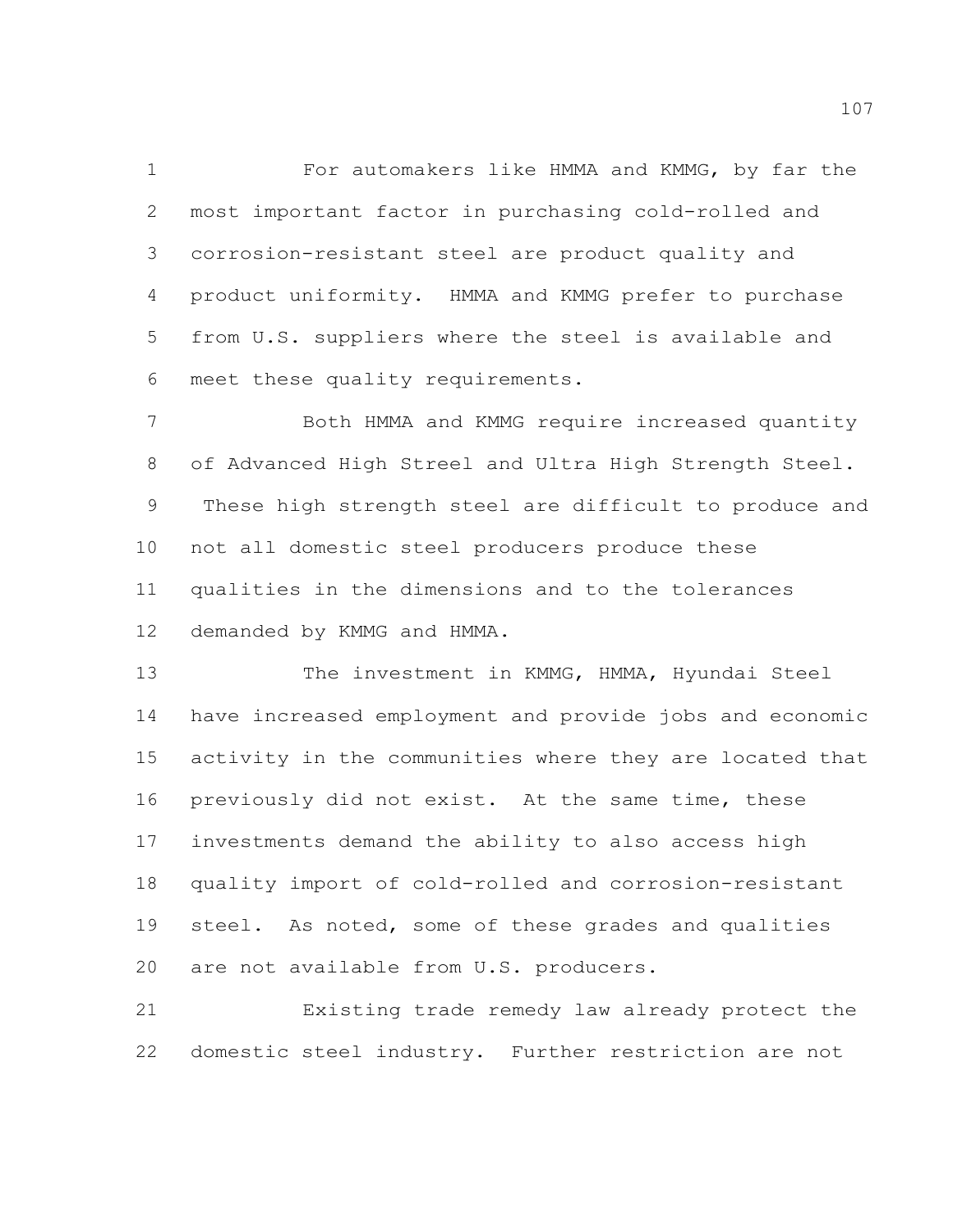For automakers like HMMA and KMMG, by far the most important factor in purchasing cold-rolled and corrosion-resistant steel are product quality and product uniformity. HMMA and KMMG prefer to purchase from U.S. suppliers where the steel is available and meet these quality requirements.

Both HMMA and KMMG require increased quantity of Advanced High Streel and Ultra High Strength Steel. These high strength steel are difficult to produce and not all domestic steel producers produce these qualities in the dimensions and to the tolerances demanded by KMMG and HMMA.

The investment in KMMG, HMMA, Hyundai Steel have increased employment and provide jobs and economic activity in the communities where they are located that previously did not exist. At the same time, these investments demand the ability to also access high quality import of cold-rolled and corrosion-resistant steel. As noted, some of these grades and qualities are not available from U.S. producers.

Existing trade remedy law already protect the domestic steel industry. Further restriction are not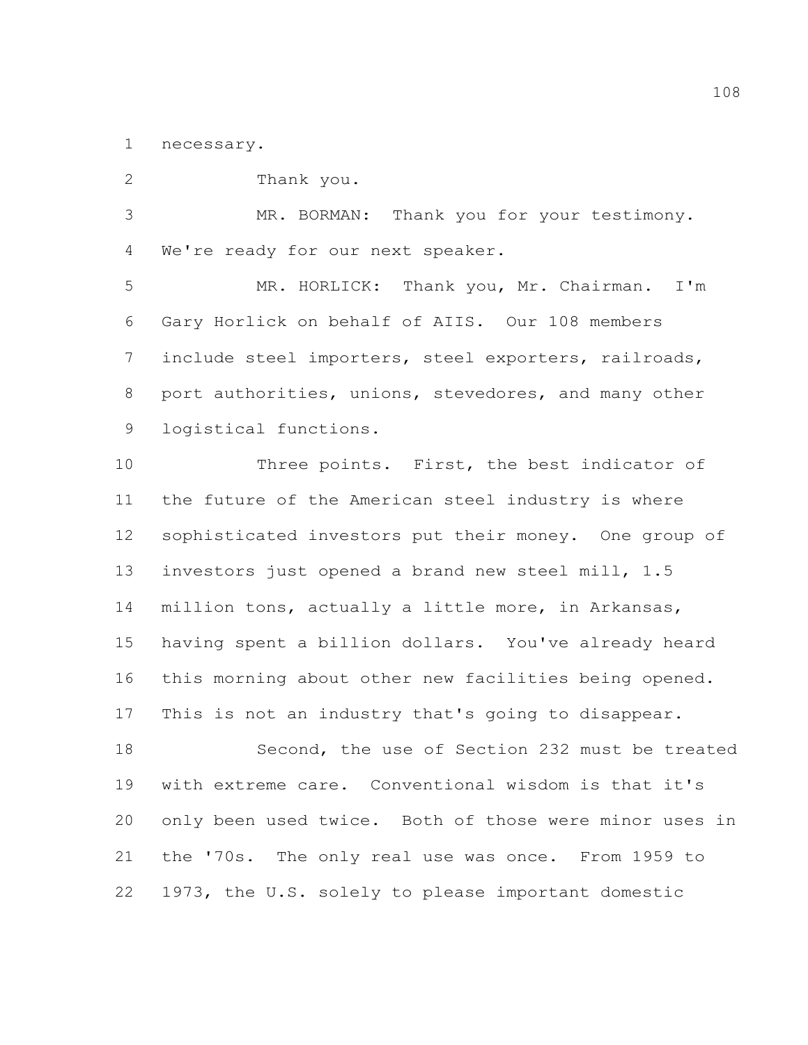necessary.

Thank you.

MR. BORMAN: Thank you for your testimony. We're ready for our next speaker.

MR. HORLICK: Thank you, Mr. Chairman. I'm Gary Horlick on behalf of AIIS. Our 108 members include steel importers, steel exporters, railroads, port authorities, unions, stevedores, and many other logistical functions.

Three points. First, the best indicator of the future of the American steel industry is where sophisticated investors put their money. One group of investors just opened a brand new steel mill, 1.5 million tons, actually a little more, in Arkansas, having spent a billion dollars. You've already heard this morning about other new facilities being opened. This is not an industry that's going to disappear.

Second, the use of Section 232 must be treated with extreme care. Conventional wisdom is that it's only been used twice. Both of those were minor uses in the '70s. The only real use was once. From 1959 to 1973, the U.S. solely to please important domestic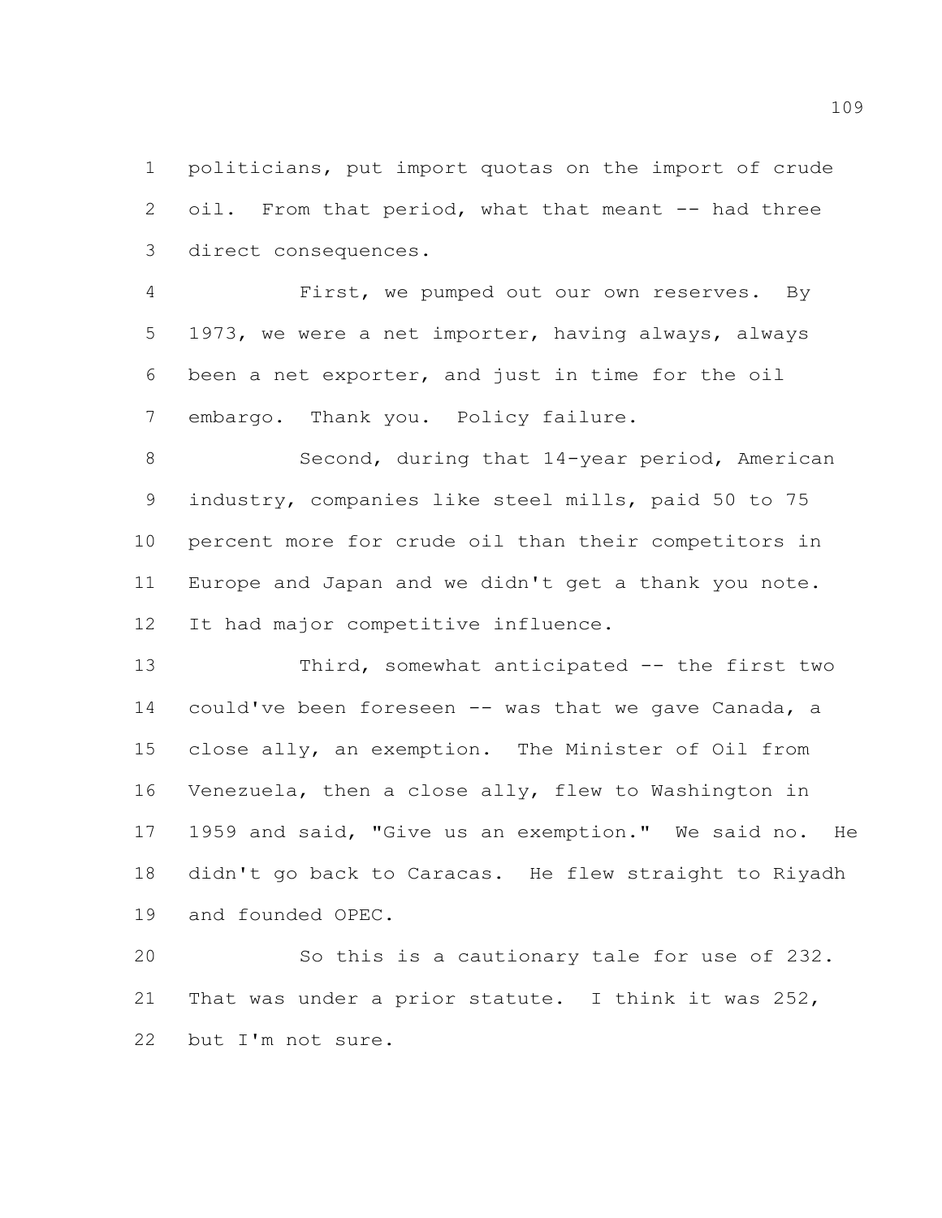politicians, put import quotas on the import of crude oil. From that period, what that meant -- had three direct consequences.

First, we pumped out our own reserves. By 1973, we were a net importer, having always, always been a net exporter, and just in time for the oil embargo. Thank you. Policy failure.

Second, during that 14-year period, American industry, companies like steel mills, paid 50 to 75 percent more for crude oil than their competitors in Europe and Japan and we didn't get a thank you note. It had major competitive influence.

Third, somewhat anticipated -- the first two could've been foreseen -- was that we gave Canada, a close ally, an exemption. The Minister of Oil from Venezuela, then a close ally, flew to Washington in 1959 and said, "Give us an exemption." We said no. He didn't go back to Caracas. He flew straight to Riyadh and founded OPEC.

So this is a cautionary tale for use of 232. That was under a prior statute. I think it was 252, but I'm not sure.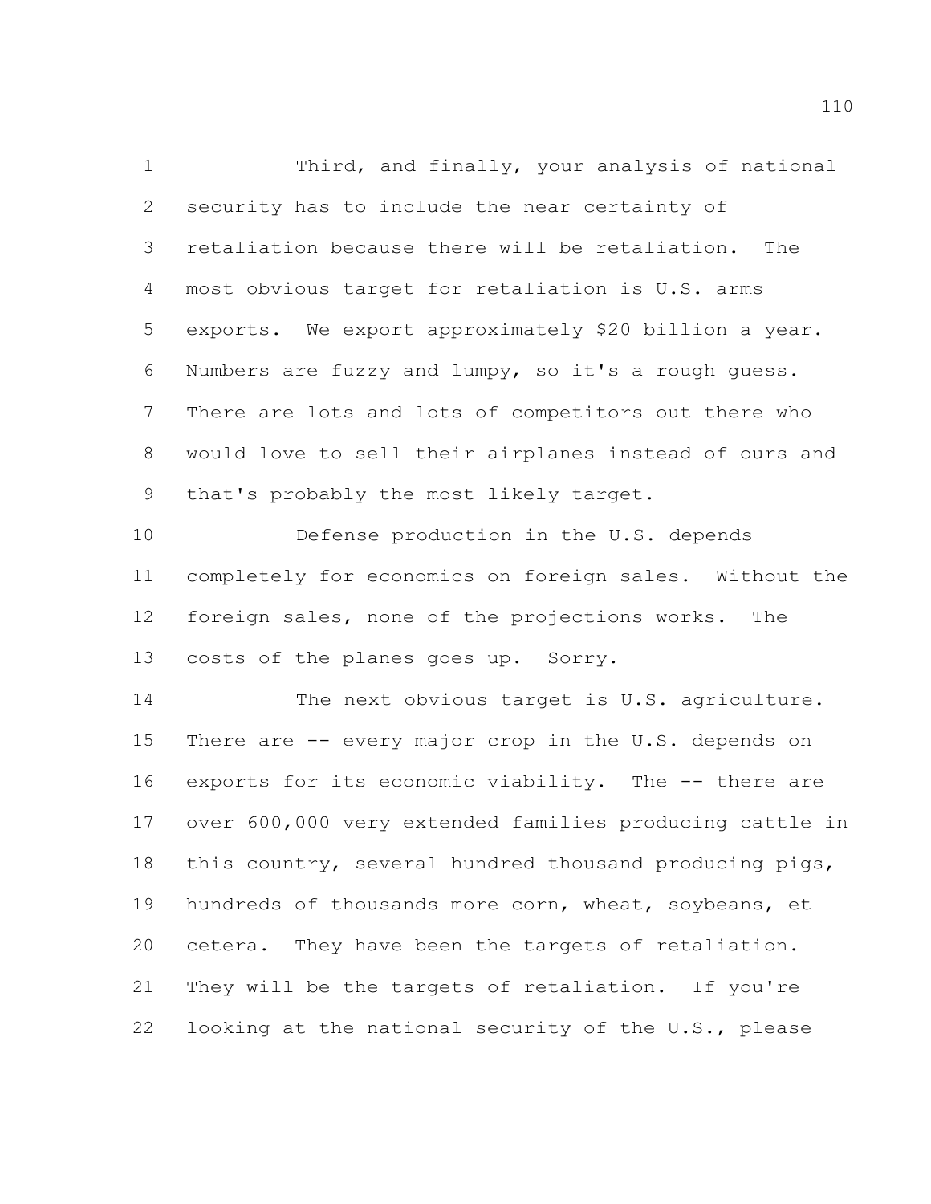Third, and finally, your analysis of national security has to include the near certainty of retaliation because there will be retaliation. The most obvious target for retaliation is U.S. arms exports. We export approximately $20 billion a year. Numbers are fuzzy and lumpy, so it's a rough guess. There are lots and lots of competitors out there who would love to sell their airplanes instead of ours and that's probably the most likely target.

Defense production in the U.S. depends completely for economics on foreign sales. Without the foreign sales, none of the projections works. The costs of the planes goes up. Sorry.

The next obvious target is U.S. agriculture. There are -- every major crop in the U.S. depends on exports for its economic viability. The -- there are over 600,000 very extended families producing cattle in this country, several hundred thousand producing pigs, hundreds of thousands more corn, wheat, soybeans, et cetera. They have been the targets of retaliation. They will be the targets of retaliation. If you're looking at the national security of the U.S., please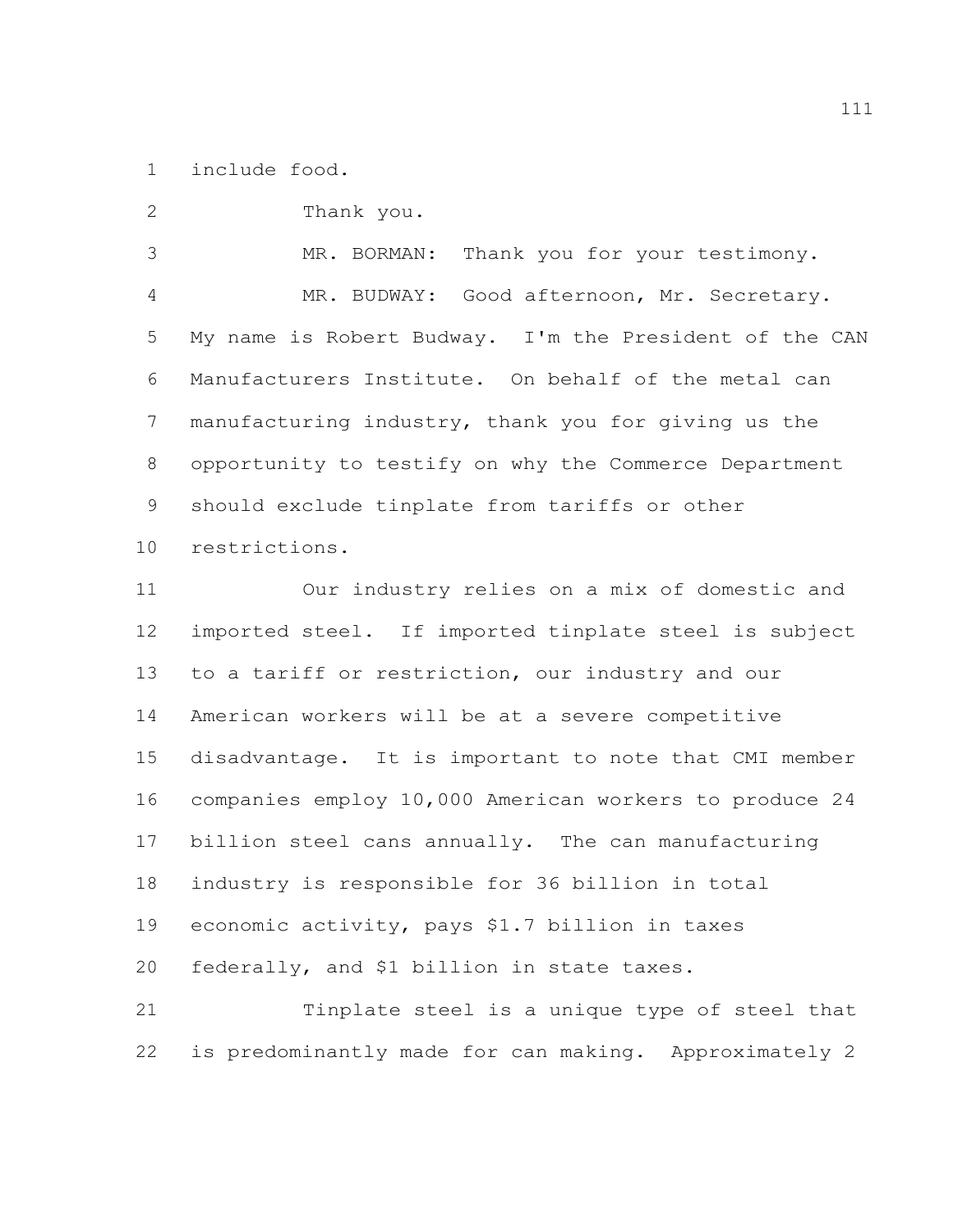include food.

Thank you.

MR. BORMAN: Thank you for your testimony.

MR. BUDWAY: Good afternoon, Mr. Secretary. My name is Robert Budway. I'm the President of the CAN Manufacturers Institute. On behalf of the metal can manufacturing industry, thank you for giving us the opportunity to testify on why the Commerce Department should exclude tinplate from tariffs or other restrictions.

Our industry relies on a mix of domestic and imported steel. If imported tinplate steel is subject to a tariff or restriction, our industry and our American workers will be at a severe competitive disadvantage. It is important to note that CMI member companies employ 10,000 American workers to produce 24 billion steel cans annually. The can manufacturing industry is responsible for 36 billion in total economic activity, pays $1.7 billion in taxes federally, and $1 billion in state taxes.

Tinplate steel is a unique type of steel that is predominantly made for can making. Approximately 2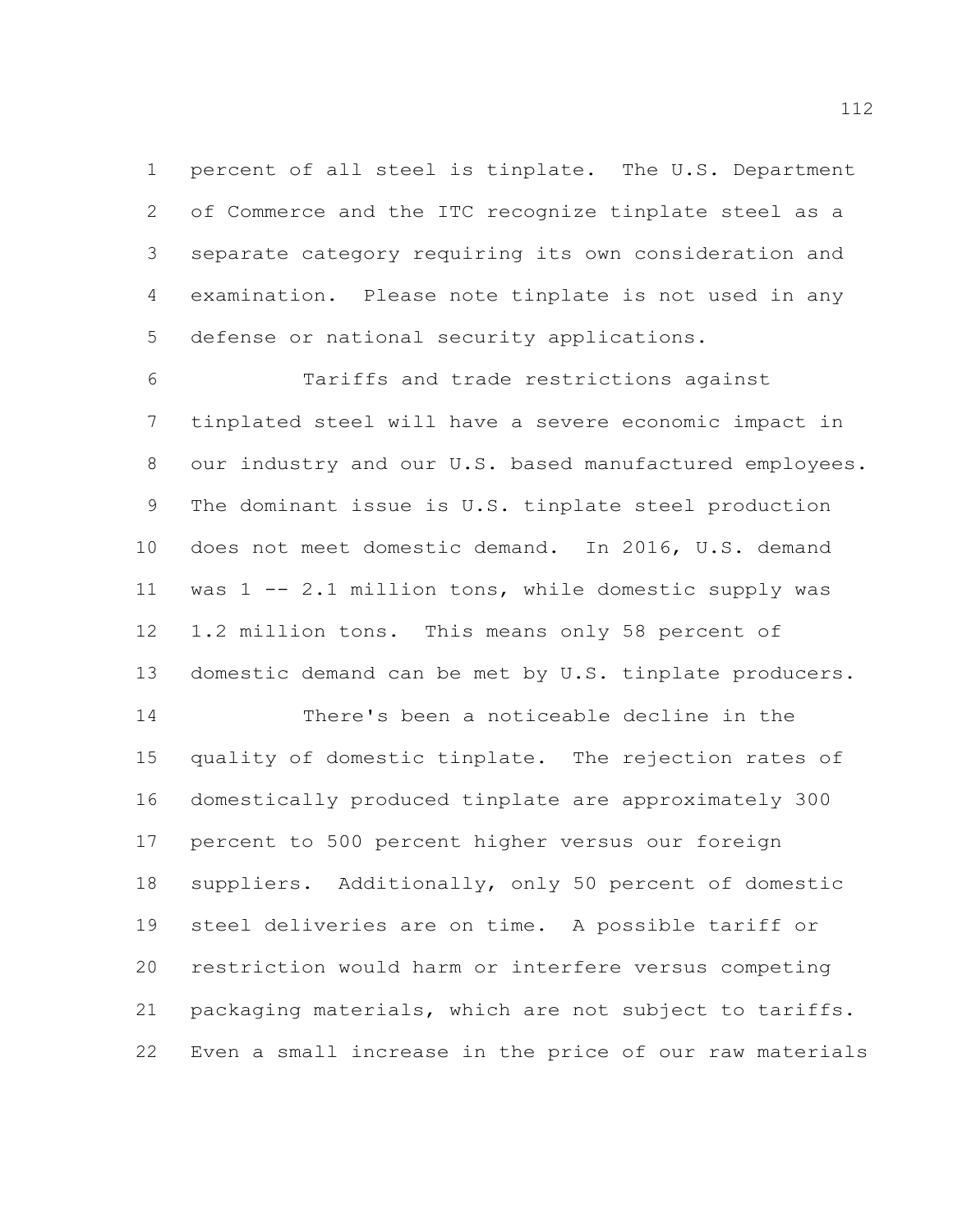percent of all steel is tinplate. The U.S. Department of Commerce and the ITC recognize tinplate steel as a separate category requiring its own consideration and examination. Please note tinplate is not used in any defense or national security applications.

Tariffs and trade restrictions against tinplated steel will have a severe economic impact in our industry and our U.S. based manufactured employees. The dominant issue is U.S. tinplate steel production does not meet domestic demand. In 2016, U.S. demand was 1 -- 2.1 million tons, while domestic supply was 1.2 million tons. This means only 58 percent of domestic demand can be met by U.S. tinplate producers.

There's been a noticeable decline in the quality of domestic tinplate. The rejection rates of domestically produced tinplate are approximately 300 percent to 500 percent higher versus our foreign suppliers. Additionally, only 50 percent of domestic steel deliveries are on time. A possible tariff or restriction would harm or interfere versus competing packaging materials, which are not subject to tariffs. Even a small increase in the price of our raw materials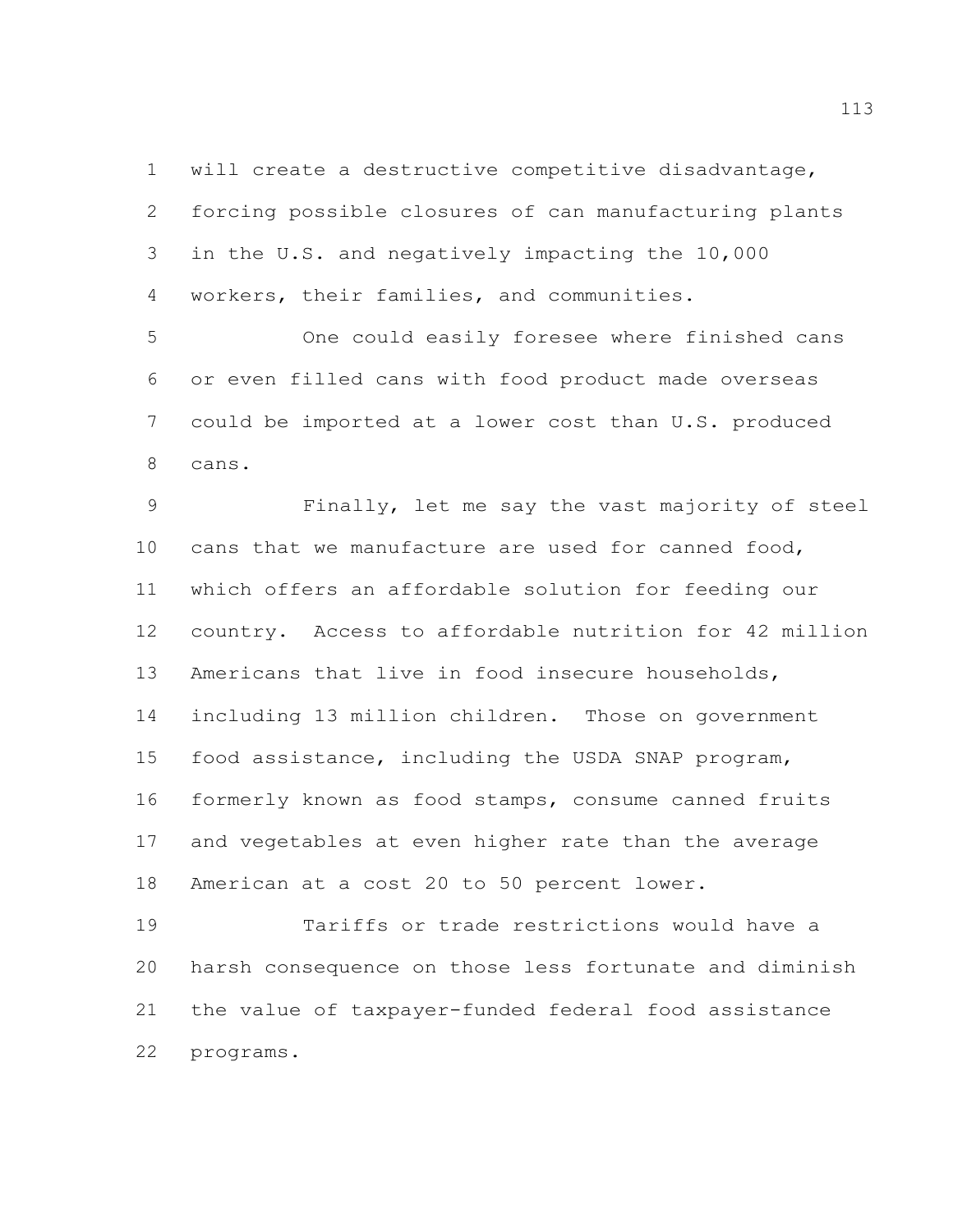will create a destructive competitive disadvantage, forcing possible closures of can manufacturing plants in the U.S. and negatively impacting the 10,000 workers, their families, and communities.

One could easily foresee where finished cans or even filled cans with food product made overseas could be imported at a lower cost than U.S. produced cans.

Finally, let me say the vast majority of steel cans that we manufacture are used for canned food, which offers an affordable solution for feeding our country. Access to affordable nutrition for 42 million Americans that live in food insecure households, including 13 million children. Those on government food assistance, including the USDA SNAP program, formerly known as food stamps, consume canned fruits and vegetables at even higher rate than the average American at a cost 20 to 50 percent lower.

Tariffs or trade restrictions would have a harsh consequence on those less fortunate and diminish the value of taxpayer-funded federal food assistance programs.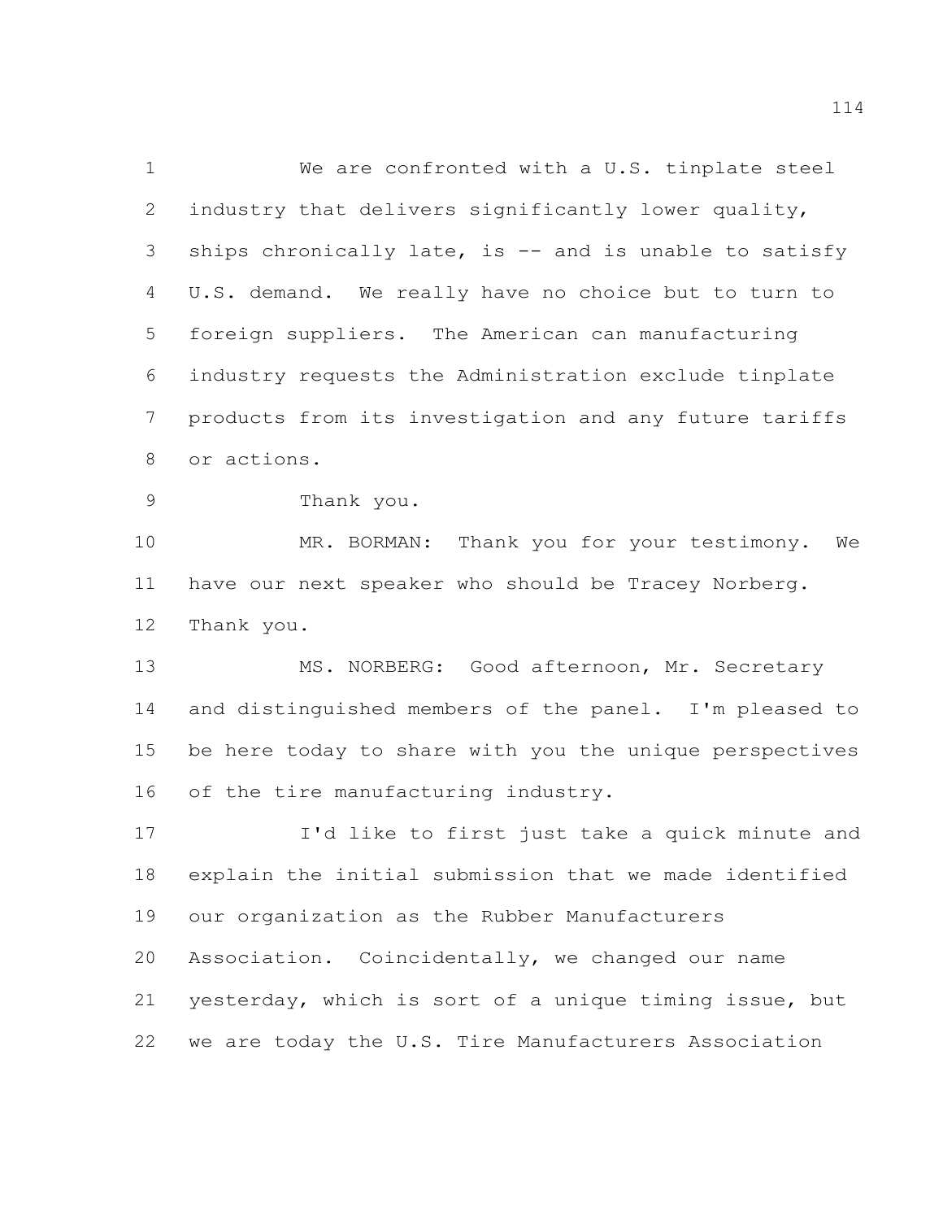We are confronted with a U.S. tinplate steel industry that delivers significantly lower quality, ships chronically late, is -- and is unable to satisfy U.S. demand. We really have no choice but to turn to foreign suppliers. The American can manufacturing industry requests the Administration exclude tinplate products from its investigation and any future tariffs or actions.

Thank you.

MR. BORMAN: Thank you for your testimony. We have our next speaker who should be Tracey Norberg. Thank you.

MS. NORBERG: Good afternoon, Mr. Secretary and distinguished members of the panel. I'm pleased to be here today to share with you the unique perspectives of the tire manufacturing industry.

I'd like to first just take a quick minute and explain the initial submission that we made identified our organization as the Rubber Manufacturers Association. Coincidentally, we changed our name yesterday, which is sort of a unique timing issue, but we are today the U.S. Tire Manufacturers Association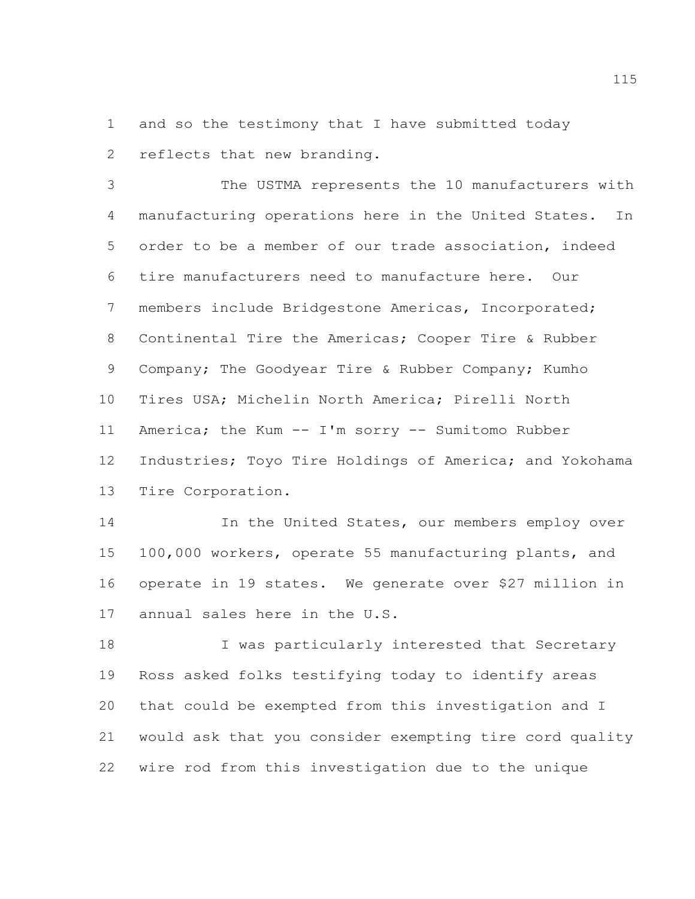and so the testimony that I have submitted today reflects that new branding.

The USTMA represents the 10 manufacturers with manufacturing operations here in the United States. In order to be a member of our trade association, indeed tire manufacturers need to manufacture here. Our members include Bridgestone Americas, Incorporated; Continental Tire the Americas; Cooper Tire & Rubber Company; The Goodyear Tire & Rubber Company; Kumho Tires USA; Michelin North America; Pirelli North America; the Kum -- I'm sorry -- Sumitomo Rubber Industries; Toyo Tire Holdings of America; and Yokohama Tire Corporation.

In the United States, our members employ over 100,000 workers, operate 55 manufacturing plants, and operate in 19 states. We generate over $27 million in annual sales here in the U.S.

I was particularly interested that Secretary Ross asked folks testifying today to identify areas that could be exempted from this investigation and I would ask that you consider exempting tire cord quality wire rod from this investigation due to the unique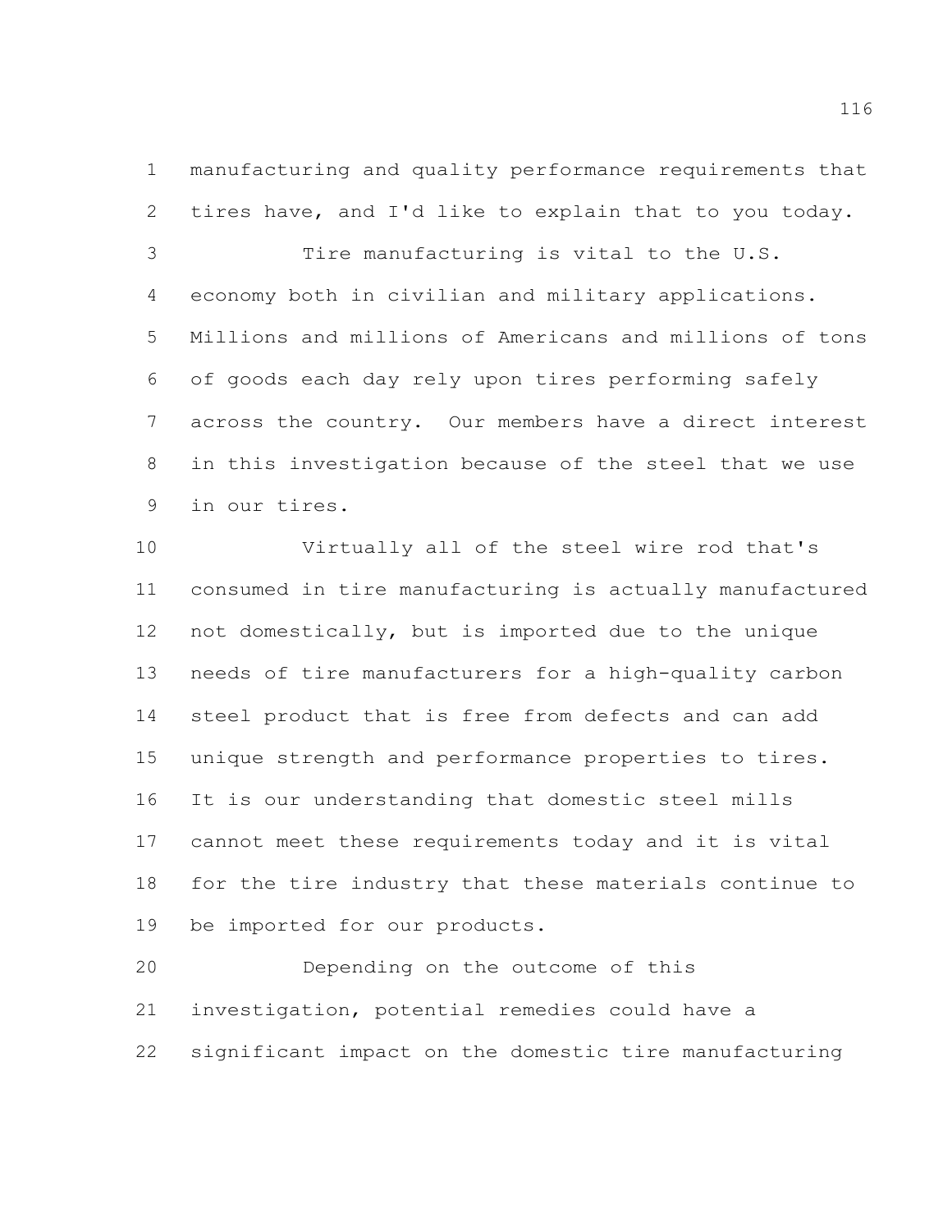manufacturing and quality performance requirements that tires have, and I'd like to explain that to you today.

Tire manufacturing is vital to the U.S. economy both in civilian and military applications. Millions and millions of Americans and millions of tons of goods each day rely upon tires performing safely across the country. Our members have a direct interest in this investigation because of the steel that we use in our tires.

Virtually all of the steel wire rod that's consumed in tire manufacturing is actually manufactured not domestically, but is imported due to the unique needs of tire manufacturers for a high-quality carbon steel product that is free from defects and can add unique strength and performance properties to tires. It is our understanding that domestic steel mills cannot meet these requirements today and it is vital for the tire industry that these materials continue to be imported for our products.

Depending on the outcome of this investigation, potential remedies could have a significant impact on the domestic tire manufacturing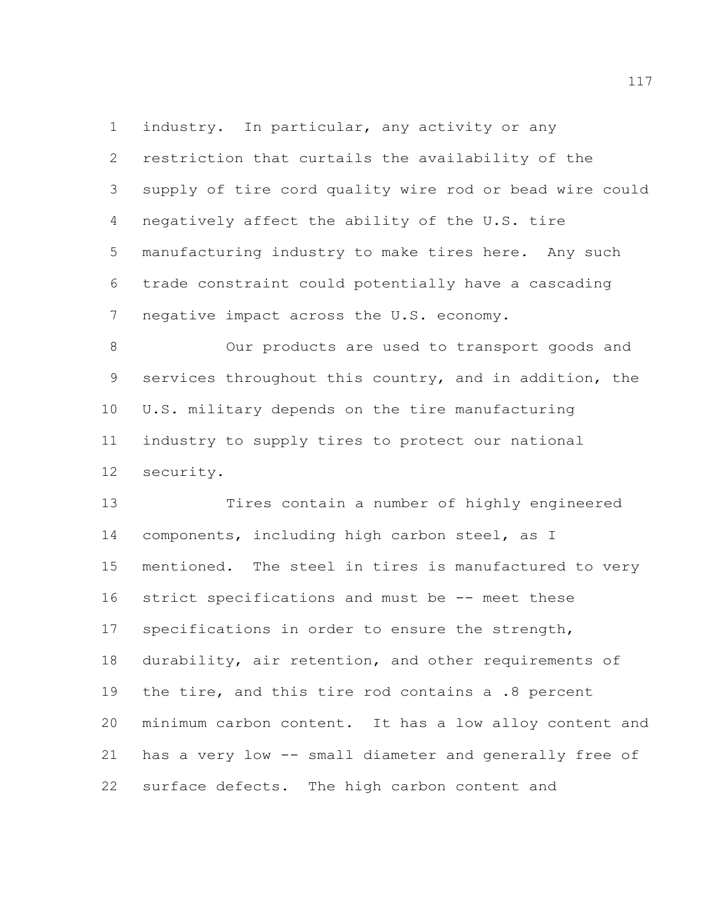industry. In particular, any activity or any restriction that curtails the availability of the supply of tire cord quality wire rod or bead wire could negatively affect the ability of the U.S. tire manufacturing industry to make tires here. Any such trade constraint could potentially have a cascading negative impact across the U.S. economy.

Our products are used to transport goods and services throughout this country, and in addition, the U.S. military depends on the tire manufacturing industry to supply tires to protect our national security.

Tires contain a number of highly engineered components, including high carbon steel, as I mentioned. The steel in tires is manufactured to very strict specifications and must be -- meet these specifications in order to ensure the strength, durability, air retention, and other requirements of the tire, and this tire rod contains a .8 percent minimum carbon content. It has a low alloy content and has a very low -- small diameter and generally free of surface defects. The high carbon content and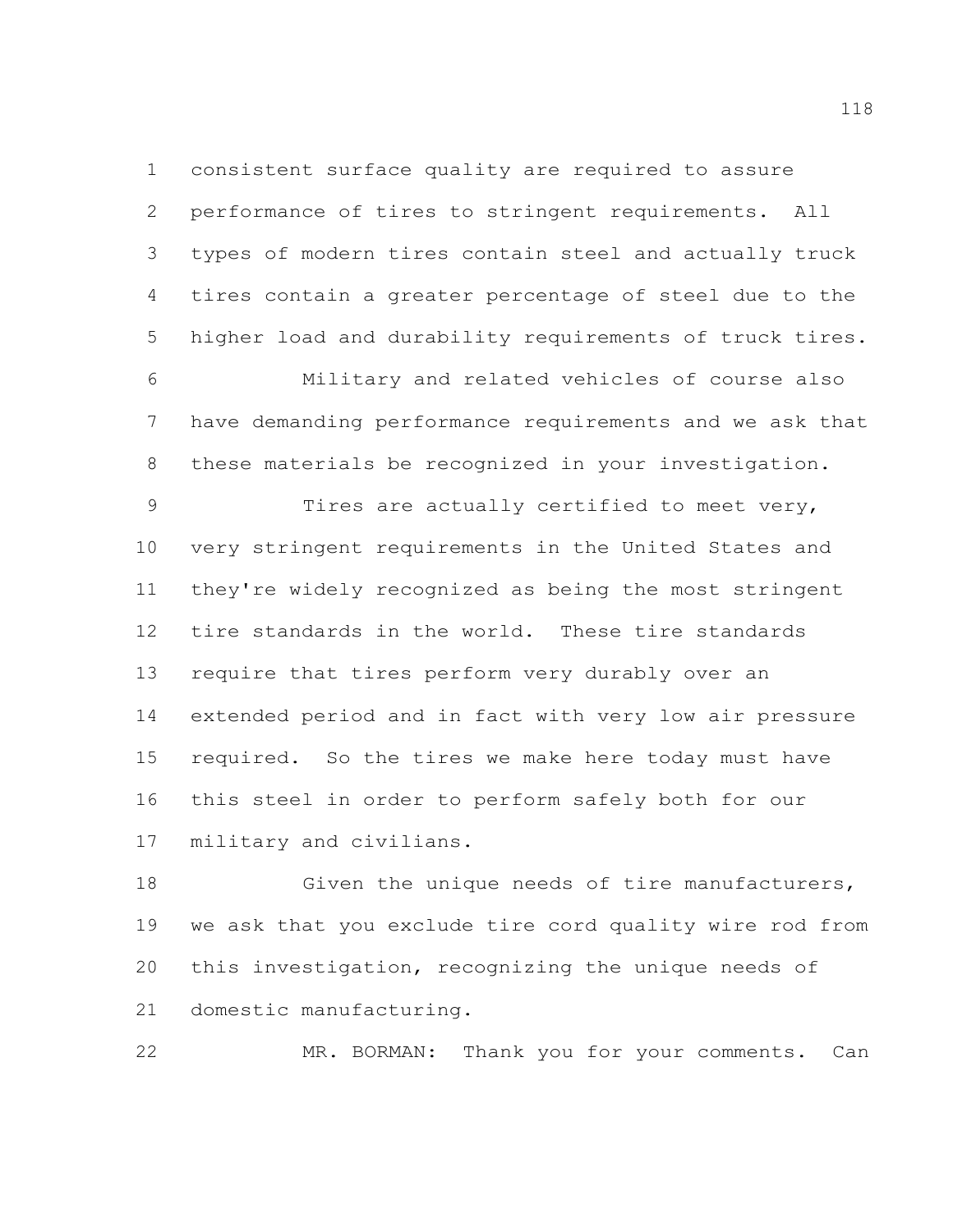consistent surface quality are required to assure performance of tires to stringent requirements. All types of modern tires contain steel and actually truck tires contain a greater percentage of steel due to the higher load and durability requirements of truck tires.

Military and related vehicles of course also have demanding performance requirements and we ask that these materials be recognized in your investigation.

Tires are actually certified to meet very, very stringent requirements in the United States and they're widely recognized as being the most stringent tire standards in the world. These tire standards require that tires perform very durably over an extended period and in fact with very low air pressure required. So the tires we make here today must have this steel in order to perform safely both for our military and civilians.

Given the unique needs of tire manufacturers, we ask that you exclude tire cord quality wire rod from this investigation, recognizing the unique needs of domestic manufacturing.

MR. BORMAN: Thank you for your comments. Can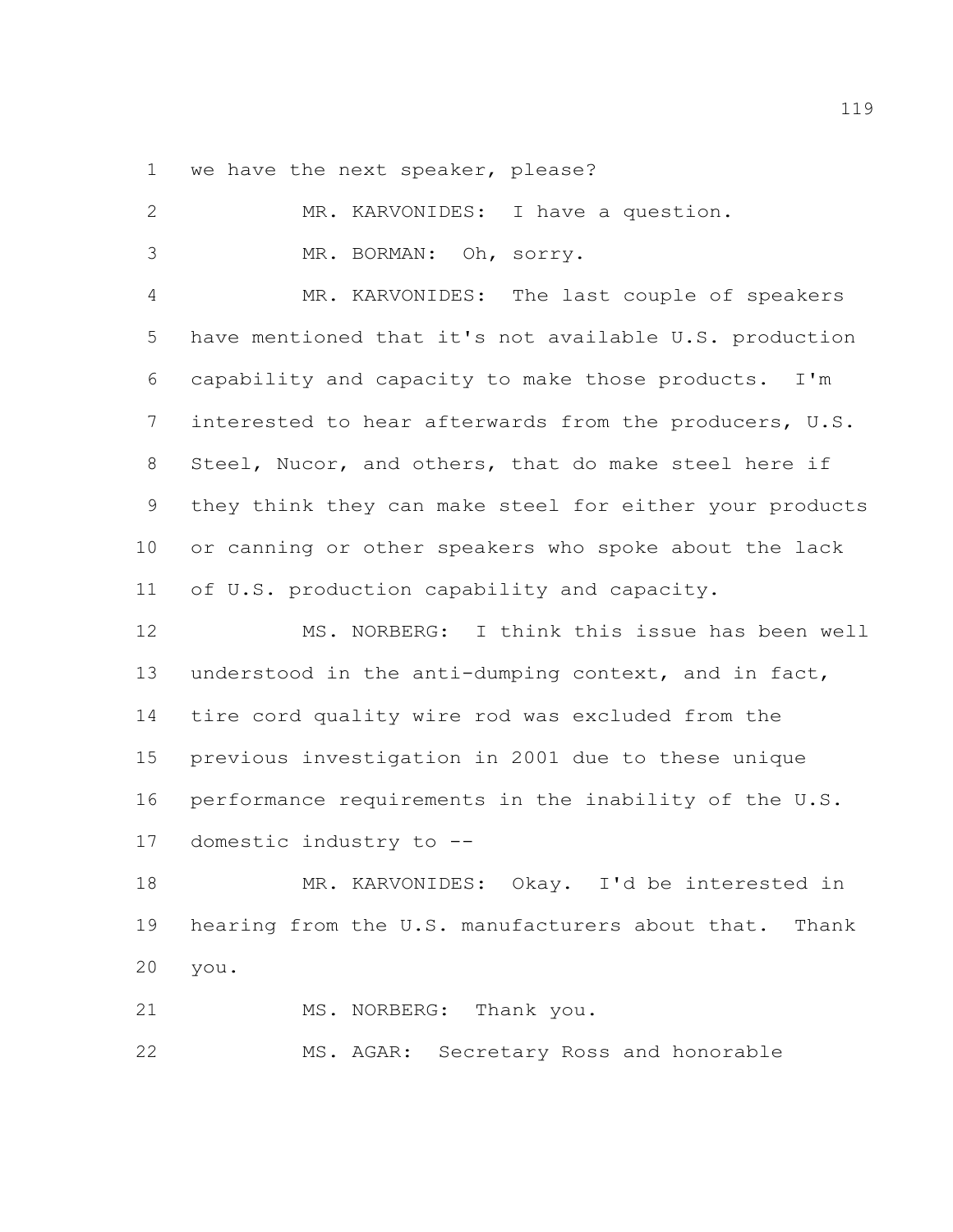we have the next speaker, please?

MR. KARVONIDES: I have a question.

MR. BORMAN: Oh, sorry.

MR. KARVONIDES: The last couple of speakers have mentioned that it's not available U.S. production capability and capacity to make those products. I'm interested to hear afterwards from the producers, U.S. Steel, Nucor, and others, that do make steel here if they think they can make steel for either your products or canning or other speakers who spoke about the lack of U.S. production capability and capacity.

MS. NORBERG: I think this issue has been well understood in the anti-dumping context, and in fact, tire cord quality wire rod was excluded from the previous investigation in 2001 due to these unique performance requirements in the inability of the U.S. domestic industry to --

MR. KARVONIDES: Okay. I'd be interested in hearing from the U.S. manufacturers about that. Thank you.

MS. NORBERG: Thank you.

MS. AGAR: Secretary Ross and honorable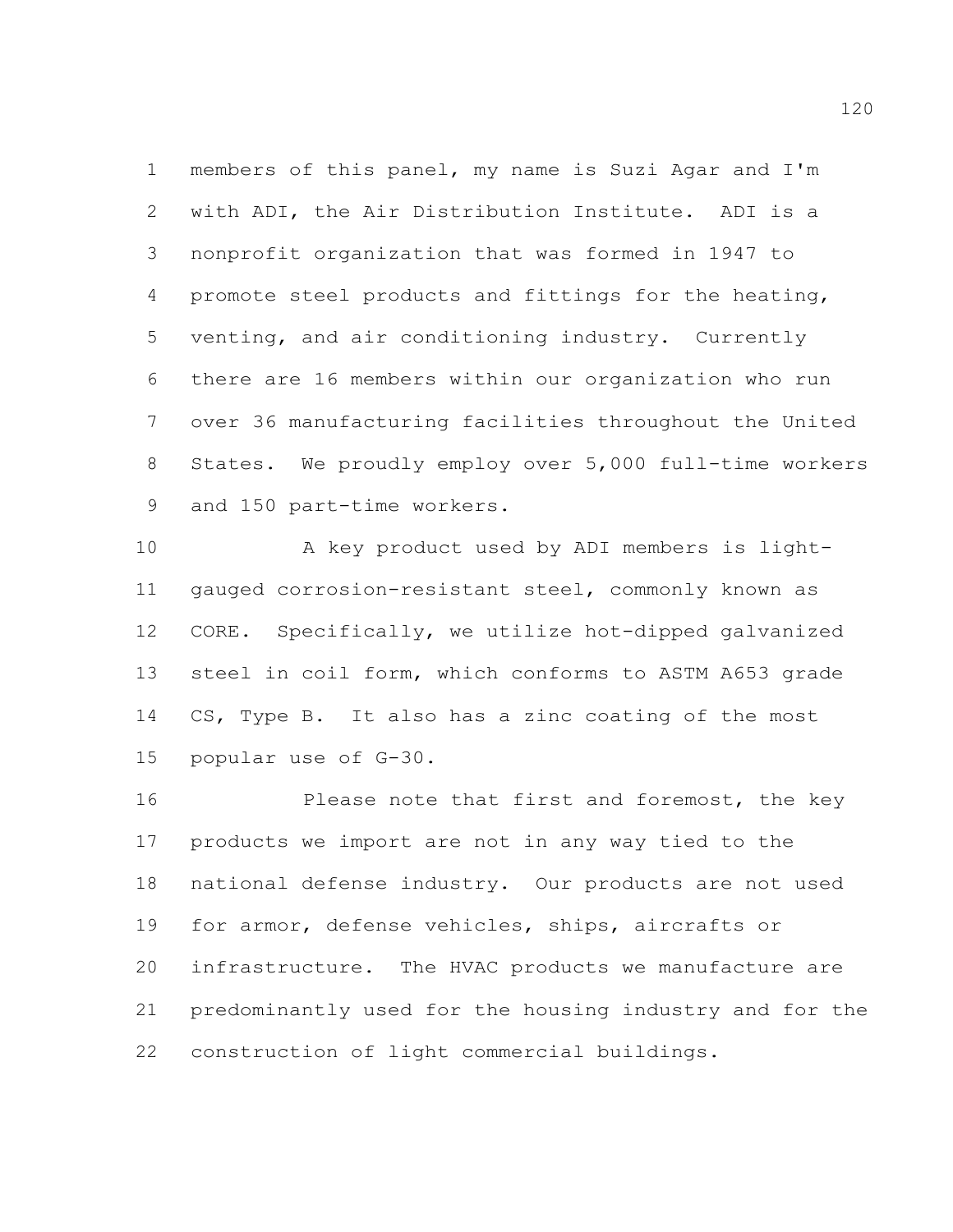members of this panel, my name is Suzi Agar and I'm with ADI, the Air Distribution Institute. ADI is a nonprofit organization that was formed in 1947 to promote steel products and fittings for the heating, venting, and air conditioning industry. Currently there are 16 members within our organization who run over 36 manufacturing facilities throughout the United States. We proudly employ over 5,000 full-time workers and 150 part-time workers.

A key product used by ADI members is light-gauged corrosion-resistant steel, commonly known as CORE. Specifically, we utilize hot-dipped galvanized steel in coil form, which conforms to ASTM A653 grade CS, Type B. It also has a zinc coating of the most popular use of G-30.

Please note that first and foremost, the key products we import are not in any way tied to the national defense industry. Our products are not used for armor, defense vehicles, ships, aircrafts or infrastructure. The HVAC products we manufacture are predominantly used for the housing industry and for the construction of light commercial buildings.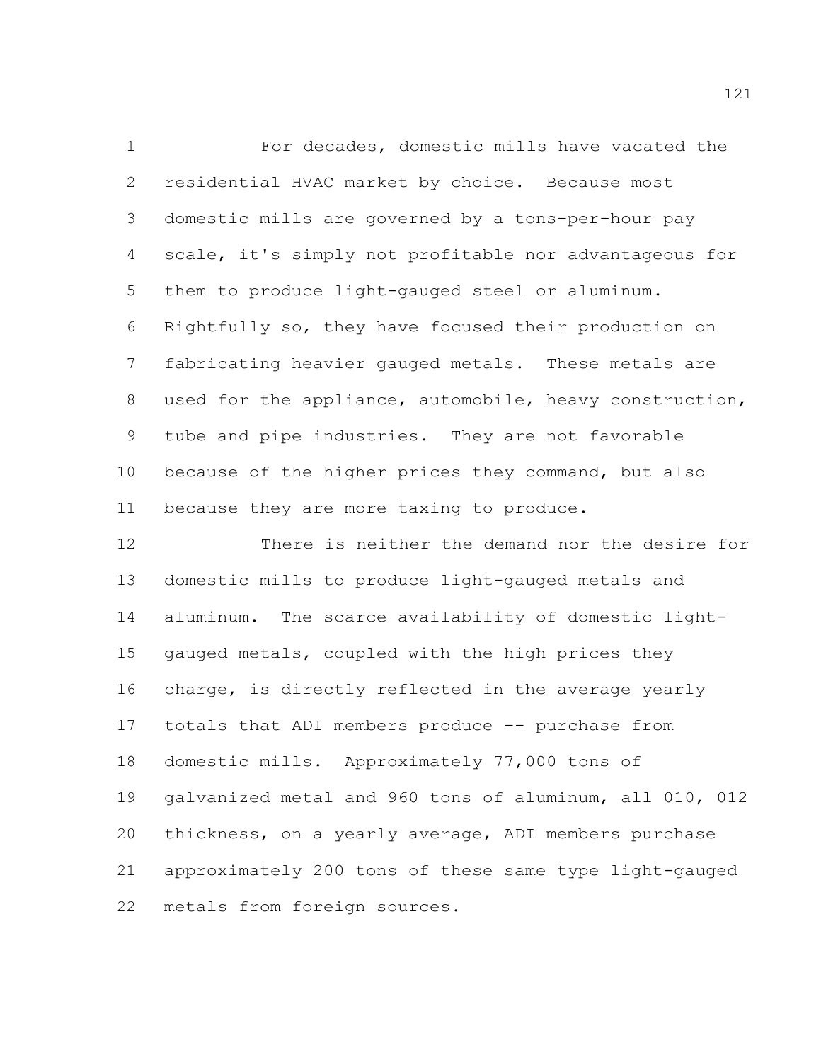For decades, domestic mills have vacated the residential HVAC market by choice. Because most domestic mills are governed by a tons-per-hour pay scale, it's simply not profitable nor advantageous for them to produce light-gauged steel or aluminum. Rightfully so, they have focused their production on fabricating heavier gauged metals. These metals are used for the appliance, automobile, heavy construction, tube and pipe industries. They are not favorable because of the higher prices they command, but also because they are more taxing to produce.

There is neither the demand nor the desire for domestic mills to produce light-gauged metals and aluminum. The scarce availability of domestic light-gauged metals, coupled with the high prices they charge, is directly reflected in the average yearly totals that ADI members produce -- purchase from domestic mills. Approximately 77,000 tons of galvanized metal and 960 tons of aluminum, all 010, 012 thickness, on a yearly average, ADI members purchase approximately 200 tons of these same type light-gauged metals from foreign sources.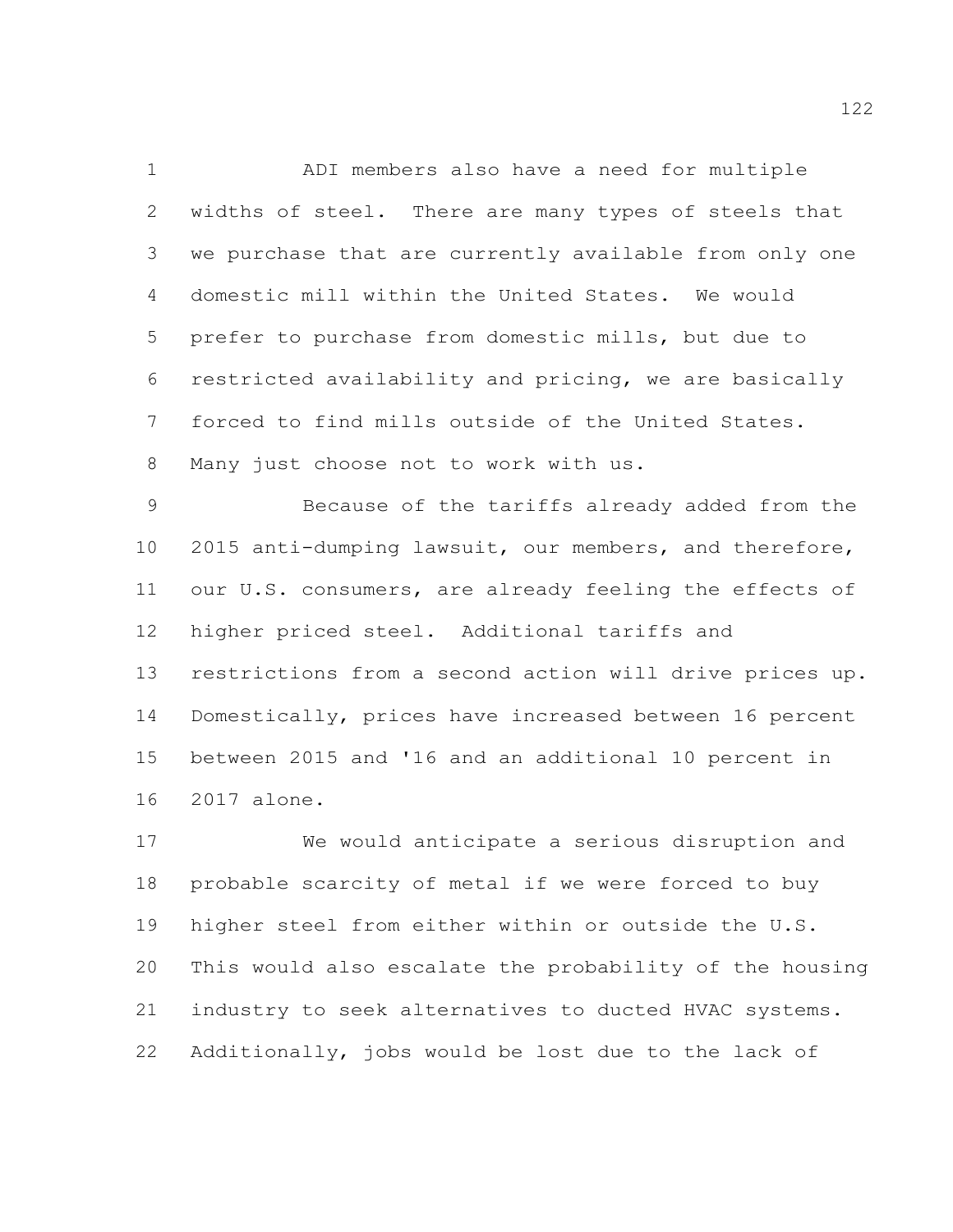ADI members also have a need for multiple widths of steel. There are many types of steels that we purchase that are currently available from only one domestic mill within the United States. We would prefer to purchase from domestic mills, but due to restricted availability and pricing, we are basically forced to find mills outside of the United States. Many just choose not to work with us.

Because of the tariffs already added from the 2015 anti-dumping lawsuit, our members, and therefore, our U.S. consumers, are already feeling the effects of higher priced steel. Additional tariffs and restrictions from a second action will drive prices up. Domestically, prices have increased between 16 percent between 2015 and '16 and an additional 10 percent in 2017 alone.

We would anticipate a serious disruption and probable scarcity of metal if we were forced to buy higher steel from either within or outside the U.S. This would also escalate the probability of the housing industry to seek alternatives to ducted HVAC systems. Additionally, jobs would be lost due to the lack of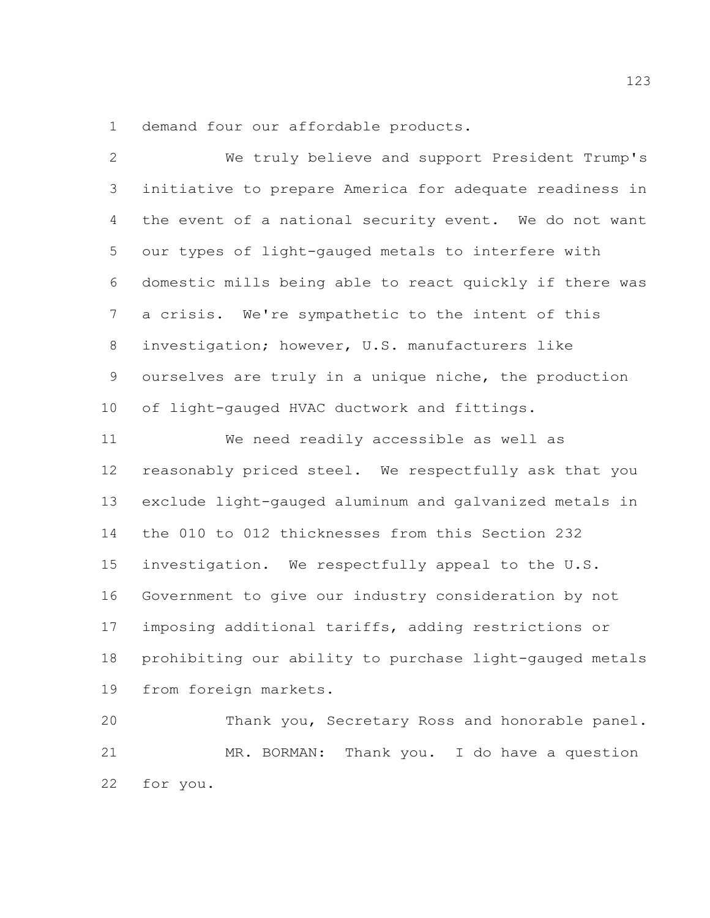demand four our affordable products.

We truly believe and support President Trump's initiative to prepare America for adequate readiness in the event of a national security event. We do not want our types of light-gauged metals to interfere with domestic mills being able to react quickly if there was a crisis. We're sympathetic to the intent of this investigation; however, U.S. manufacturers like ourselves are truly in a unique niche, the production of light-gauged HVAC ductwork and fittings.

We need readily accessible as well as reasonably priced steel. We respectfully ask that you exclude light-gauged aluminum and galvanized metals in the 010 to 012 thicknesses from this Section 232 investigation. We respectfully appeal to the U.S. Government to give our industry consideration by not imposing additional tariffs, adding restrictions or prohibiting our ability to purchase light-gauged metals from foreign markets.

Thank you, Secretary Ross and honorable panel.

MR. BORMAN: Thank you. I do have a question for you.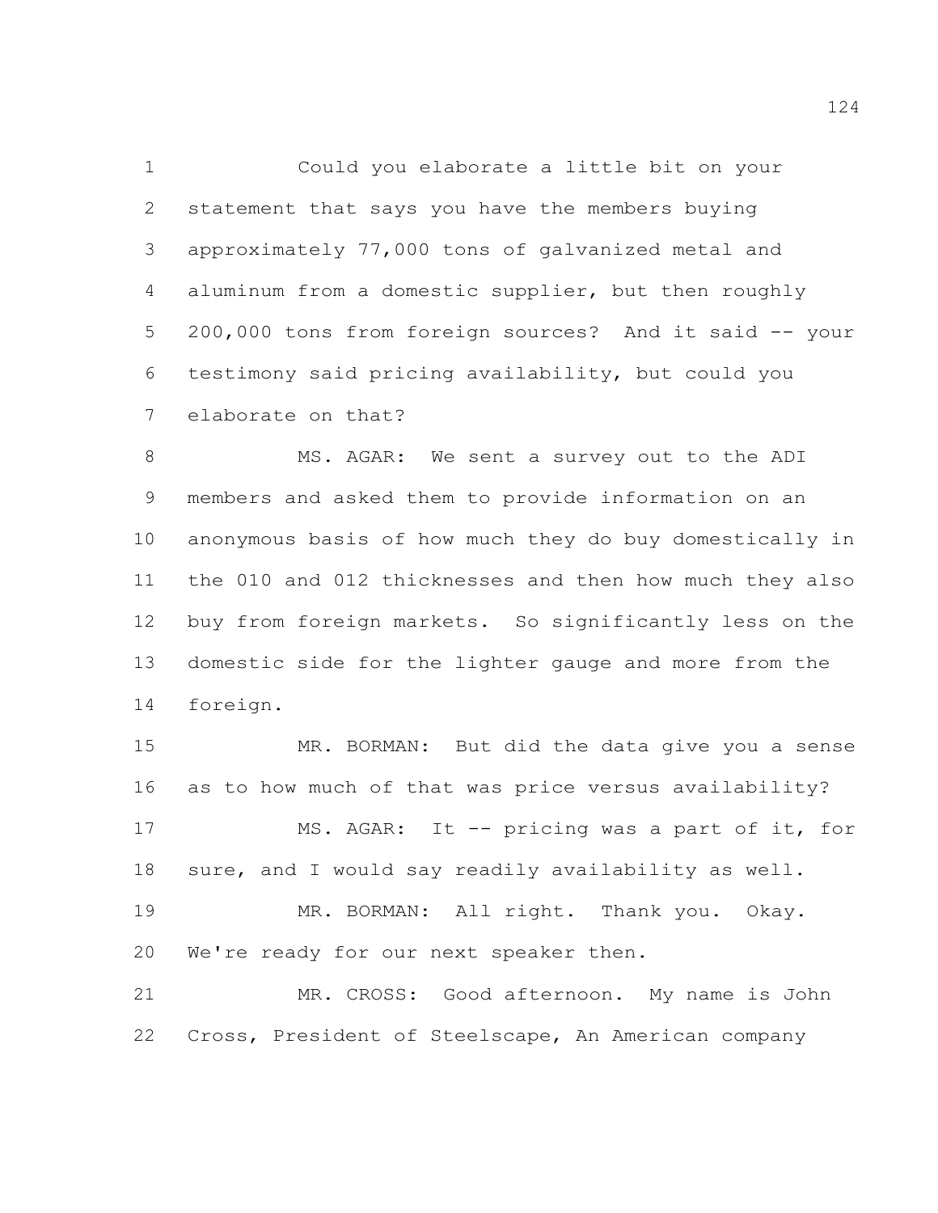Could you elaborate a little bit on your statement that says you have the members buying approximately 77,000 tons of galvanized metal and aluminum from a domestic supplier, but then roughly 200,000 tons from foreign sources? And it said -- your testimony said pricing availability, but could you elaborate on that?

MS. AGAR: We sent a survey out to the ADI members and asked them to provide information on an anonymous basis of how much they do buy domestically in the 010 and 012 thicknesses and then how much they also buy from foreign markets. So significantly less on the domestic side for the lighter gauge and more from the foreign.

MR. BORMAN: But did the data give you a sense as to how much of that was price versus availability?

MS. AGAR: It -- pricing was a part of it, for sure, and I would say readily availability as well.

MR. BORMAN: All right. Thank you. Okay. We're ready for our next speaker then.

MR. CROSS: Good afternoon. My name is John Cross, President of Steelscape, An American company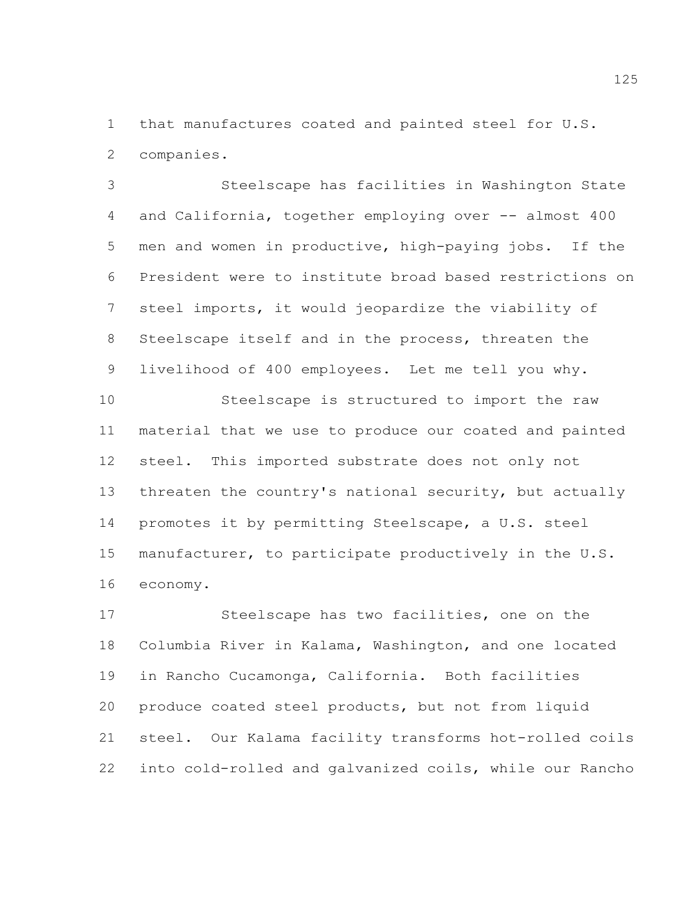that manufactures coated and painted steel for U.S. companies.

Steelscape has facilities in Washington State and California, together employing over -- almost 400 men and women in productive, high-paying jobs. If the President were to institute broad based restrictions on steel imports, it would jeopardize the viability of Steelscape itself and in the process, threaten the livelihood of 400 employees. Let me tell you why.

Steelscape is structured to import the raw material that we use to produce our coated and painted steel. This imported substrate does not only not threaten the country's national security, but actually promotes it by permitting Steelscape, a U.S. steel manufacturer, to participate productively in the U.S. economy.

Steelscape has two facilities, one on the Columbia River in Kalama, Washington, and one located in Rancho Cucamonga, California. Both facilities produce coated steel products, but not from liquid steel. Our Kalama facility transforms hot-rolled coils into cold-rolled and galvanized coils, while our Rancho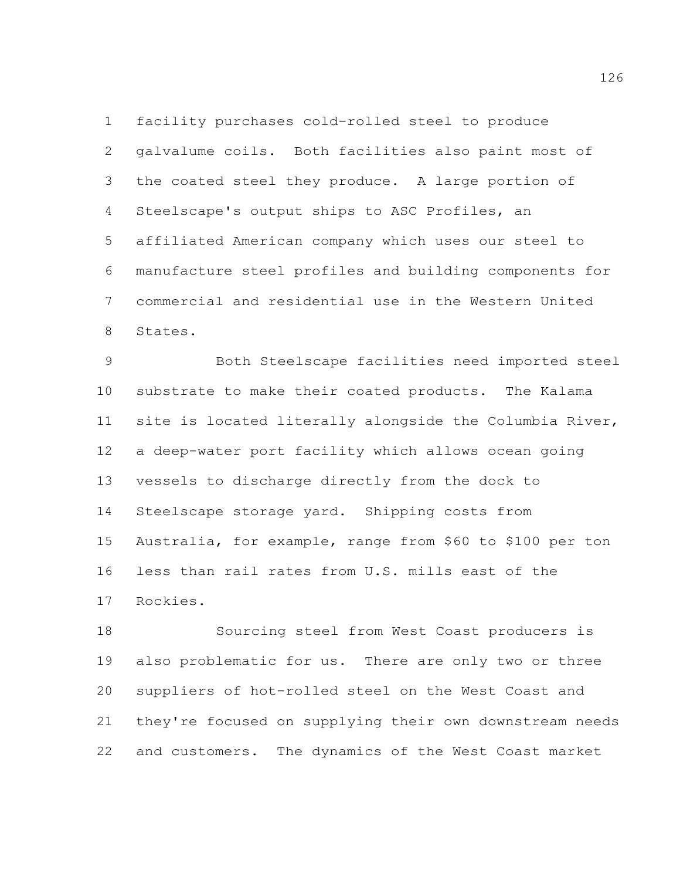facility purchases cold-rolled steel to produce galvalume coils. Both facilities also paint most of the coated steel they produce. A large portion of Steelscape's output ships to ASC Profiles, an affiliated American company which uses our steel to manufacture steel profiles and building components for commercial and residential use in the Western United States.

Both Steelscape facilities need imported steel substrate to make their coated products. The Kalama site is located literally alongside the Columbia River, a deep-water port facility which allows ocean going vessels to discharge directly from the dock to Steelscape storage yard. Shipping costs from Australia, for example, range from $60 to $100 per ton less than rail rates from U.S. mills east of the Rockies.

Sourcing steel from West Coast producers is also problematic for us. There are only two or three suppliers of hot-rolled steel on the West Coast and they're focused on supplying their own downstream needs and customers. The dynamics of the West Coast market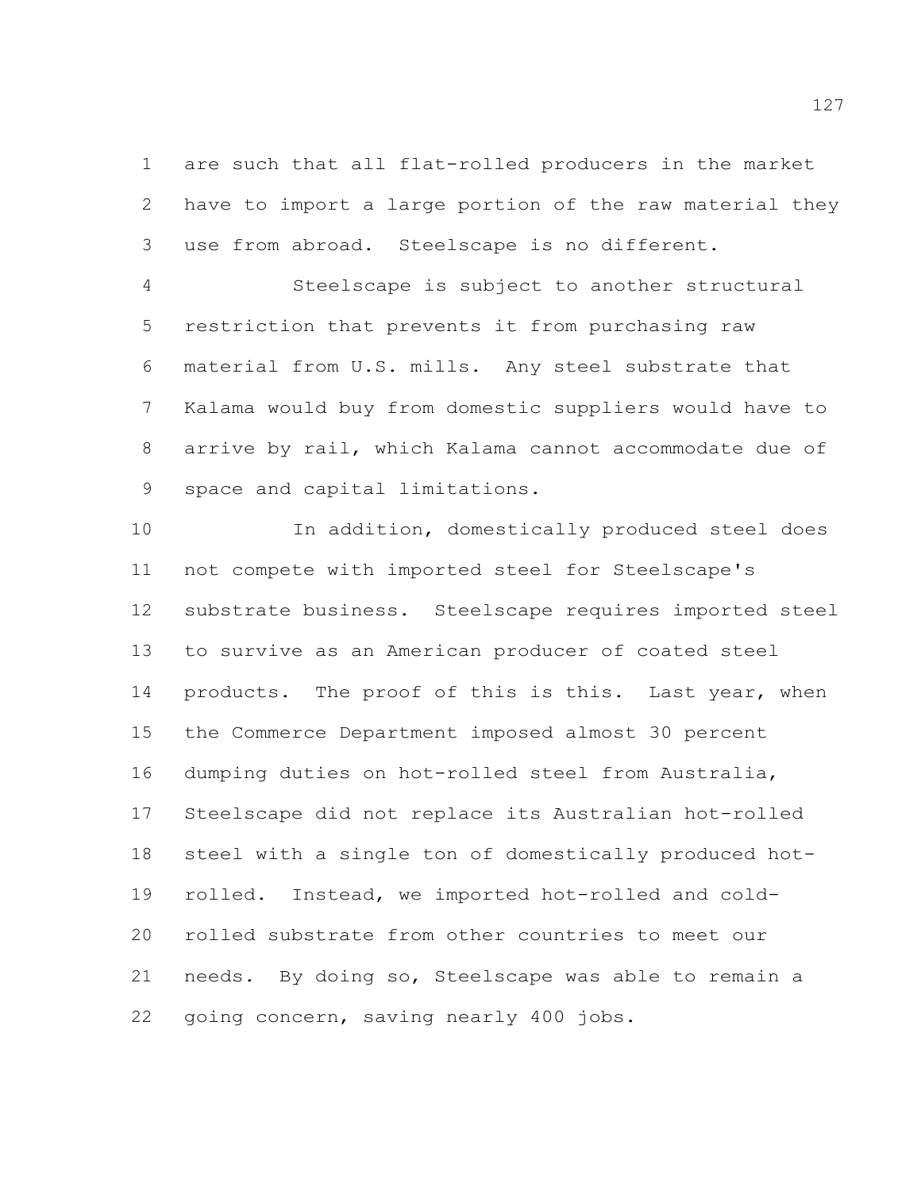are such that all flat-rolled producers in the market have to import a large portion of the raw material they use from abroad. Steelscape is no different.

Steelscape is subject to another structural restriction that prevents it from purchasing raw material from U.S. mills. Any steel substrate that Kalama would buy from domestic suppliers would have to arrive by rail, which Kalama cannot accommodate due of space and capital limitations.

In addition, domestically produced steel does not compete with imported steel for Steelscape's substrate business. Steelscape requires imported steel to survive as an American producer of coated steel products. The proof of this is this. Last year, when the Commerce Department imposed almost 30 percent dumping duties on hot-rolled steel from Australia, Steelscape did not replace its Australian hot-rolled steel with a single ton of domestically produced hot-rolled. Instead, we imported hot-rolled and cold-rolled substrate from other countries to meet our needs. By doing so, Steelscape was able to remain a going concern, saving nearly 400 jobs.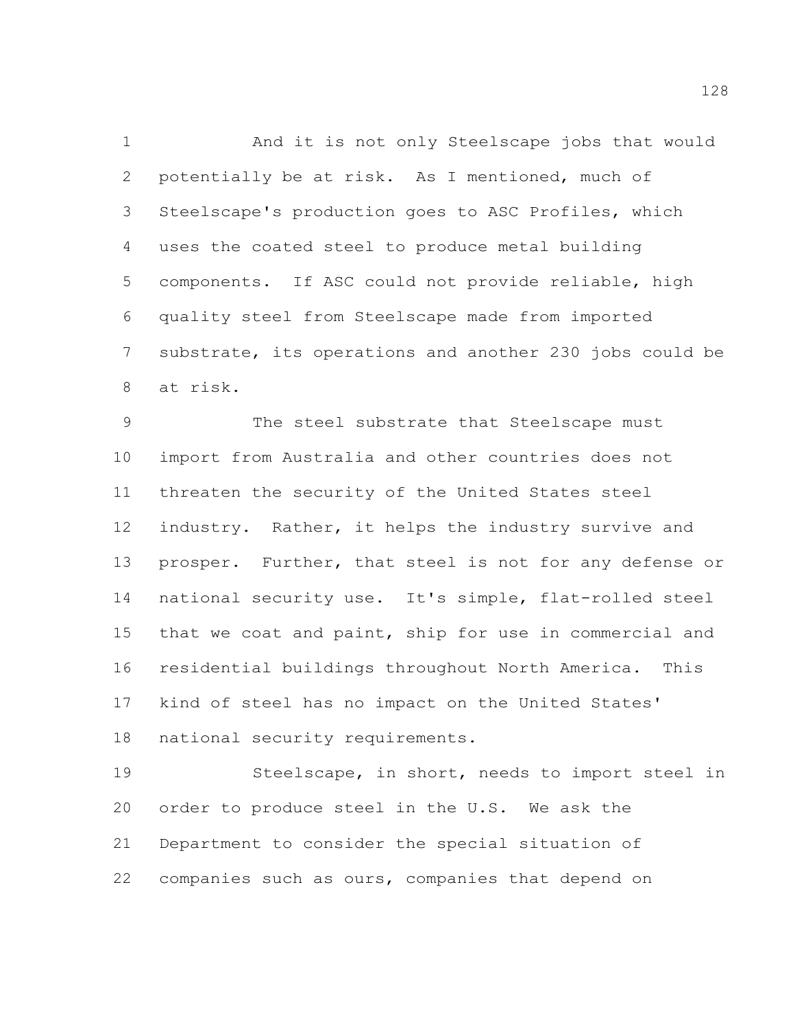And it is not only Steelscape jobs that would potentially be at risk. As I mentioned, much of Steelscape's production goes to ASC Profiles, which uses the coated steel to produce metal building components. If ASC could not provide reliable, high quality steel from Steelscape made from imported substrate, its operations and another 230 jobs could be at risk.

The steel substrate that Steelscape must import from Australia and other countries does not threaten the security of the United States steel industry. Rather, it helps the industry survive and prosper. Further, that steel is not for any defense or national security use. It's simple, flat-rolled steel that we coat and paint, ship for use in commercial and residential buildings throughout North America. This kind of steel has no impact on the United States' national security requirements.

Steelscape, in short, needs to import steel in order to produce steel in the U.S. We ask the Department to consider the special situation of companies such as ours, companies that depend on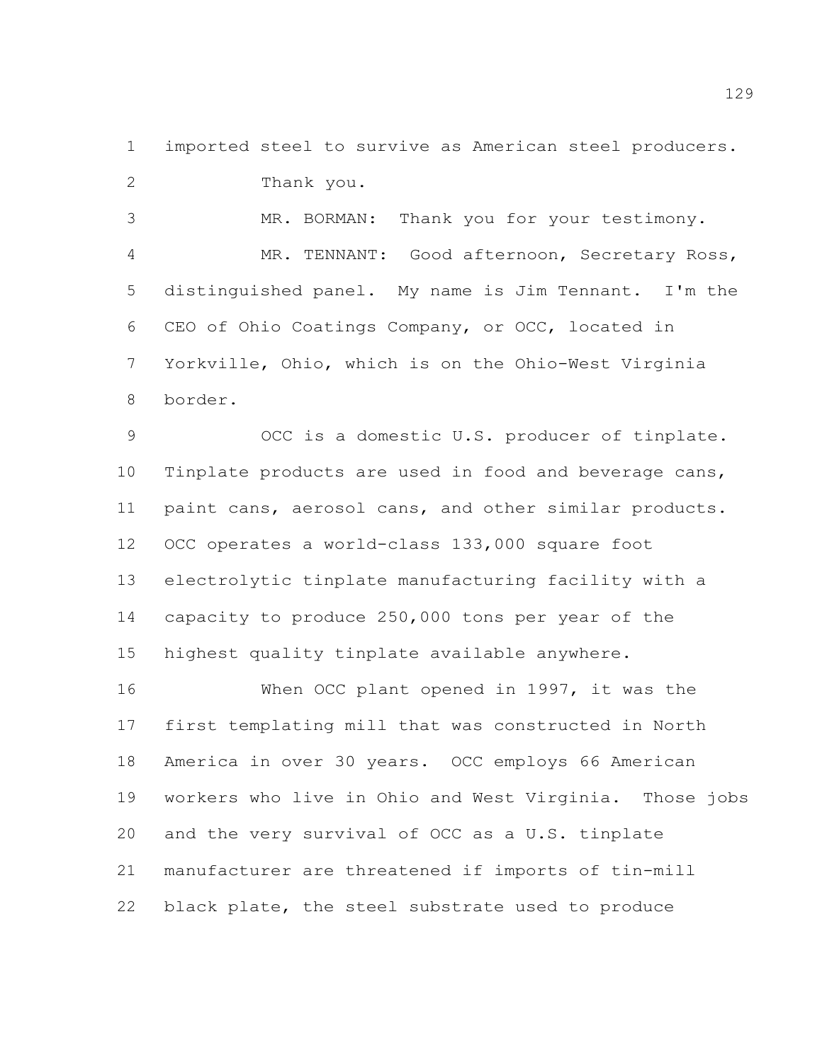imported steel to survive as American steel producers.

Thank you.

MR. BORMAN: Thank you for your testimony.

MR. TENNANT: Good afternoon, Secretary Ross, distinguished panel. My name is Jim Tennant. I'm the CEO of Ohio Coatings Company, or OCC, located in Yorkville, Ohio, which is on the Ohio-West Virginia border.

OCC is a domestic U.S. producer of tinplate. Tinplate products are used in food and beverage cans, paint cans, aerosol cans, and other similar products. OCC operates a world-class 133,000 square foot electrolytic tinplate manufacturing facility with a capacity to produce 250,000 tons per year of the highest quality tinplate available anywhere.

When OCC plant opened in 1997, it was the first templating mill that was constructed in North America in over 30 years. OCC employs 66 American workers who live in Ohio and West Virginia. Those jobs and the very survival of OCC as a U.S. tinplate manufacturer are threatened if imports of tin-mill black plate, the steel substrate used to produce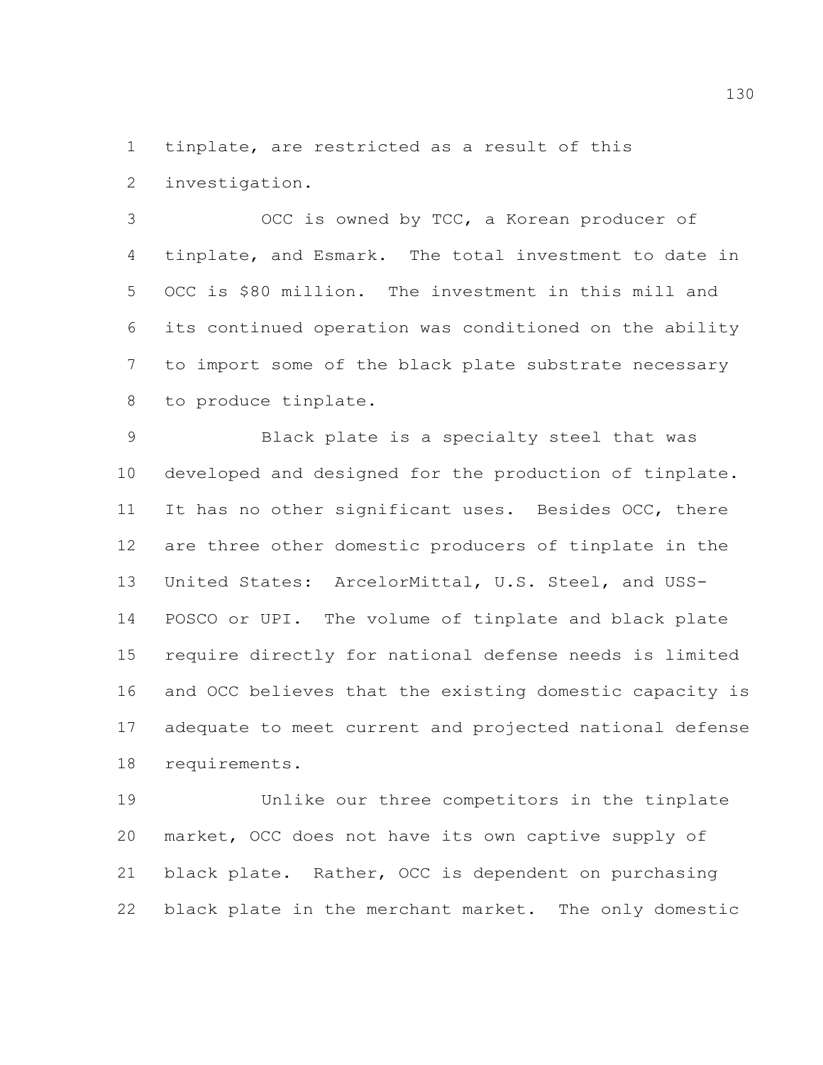tinplate, are restricted as a result of this investigation.

OCC is owned by TCC, a Korean producer of tinplate, and Esmark. The total investment to date in OCC is $80 million. The investment in this mill and its continued operation was conditioned on the ability to import some of the black plate substrate necessary to produce tinplate.

Black plate is a specialty steel that was developed and designed for the production of tinplate. It has no other significant uses. Besides OCC, there are three other domestic producers of tinplate in the United States: ArcelorMittal, U.S. Steel, and USS-POSCO or UPI. The volume of tinplate and black plate require directly for national defense needs is limited and OCC believes that the existing domestic capacity is adequate to meet current and projected national defense requirements.

Unlike our three competitors in the tinplate market, OCC does not have its own captive supply of black plate. Rather, OCC is dependent on purchasing black plate in the merchant market. The only domestic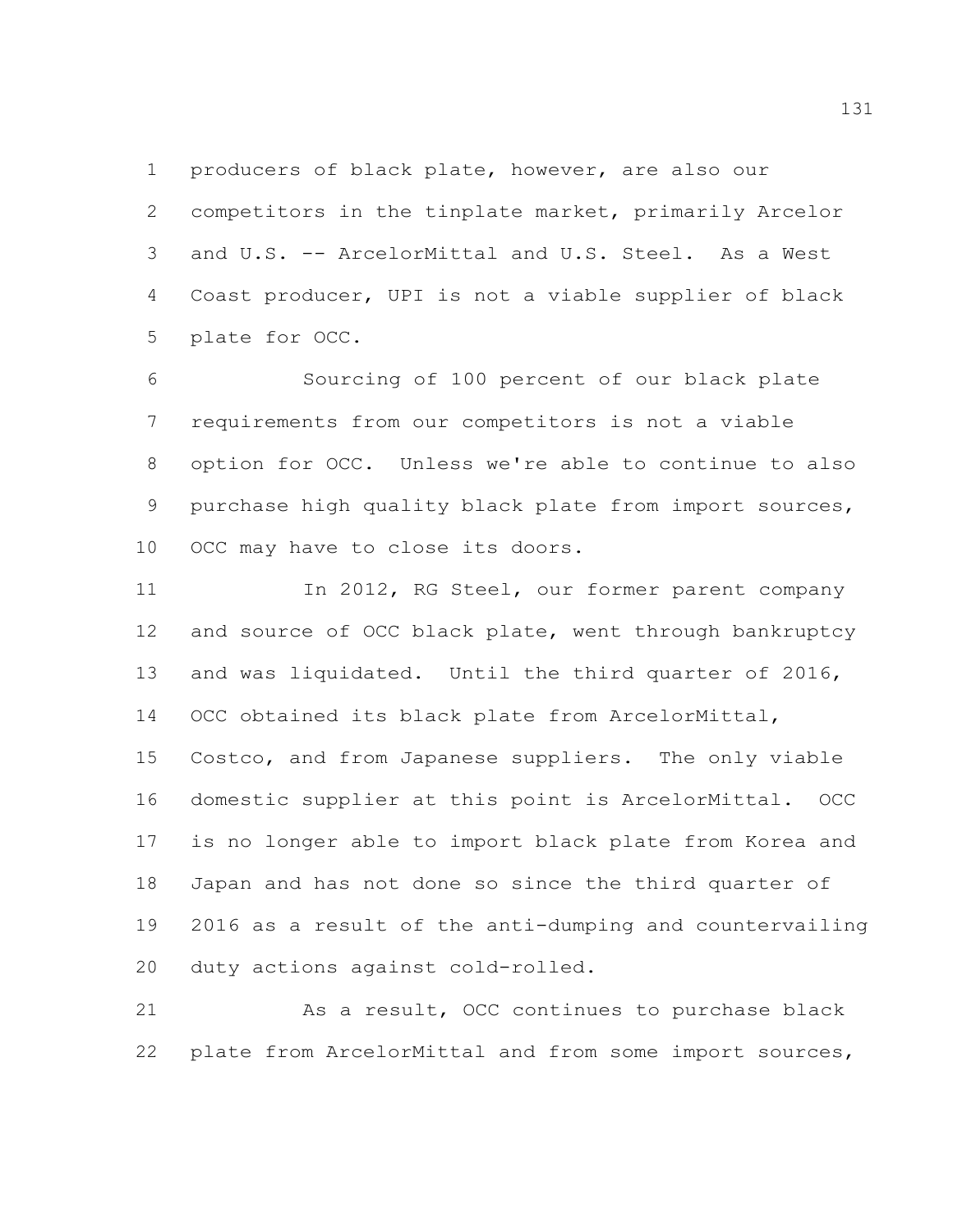producers of black plate, however, are also our competitors in the tinplate market, primarily Arcelor and U.S. -- ArcelorMittal and U.S. Steel. As a West Coast producer, UPI is not a viable supplier of black plate for OCC.

Sourcing of 100 percent of our black plate requirements from our competitors is not a viable option for OCC. Unless we're able to continue to also purchase high quality black plate from import sources, OCC may have to close its doors.

In 2012, RG Steel, our former parent company and source of OCC black plate, went through bankruptcy and was liquidated. Until the third quarter of 2016, OCC obtained its black plate from ArcelorMittal, Costco, and from Japanese suppliers. The only viable domestic supplier at this point is ArcelorMittal. OCC is no longer able to import black plate from Korea and Japan and has not done so since the third quarter of 2016 as a result of the anti-dumping and countervailing duty actions against cold-rolled.

As a result, OCC continues to purchase black plate from ArcelorMittal and from some import sources,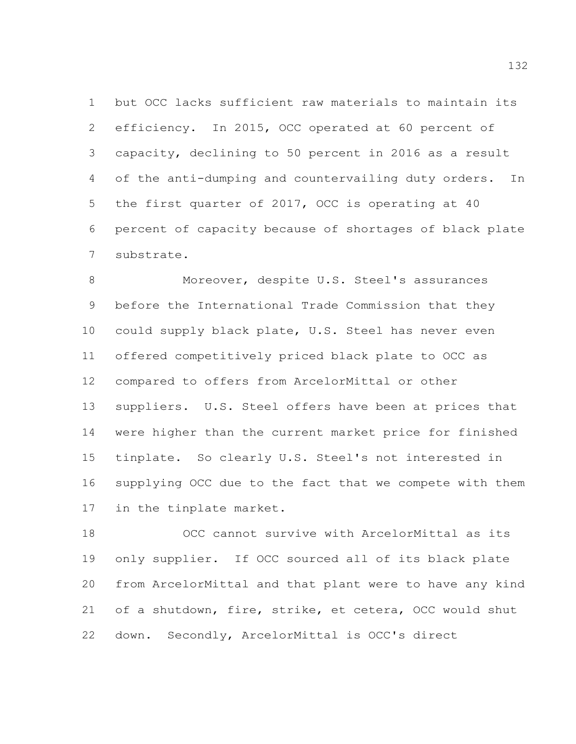but OCC lacks sufficient raw materials to maintain its efficiency. In 2015, OCC operated at 60 percent of capacity, declining to 50 percent in 2016 as a result of the anti-dumping and countervailing duty orders. In the first quarter of 2017, OCC is operating at 40 percent of capacity because of shortages of black plate substrate.

Moreover, despite U.S. Steel's assurances before the International Trade Commission that they could supply black plate, U.S. Steel has never even offered competitively priced black plate to OCC as compared to offers from ArcelorMittal or other suppliers. U.S. Steel offers have been at prices that were higher than the current market price for finished tinplate. So clearly U.S. Steel's not interested in supplying OCC due to the fact that we compete with them in the tinplate market.

OCC cannot survive with ArcelorMittal as its only supplier. If OCC sourced all of its black plate from ArcelorMittal and that plant were to have any kind of a shutdown, fire, strike, et cetera, OCC would shut down. Secondly, ArcelorMittal is OCC's direct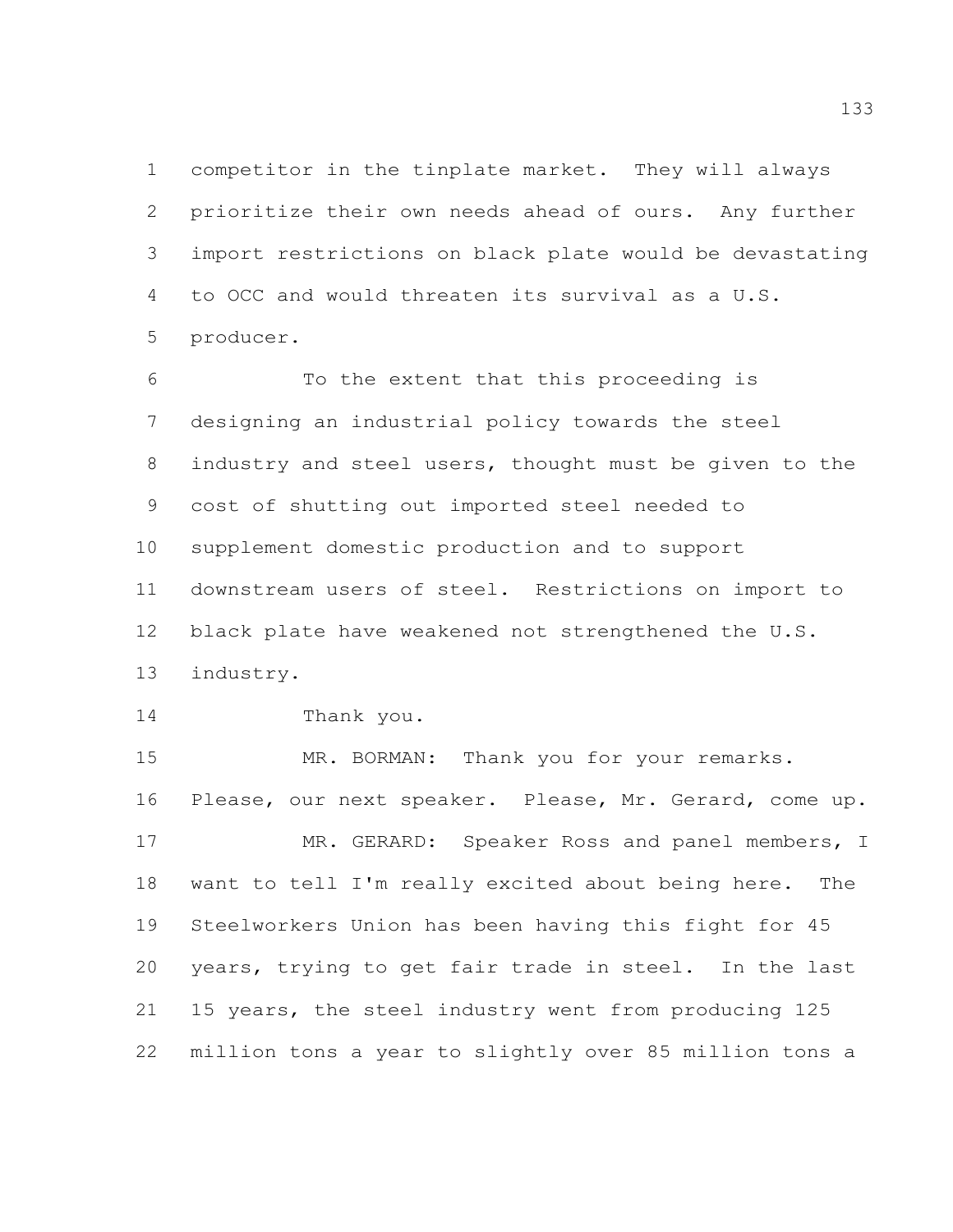competitor in the tinplate market. They will always prioritize their own needs ahead of ours. Any further import restrictions on black plate would be devastating to OCC and would threaten its survival as a U.S. producer.

To the extent that this proceeding is designing an industrial policy towards the steel industry and steel users, thought must be given to the cost of shutting out imported steel needed to supplement domestic production and to support downstream users of steel. Restrictions on import to black plate have weakened not strengthened the U.S. industry.

Thank you.

MR. BORMAN: Thank you for your remarks. Please, our next speaker. Please, Mr. Gerard, come up.

MR. GERARD: Speaker Ross and panel members, I want to tell I'm really excited about being here. The Steelworkers Union has been having this fight for 45 years, trying to get fair trade in steel. In the last 15 years, the steel industry went from producing 125 million tons a year to slightly over 85 million tons a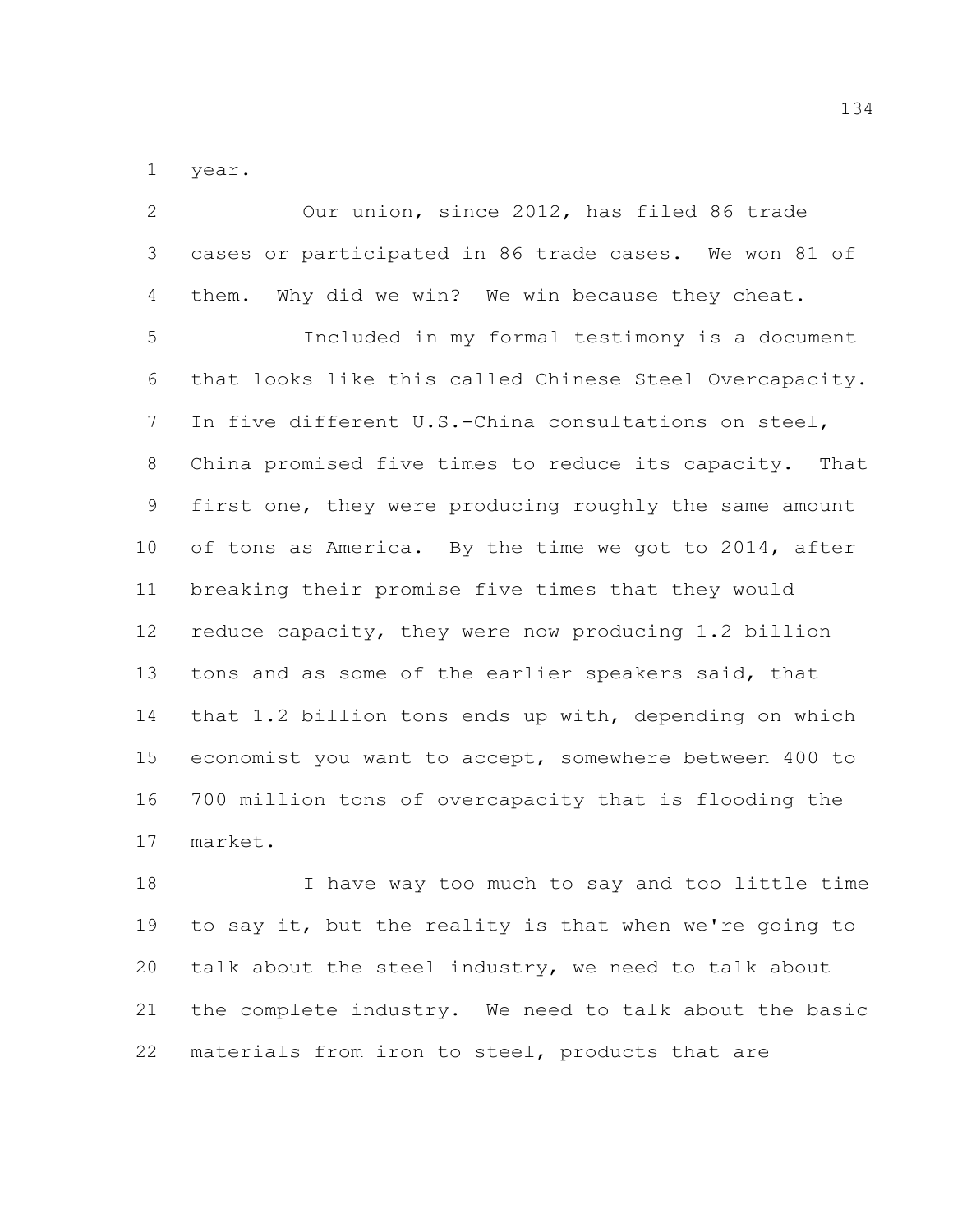year.

Our union, since 2012, has filed 86 trade cases or participated in 86 trade cases. We won 81 of them. Why did we win? We win because they cheat.

Included in my formal testimony is a document that looks like this called Chinese Steel Overcapacity. In five different U.S.-China consultations on steel, China promised five times to reduce its capacity. That first one, they were producing roughly the same amount of tons as America. By the time we got to 2014, after breaking their promise five times that they would reduce capacity, they were now producing 1.2 billion tons and as some of the earlier speakers said, that that 1.2 billion tons ends up with, depending on which economist you want to accept, somewhere between 400 to 700 million tons of overcapacity that is flooding the market.

I have way too much to say and too little time to say it, but the reality is that when we're going to talk about the steel industry, we need to talk about the complete industry. We need to talk about the basic materials from iron to steel, products that are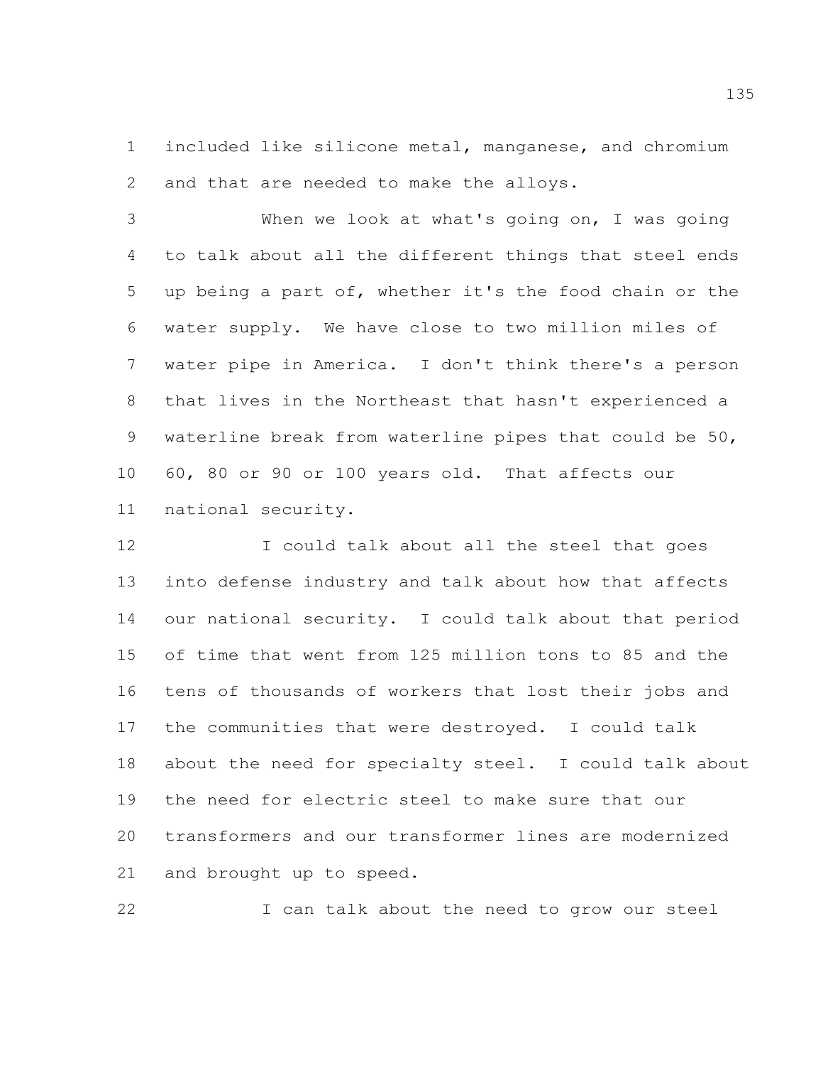included like silicone metal, manganese, and chromium and that are needed to make the alloys.

When we look at what's going on, I was going to talk about all the different things that steel ends up being a part of, whether it's the food chain or the water supply. We have close to two million miles of water pipe in America. I don't think there's a person that lives in the Northeast that hasn't experienced a waterline break from waterline pipes that could be 50, 60, 80 or 90 or 100 years old. That affects our national security.

I could talk about all the steel that goes into defense industry and talk about how that affects our national security. I could talk about that period of time that went from 125 million tons to 85 and the tens of thousands of workers that lost their jobs and the communities that were destroyed. I could talk about the need for specialty steel. I could talk about the need for electric steel to make sure that our transformers and our transformer lines are modernized and brought up to speed.

I can talk about the need to grow our steel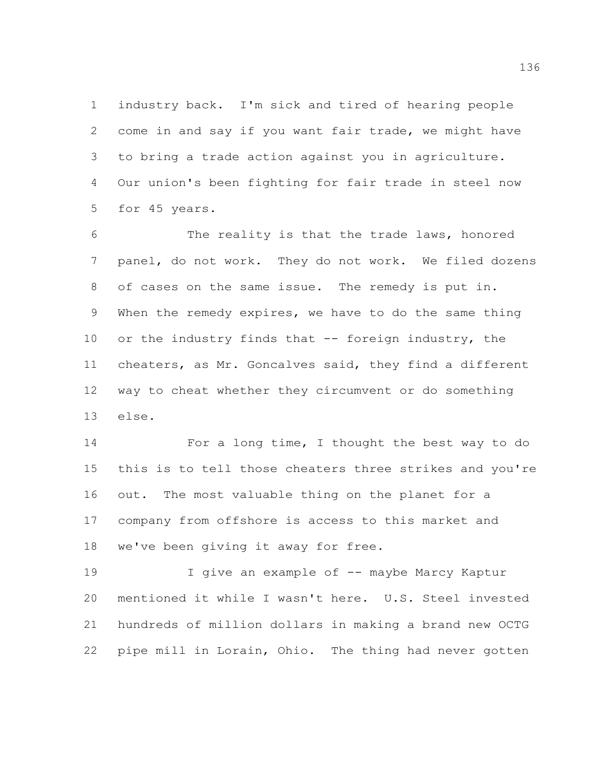industry back. I'm sick and tired of hearing people come in and say if you want fair trade, we might have to bring a trade action against you in agriculture. Our union's been fighting for fair trade in steel now for 45 years.

The reality is that the trade laws, honored panel, do not work. They do not work. We filed dozens of cases on the same issue. The remedy is put in. When the remedy expires, we have to do the same thing or the industry finds that -- foreign industry, the cheaters, as Mr. Goncalves said, they find a different way to cheat whether they circumvent or do something else.

For a long time, I thought the best way to do this is to tell those cheaters three strikes and you're out. The most valuable thing on the planet for a company from offshore is access to this market and we've been giving it away for free.

I give an example of -- maybe Marcy Kaptur mentioned it while I wasn't here. U.S. Steel invested hundreds of million dollars in making a brand new OCTG pipe mill in Lorain, Ohio. The thing had never gotten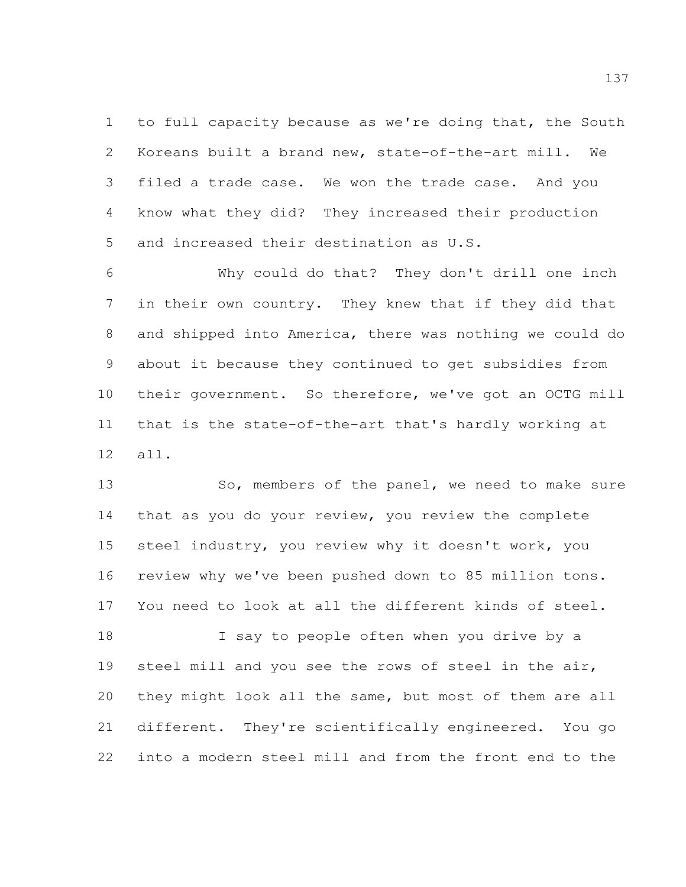to full capacity because as we're doing that, the South Koreans built a brand new, state-of-the-art mill. We filed a trade case. We won the trade case. And you know what they did? They increased their production and increased their destination as U.S.

Why could do that? They don't drill one inch in their own country. They knew that if they did that and shipped into America, there was nothing we could do about it because they continued to get subsidies from their government. So therefore, we've got an OCTG mill that is the state-of-the-art that's hardly working at all.

So, members of the panel, we need to make sure that as you do your review, you review the complete steel industry, you review why it doesn't work, you review why we've been pushed down to 85 million tons. You need to look at all the different kinds of steel.

I say to people often when you drive by a steel mill and you see the rows of steel in the air, they might look all the same, but most of them are all different. They're scientifically engineered. You go into a modern steel mill and from the front end to the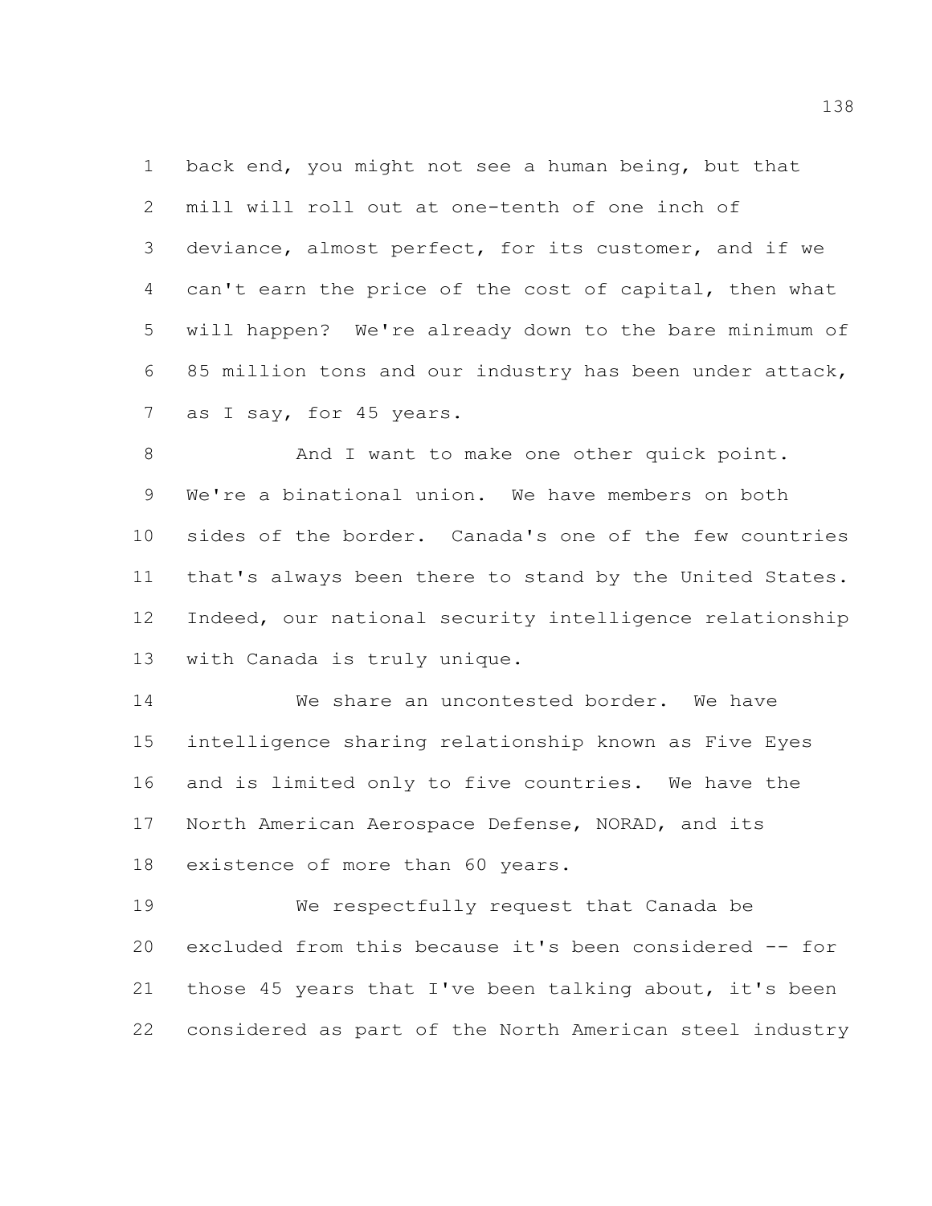back end, you might not see a human being, but that mill will roll out at one-tenth of one inch of deviance, almost perfect, for its customer, and if we can't earn the price of the cost of capital, then what will happen? We're already down to the bare minimum of 85 million tons and our industry has been under attack, as I say, for 45 years.

And I want to make one other quick point. We're a binational union. We have members on both sides of the border. Canada's one of the few countries that's always been there to stand by the United States. Indeed, our national security intelligence relationship with Canada is truly unique.

We share an uncontested border. We have intelligence sharing relationship known as Five Eyes and is limited only to five countries. We have the North American Aerospace Defense, NORAD, and its existence of more than 60 years.

We respectfully request that Canada be excluded from this because it's been considered -- for those 45 years that I've been talking about, it's been considered as part of the North American steel industry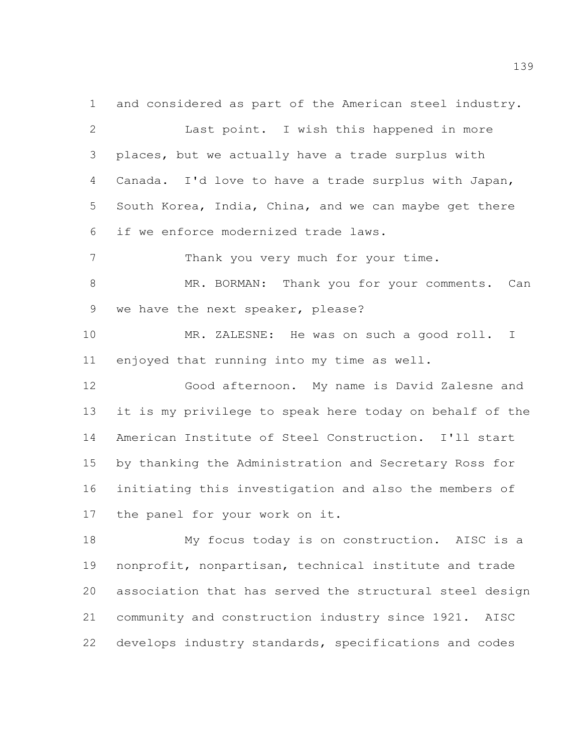and considered as part of the American steel industry.

Last point. I wish this happened in more places, but we actually have a trade surplus with Canada. I'd love to have a trade surplus with Japan, South Korea, India, China, and we can maybe get there if we enforce modernized trade laws.

Thank you very much for your time.

MR. BORMAN: Thank you for your comments. Can we have the next speaker, please?

MR. ZALESNE: He was on such a good roll. I enjoyed that running into my time as well.

Good afternoon. My name is David Zalesne and it is my privilege to speak here today on behalf of the American Institute of Steel Construction. I'll start by thanking the Administration and Secretary Ross for initiating this investigation and also the members of the panel for your work on it.

My focus today is on construction. AISC is a nonprofit, nonpartisan, technical institute and trade association that has served the structural steel design community and construction industry since 1921. AISC develops industry standards, specifications and codes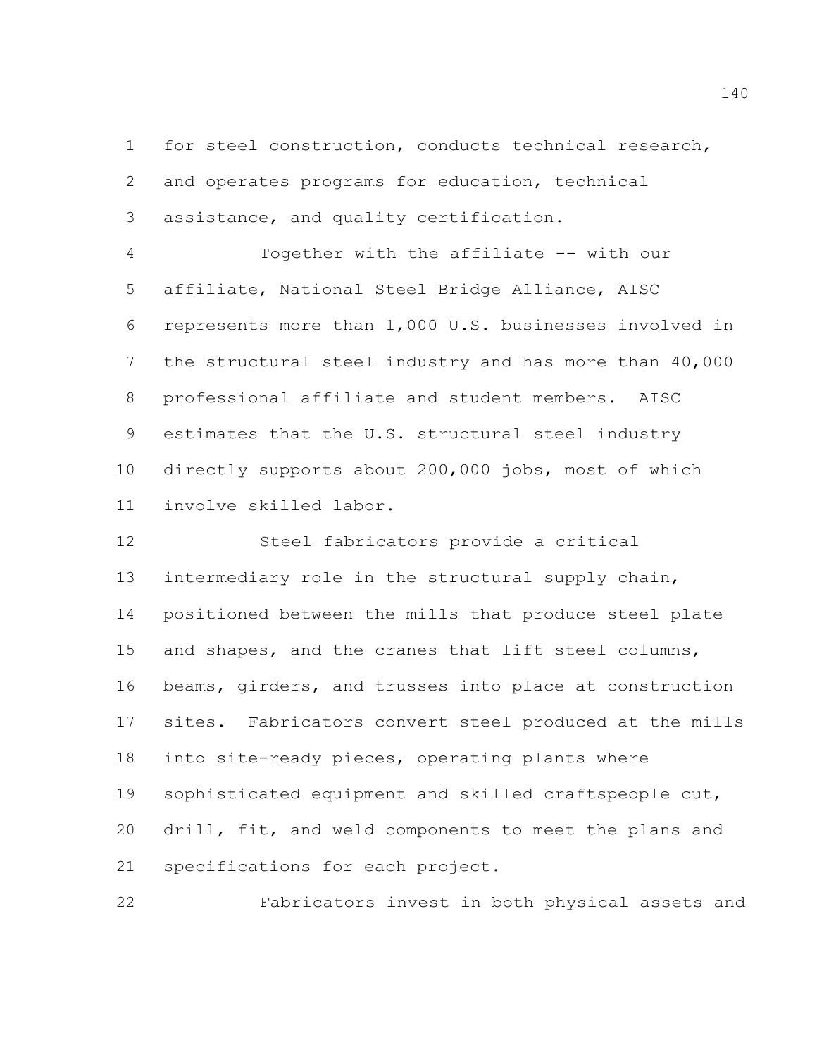for steel construction, conducts technical research, and operates programs for education, technical assistance, and quality certification.

Together with the affiliate -- with our affiliate, National Steel Bridge Alliance, AISC represents more than 1,000 U.S. businesses involved in the structural steel industry and has more than 40,000 professional affiliate and student members. AISC estimates that the U.S. structural steel industry directly supports about 200,000 jobs, most of which involve skilled labor.

Steel fabricators provide a critical intermediary role in the structural supply chain, positioned between the mills that produce steel plate and shapes, and the cranes that lift steel columns, beams, girders, and trusses into place at construction sites. Fabricators convert steel produced at the mills into site-ready pieces, operating plants where sophisticated equipment and skilled craftspeople cut, drill, fit, and weld components to meet the plans and specifications for each project.

Fabricators invest in both physical assets and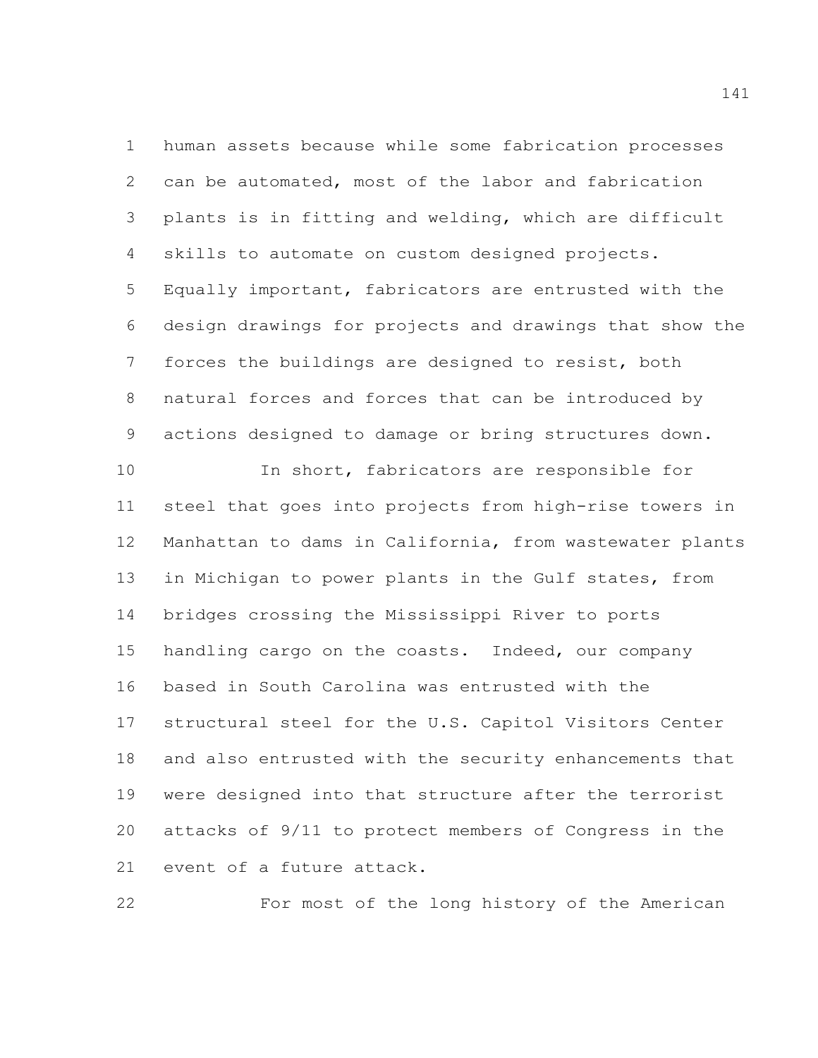human assets because while some fabrication processes can be automated, most of the labor and fabrication plants is in fitting and welding, which are difficult skills to automate on custom designed projects. Equally important, fabricators are entrusted with the design drawings for projects and drawings that show the forces the buildings are designed to resist, both natural forces and forces that can be introduced by actions designed to damage or bring structures down.

In short, fabricators are responsible for steel that goes into projects from high-rise towers in Manhattan to dams in California, from wastewater plants in Michigan to power plants in the Gulf states, from bridges crossing the Mississippi River to ports handling cargo on the coasts. Indeed, our company based in South Carolina was entrusted with the structural steel for the U.S. Capitol Visitors Center and also entrusted with the security enhancements that were designed into that structure after the terrorist attacks of 9/11 to protect members of Congress in the event of a future attack.

For most of the long history of the American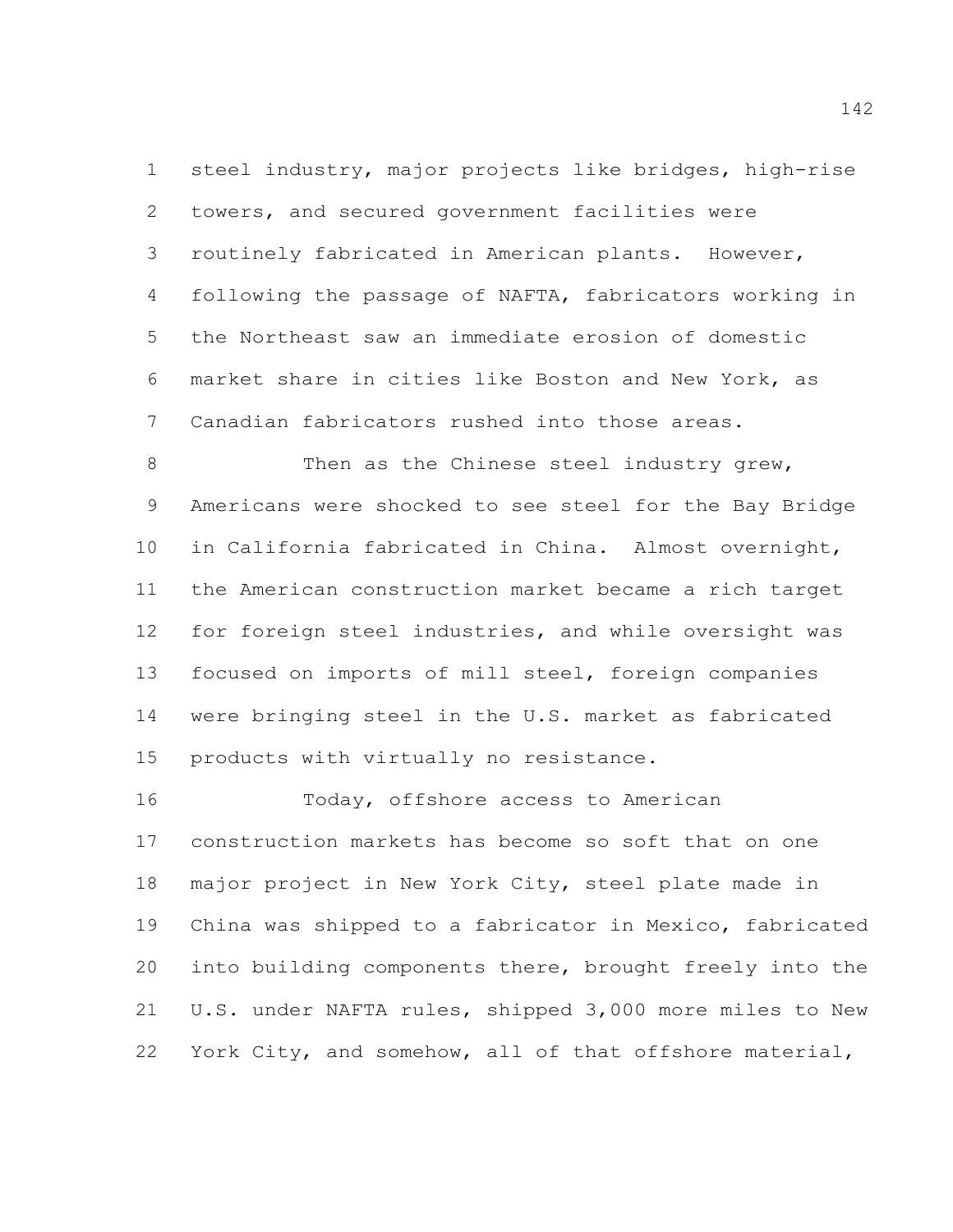steel industry, major projects like bridges, high-rise towers, and secured government facilities were routinely fabricated in American plants. However, following the passage of NAFTA, fabricators working in the Northeast saw an immediate erosion of domestic market share in cities like Boston and New York, as Canadian fabricators rushed into those areas.

Then as the Chinese steel industry grew, Americans were shocked to see steel for the Bay Bridge in California fabricated in China. Almost overnight, the American construction market became a rich target for foreign steel industries, and while oversight was focused on imports of mill steel, foreign companies were bringing steel in the U.S. market as fabricated products with virtually no resistance.

Today, offshore access to American construction markets has become so soft that on one major project in New York City, steel plate made in China was shipped to a fabricator in Mexico, fabricated into building components there, brought freely into the U.S. under NAFTA rules, shipped 3,000 more miles to New York City, and somehow, all of that offshore material,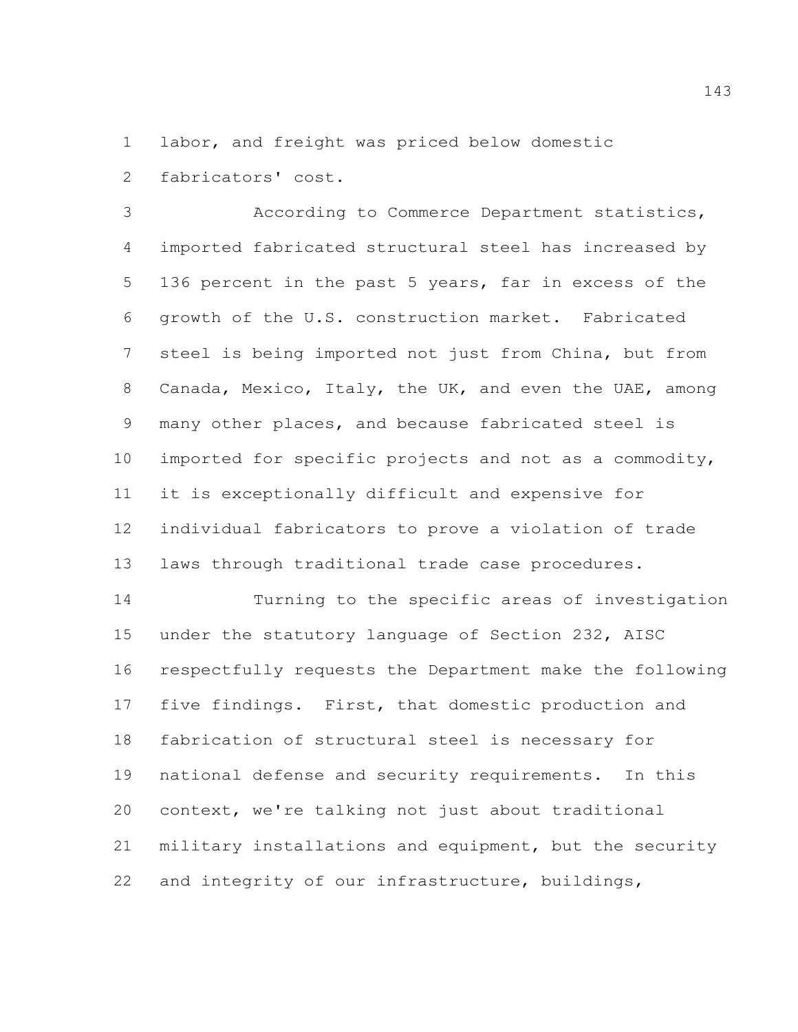labor, and freight was priced below domestic fabricators' cost.

According to Commerce Department statistics, imported fabricated structural steel has increased by 136 percent in the past 5 years, far in excess of the growth of the U.S. construction market. Fabricated steel is being imported not just from China, but from Canada, Mexico, Italy, the UK, and even the UAE, among many other places, and because fabricated steel is imported for specific projects and not as a commodity, it is exceptionally difficult and expensive for individual fabricators to prove a violation of trade laws through traditional trade case procedures.

Turning to the specific areas of investigation under the statutory language of Section 232, AISC respectfully requests the Department make the following five findings. First, that domestic production and fabrication of structural steel is necessary for national defense and security requirements. In this context, we're talking not just about traditional military installations and equipment, but the security and integrity of our infrastructure, buildings,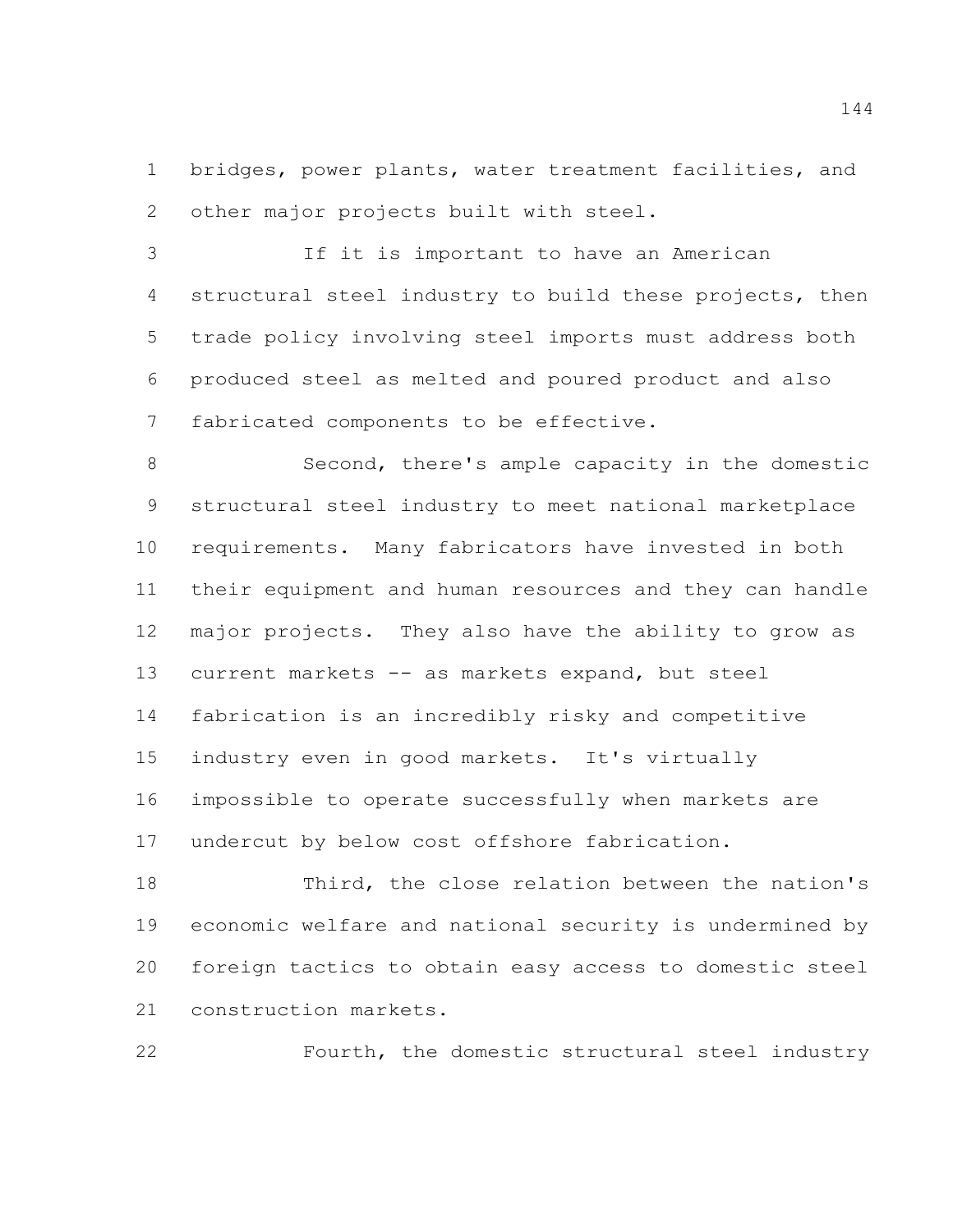bridges, power plants, water treatment facilities, and other major projects built with steel.

If it is important to have an American structural steel industry to build these projects, then trade policy involving steel imports must address both produced steel as melted and poured product and also fabricated components to be effective.

Second, there's ample capacity in the domestic structural steel industry to meet national marketplace requirements. Many fabricators have invested in both their equipment and human resources and they can handle major projects. They also have the ability to grow as current markets -- as markets expand, but steel fabrication is an incredibly risky and competitive industry even in good markets. It's virtually impossible to operate successfully when markets are undercut by below cost offshore fabrication.

Third, the close relation between the nation's economic welfare and national security is undermined by foreign tactics to obtain easy access to domestic steel construction markets.

Fourth, the domestic structural steel industry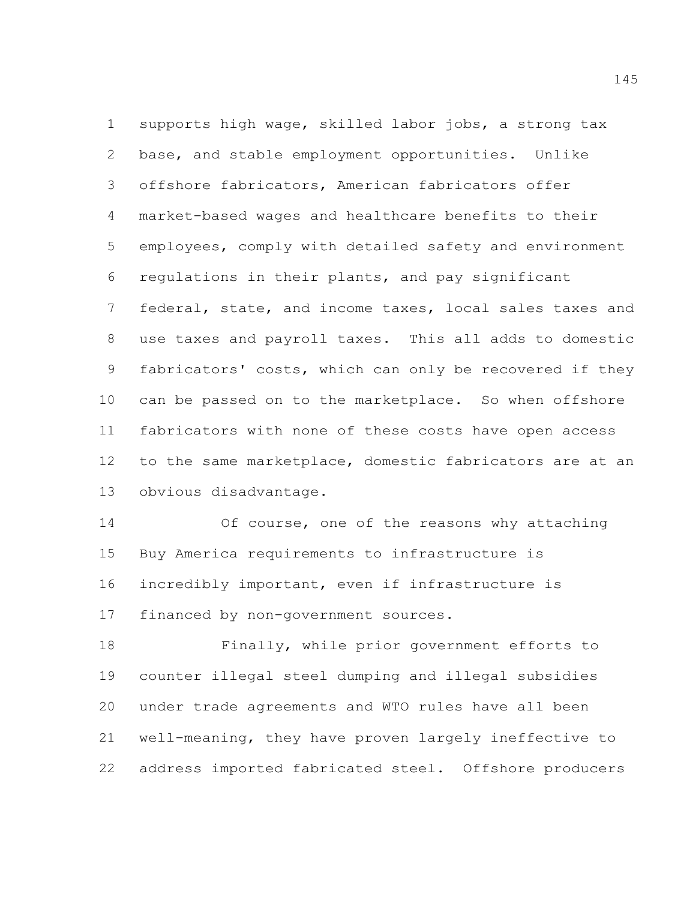supports high wage, skilled labor jobs, a strong tax base, and stable employment opportunities. Unlike offshore fabricators, American fabricators offer market-based wages and healthcare benefits to their employees, comply with detailed safety and environment regulations in their plants, and pay significant federal, state, and income taxes, local sales taxes and use taxes and payroll taxes. This all adds to domestic fabricators' costs, which can only be recovered if they can be passed on to the marketplace. So when offshore fabricators with none of these costs have open access to the same marketplace, domestic fabricators are at an obvious disadvantage.

Of course, one of the reasons why attaching Buy America requirements to infrastructure is incredibly important, even if infrastructure is financed by non-government sources.

Finally, while prior government efforts to counter illegal steel dumping and illegal subsidies under trade agreements and WTO rules have all been well-meaning, they have proven largely ineffective to address imported fabricated steel. Offshore producers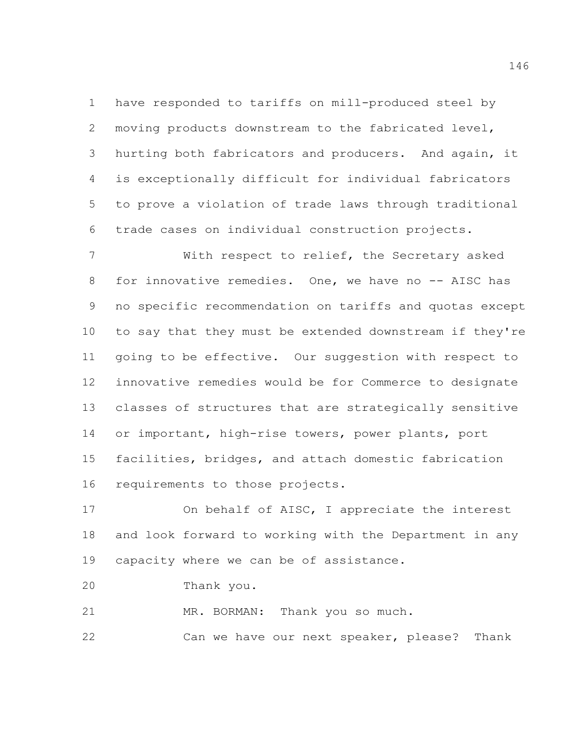have responded to tariffs on mill-produced steel by moving products downstream to the fabricated level, hurting both fabricators and producers. And again, it is exceptionally difficult for individual fabricators to prove a violation of trade laws through traditional trade cases on individual construction projects.

With respect to relief, the Secretary asked for innovative remedies. One, we have no -- AISC has no specific recommendation on tariffs and quotas except to say that they must be extended downstream if they're going to be effective. Our suggestion with respect to innovative remedies would be for Commerce to designate classes of structures that are strategically sensitive or important, high-rise towers, power plants, port facilities, bridges, and attach domestic fabrication requirements to those projects.

On behalf of AISC, I appreciate the interest and look forward to working with the Department in any capacity where we can be of assistance.

Thank you.

MR. BORMAN: Thank you so much.

Can we have our next speaker, please? Thank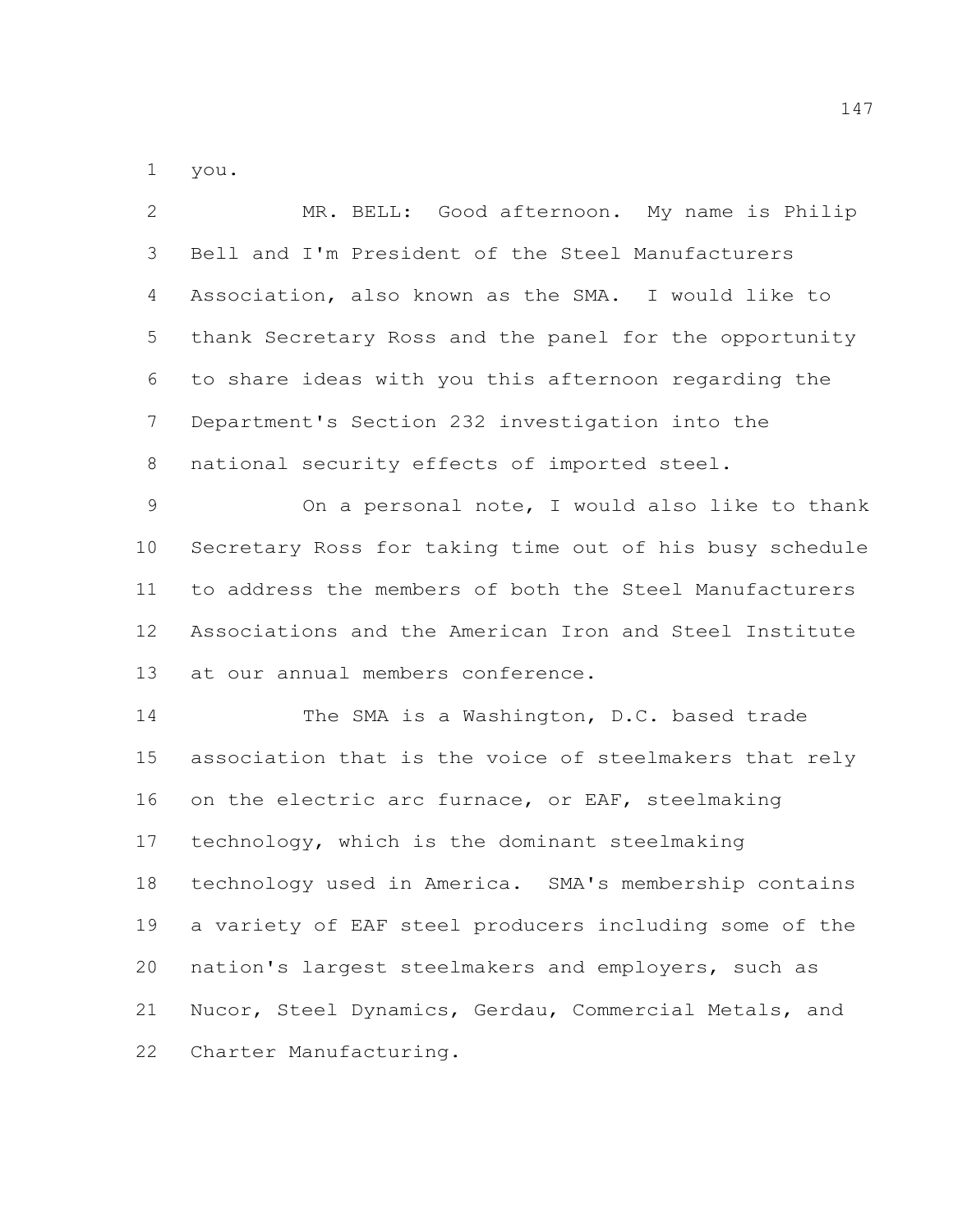you.

MR. BELL: Good afternoon. My name is Philip Bell and I'm President of the Steel Manufacturers Association, also known as the SMA. I would like to thank Secretary Ross and the panel for the opportunity to share ideas with you this afternoon regarding the Department's Section 232 investigation into the national security effects of imported steel.

On a personal note, I would also like to thank Secretary Ross for taking time out of his busy schedule to address the members of both the Steel Manufacturers Associations and the American Iron and Steel Institute at our annual members conference.

The SMA is a Washington, D.C. based trade association that is the voice of steelmakers that rely on the electric arc furnace, or EAF, steelmaking technology, which is the dominant steelmaking technology used in America. SMA's membership contains a variety of EAF steel producers including some of the nation's largest steelmakers and employers, such as Nucor, Steel Dynamics, Gerdau, Commercial Metals, and Charter Manufacturing.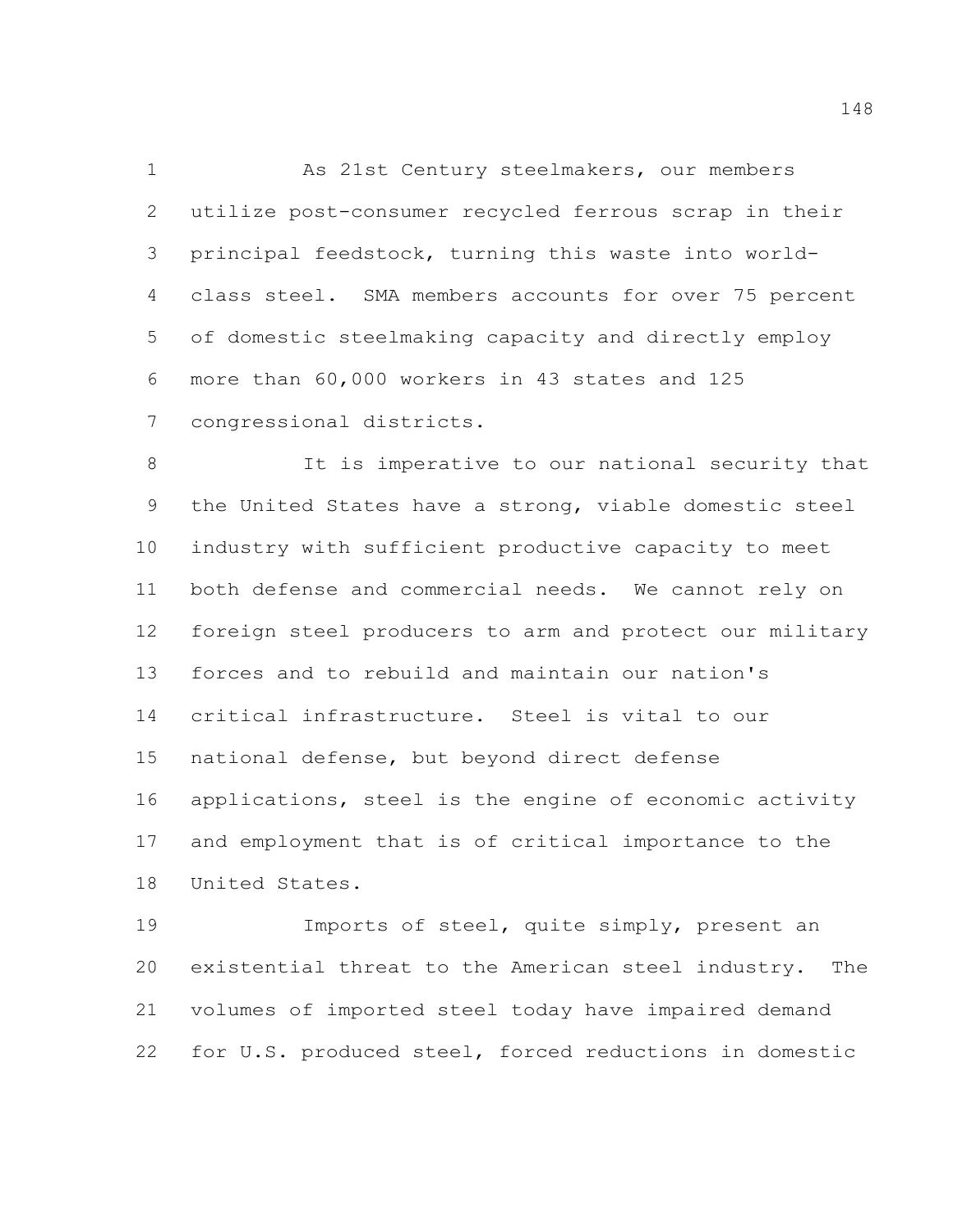As 21st Century steelmakers, our members utilize post-consumer recycled ferrous scrap in their principal feedstock, turning this waste into world-class steel. SMA members accounts for over 75 percent of domestic steelmaking capacity and directly employ more than 60,000 workers in 43 states and 125 congressional districts.

It is imperative to our national security that the United States have a strong, viable domestic steel industry with sufficient productive capacity to meet both defense and commercial needs. We cannot rely on foreign steel producers to arm and protect our military forces and to rebuild and maintain our nation's critical infrastructure. Steel is vital to our national defense, but beyond direct defense applications, steel is the engine of economic activity and employment that is of critical importance to the United States.

Imports of steel, quite simply, present an existential threat to the American steel industry. The volumes of imported steel today have impaired demand for U.S. produced steel, forced reductions in domestic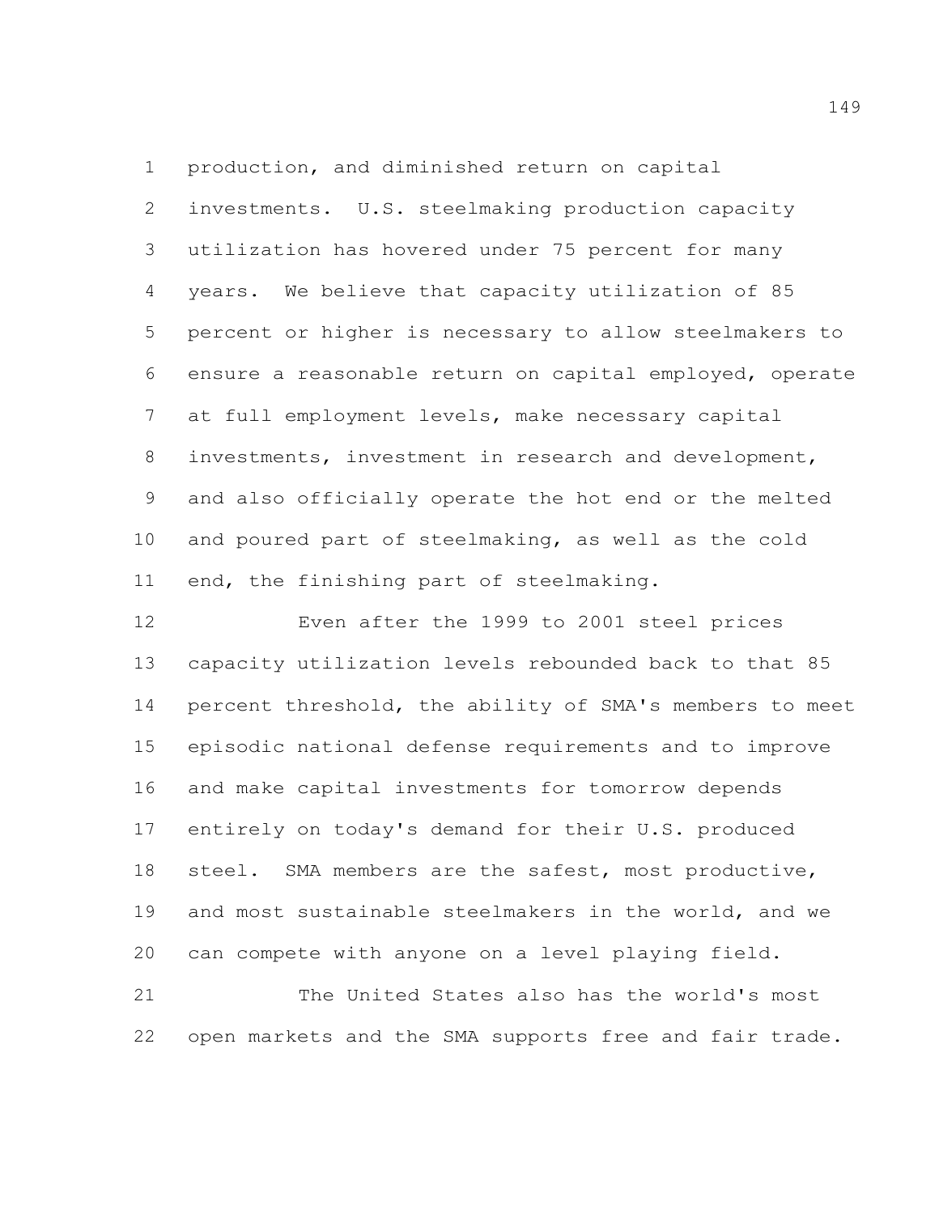production, and diminished return on capital investments. U.S. steelmaking production capacity utilization has hovered under 75 percent for many years. We believe that capacity utilization of 85 percent or higher is necessary to allow steelmakers to ensure a reasonable return on capital employed, operate at full employment levels, make necessary capital investments, investment in research and development, and also officially operate the hot end or the melted and poured part of steelmaking, as well as the cold end, the finishing part of steelmaking.

Even after the 1999 to 2001 steel prices capacity utilization levels rebounded back to that 85 percent threshold, the ability of SMA's members to meet episodic national defense requirements and to improve and make capital investments for tomorrow depends entirely on today's demand for their U.S. produced steel. SMA members are the safest, most productive, and most sustainable steelmakers in the world, and we can compete with anyone on a level playing field.

The United States also has the world's most open markets and the SMA supports free and fair trade.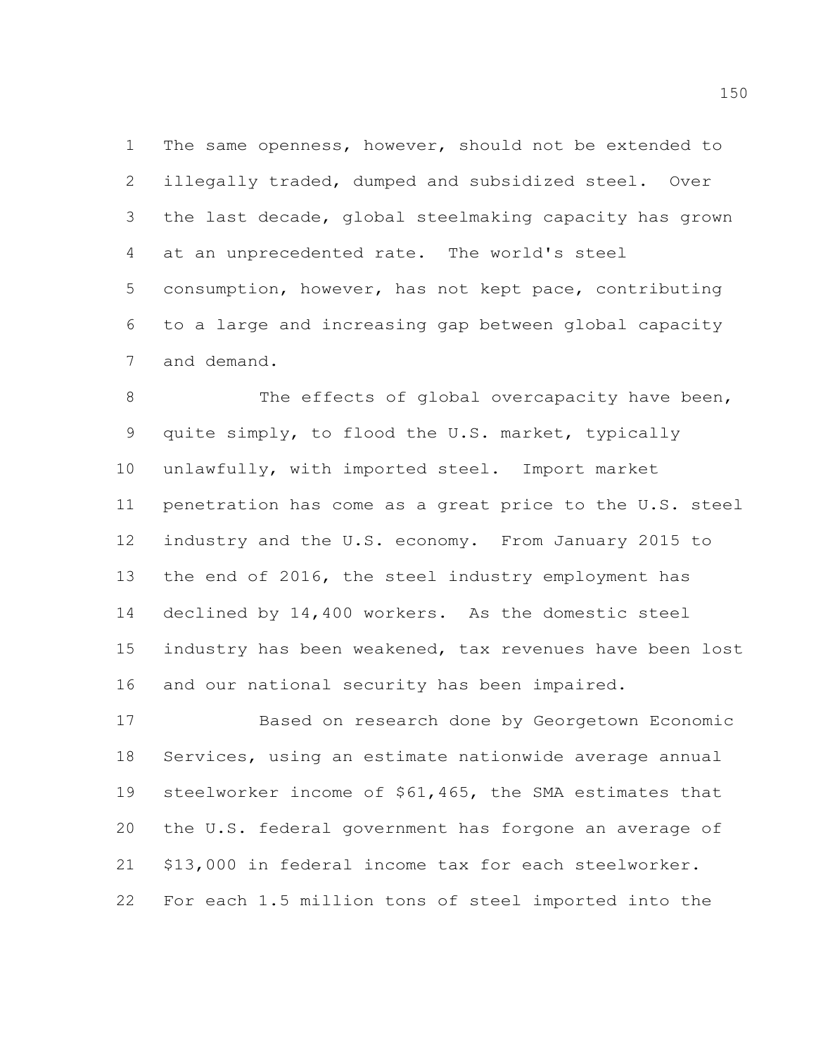The same openness, however, should not be extended to illegally traded, dumped and subsidized steel. Over the last decade, global steelmaking capacity has grown at an unprecedented rate. The world's steel consumption, however, has not kept pace, contributing to a large and increasing gap between global capacity and demand.

The effects of global overcapacity have been, quite simply, to flood the U.S. market, typically unlawfully, with imported steel. Import market penetration has come as a great price to the U.S. steel industry and the U.S. economy. From January 2015 to the end of 2016, the steel industry employment has declined by 14,400 workers. As the domestic steel industry has been weakened, tax revenues have been lost and our national security has been impaired.

Based on research done by Georgetown Economic Services, using an estimate nationwide average annual steelworker income of $61,465, the SMA estimates that the U.S. federal government has forgone an average of $13,000 in federal income tax for each steelworker. For each 1.5 million tons of steel imported into the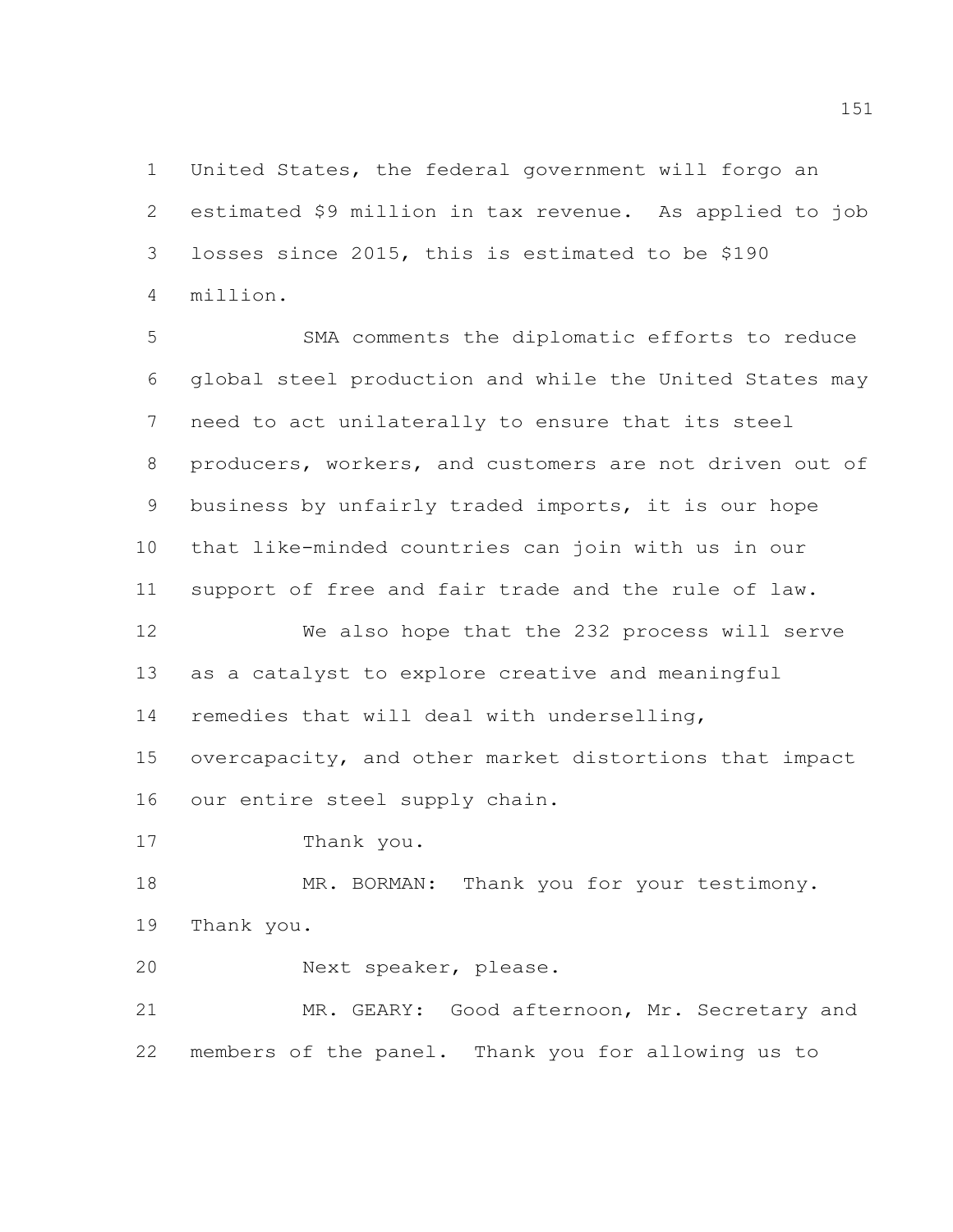United States, the federal government will forgo an estimated $9 million in tax revenue. As applied to job losses since 2015, this is estimated to be $190 million.

SMA comments the diplomatic efforts to reduce global steel production and while the United States may need to act unilaterally to ensure that its steel producers, workers, and customers are not driven out of business by unfairly traded imports, it is our hope that like-minded countries can join with us in our support of free and fair trade and the rule of law.

We also hope that the 232 process will serve as a catalyst to explore creative and meaningful remedies that will deal with underselling, overcapacity, and other market distortions that impact our entire steel supply chain.

Thank you.

MR. BORMAN: Thank you for your testimony. Thank you.

Next speaker, please.

MR. GEARY: Good afternoon, Mr. Secretary and members of the panel. Thank you for allowing us to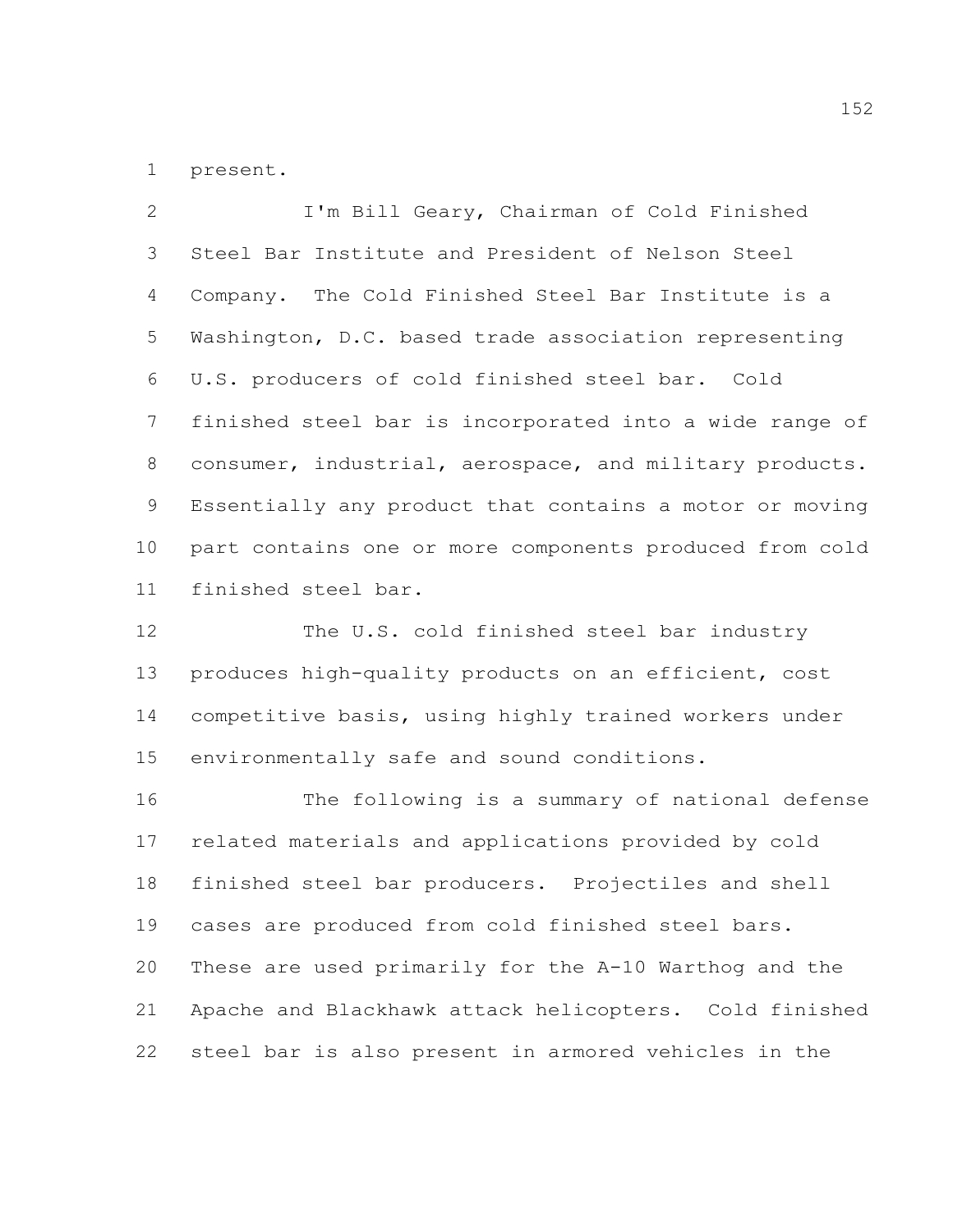present.

I'm Bill Geary, Chairman of Cold Finished Steel Bar Institute and President of Nelson Steel Company. The Cold Finished Steel Bar Institute is a Washington, D.C. based trade association representing U.S. producers of cold finished steel bar. Cold finished steel bar is incorporated into a wide range of consumer, industrial, aerospace, and military products. Essentially any product that contains a motor or moving part contains one or more components produced from cold finished steel bar.

The U.S. cold finished steel bar industry produces high-quality products on an efficient, cost competitive basis, using highly trained workers under environmentally safe and sound conditions.

The following is a summary of national defense related materials and applications provided by cold finished steel bar producers. Projectiles and shell cases are produced from cold finished steel bars. These are used primarily for the A-10 Warthog and the Apache and Blackhawk attack helicopters. Cold finished steel bar is also present in armored vehicles in the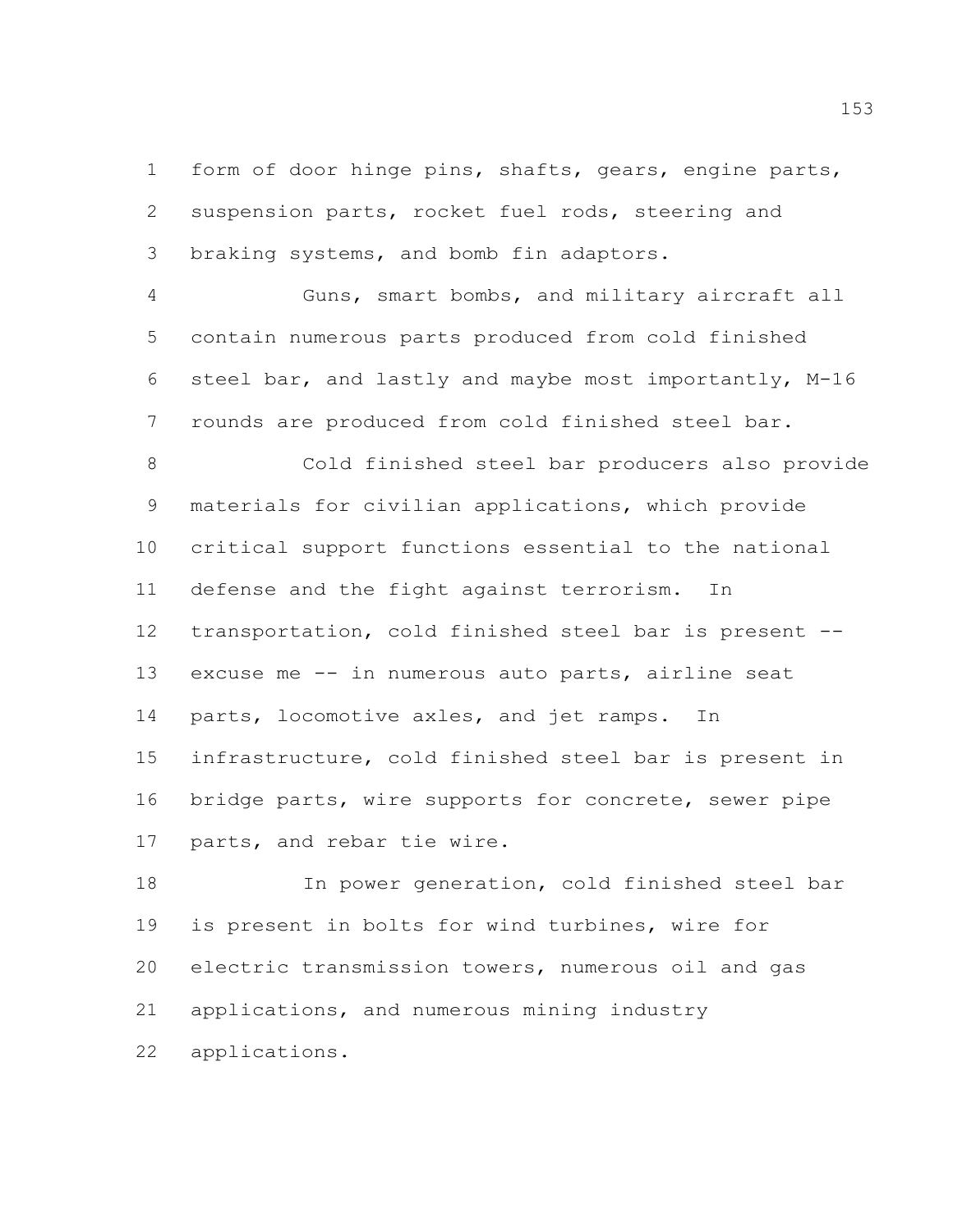form of door hinge pins, shafts, gears, engine parts, suspension parts, rocket fuel rods, steering and braking systems, and bomb fin adaptors.

Guns, smart bombs, and military aircraft all contain numerous parts produced from cold finished steel bar, and lastly and maybe most importantly, M-16 rounds are produced from cold finished steel bar.

Cold finished steel bar producers also provide materials for civilian applications, which provide critical support functions essential to the national defense and the fight against terrorism. In transportation, cold finished steel bar is present -- excuse me -- in numerous auto parts, airline seat parts, locomotive axles, and jet ramps. In infrastructure, cold finished steel bar is present in bridge parts, wire supports for concrete, sewer pipe parts, and rebar tie wire.

In power generation, cold finished steel bar is present in bolts for wind turbines, wire for electric transmission towers, numerous oil and gas applications, and numerous mining industry applications.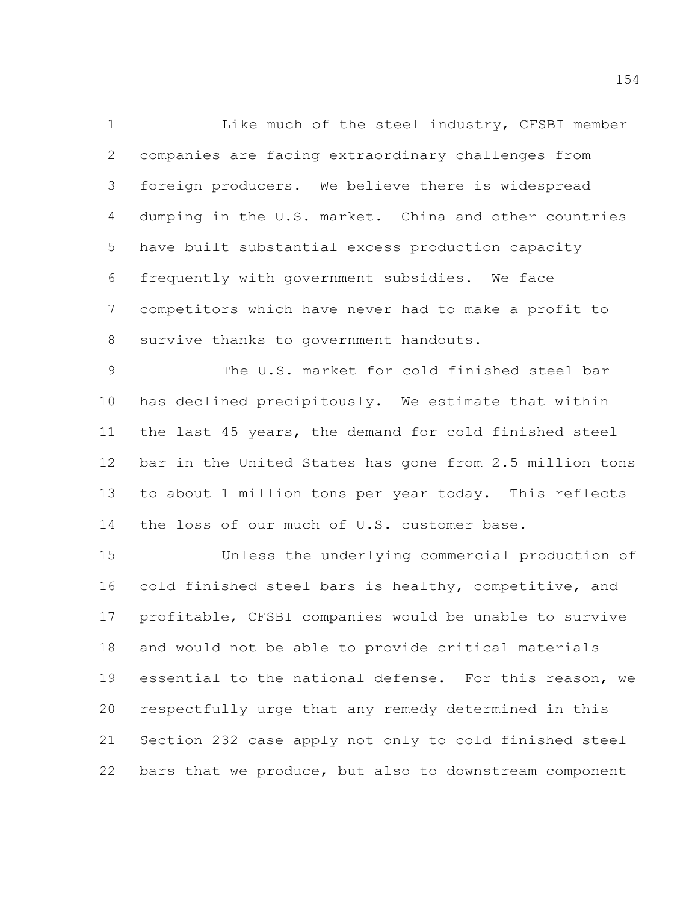Like much of the steel industry, CFSBI member companies are facing extraordinary challenges from foreign producers. We believe there is widespread dumping in the U.S. market. China and other countries have built substantial excess production capacity frequently with government subsidies. We face competitors which have never had to make a profit to survive thanks to government handouts.

The U.S. market for cold finished steel bar has declined precipitously. We estimate that within the last 45 years, the demand for cold finished steel bar in the United States has gone from 2.5 million tons to about 1 million tons per year today. This reflects the loss of our much of U.S. customer base.

Unless the underlying commercial production of cold finished steel bars is healthy, competitive, and profitable, CFSBI companies would be unable to survive and would not be able to provide critical materials essential to the national defense. For this reason, we respectfully urge that any remedy determined in this Section 232 case apply not only to cold finished steel bars that we produce, but also to downstream component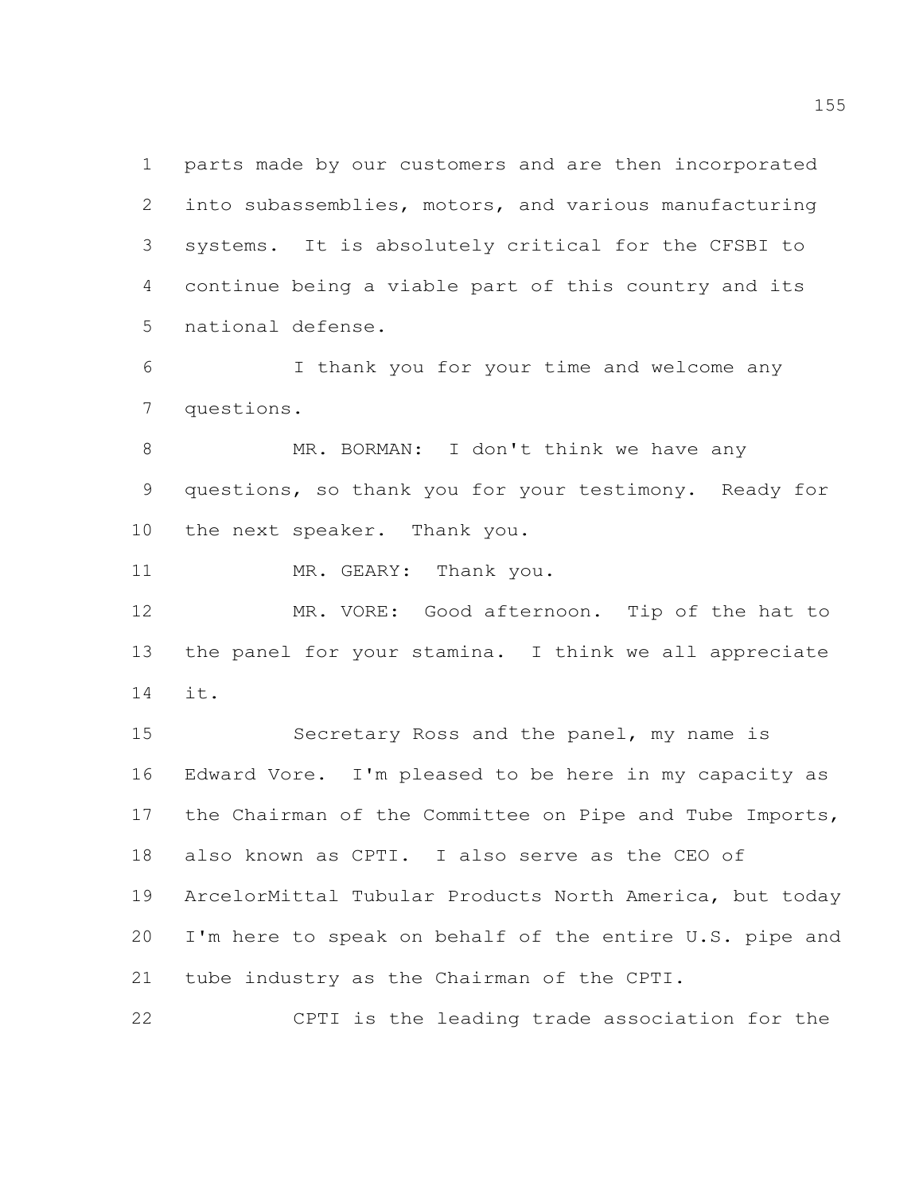parts made by our customers and are then incorporated into subassemblies, motors, and various manufacturing systems. It is absolutely critical for the CFSBI to continue being a viable part of this country and its national defense.

I thank you for your time and welcome any questions.

MR. BORMAN: I don't think we have any questions, so thank you for your testimony. Ready for the next speaker. Thank you.

MR. GEARY: Thank you.

MR. VORE: Good afternoon. Tip of the hat to the panel for your stamina. I think we all appreciate it.

Secretary Ross and the panel, my name is Edward Vore. I'm pleased to be here in my capacity as the Chairman of the Committee on Pipe and Tube Imports, also known as CPTI. I also serve as the CEO of ArcelorMittal Tubular Products North America, but today I'm here to speak on behalf of the entire U.S. pipe and tube industry as the Chairman of the CPTI.

CPTI is the leading trade association for the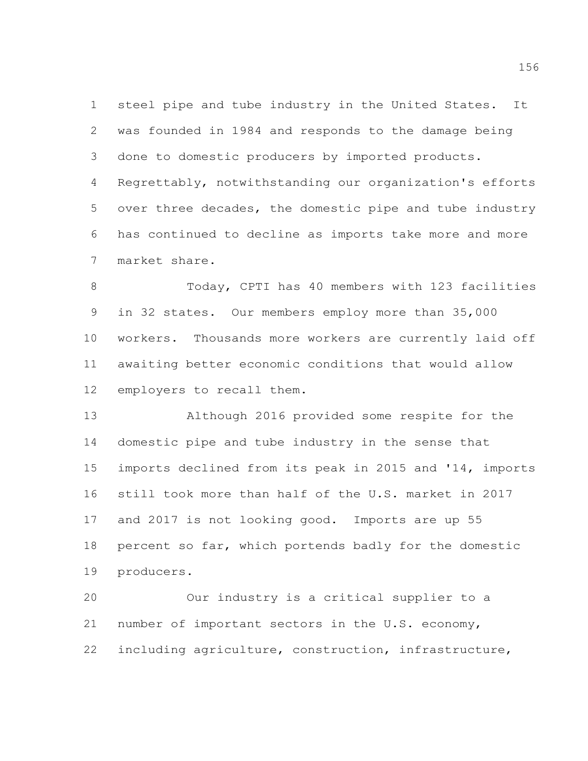steel pipe and tube industry in the United States. It was founded in 1984 and responds to the damage being done to domestic producers by imported products. Regrettably, notwithstanding our organization's efforts over three decades, the domestic pipe and tube industry has continued to decline as imports take more and more market share.

Today, CPTI has 40 members with 123 facilities in 32 states. Our members employ more than 35,000 workers. Thousands more workers are currently laid off awaiting better economic conditions that would allow employers to recall them.

Although 2016 provided some respite for the domestic pipe and tube industry in the sense that imports declined from its peak in 2015 and '14, imports still took more than half of the U.S. market in 2017 and 2017 is not looking good. Imports are up 55 percent so far, which portends badly for the domestic producers.

Our industry is a critical supplier to a number of important sectors in the U.S. economy, including agriculture, construction, infrastructure,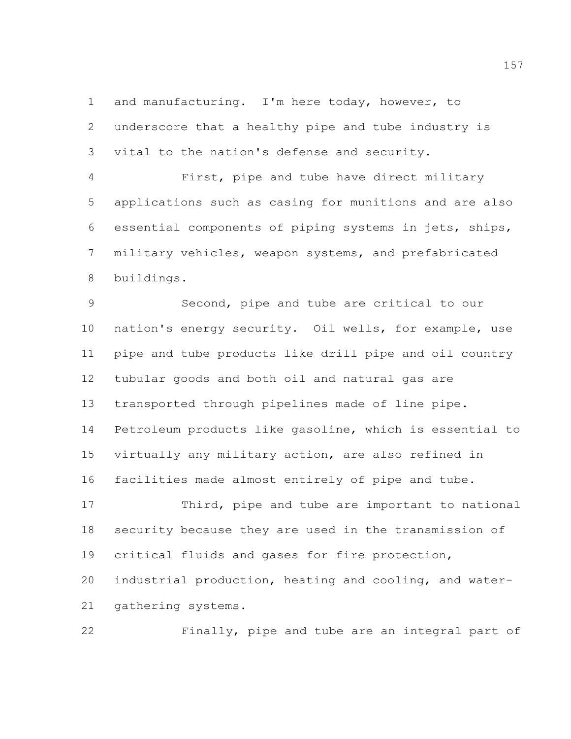and manufacturing. I'm here today, however, to underscore that a healthy pipe and tube industry is vital to the nation's defense and security.

First, pipe and tube have direct military applications such as casing for munitions and are also essential components of piping systems in jets, ships, military vehicles, weapon systems, and prefabricated buildings.

Second, pipe and tube are critical to our nation's energy security. Oil wells, for example, use pipe and tube products like drill pipe and oil country tubular goods and both oil and natural gas are transported through pipelines made of line pipe. Petroleum products like gasoline, which is essential to virtually any military action, are also refined in facilities made almost entirely of pipe and tube.

Third, pipe and tube are important to national security because they are used in the transmission of critical fluids and gases for fire protection, industrial production, heating and cooling, and water-gathering systems.

Finally, pipe and tube are an integral part of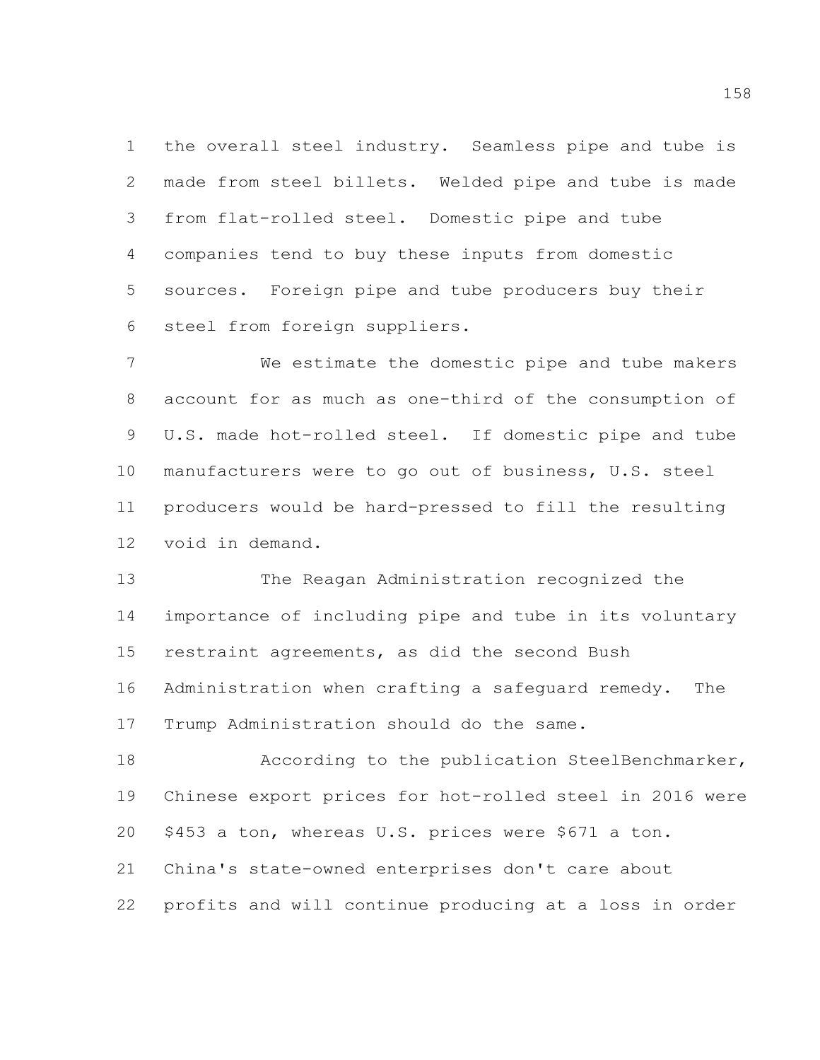the overall steel industry. Seamless pipe and tube is made from steel billets. Welded pipe and tube is made from flat-rolled steel. Domestic pipe and tube companies tend to buy these inputs from domestic sources. Foreign pipe and tube producers buy their steel from foreign suppliers.

We estimate the domestic pipe and tube makers account for as much as one-third of the consumption of U.S. made hot-rolled steel. If domestic pipe and tube manufacturers were to go out of business, U.S. steel producers would be hard-pressed to fill the resulting void in demand.

The Reagan Administration recognized the importance of including pipe and tube in its voluntary restraint agreements, as did the second Bush Administration when crafting a safeguard remedy. The Trump Administration should do the same.

According to the publication SteelBenchmarker, Chinese export prices for hot-rolled steel in 2016 were $453 a ton, whereas U.S. prices were $671 a ton. China's state-owned enterprises don't care about profits and will continue producing at a loss in order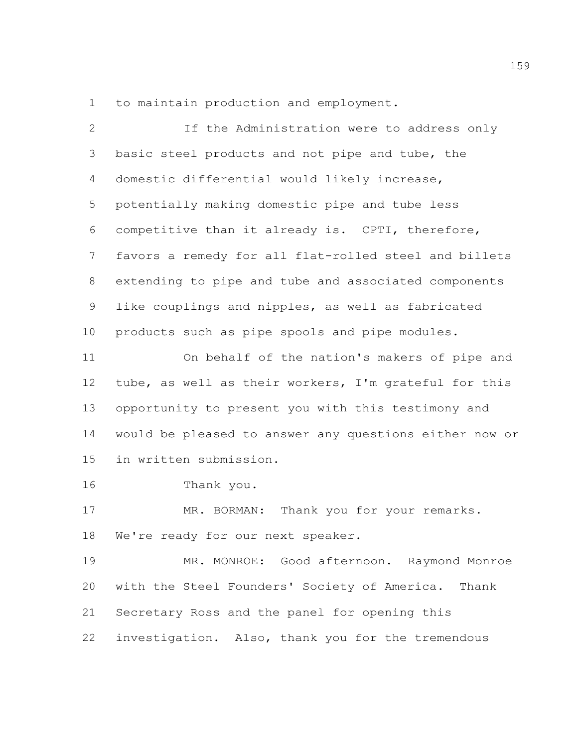to maintain production and employment.

If the Administration were to address only basic steel products and not pipe and tube, the domestic differential would likely increase, potentially making domestic pipe and tube less competitive than it already is. CPTI, therefore, favors a remedy for all flat-rolled steel and billets extending to pipe and tube and associated components like couplings and nipples, as well as fabricated products such as pipe spools and pipe modules.

On behalf of the nation's makers of pipe and tube, as well as their workers, I'm grateful for this opportunity to present you with this testimony and would be pleased to answer any questions either now or in written submission.

Thank you.

MR. BORMAN: Thank you for your remarks. We're ready for our next speaker.

MR. MONROE: Good afternoon. Raymond Monroe with the Steel Founders' Society of America. Thank Secretary Ross and the panel for opening this investigation. Also, thank you for the tremendous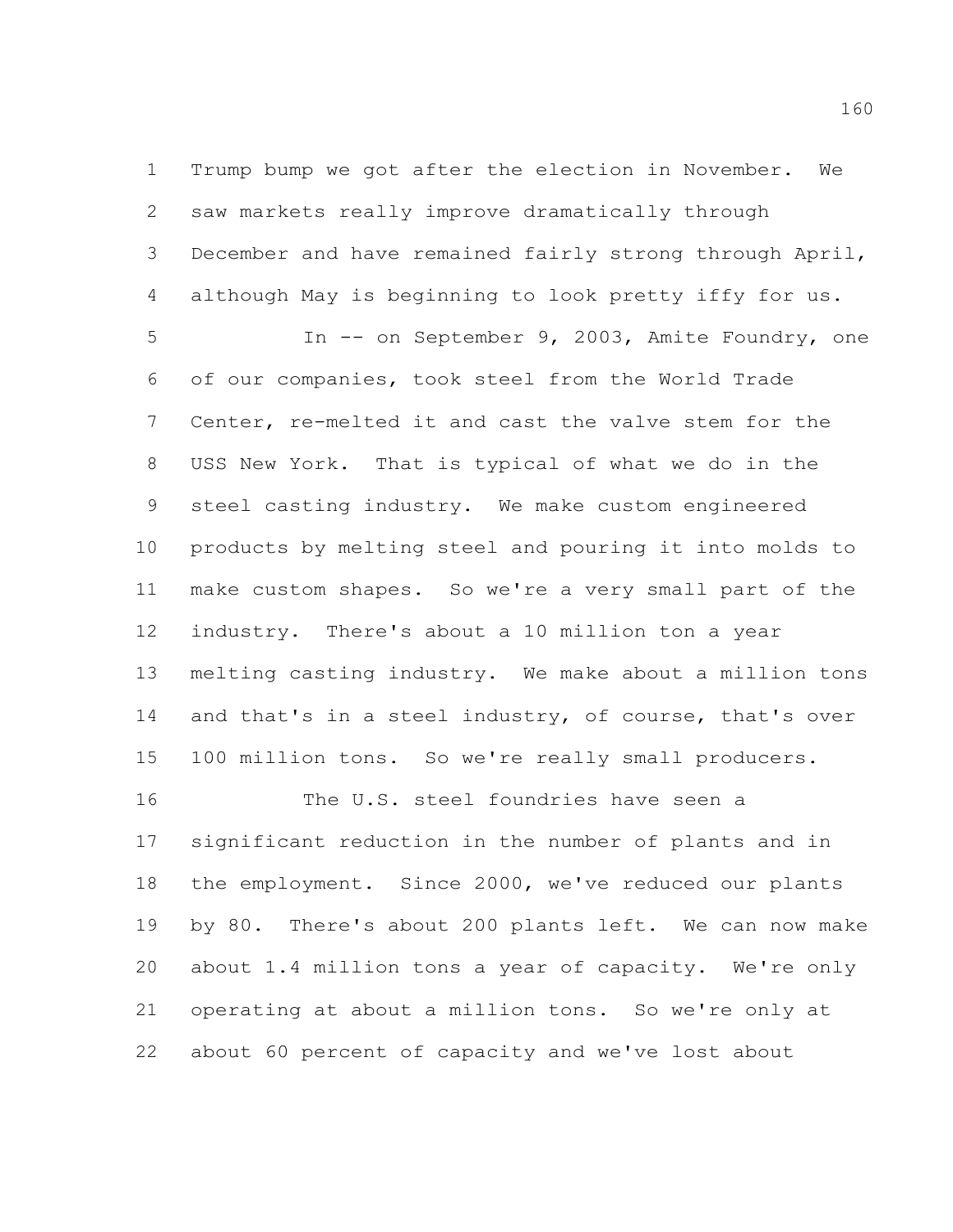Trump bump we got after the election in November. We saw markets really improve dramatically through December and have remained fairly strong through April, although May is beginning to look pretty iffy for us.

In -- on September 9, 2003, Amite Foundry, one of our companies, took steel from the World Trade Center, re-melted it and cast the valve stem for the USS New York. That is typical of what we do in the steel casting industry. We make custom engineered products by melting steel and pouring it into molds to make custom shapes. So we're a very small part of the industry. There's about a 10 million ton a year melting casting industry. We make about a million tons and that's in a steel industry, of course, that's over 100 million tons. So we're really small producers.

The U.S. steel foundries have seen a significant reduction in the number of plants and in the employment. Since 2000, we've reduced our plants by 80. There's about 200 plants left. We can now make about 1.4 million tons a year of capacity. We're only operating at about a million tons. So we're only at about 60 percent of capacity and we've lost about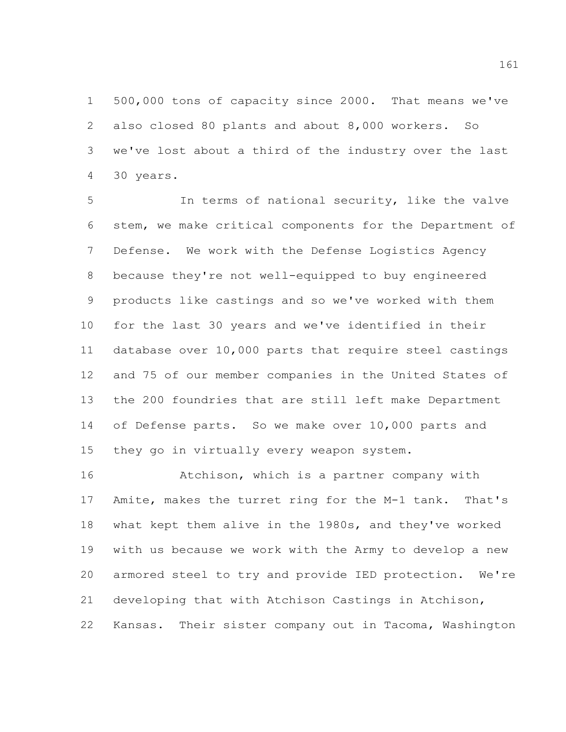500,000 tons of capacity since 2000. That means we've also closed 80 plants and about 8,000 workers. So we've lost about a third of the industry over the last 30 years.

In terms of national security, like the valve stem, we make critical components for the Department of Defense. We work with the Defense Logistics Agency because they're not well-equipped to buy engineered products like castings and so we've worked with them for the last 30 years and we've identified in their database over 10,000 parts that require steel castings and 75 of our member companies in the United States of the 200 foundries that are still left make Department of Defense parts. So we make over 10,000 parts and they go in virtually every weapon system.

Atchison, which is a partner company with Amite, makes the turret ring for the M-1 tank. That's what kept them alive in the 1980s, and they've worked with us because we work with the Army to develop a new armored steel to try and provide IED protection. We're developing that with Atchison Castings in Atchison, Kansas. Their sister company out in Tacoma, Washington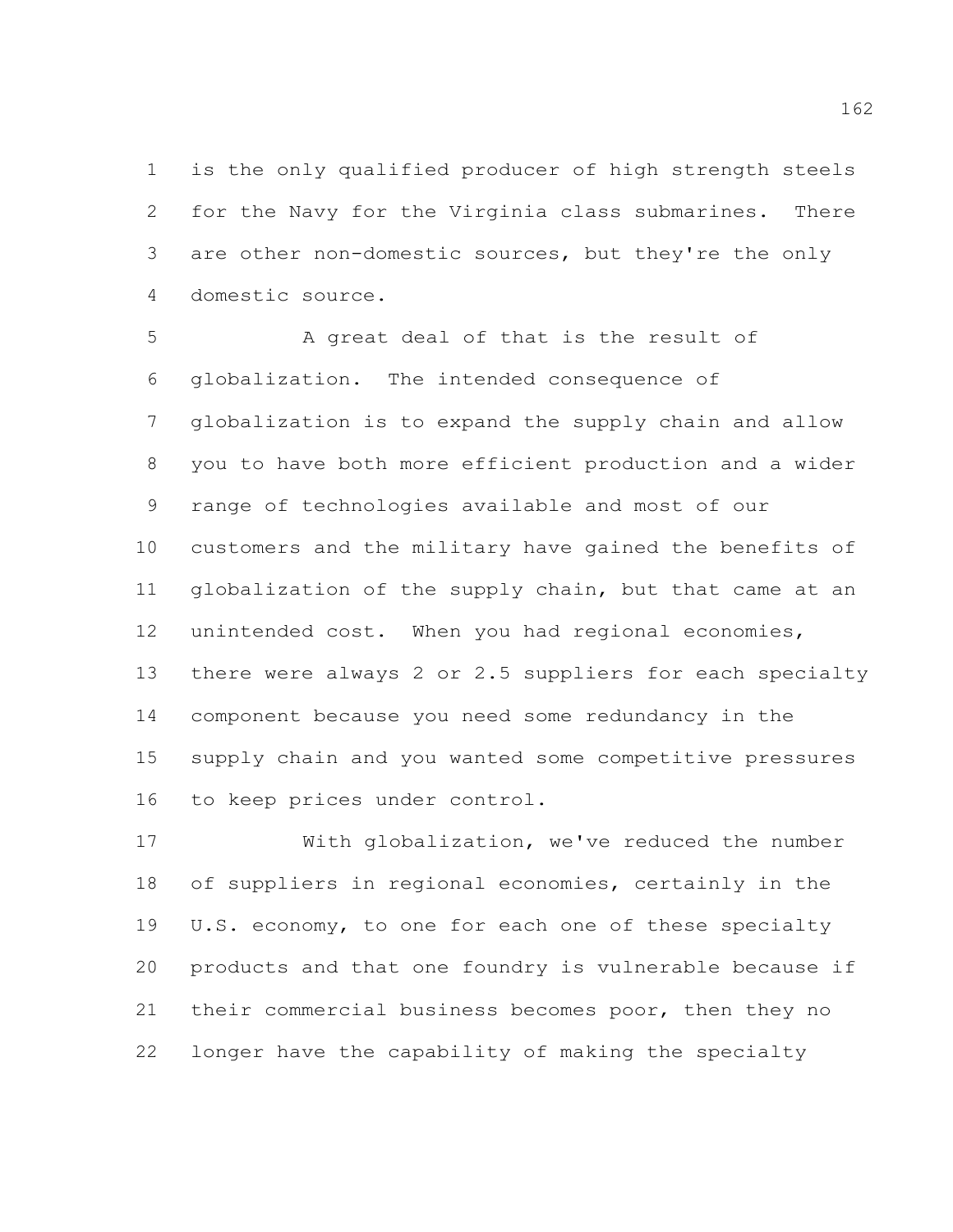is the only qualified producer of high strength steels for the Navy for the Virginia class submarines. There are other non-domestic sources, but they're the only domestic source.

A great deal of that is the result of globalization. The intended consequence of globalization is to expand the supply chain and allow you to have both more efficient production and a wider range of technologies available and most of our customers and the military have gained the benefits of globalization of the supply chain, but that came at an unintended cost. When you had regional economies, there were always 2 or 2.5 suppliers for each specialty component because you need some redundancy in the supply chain and you wanted some competitive pressures to keep prices under control.

With globalization, we've reduced the number of suppliers in regional economies, certainly in the U.S. economy, to one for each one of these specialty products and that one foundry is vulnerable because if their commercial business becomes poor, then they no longer have the capability of making the specialty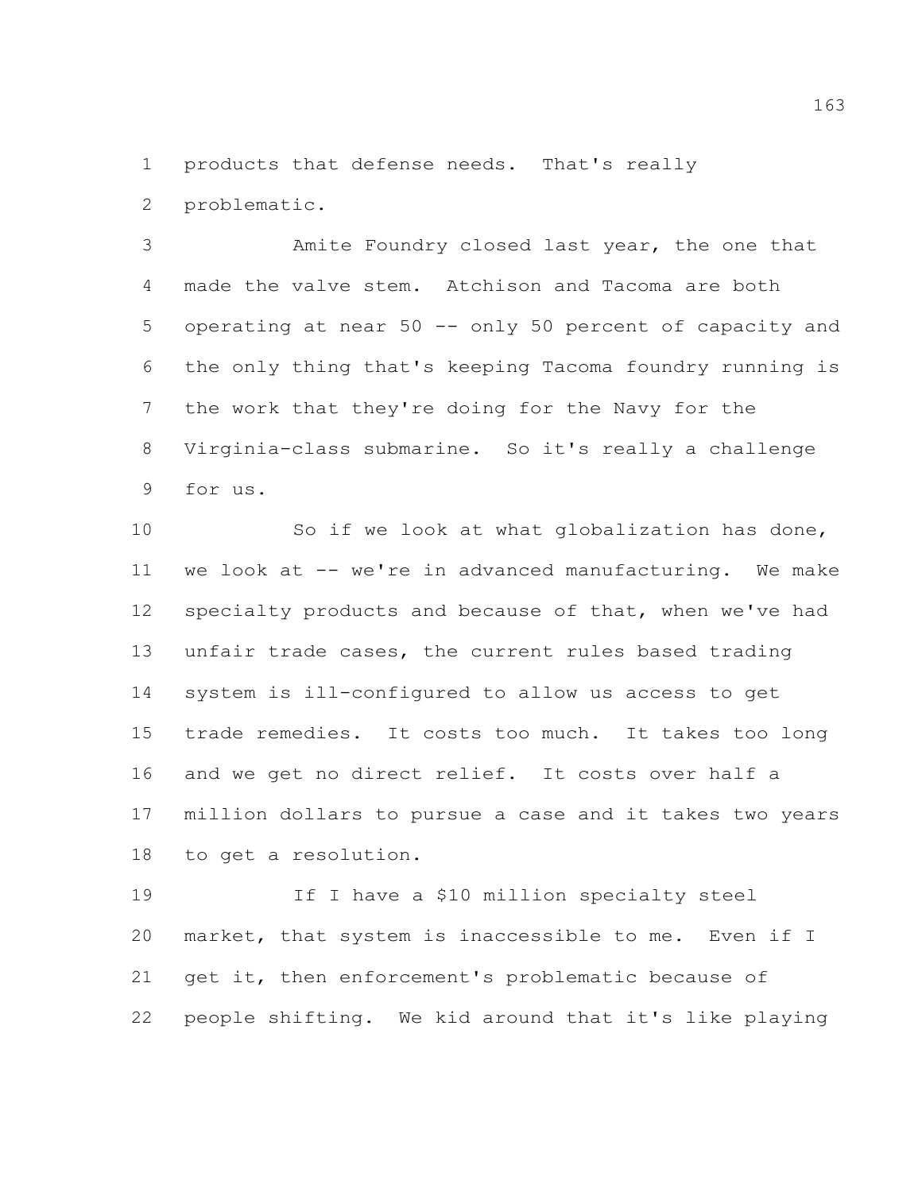products that defense needs. That's really problematic.

Amite Foundry closed last year, the one that made the valve stem. Atchison and Tacoma are both operating at near 50 -- only 50 percent of capacity and the only thing that's keeping Tacoma foundry running is the work that they're doing for the Navy for the Virginia-class submarine. So it's really a challenge for us.

So if we look at what globalization has done, we look at -- we're in advanced manufacturing. We make specialty products and because of that, when we've had unfair trade cases, the current rules based trading system is ill-configured to allow us access to get trade remedies. It costs too much. It takes too long and we get no direct relief. It costs over half a million dollars to pursue a case and it takes two years to get a resolution.

If I have a $10 million specialty steel market, that system is inaccessible to me. Even if I get it, then enforcement's problematic because of people shifting. We kid around that it's like playing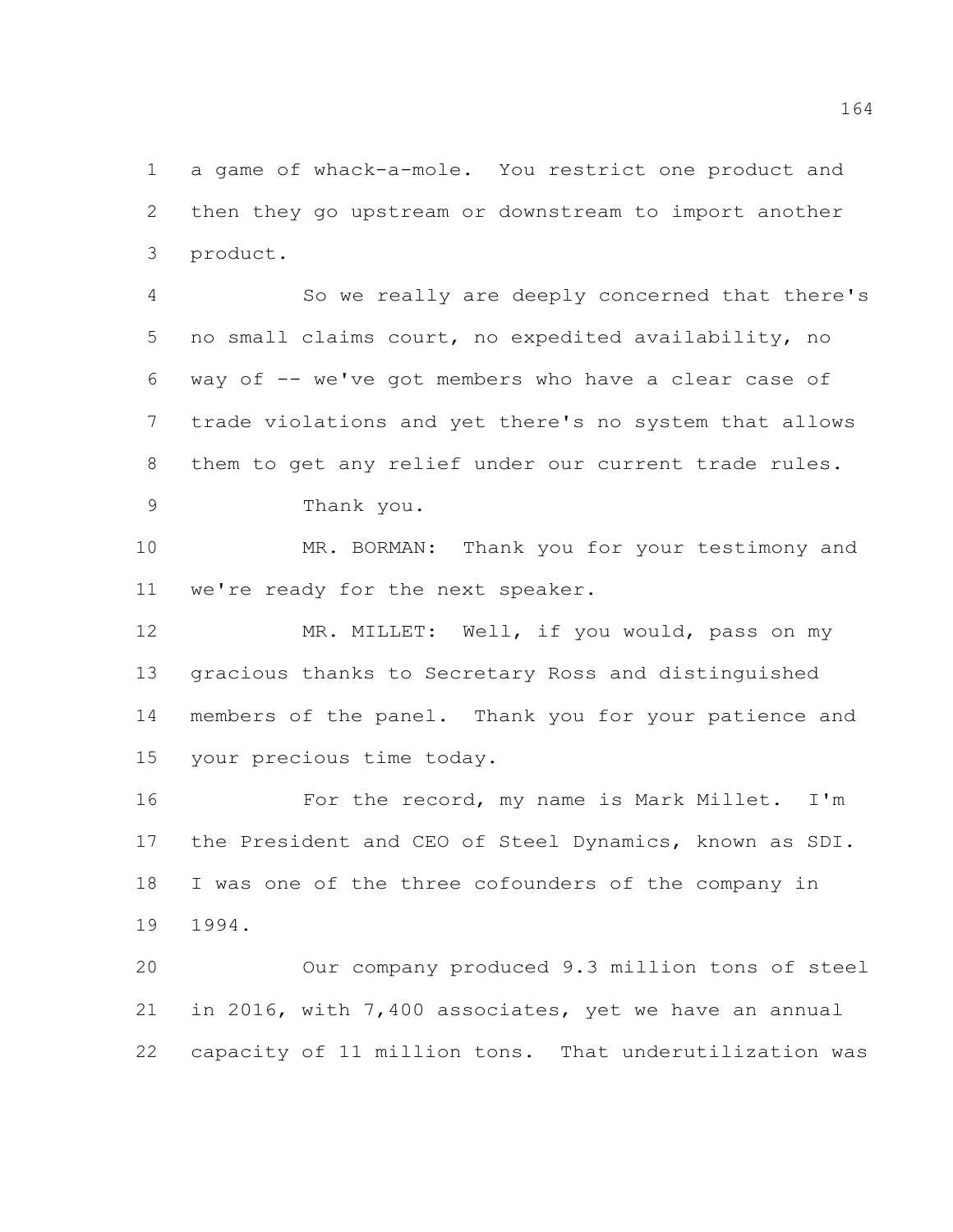a game of whack-a-mole. You restrict one product and then they go upstream or downstream to import another product.

So we really are deeply concerned that there's no small claims court, no expedited availability, no way of -- we've got members who have a clear case of trade violations and yet there's no system that allows them to get any relief under our current trade rules.

Thank you.

MR. BORMAN: Thank you for your testimony and we're ready for the next speaker.

MR. MILLET: Well, if you would, pass on my gracious thanks to Secretary Ross and distinguished members of the panel. Thank you for your patience and your precious time today.

For the record, my name is Mark Millet. I'm the President and CEO of Steel Dynamics, known as SDI. I was one of the three cofounders of the company in 1994.

Our company produced 9.3 million tons of steel in 2016, with 7,400 associates, yet we have an annual capacity of 11 million tons. That underutilization was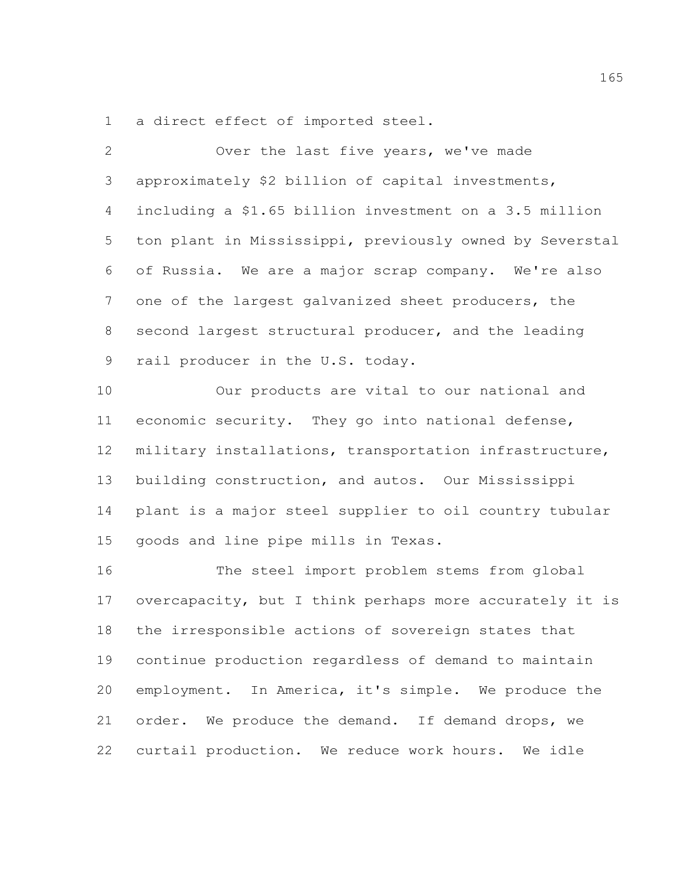a direct effect of imported steel.

Over the last five years, we've made approximately $2 billion of capital investments, including a $1.65 billion investment on a 3.5 million ton plant in Mississippi, previously owned by Severstal of Russia. We are a major scrap company. We're also one of the largest galvanized sheet producers, the second largest structural producer, and the leading rail producer in the U.S. today.

Our products are vital to our national and economic security. They go into national defense, military installations, transportation infrastructure, building construction, and autos. Our Mississippi plant is a major steel supplier to oil country tubular goods and line pipe mills in Texas.

The steel import problem stems from global overcapacity, but I think perhaps more accurately it is the irresponsible actions of sovereign states that continue production regardless of demand to maintain employment. In America, it's simple. We produce the order. We produce the demand. If demand drops, we curtail production. We reduce work hours. We idle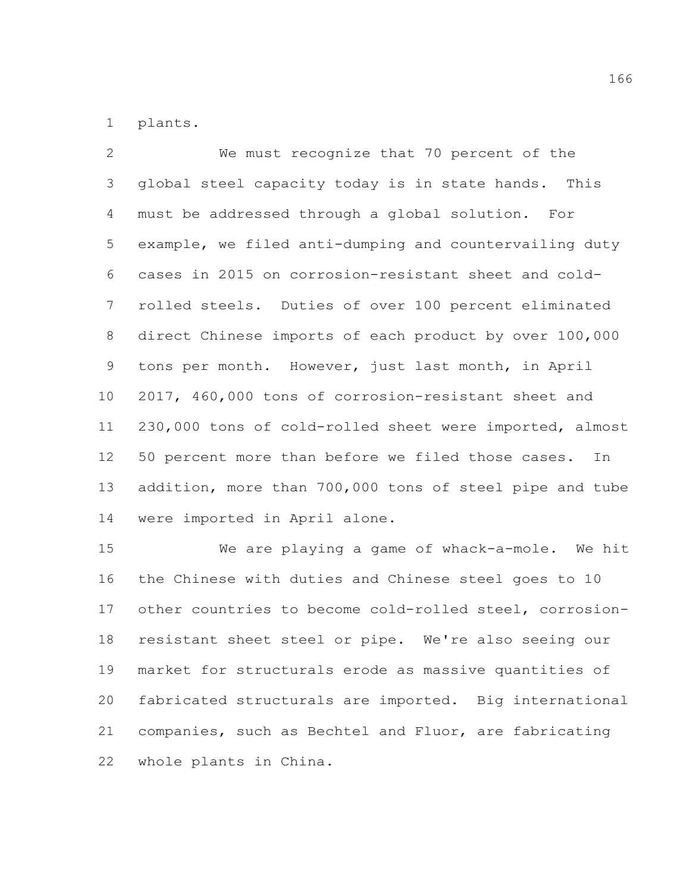plants.

We must recognize that 70 percent of the global steel capacity today is in state hands. This must be addressed through a global solution. For example, we filed anti-dumping and countervailing duty cases in 2015 on corrosion-resistant sheet and cold-rolled steels. Duties of over 100 percent eliminated direct Chinese imports of each product by over 100,000 tons per month. However, just last month, in April 2017, 460,000 tons of corrosion-resistant sheet and 230,000 tons of cold-rolled sheet were imported, almost 50 percent more than before we filed those cases. In addition, more than 700,000 tons of steel pipe and tube were imported in April alone.

We are playing a game of whack-a-mole. We hit the Chinese with duties and Chinese steel goes to 10 other countries to become cold-rolled steel, corrosion-resistant sheet steel or pipe. We're also seeing our market for structurals erode as massive quantities of fabricated structurals are imported. Big international companies, such as Bechtel and Fluor, are fabricating whole plants in China.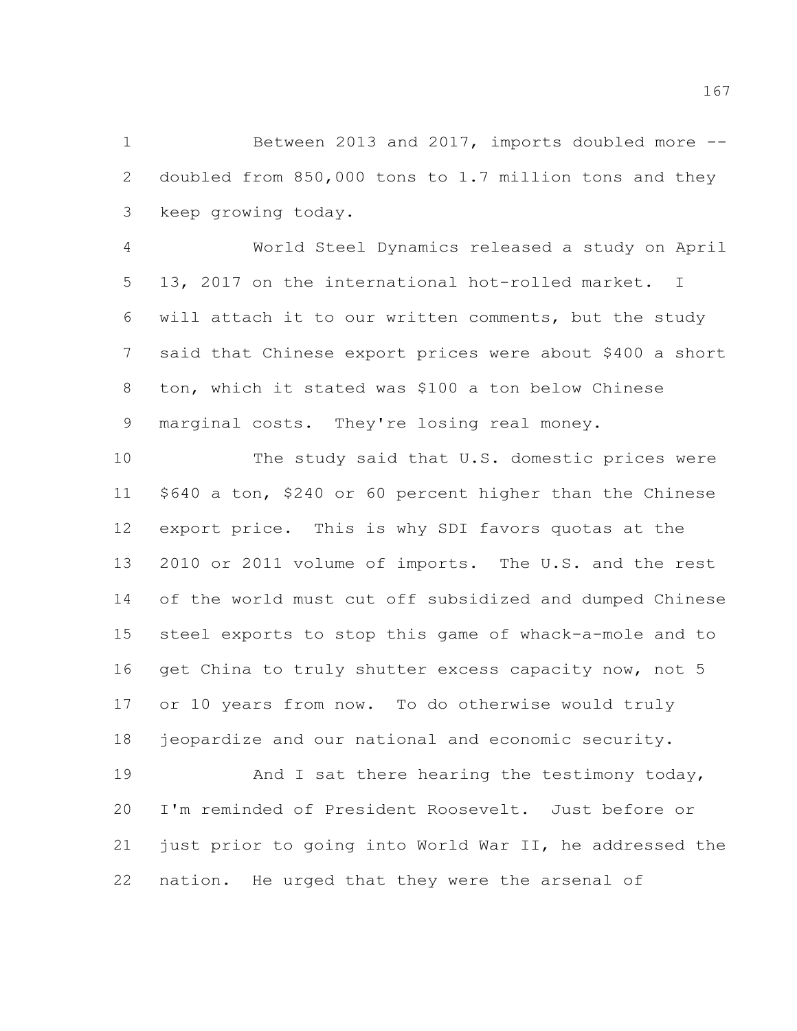Between 2013 and 2017, imports doubled more -- doubled from 850,000 tons to 1.7 million tons and they keep growing today.

World Steel Dynamics released a study on April 13, 2017 on the international hot-rolled market. I will attach it to our written comments, but the study said that Chinese export prices were about $400 a short ton, which it stated was $100 a ton below Chinese marginal costs. They're losing real money.

The study said that U.S. domestic prices were $640 a ton, $240 or 60 percent higher than the Chinese export price. This is why SDI favors quotas at the 2010 or 2011 volume of imports. The U.S. and the rest of the world must cut off subsidized and dumped Chinese steel exports to stop this game of whack-a-mole and to get China to truly shutter excess capacity now, not 5 or 10 years from now. To do otherwise would truly jeopardize and our national and economic security.

And I sat there hearing the testimony today, I'm reminded of President Roosevelt. Just before or just prior to going into World War II, he addressed the nation. He urged that they were the arsenal of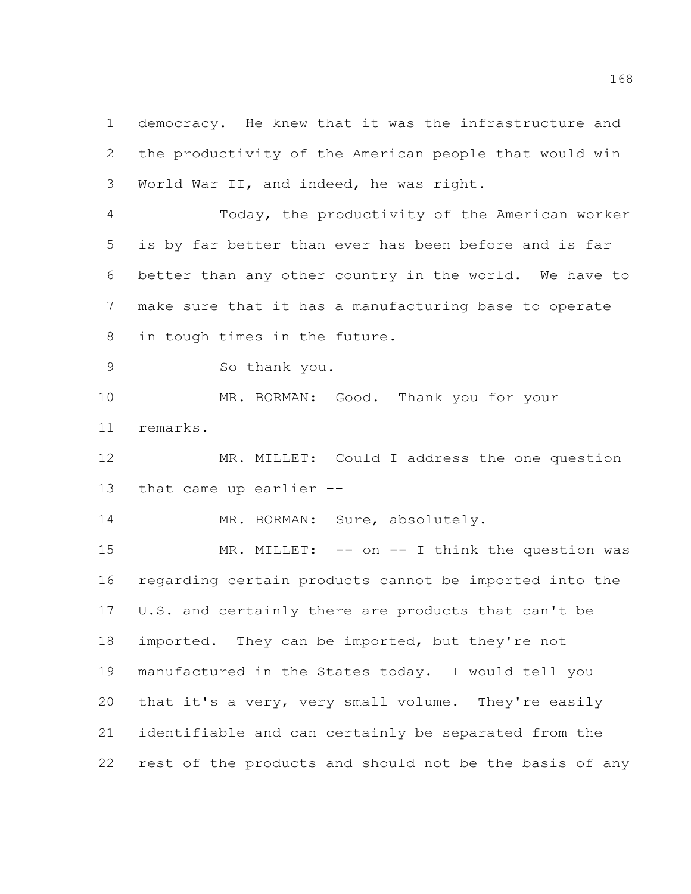democracy. He knew that it was the infrastructure and the productivity of the American people that would win World War II, and indeed, he was right.

Today, the productivity of the American worker is by far better than ever has been before and is far better than any other country in the world. We have to make sure that it has a manufacturing base to operate in tough times in the future.

So thank you.

MR. BORMAN: Good. Thank you for your remarks.

MR. MILLET: Could I address the one question that came up earlier --

MR. BORMAN: Sure, absolutely.

MR. MILLET: -- on -- I think the question was regarding certain products cannot be imported into the U.S. and certainly there are products that can't be imported. They can be imported, but they're not manufactured in the States today. I would tell you that it's a very, very small volume. They're easily identifiable and can certainly be separated from the rest of the products and should not be the basis of any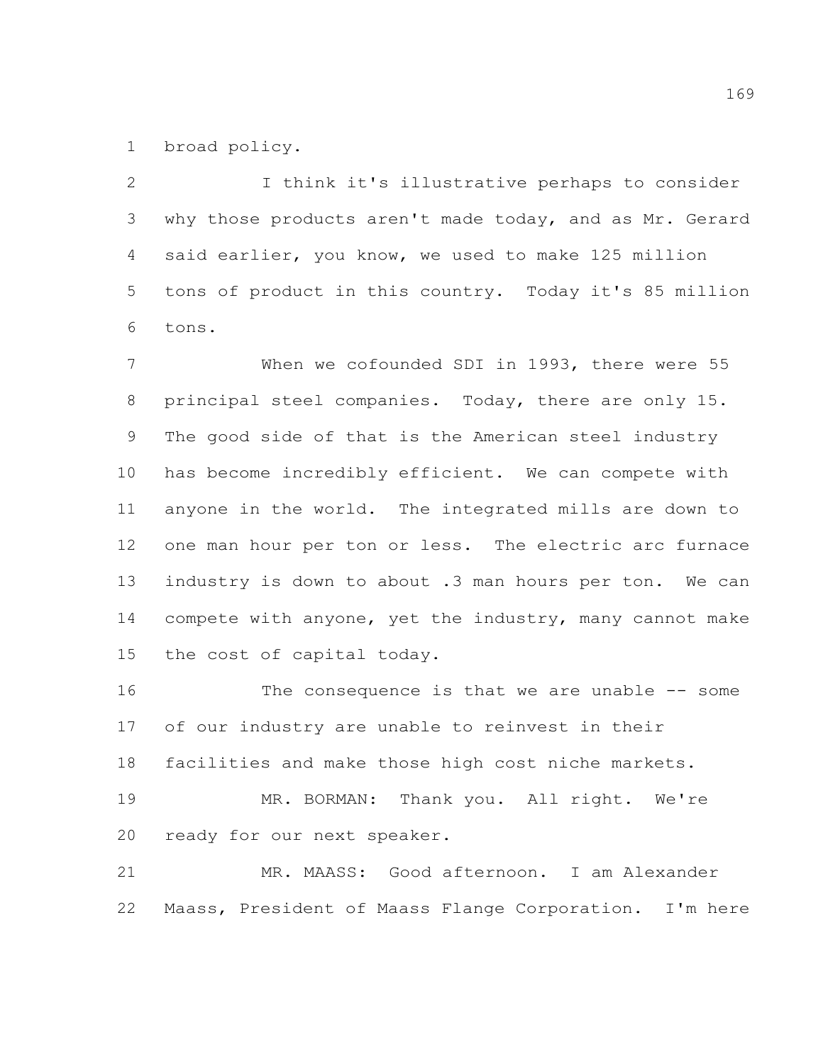broad policy.

I think it's illustrative perhaps to consider why those products aren't made today, and as Mr. Gerard said earlier, you know, we used to make 125 million tons of product in this country. Today it's 85 million tons.

When we cofounded SDI in 1993, there were 55 principal steel companies. Today, there are only 15. The good side of that is the American steel industry has become incredibly efficient. We can compete with anyone in the world. The integrated mills are down to one man hour per ton or less. The electric arc furnace industry is down to about .3 man hours per ton. We can compete with anyone, yet the industry, many cannot make the cost of capital today.

The consequence is that we are unable -- some of our industry are unable to reinvest in their facilities and make those high cost niche markets.

MR. BORMAN: Thank you. All right. We're ready for our next speaker.

MR. MAASS: Good afternoon. I am Alexander Maass, President of Maass Flange Corporation. I'm here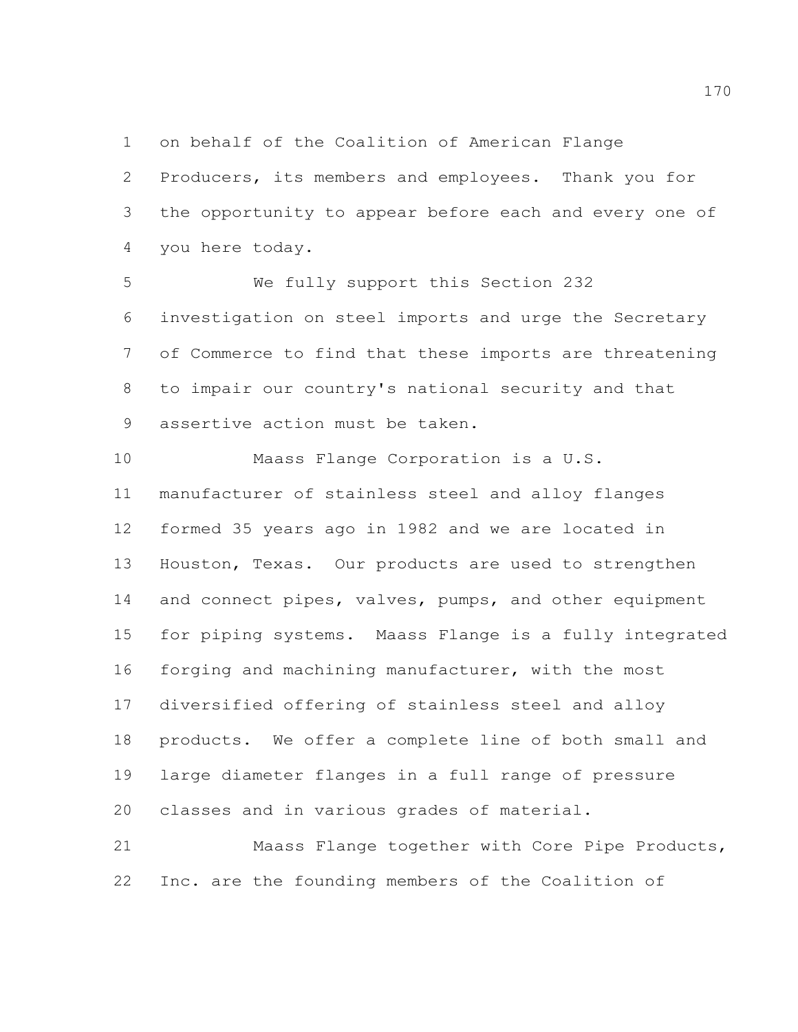on behalf of the Coalition of American Flange Producers, its members and employees. Thank you for the opportunity to appear before each and every one of you here today.

We fully support this Section 232 investigation on steel imports and urge the Secretary of Commerce to find that these imports are threatening to impair our country's national security and that assertive action must be taken.

Maass Flange Corporation is a U.S. manufacturer of stainless steel and alloy flanges formed 35 years ago in 1982 and we are located in Houston, Texas. Our products are used to strengthen and connect pipes, valves, pumps, and other equipment for piping systems. Maass Flange is a fully integrated forging and machining manufacturer, with the most diversified offering of stainless steel and alloy products. We offer a complete line of both small and large diameter flanges in a full range of pressure classes and in various grades of material.

Maass Flange together with Core Pipe Products, Inc. are the founding members of the Coalition of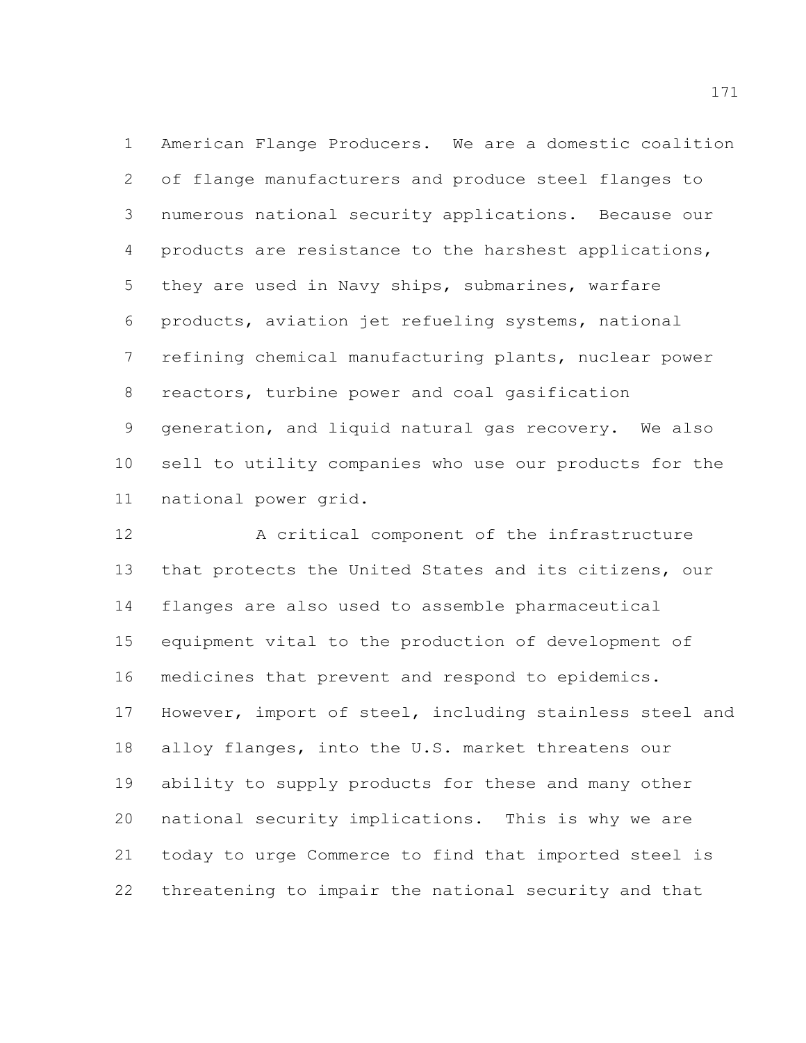American Flange Producers. We are a domestic coalition of flange manufacturers and produce steel flanges to numerous national security applications. Because our products are resistance to the harshest applications, they are used in Navy ships, submarines, warfare products, aviation jet refueling systems, national refining chemical manufacturing plants, nuclear power reactors, turbine power and coal gasification generation, and liquid natural gas recovery. We also sell to utility companies who use our products for the national power grid.

A critical component of the infrastructure that protects the United States and its citizens, our flanges are also used to assemble pharmaceutical equipment vital to the production of development of medicines that prevent and respond to epidemics. However, import of steel, including stainless steel and alloy flanges, into the U.S. market threatens our ability to supply products for these and many other national security implications. This is why we are today to urge Commerce to find that imported steel is threatening to impair the national security and that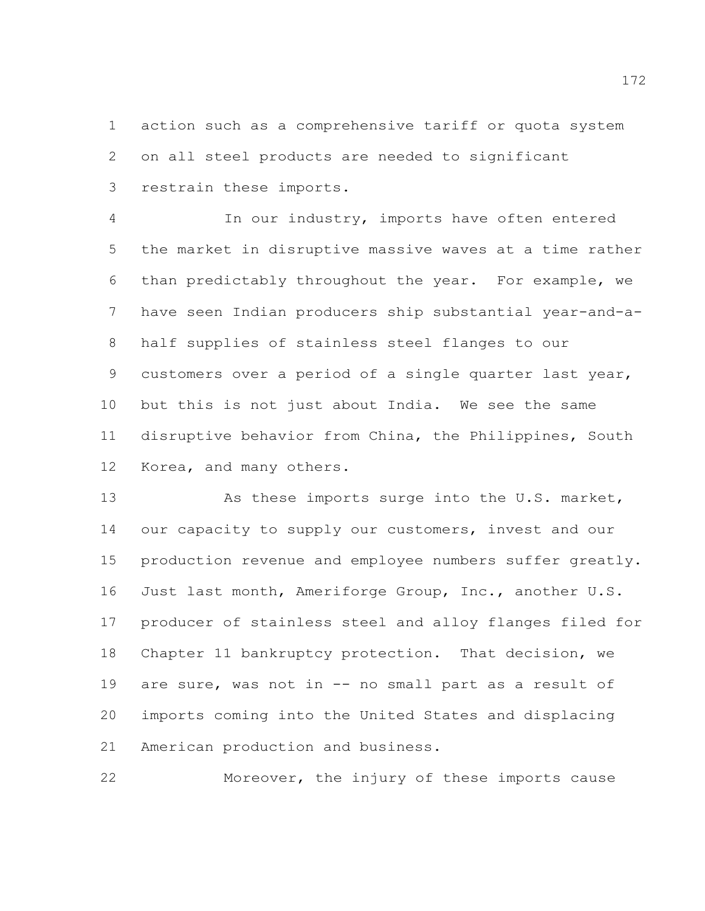action such as a comprehensive tariff or quota system on all steel products are needed to significant restrain these imports.

In our industry, imports have often entered the market in disruptive massive waves at a time rather than predictably throughout the year. For example, we have seen Indian producers ship substantial year-and-a-half supplies of stainless steel flanges to our customers over a period of a single quarter last year, but this is not just about India. We see the same disruptive behavior from China, the Philippines, South Korea, and many others.

As these imports surge into the U.S. market, our capacity to supply our customers, invest and our production revenue and employee numbers suffer greatly. Just last month, Ameriforge Group, Inc., another U.S. producer of stainless steel and alloy flanges filed for Chapter 11 bankruptcy protection. That decision, we are sure, was not in -- no small part as a result of imports coming into the United States and displacing American production and business.

Moreover, the injury of these imports cause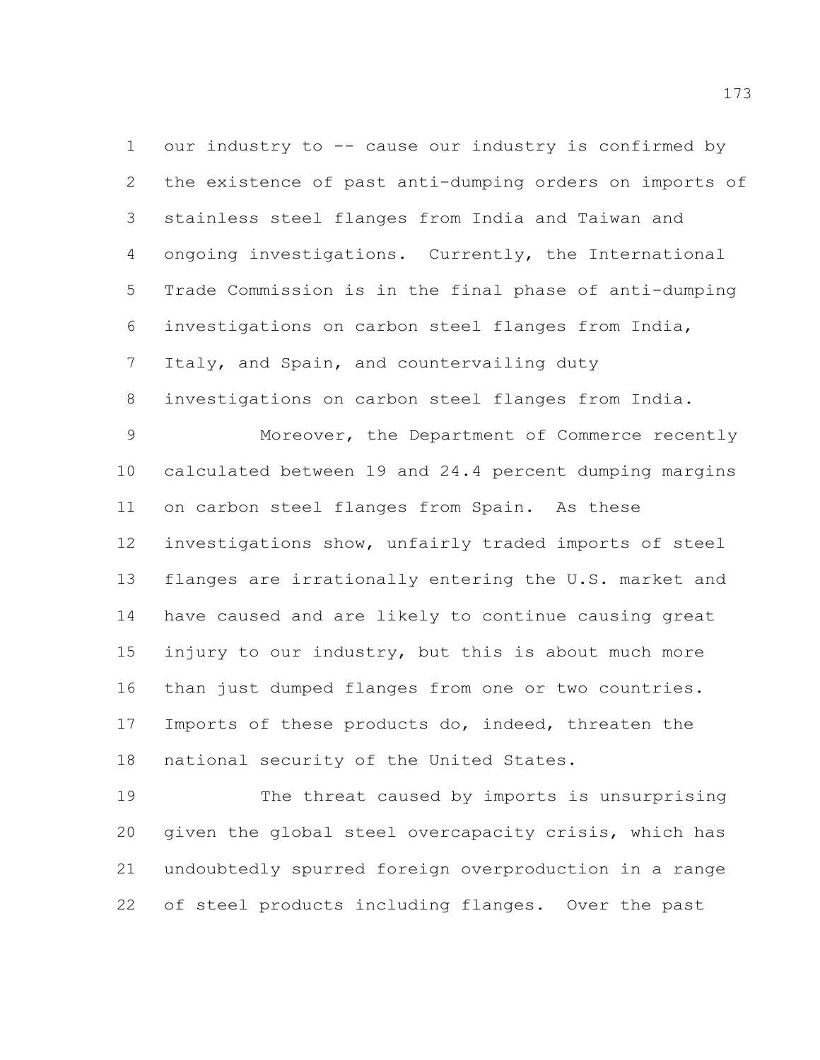our industry to -- cause our industry is confirmed by the existence of past anti-dumping orders on imports of stainless steel flanges from India and Taiwan and ongoing investigations. Currently, the International Trade Commission is in the final phase of anti-dumping investigations on carbon steel flanges from India, Italy, and Spain, and countervailing duty investigations on carbon steel flanges from India.

Moreover, the Department of Commerce recently calculated between 19 and 24.4 percent dumping margins on carbon steel flanges from Spain. As these investigations show, unfairly traded imports of steel flanges are irrationally entering the U.S. market and have caused and are likely to continue causing great injury to our industry, but this is about much more than just dumped flanges from one or two countries. Imports of these products do, indeed, threaten the national security of the United States.

The threat caused by imports is unsurprising given the global steel overcapacity crisis, which has undoubtedly spurred foreign overproduction in a range of steel products including flanges. Over the past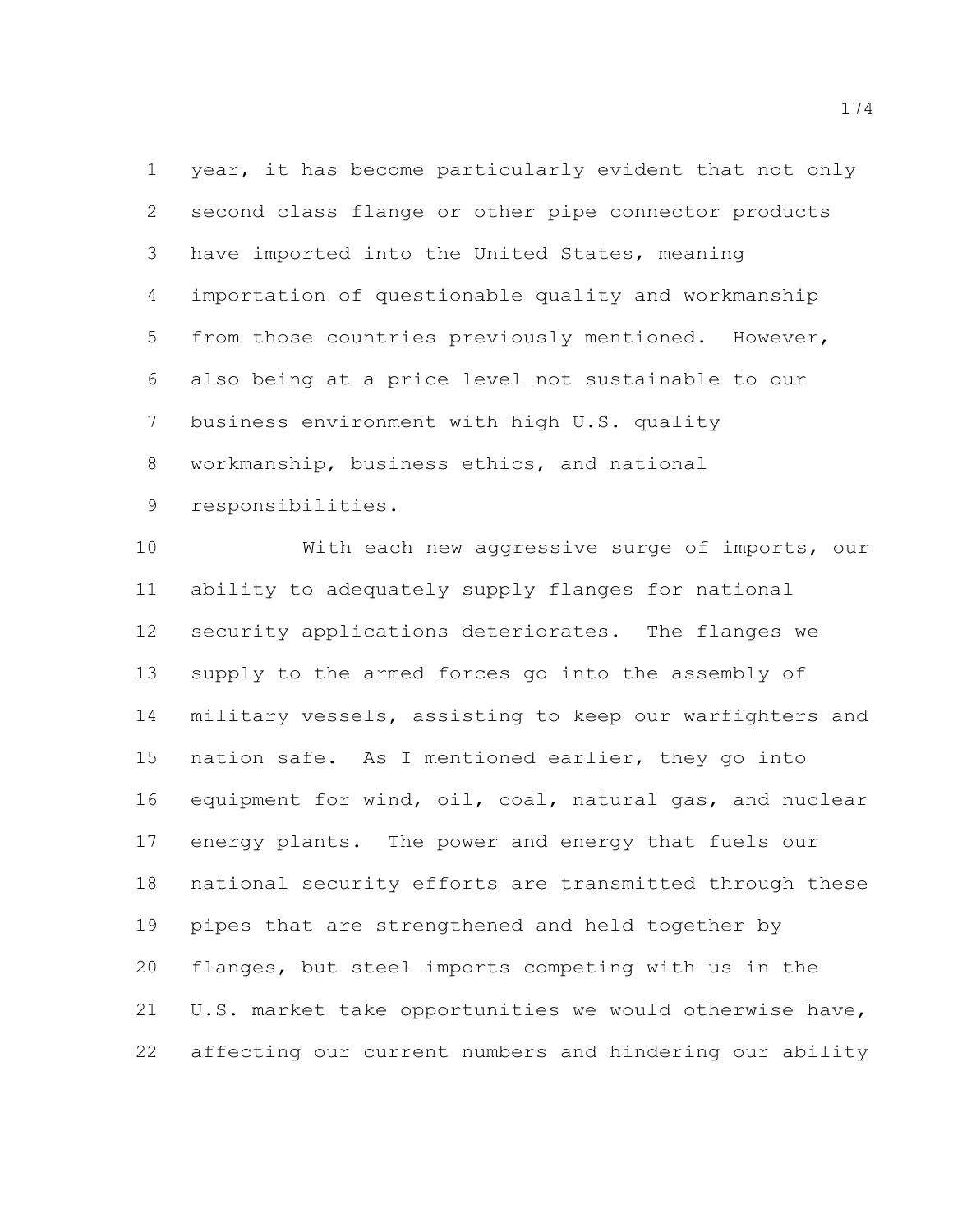year, it has become particularly evident that not only second class flange or other pipe connector products have imported into the United States, meaning importation of questionable quality and workmanship from those countries previously mentioned. However, also being at a price level not sustainable to our business environment with high U.S. quality workmanship, business ethics, and national responsibilities.

With each new aggressive surge of imports, our ability to adequately supply flanges for national security applications deteriorates. The flanges we supply to the armed forces go into the assembly of military vessels, assisting to keep our warfighters and nation safe. As I mentioned earlier, they go into equipment for wind, oil, coal, natural gas, and nuclear energy plants. The power and energy that fuels our national security efforts are transmitted through these pipes that are strengthened and held together by flanges, but steel imports competing with us in the U.S. market take opportunities we would otherwise have, affecting our current numbers and hindering our ability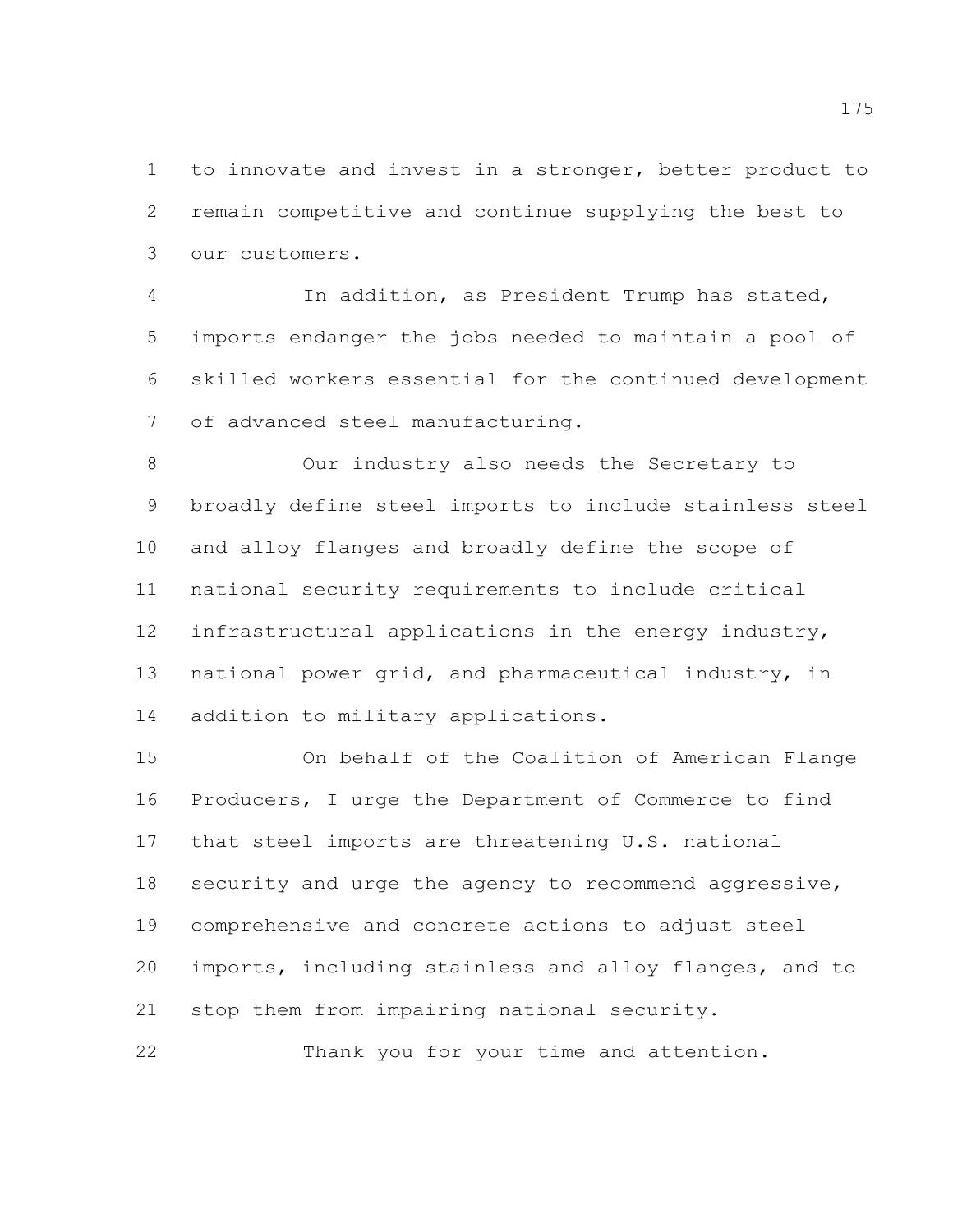to innovate and invest in a stronger, better product to remain competitive and continue supplying the best to our customers.

In addition, as President Trump has stated, imports endanger the jobs needed to maintain a pool of skilled workers essential for the continued development of advanced steel manufacturing.

Our industry also needs the Secretary to broadly define steel imports to include stainless steel and alloy flanges and broadly define the scope of national security requirements to include critical infrastructural applications in the energy industry, national power grid, and pharmaceutical industry, in addition to military applications.

On behalf of the Coalition of American Flange Producers, I urge the Department of Commerce to find that steel imports are threatening U.S. national security and urge the agency to recommend aggressive, comprehensive and concrete actions to adjust steel imports, including stainless and alloy flanges, and to stop them from impairing national security.

Thank you for your time and attention.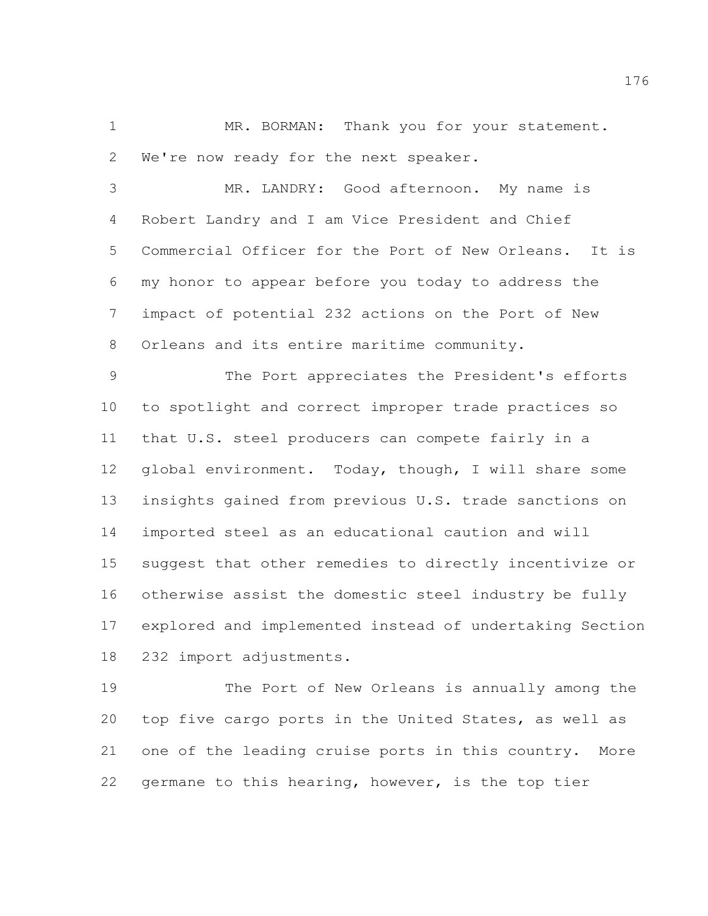MR. BORMAN: Thank you for your statement. We're now ready for the next speaker.

MR. LANDRY: Good afternoon. My name is Robert Landry and I am Vice President and Chief Commercial Officer for the Port of New Orleans. It is my honor to appear before you today to address the impact of potential 232 actions on the Port of New Orleans and its entire maritime community.

The Port appreciates the President's efforts to spotlight and correct improper trade practices so that U.S. steel producers can compete fairly in a global environment. Today, though, I will share some insights gained from previous U.S. trade sanctions on imported steel as an educational caution and will suggest that other remedies to directly incentivize or otherwise assist the domestic steel industry be fully explored and implemented instead of undertaking Section 232 import adjustments.

The Port of New Orleans is annually among the top five cargo ports in the United States, as well as one of the leading cruise ports in this country. More germane to this hearing, however, is the top tier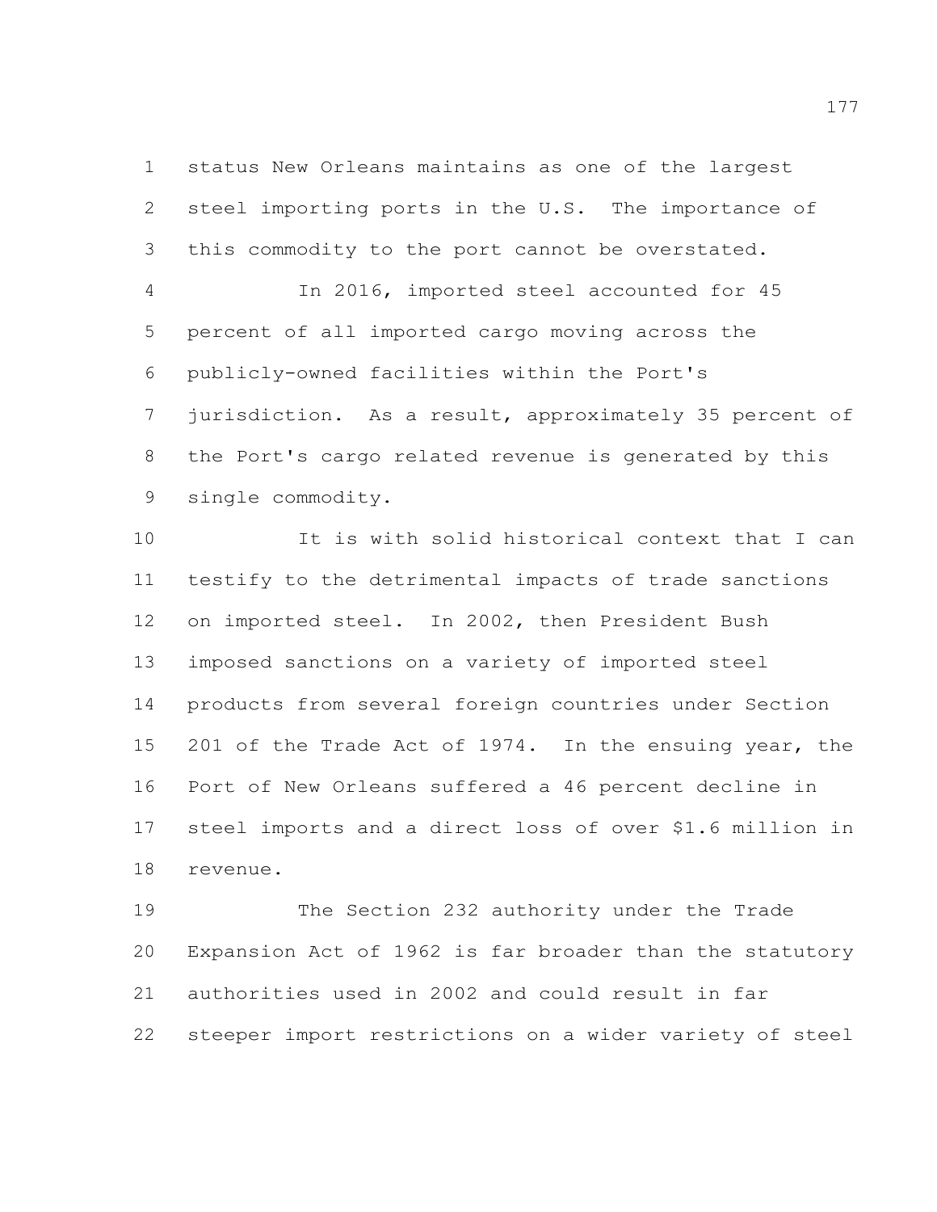status New Orleans maintains as one of the largest steel importing ports in the U.S. The importance of this commodity to the port cannot be overstated.

In 2016, imported steel accounted for 45 percent of all imported cargo moving across the publicly-owned facilities within the Port's jurisdiction. As a result, approximately 35 percent of the Port's cargo related revenue is generated by this single commodity.

It is with solid historical context that I can testify to the detrimental impacts of trade sanctions on imported steel. In 2002, then President Bush imposed sanctions on a variety of imported steel products from several foreign countries under Section 201 of the Trade Act of 1974. In the ensuing year, the Port of New Orleans suffered a 46 percent decline in steel imports and a direct loss of over $1.6 million in revenue.

The Section 232 authority under the Trade Expansion Act of 1962 is far broader than the statutory authorities used in 2002 and could result in far steeper import restrictions on a wider variety of steel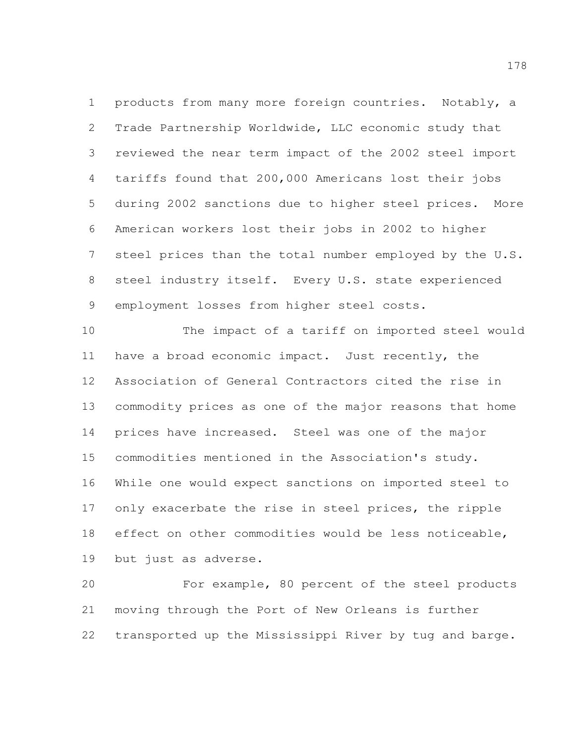products from many more foreign countries. Notably, a Trade Partnership Worldwide, LLC economic study that reviewed the near term impact of the 2002 steel import tariffs found that 200,000 Americans lost their jobs during 2002 sanctions due to higher steel prices. More American workers lost their jobs in 2002 to higher steel prices than the total number employed by the U.S. steel industry itself. Every U.S. state experienced employment losses from higher steel costs.

The impact of a tariff on imported steel would have a broad economic impact. Just recently, the Association of General Contractors cited the rise in commodity prices as one of the major reasons that home prices have increased. Steel was one of the major commodities mentioned in the Association's study. While one would expect sanctions on imported steel to only exacerbate the rise in steel prices, the ripple effect on other commodities would be less noticeable, but just as adverse.

For example, 80 percent of the steel products moving through the Port of New Orleans is further transported up the Mississippi River by tug and barge.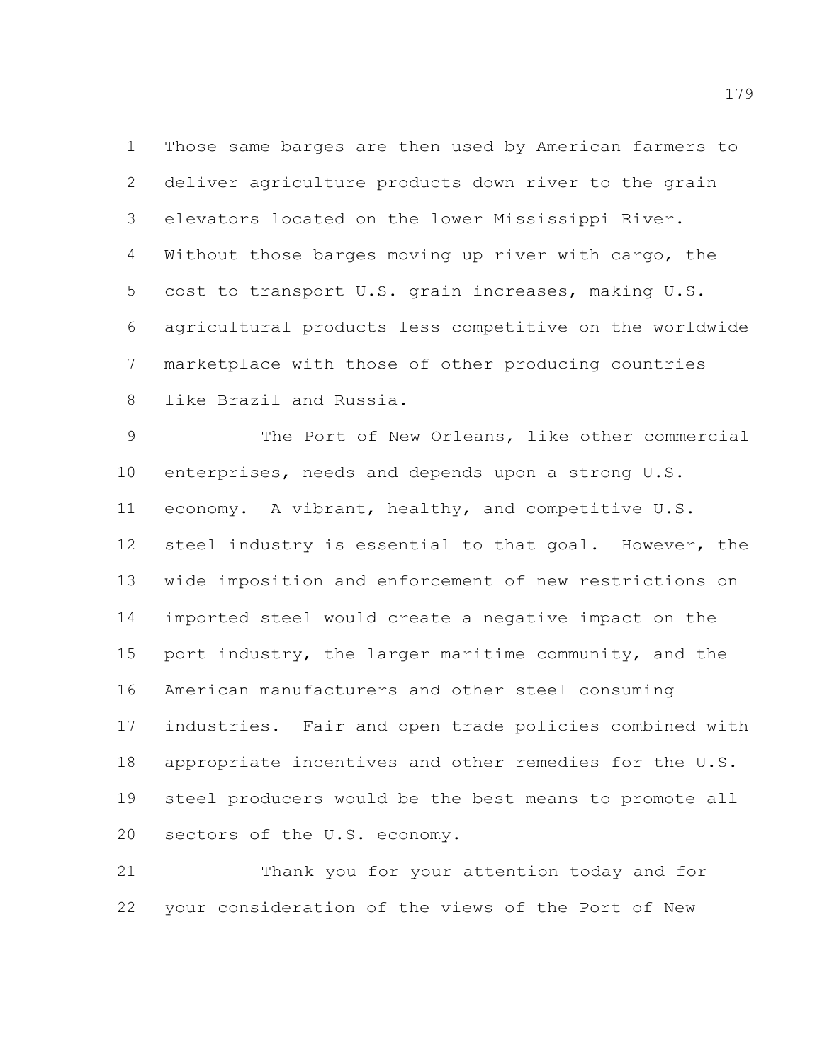Those same barges are then used by American farmers to deliver agriculture products down river to the grain elevators located on the lower Mississippi River. Without those barges moving up river with cargo, the cost to transport U.S. grain increases, making U.S. agricultural products less competitive on the worldwide marketplace with those of other producing countries like Brazil and Russia.

The Port of New Orleans, like other commercial enterprises, needs and depends upon a strong U.S. economy. A vibrant, healthy, and competitive U.S. steel industry is essential to that goal. However, the wide imposition and enforcement of new restrictions on imported steel would create a negative impact on the port industry, the larger maritime community, and the American manufacturers and other steel consuming industries. Fair and open trade policies combined with appropriate incentives and other remedies for the U.S. steel producers would be the best means to promote all sectors of the U.S. economy.

Thank you for your attention today and for your consideration of the views of the Port of New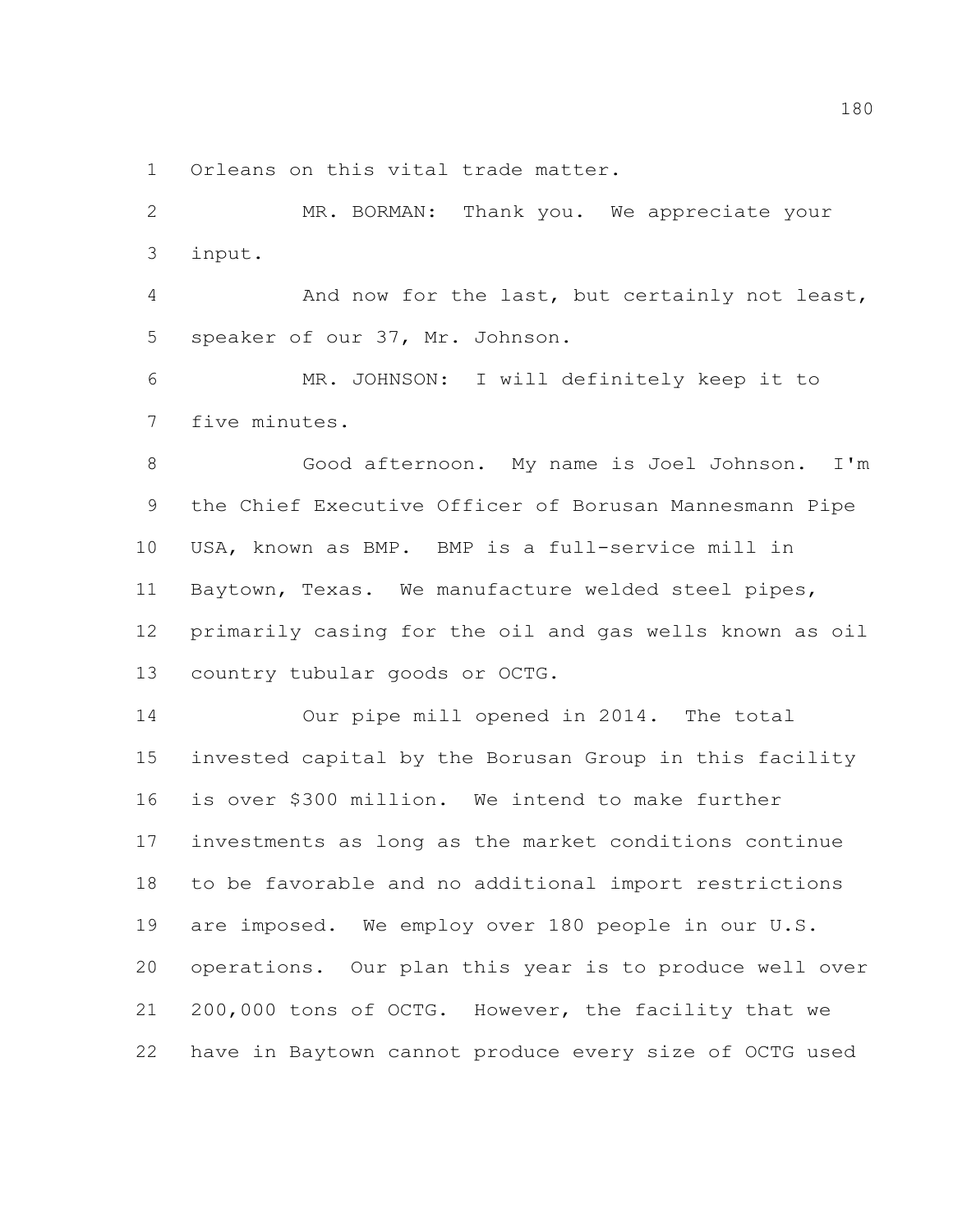Orleans on this vital trade matter.

MR. BORMAN: Thank you. We appreciate your input.

And now for the last, but certainly not least, speaker of our 37, Mr. Johnson.

MR. JOHNSON: I will definitely keep it to five minutes.

Good afternoon. My name is Joel Johnson. I'm the Chief Executive Officer of Borusan Mannesmann Pipe USA, known as BMP. BMP is a full-service mill in Baytown, Texas. We manufacture welded steel pipes, primarily casing for the oil and gas wells known as oil country tubular goods or OCTG.

Our pipe mill opened in 2014. The total invested capital by the Borusan Group in this facility is over $300 million. We intend to make further investments as long as the market conditions continue to be favorable and no additional import restrictions are imposed. We employ over 180 people in our U.S. operations. Our plan this year is to produce well over 200,000 tons of OCTG. However, the facility that we have in Baytown cannot produce every size of OCTG used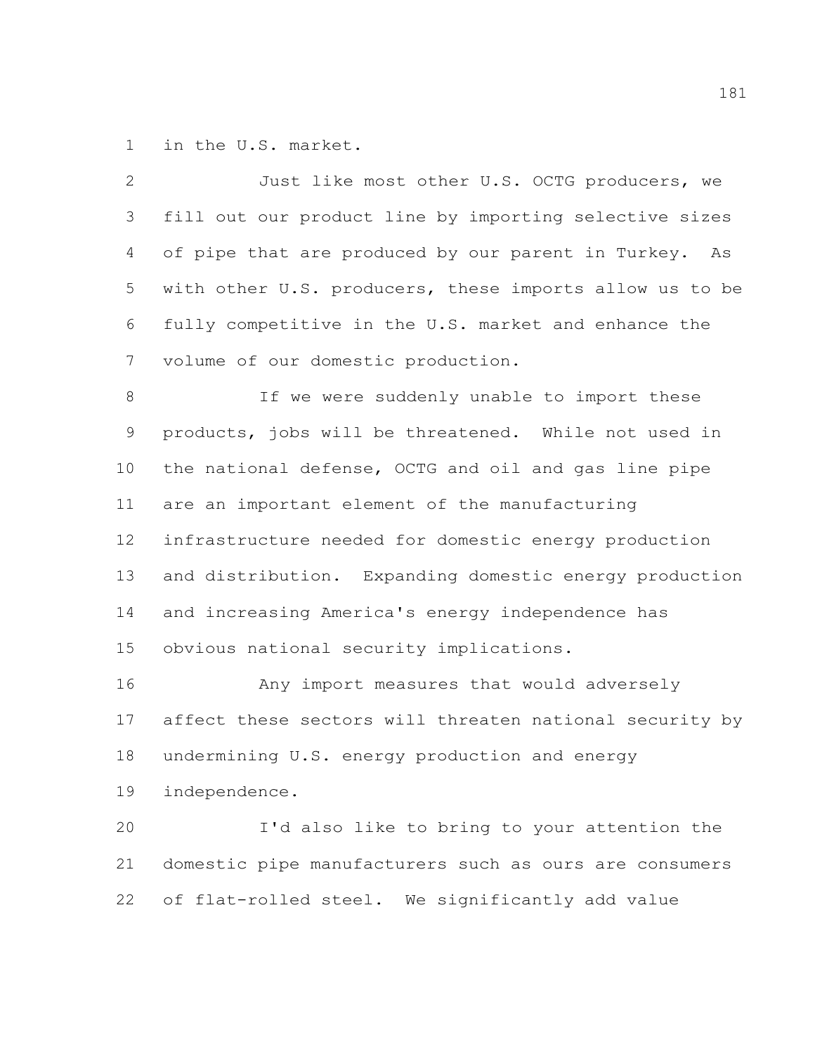in the U.S. market.

Just like most other U.S. OCTG producers, we fill out our product line by importing selective sizes of pipe that are produced by our parent in Turkey. As with other U.S. producers, these imports allow us to be fully competitive in the U.S. market and enhance the volume of our domestic production.

If we were suddenly unable to import these products, jobs will be threatened. While not used in the national defense, OCTG and oil and gas line pipe are an important element of the manufacturing infrastructure needed for domestic energy production and distribution. Expanding domestic energy production and increasing America's energy independence has obvious national security implications.

Any import measures that would adversely affect these sectors will threaten national security by undermining U.S. energy production and energy independence.

I'd also like to bring to your attention the domestic pipe manufacturers such as ours are consumers of flat-rolled steel. We significantly add value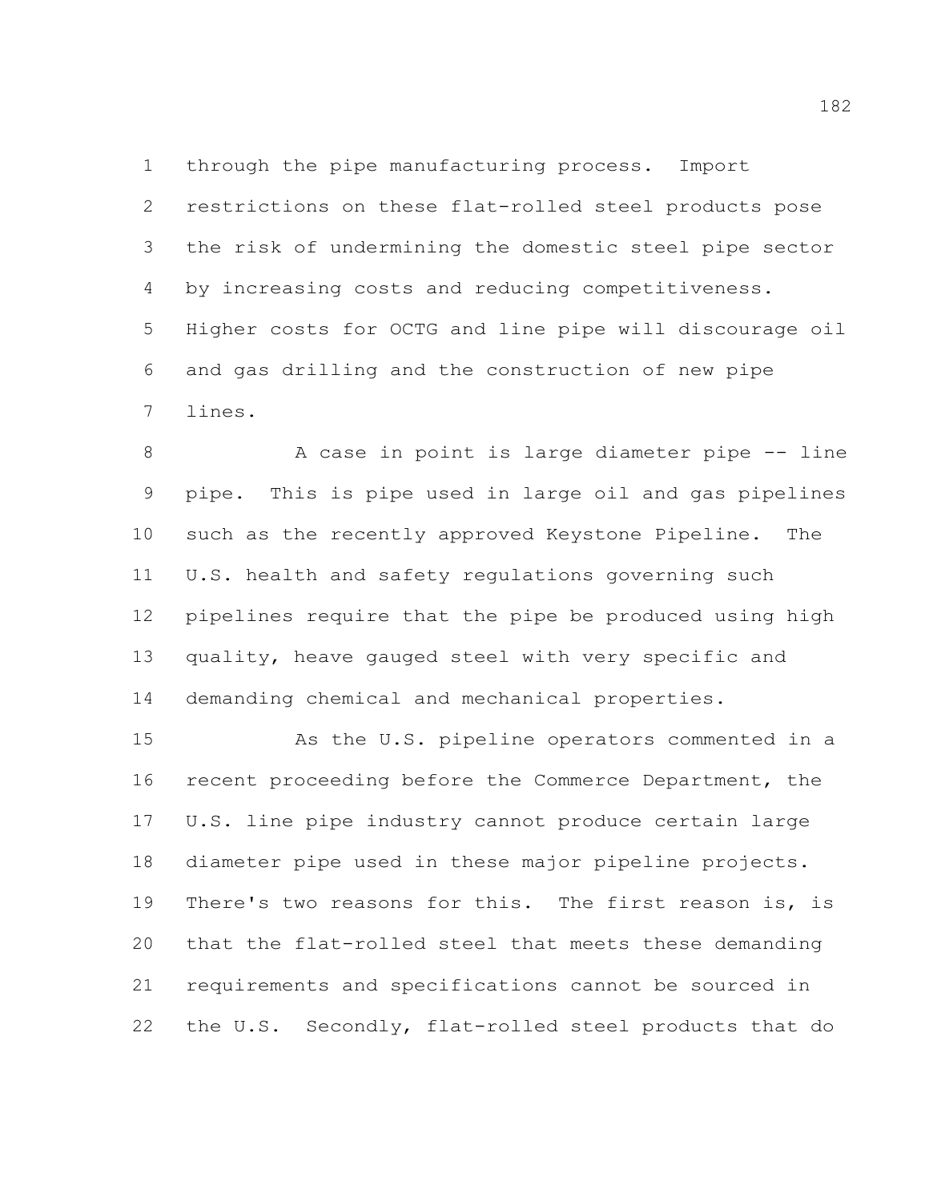through the pipe manufacturing process. Import restrictions on these flat-rolled steel products pose the risk of undermining the domestic steel pipe sector by increasing costs and reducing competitiveness. Higher costs for OCTG and line pipe will discourage oil and gas drilling and the construction of new pipe lines.

A case in point is large diameter pipe -- line pipe. This is pipe used in large oil and gas pipelines such as the recently approved Keystone Pipeline. The U.S. health and safety regulations governing such pipelines require that the pipe be produced using high quality, heave gauged steel with very specific and demanding chemical and mechanical properties.

As the U.S. pipeline operators commented in a recent proceeding before the Commerce Department, the U.S. line pipe industry cannot produce certain large diameter pipe used in these major pipeline projects. There's two reasons for this. The first reason is, is that the flat-rolled steel that meets these demanding requirements and specifications cannot be sourced in the U.S. Secondly, flat-rolled steel products that do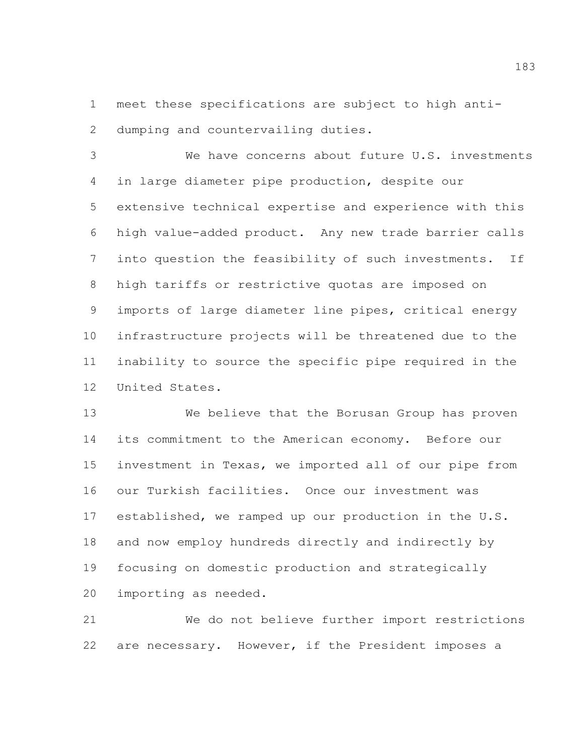meet these specifications are subject to high anti-dumping and countervailing duties.

We have concerns about future U.S. investments in large diameter pipe production, despite our extensive technical expertise and experience with this high value-added product. Any new trade barrier calls into question the feasibility of such investments. If high tariffs or restrictive quotas are imposed on imports of large diameter line pipes, critical energy infrastructure projects will be threatened due to the inability to source the specific pipe required in the United States.

We believe that the Borusan Group has proven its commitment to the American economy. Before our investment in Texas, we imported all of our pipe from our Turkish facilities. Once our investment was established, we ramped up our production in the U.S. and now employ hundreds directly and indirectly by focusing on domestic production and strategically importing as needed.

We do not believe further import restrictions are necessary. However, if the President imposes a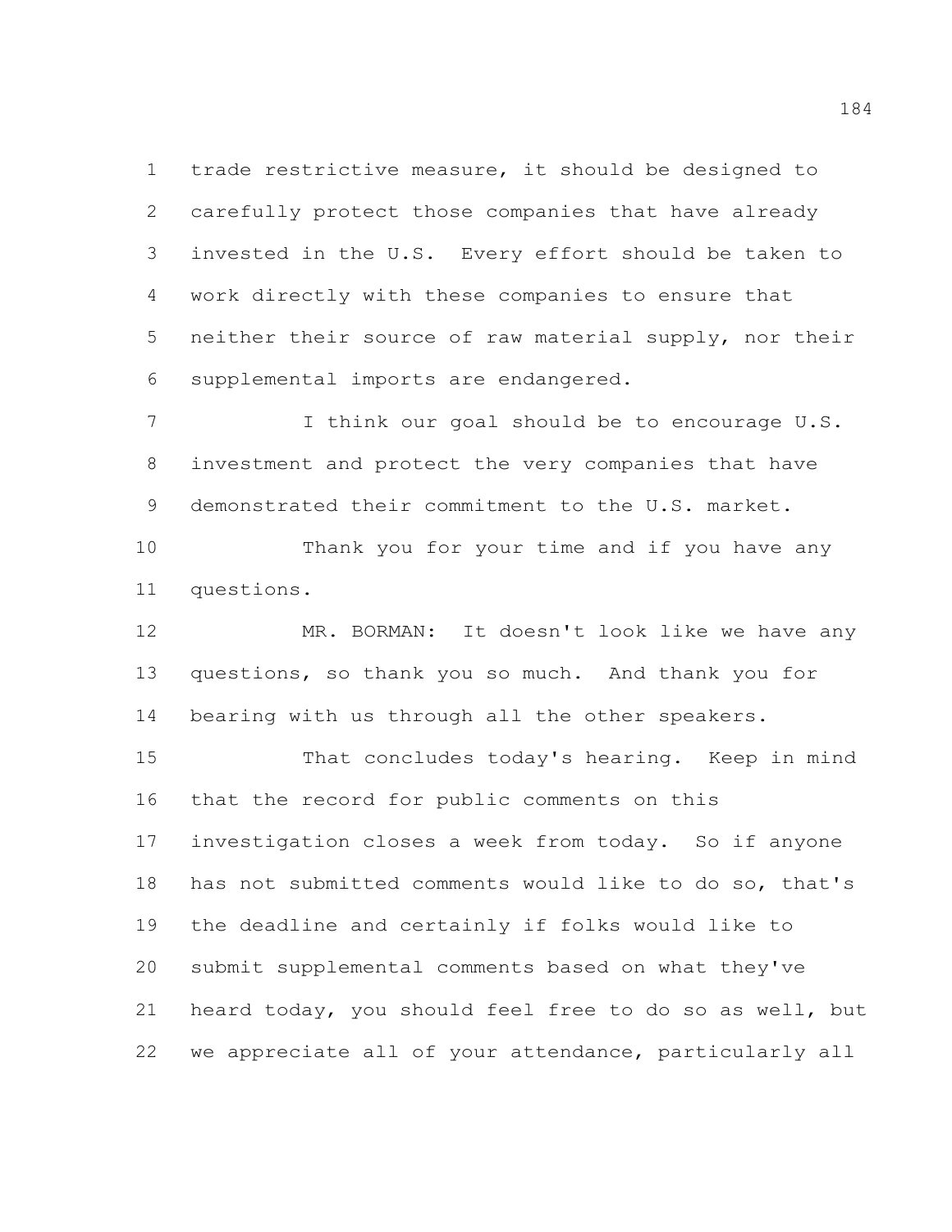trade restrictive measure, it should be designed to carefully protect those companies that have already invested in the U.S. Every effort should be taken to work directly with these companies to ensure that neither their source of raw material supply, nor their supplemental imports are endangered.

I think our goal should be to encourage U.S. investment and protect the very companies that have demonstrated their commitment to the U.S. market.

Thank you for your time and if you have any questions.

MR. BORMAN: It doesn't look like we have any questions, so thank you so much. And thank you for bearing with us through all the other speakers.

That concludes today's hearing. Keep in mind that the record for public comments on this investigation closes a week from today. So if anyone has not submitted comments would like to do so, that's the deadline and certainly if folks would like to submit supplemental comments based on what they've heard today, you should feel free to do so as well, but we appreciate all of your attendance, particularly all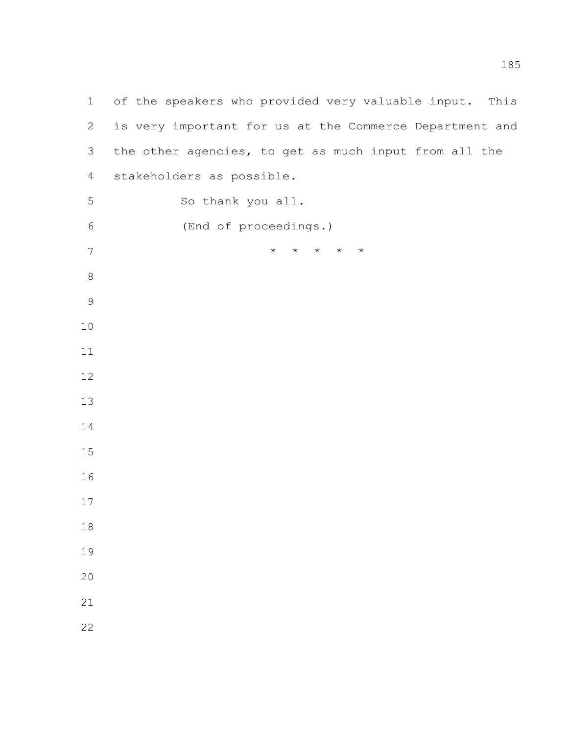of the speakers who provided very valuable input. This is very important for us at the Commerce Department and the other agencies, to get as much input from all the stakeholders as possible.

So thank you all.

(End of proceedings.)

* * * * *